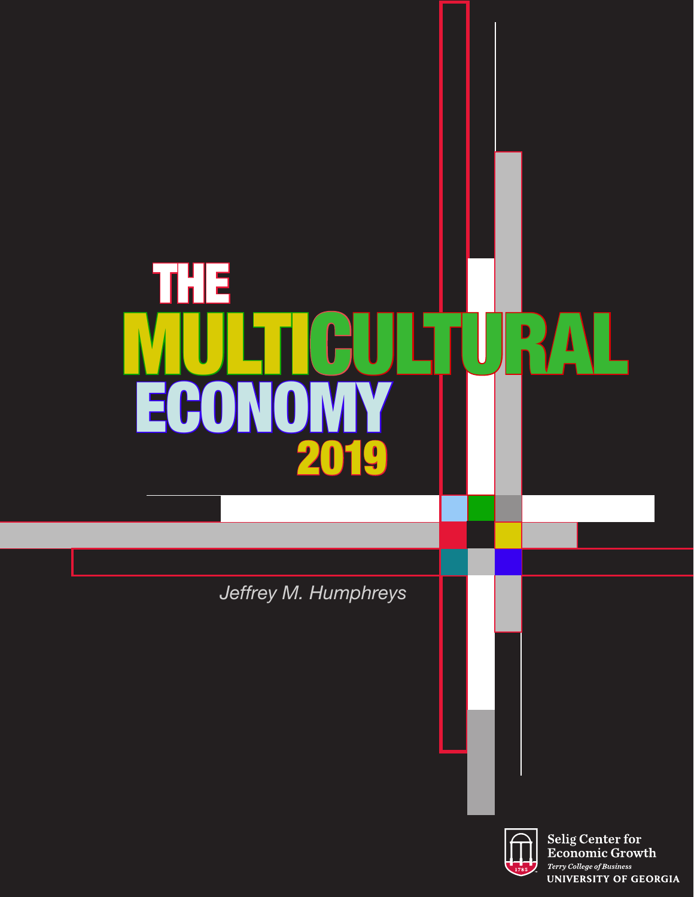# THE MULTICULTURAL ECONOMY 2019

*Jeffrey M. Humphreys*

Selig Center for Economic Growth
*Terry College of Business*
UNIVERSITY OF GEORGIA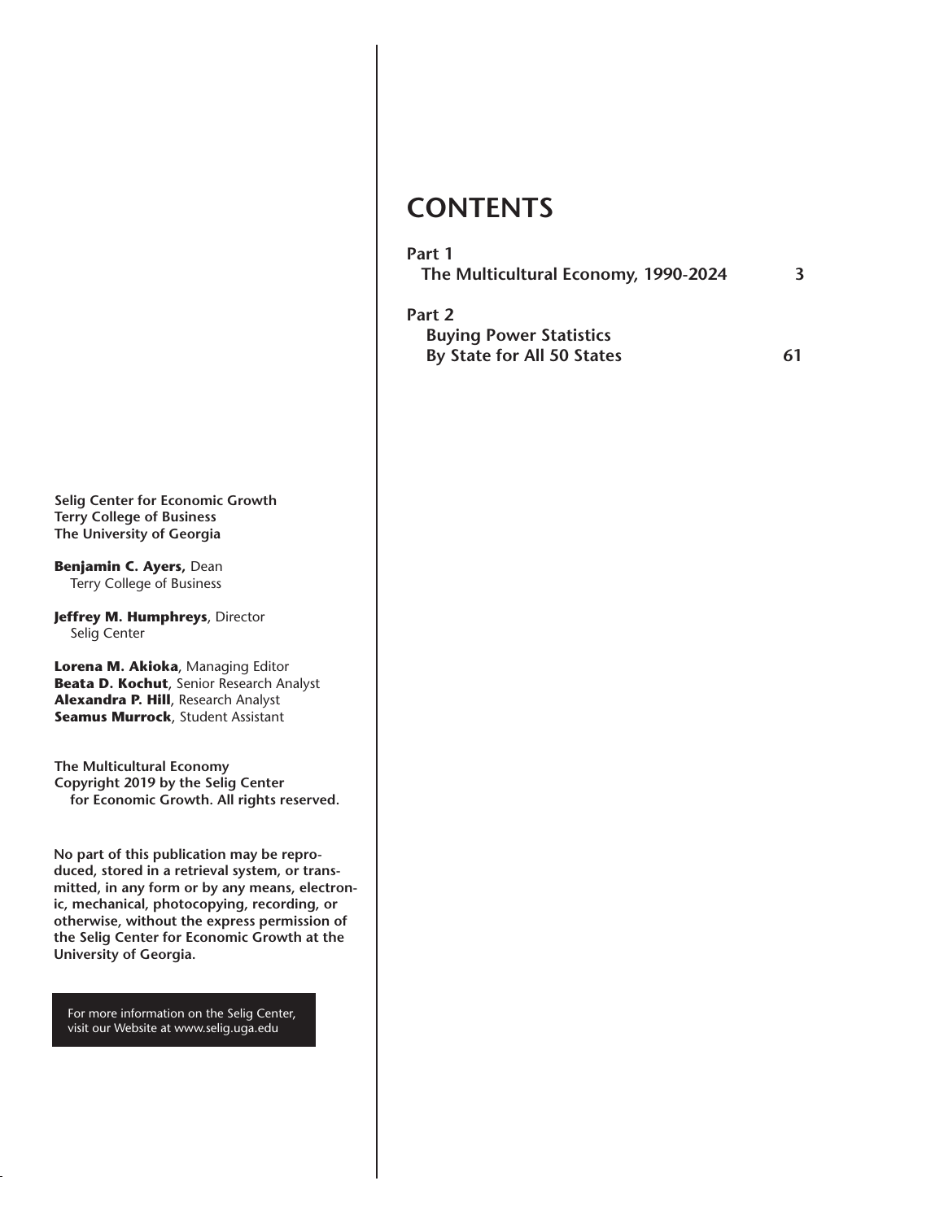# CONTENTS

**Part 1**
**The Multicultural Economy, 1990-2024** **3**

**Part 2**
**Buying Power Statistics By State for All 50 States** **61**

**Selig Center for Economic Growth**
**Terry College of Business**
**The University of Georgia**

**Benjamin C. Ayers,** Dean
Terry College of Business

**Jeffrey M. Humphreys**, Director
Selig Center

**Lorena M. Akioka**, Managing Editor
**Beata D. Kochut**, Senior Research Analyst
**Alexandra P. Hill**, Research Analyst
**Seamus Murrock**, Student Assistant

**The Multicultural Economy**
**Copyright 2019 by the Selig Center for Economic Growth. All rights reserved.**

**No part of this publication may be reproduced, stored in a retrieval system, or transmitted, in any form or by any means, electronic, mechanical, photocopying, recording, or otherwise, without the express permission of the Selig Center for Economic Growth at the University of Georgia.**

For more information on the Selig Center, visit our Website at www.selig.uga.edu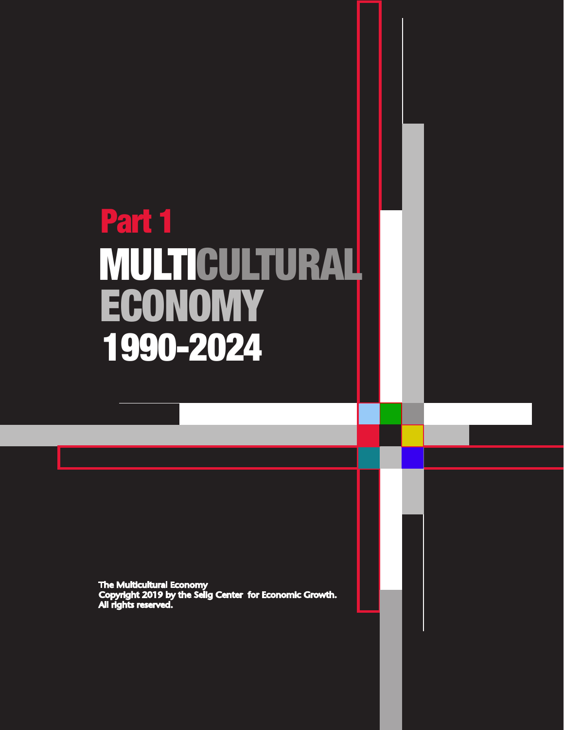# Part 1

# MULTICULTURAL ECONOMY 1990-2024

The Multicultural Economy
Copyright 2019 by the Selig Center for Economic Growth.
All rights reserved.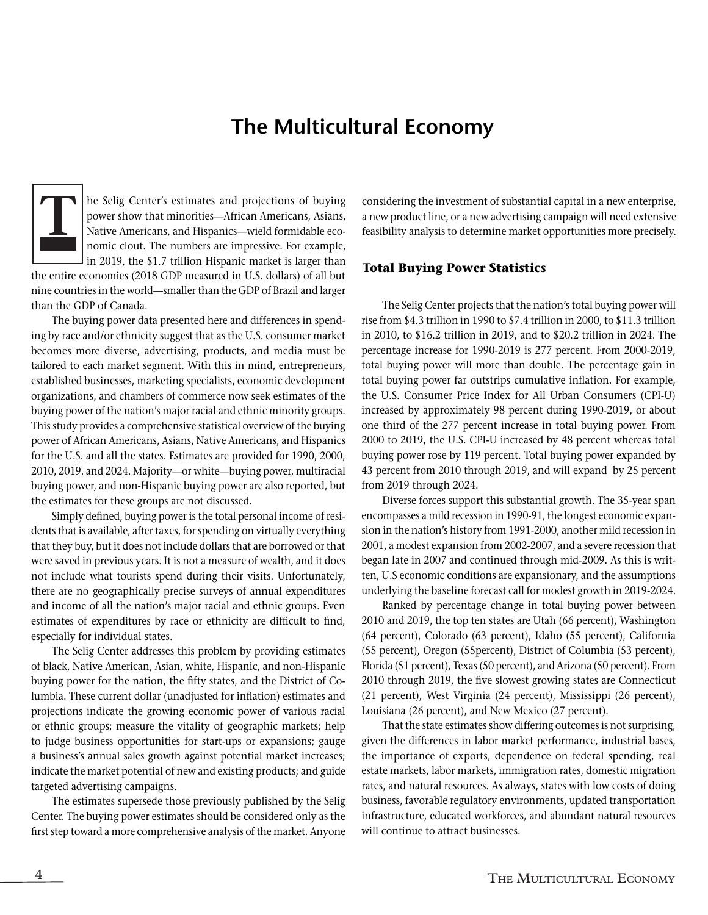# The Multicultural Economy

The Selig Center's estimates and projections of buying power show that minorities—African Americans, Asians, Native Americans, and Hispanics—wield formidable economic clout. The numbers are impressive. For example, in 2019, the $1.7 trillion Hispanic market is larger than the entire economies (2018 GDP measured in U.S. dollars) of all but nine countries in the world—smaller than the GDP of Brazil and larger than the GDP of Canada.

The buying power data presented here and differences in spending by race and/or ethnicity suggest that as the U.S. consumer market becomes more diverse, advertising, products, and media must be tailored to each market segment. With this in mind, entrepreneurs, established businesses, marketing specialists, economic development organizations, and chambers of commerce now seek estimates of the buying power of the nation's major racial and ethnic minority groups. This study provides a comprehensive statistical overview of the buying power of African Americans, Asians, Native Americans, and Hispanics for the U.S. and all the states. Estimates are provided for 1990, 2000, 2010, 2019, and 2024. Majority—or white—buying power, multiracial buying power, and non-Hispanic buying power are also reported, but the estimates for these groups are not discussed.

Simply defined, buying power is the total personal income of residents that is available, after taxes, for spending on virtually everything that they buy, but it does not include dollars that are borrowed or that were saved in previous years. It is not a measure of wealth, and it does not include what tourists spend during their visits. Unfortunately, there are no geographically precise surveys of annual expenditures and income of all the nation's major racial and ethnic groups. Even estimates of expenditures by race or ethnicity are difficult to find, especially for individual states.

The Selig Center addresses this problem by providing estimates of black, Native American, Asian, white, Hispanic, and non-Hispanic buying power for the nation, the fifty states, and the District of Columbia. These current dollar (unadjusted for inflation) estimates and projections indicate the growing economic power of various racial or ethnic groups; measure the vitality of geographic markets; help to judge business opportunities for start-ups or expansions; gauge a business's annual sales growth against potential market increases; indicate the market potential of new and existing products; and guide targeted advertising campaigns.

The estimates supersede those previously published by the Selig Center. The buying power estimates should be considered only as the first step toward a more comprehensive analysis of the market. Anyone considering the investment of substantial capital in a new enterprise, a new product line, or a new advertising campaign will need extensive feasibility analysis to determine market opportunities more precisely.

## Total Buying Power Statistics

The Selig Center projects that the nation's total buying power will rise from $4.3 trillion in 1990 to $7.4 trillion in 2000, to $11.3 trillion in 2010, to $16.2 trillion in 2019, and to $20.2 trillion in 2024. The percentage increase for 1990-2019 is 277 percent. From 2000-2019, total buying power will more than double. The percentage gain in total buying power far outstrips cumulative inflation. For example, the U.S. Consumer Price Index for All Urban Consumers (CPI-U) increased by approximately 98 percent during 1990-2019, or about one third of the 277 percent increase in total buying power. From 2000 to 2019, the U.S. CPI-U increased by 48 percent whereas total buying power rose by 119 percent. Total buying power expanded by 43 percent from 2010 through 2019, and will expand by 25 percent from 2019 through 2024.

Diverse forces support this substantial growth. The 35-year span encompasses a mild recession in 1990-91, the longest economic expansion in the nation's history from 1991-2000, another mild recession in 2001, a modest expansion from 2002-2007, and a severe recession that began late in 2007 and continued through mid-2009. As this is written, U.S economic conditions are expansionary, and the assumptions underlying the baseline forecast call for modest growth in 2019-2024.

Ranked by percentage change in total buying power between 2010 and 2019, the top ten states are Utah (66 percent), Washington (64 percent), Colorado (63 percent), Idaho (55 percent), California (55 percent), Oregon (55percent), District of Columbia (53 percent), Florida (51 percent), Texas (50 percent), and Arizona (50 percent). From 2010 through 2019, the five slowest growing states are Connecticut (21 percent), West Virginia (24 percent), Mississippi (26 percent), Louisiana (26 percent), and New Mexico (27 percent).

That the state estimates show differing outcomes is not surprising, given the differences in labor market performance, industrial bases, the importance of exports, dependence on federal spending, real estate markets, labor markets, immigration rates, domestic migration rates, and natural resources. As always, states with low costs of doing business, favorable regulatory environments, updated transportation infrastructure, educated workforces, and abundant natural resources will continue to attract businesses.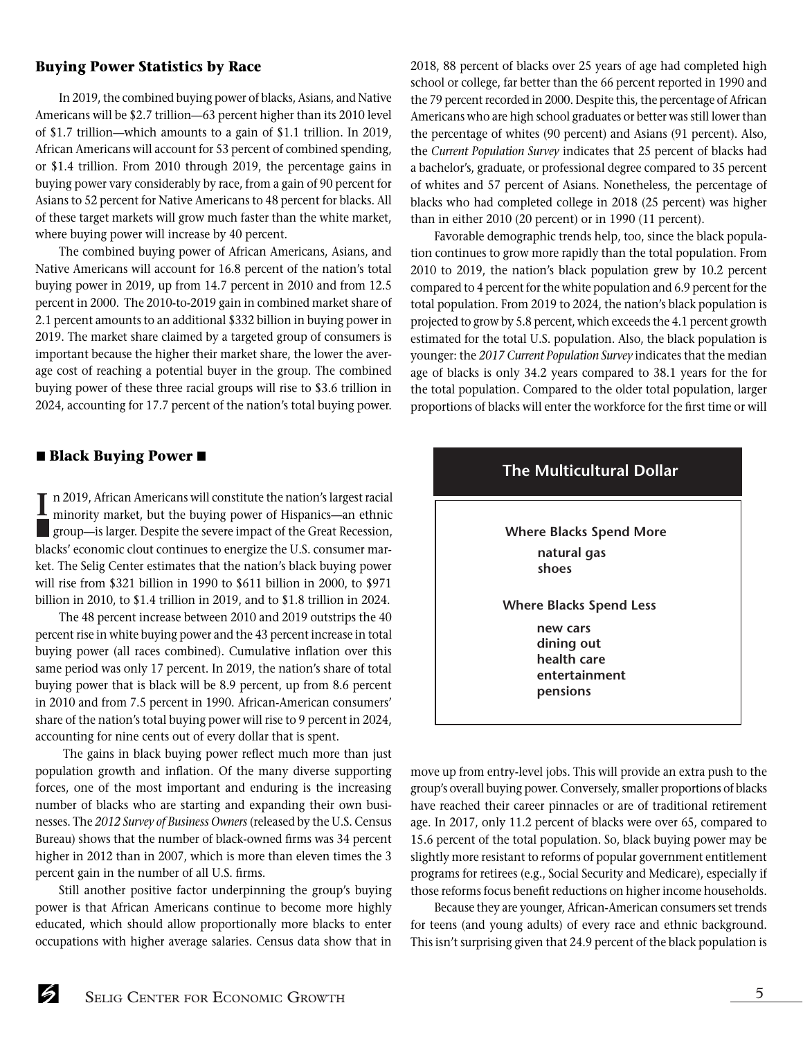## Buying Power Statistics by Race

In 2019, the combined buying power of blacks, Asians, and Native Americans will be $2.7 trillion—63 percent higher than its 2010 level of $1.7 trillion—which amounts to a gain of $1.1 trillion. In 2019, African Americans will account for 53 percent of combined spending, or $1.4 trillion. From 2010 through 2019, the percentage gains in buying power vary considerably by race, from a gain of 90 percent for Asians to 52 percent for Native Americans to 48 percent for blacks. All of these target markets will grow much faster than the white market, where buying power will increase by 40 percent.

The combined buying power of African Americans, Asians, and Native Americans will account for 16.8 percent of the nation's total buying power in 2019, up from 14.7 percent in 2010 and from 12.5 percent in 2000. The 2010-to-2019 gain in combined market share of 2.1 percent amounts to an additional $332 billion in buying power in 2019. The market share claimed by a targeted group of consumers is important because the higher their market share, the lower the average cost of reaching a potential buyer in the group. The combined buying power of these three racial groups will rise to $3.6 trillion in 2024, accounting for 17.7 percent of the nation's total buying power.

## ■ Black Buying Power ■

In 2019, African Americans will constitute the nation's largest racial minority market, but the buying power of Hispanics—an ethnic group—is larger. Despite the severe impact of the Great Recession, blacks' economic clout continues to energize the U.S. consumer market. The Selig Center estimates that the nation's black buying power will rise from $321 billion in 1990 to $611 billion in 2000, to $971 billion in 2010, to $1.4 trillion in 2019, and to $1.8 trillion in 2024.

The 48 percent increase between 2010 and 2019 outstrips the 40 percent rise in white buying power and the 43 percent increase in total buying power (all races combined). Cumulative inflation over this same period was only 17 percent. In 2019, the nation's share of total buying power that is black will be 8.9 percent, up from 8.6 percent in 2010 and from 7.5 percent in 1990. African-American consumers' share of the nation's total buying power will rise to 9 percent in 2024, accounting for nine cents out of every dollar that is spent.

The gains in black buying power reflect much more than just population growth and inflation. Of the many diverse supporting forces, one of the most important and enduring is the increasing number of blacks who are starting and expanding their own businesses. The *2012 Survey of Business Owners* (released by the U.S. Census Bureau) shows that the number of black-owned firms was 34 percent higher in 2012 than in 2007, which is more than eleven times the 3 percent gain in the number of all U.S. firms.

Still another positive factor underpinning the group's buying power is that African Americans continue to become more highly educated, which should allow proportionally more blacks to enter occupations with higher average salaries. Census data show that in 2018, 88 percent of blacks over 25 years of age had completed high school or college, far better than the 66 percent reported in 1990 and the 79 percent recorded in 2000. Despite this, the percentage of African Americans who are high school graduates or better was still lower than the percentage of whites (90 percent) and Asians (91 percent). Also, the *Current Population Survey* indicates that 25 percent of blacks had a bachelor's, graduate, or professional degree compared to 35 percent of whites and 57 percent of Asians. Nonetheless, the percentage of blacks who had completed college in 2018 (25 percent) was higher than in either 2010 (20 percent) or in 1990 (11 percent).

Favorable demographic trends help, too, since the black population continues to grow more rapidly than the total population. From 2010 to 2019, the nation's black population grew by 10.2 percent compared to 4 percent for the white population and 6.9 percent for the total population. From 2019 to 2024, the nation's black population is projected to grow by 5.8 percent, which exceeds the 4.1 percent growth estimated for the total U.S. population. Also, the black population is younger: the *2017 Current Population Survey* indicates that the median age of blacks is only 34.2 years compared to 38.1 years for the for the total population. Compared to the older total population, larger proportions of blacks will enter the workforce for the first time or will move up from entry-level jobs. This will provide an extra push to the group's overall buying power. Conversely, smaller proportions of blacks have reached their career pinnacles or are of traditional retirement age. In 2017, only 11.2 percent of blacks were over 65, compared to 15.6 percent of the total population. So, black buying power may be slightly more resistant to reforms of popular government entitlement programs for retirees (e.g., Social Security and Medicare), especially if those reforms focus benefit reductions on higher income households.

Because they are younger, African-American consumers set trends for teens (and young adults) of every race and ethnic background. This isn't surprising given that 24.9 percent of the black population is

### The Multicultural Dollar

**Where Blacks Spend More**

- natural gas
- shoes

**Where Blacks Spend Less**

- new cars
- dining out
- health care
- entertainment
- pensions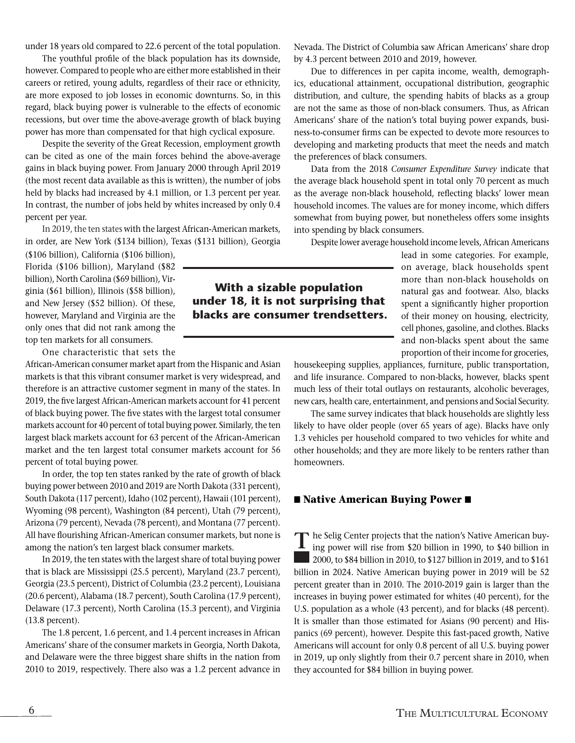under 18 years old compared to 22.6 percent of the total population.

The youthful profile of the black population has its downside, however. Compared to people who are either more established in their careers or retired, young adults, regardless of their race or ethnicity, are more exposed to job losses in economic downturns. So, in this regard, black buying power is vulnerable to the effects of economic recessions, but over time the above-average growth of black buying power has more than compensated for that high cyclical exposure.

Despite the severity of the Great Recession, employment growth can be cited as one of the main forces behind the above-average gains in black buying power. From January 2000 through April 2019 (the most recent data available as this is written), the number of jobs held by blacks had increased by 4.1 million, or 1.3 percent per year. In contrast, the number of jobs held by whites increased by only 0.4 percent per year.

In 2019, the ten states with the largest African-American markets, in order, are New York ($134 billion), Texas ($131 billion), Georgia ($106 billion), California ($106 billion), Florida ($106 billion), Maryland ($82 billion), North Carolina ($69 billion), Virginia ($61 billion), Illinois ($58 billion), and New Jersey ($52 billion). Of these, however, Maryland and Virginia are the only ones that did not rank among the top ten markets for all consumers.

**With a sizable population under 18, it is not surprising that blacks are consumer trendsetters.**

One characteristic that sets the African-American consumer market apart from the Hispanic and Asian markets is that this vibrant consumer market is very widespread, and therefore is an attractive customer segment in many of the states. In 2019, the five largest African-American markets account for 41 percent of black buying power. The five states with the largest total consumer markets account for 40 percent of total buying power. Similarly, the ten largest black markets account for 63 percent of the African-American market and the ten largest total consumer markets account for 56 percent of total buying power.

In order, the top ten states ranked by the rate of growth of black buying power between 2010 and 2019 are North Dakota (331 percent), South Dakota (117 percent), Idaho (102 percent), Hawaii (101 percent), Wyoming (98 percent), Washington (84 percent), Utah (79 percent), Arizona (79 percent), Nevada (78 percent), and Montana (77 percent). All have flourishing African-American consumer markets, but none is among the nation's ten largest black consumer markets.

In 2019, the ten states with the largest share of total buying power that is black are Mississippi (25.5 percent), Maryland (23.7 percent), Georgia (23.5 percent), District of Columbia (23.2 percent), Louisiana (20.6 percent), Alabama (18.7 percent), South Carolina (17.9 percent), Delaware (17.3 percent), North Carolina (15.3 percent), and Virginia (13.8 percent).

The 1.8 percent, 1.6 percent, and 1.4 percent increases in African Americans' share of the consumer markets in Georgia, North Dakota, and Delaware were the three biggest share shifts in the nation from 2010 to 2019, respectively. There also was a 1.2 percent advance in Nevada. The District of Columbia saw African Americans' share drop by 4.3 percent between 2010 and 2019, however.

Due to differences in per capita income, wealth, demographics, educational attainment, occupational distribution, geographic distribution, and culture, the spending habits of blacks as a group are not the same as those of non-black consumers. Thus, as African Americans' share of the nation's total buying power expands, business-to-consumer firms can be expected to devote more resources to developing and marketing products that meet the needs and match the preferences of black consumers.

Data from the 2018 *Consumer Expenditure Survey* indicate that the average black household spent in total only 70 percent as much as the average non-black household, reflecting blacks' lower mean household incomes. The values are for money income, which differs somewhat from buying power, but nonetheless offers some insights into spending by black consumers.

Despite lower average household income levels, African Americans lead in some categories. For example, on average, black households spent more than non-black households on natural gas and footwear. Also, blacks spent a significantly higher proportion of their money on housing, electricity, cell phones, gasoline, and clothes. Blacks and non-blacks spent about the same proportion of their income for groceries, housekeeping supplies, appliances, furniture, public transportation, and life insurance. Compared to non-blacks, however, blacks spent much less of their total outlays on restaurants, alcoholic beverages, new cars, health care, entertainment, and pensions and Social Security.

The same survey indicates that black households are slightly less likely to have older people (over 65 years of age). Blacks have only 1.3 vehicles per household compared to two vehicles for white and other households; and they are more likely to be renters rather than homeowners.

## ■ Native American Buying Power ■

The Selig Center projects that the nation's Native American buying power will rise from $20 billion in 1990, to $40 billion in 2000, to $84 billion in 2010, to $127 billion in 2019, and to $161 billion in 2024. Native American buying power in 2019 will be 52 percent greater than in 2010. The 2010-2019 gain is larger than the increases in buying power estimated for whites (40 percent), for the U.S. population as a whole (43 percent), and for blacks (48 percent). It is smaller than those estimated for Asians (90 percent) and Hispanics (69 percent), however. Despite this fast-paced growth, Native Americans will account for only 0.8 percent of all U.S. buying power in 2019, up only slightly from their 0.7 percent share in 2010, when they accounted for $84 billion in buying power.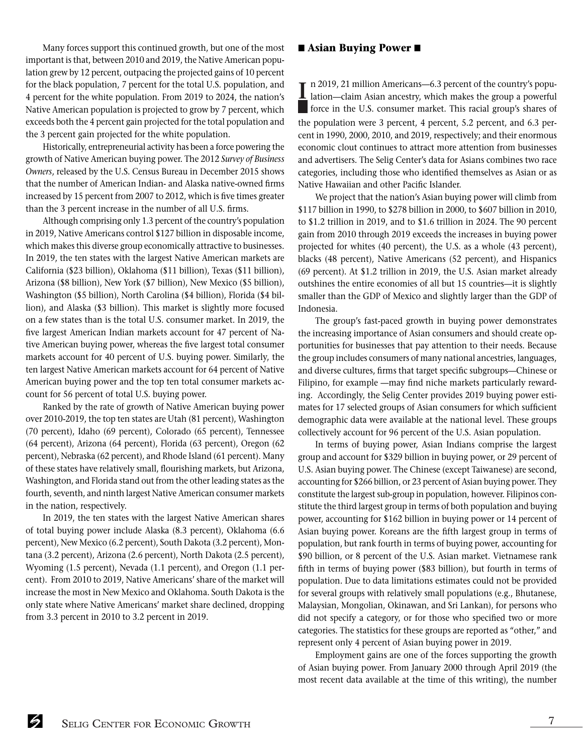Many forces support this continued growth, but one of the most important is that, between 2010 and 2019, the Native American population grew by 12 percent, outpacing the projected gains of 10 percent for the black population, 7 percent for the total U.S. population, and 4 percent for the white population. From 2019 to 2024, the nation's Native American population is projected to grow by 7 percent, which exceeds both the 4 percent gain projected for the total population and the 3 percent gain projected for the white population.

Historically, entrepreneurial activity has been a force powering the growth of Native American buying power. The 2012 *Survey of Business Owners*, released by the U.S. Census Bureau in December 2015 shows that the number of American Indian- and Alaska native-owned firms increased by 15 percent from 2007 to 2012, which is five times greater than the 3 percent increase in the number of all U.S. firms.

Although comprising only 1.3 percent of the country's population in 2019, Native Americans control $127 billion in disposable income, which makes this diverse group economically attractive to businesses. In 2019, the ten states with the largest Native American markets are California ($23 billion), Oklahoma ($11 billion), Texas ($11 billion), Arizona ($8 billion), New York ($7 billion), New Mexico ($5 billion), Washington ($5 billion), North Carolina ($4 billion), Florida ($4 billion), and Alaska ($3 billion). This market is slightly more focused on a few states than is the total U.S. consumer market. In 2019, the five largest American Indian markets account for 47 percent of Native American buying power, whereas the five largest total consumer markets account for 40 percent of U.S. buying power. Similarly, the ten largest Native American markets account for 64 percent of Native American buying power and the top ten total consumer markets account for 56 percent of total U.S. buying power.

Ranked by the rate of growth of Native American buying power over 2010-2019, the top ten states are Utah (81 percent), Washington (70 percent), Idaho (69 percent), Colorado (65 percent), Tennessee (64 percent), Arizona (64 percent), Florida (63 percent), Oregon (62 percent), Nebraska (62 percent), and Rhode Island (61 percent). Many of these states have relatively small, flourishing markets, but Arizona, Washington, and Florida stand out from the other leading states as the fourth, seventh, and ninth largest Native American consumer markets in the nation, respectively.

In 2019, the ten states with the largest Native American shares of total buying power include Alaska (8.3 percent), Oklahoma (6.6 percent), New Mexico (6.2 percent), South Dakota (3.2 percent), Montana (3.2 percent), Arizona (2.6 percent), North Dakota (2.5 percent), Wyoming (1.5 percent), Nevada (1.1 percent), and Oregon (1.1 percent). From 2010 to 2019, Native Americans' share of the market will increase the most in New Mexico and Oklahoma. South Dakota is the only state where Native Americans' market share declined, dropping from 3.3 percent in 2010 to 3.2 percent in 2019.

## ■ Asian Buying Power ■

In 2019, 21 million Americans—6.3 percent of the country's population—claim Asian ancestry, which makes the group a powerful force in the U.S. consumer market. This racial group's shares of the population were 3 percent, 4 percent, 5.2 percent, and 6.3 percent in 1990, 2000, 2010, and 2019, respectively; and their enormous economic clout continues to attract more attention from businesses and advertisers. The Selig Center's data for Asians combines two race categories, including those who identified themselves as Asian or as Native Hawaiian and other Pacific Islander.

We project that the nation's Asian buying power will climb from $117 billion in 1990, to $278 billion in 2000, to $607 billion in 2010, to $1.2 trillion in 2019, and to $1.6 trillion in 2024. The 90 percent gain from 2010 through 2019 exceeds the increases in buying power projected for whites (40 percent), the U.S. as a whole (43 percent), blacks (48 percent), Native Americans (52 percent), and Hispanics (69 percent). At $1.2 trillion in 2019, the U.S. Asian market already outshines the entire economies of all but 15 countries—it is slightly smaller than the GDP of Mexico and slightly larger than the GDP of Indonesia.

The group's fast-paced growth in buying power demonstrates the increasing importance of Asian consumers and should create opportunities for businesses that pay attention to their needs. Because the group includes consumers of many national ancestries, languages, and diverse cultures, firms that target specific subgroups—Chinese or Filipino, for example —may find niche markets particularly rewarding. Accordingly, the Selig Center provides 2019 buying power estimates for 17 selected groups of Asian consumers for which sufficient demographic data were available at the national level. These groups collectively account for 96 percent of the U.S. Asian population.

In terms of buying power, Asian Indians comprise the largest group and account for $329 billion in buying power, or 29 percent of U.S. Asian buying power. The Chinese (except Taiwanese) are second, accounting for $266 billion, or 23 percent of Asian buying power. They constitute the largest sub-group in population, however. Filipinos constitute the third largest group in terms of both population and buying power, accounting for $162 billion in buying power or 14 percent of Asian buying power. Koreans are the fifth largest group in terms of population, but rank fourth in terms of buying power, accounting for $90 billion, or 8 percent of the U.S. Asian market. Vietnamese rank fifth in terms of buying power ($83 billion), but fourth in terms of population. Due to data limitations estimates could not be provided for several groups with relatively small populations (e.g., Bhutanese, Malaysian, Mongolian, Okinawan, and Sri Lankan), for persons who did not specify a category, or for those who specified two or more categories. The statistics for these groups are reported as "other," and represent only 4 percent of Asian buying power in 2019.

Employment gains are one of the forces supporting the growth of Asian buying power. From January 2000 through April 2019 (the most recent data available at the time of this writing), the number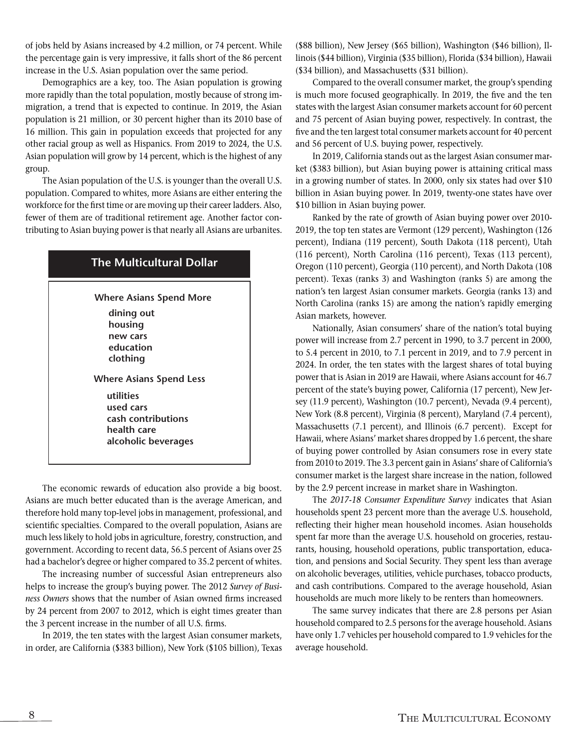of jobs held by Asians increased by 4.2 million, or 74 percent. While the percentage gain is very impressive, it falls short of the 86 percent increase in the U.S. Asian population over the same period.

Demographics are a key, too. The Asian population is growing more rapidly than the total population, mostly because of strong immigration, a trend that is expected to continue. In 2019, the Asian population is 21 million, or 30 percent higher than its 2010 base of 16 million. This gain in population exceeds that projected for any other racial group as well as Hispanics. From 2019 to 2024, the U.S. Asian population will grow by 14 percent, which is the highest of any group.

The Asian population of the U.S. is younger than the overall U.S. population. Compared to whites, more Asians are either entering the workforce for the first time or are moving up their career ladders. Also, fewer of them are of traditional retirement age. Another factor contributing to Asian buying power is that nearly all Asians are urbanites.

## The Multicultural Dollar

**Where Asians Spend More**

- dining out
- housing
- new cars
- education
- clothing

**Where Asians Spend Less**

- utilities
- used cars
- cash contributions
- health care
- alcoholic beverages

The economic rewards of education also provide a big boost. Asians are much better educated than is the average American, and therefore hold many top-level jobs in management, professional, and scientific specialties. Compared to the overall population, Asians are much less likely to hold jobs in agriculture, forestry, construction, and government. According to recent data, 56.5 percent of Asians over 25 had a bachelor's degree or higher compared to 35.2 percent of whites.

The increasing number of successful Asian entrepreneurs also helps to increase the group's buying power. The 2012 *Survey of Business Owners* shows that the number of Asian owned firms increased by 24 percent from 2007 to 2012, which is eight times greater than the 3 percent increase in the number of all U.S. firms.

In 2019, the ten states with the largest Asian consumer markets, in order, are California ($383 billion), New York ($105 billion), Texas ($88 billion), New Jersey ($65 billion), Washington ($46 billion), Illinois ($44 billion), Virginia ($35 billion), Florida ($34 billion), Hawaii ($34 billion), and Massachusetts ($31 billion).

Compared to the overall consumer market, the group's spending is much more focused geographically. In 2019, the five and the ten states with the largest Asian consumer markets account for 60 percent and 75 percent of Asian buying power, respectively. In contrast, the five and the ten largest total consumer markets account for 40 percent and 56 percent of U.S. buying power, respectively.

In 2019, California stands out as the largest Asian consumer market ($383 billion), but Asian buying power is attaining critical mass in a growing number of states. In 2000, only six states had over $10 billion in Asian buying power. In 2019, twenty-one states have over $10 billion in Asian buying power.

Ranked by the rate of growth of Asian buying power over 2010-2019, the top ten states are Vermont (129 percent), Washington (126 percent), Indiana (119 percent), South Dakota (118 percent), Utah (116 percent), North Carolina (116 percent), Texas (113 percent), Oregon (110 percent), Georgia (110 percent), and North Dakota (108 percent). Texas (ranks 3) and Washington (ranks 5) are among the nation's ten largest Asian consumer markets. Georgia (ranks 13) and North Carolina (ranks 15) are among the nation's rapidly emerging Asian markets, however.

Nationally, Asian consumers' share of the nation's total buying power will increase from 2.7 percent in 1990, to 3.7 percent in 2000, to 5.4 percent in 2010, to 7.1 percent in 2019, and to 7.9 percent in 2024. In order, the ten states with the largest shares of total buying power that is Asian in 2019 are Hawaii, where Asians account for 46.7 percent of the state's buying power, California (17 percent), New Jersey (11.9 percent), Washington (10.7 percent), Nevada (9.4 percent), New York (8.8 percent), Virginia (8 percent), Maryland (7.4 percent), Massachusetts (7.1 percent), and Illinois (6.7 percent). Except for Hawaii, where Asians' market shares dropped by 1.6 percent, the share of buying power controlled by Asian consumers rose in every state from 2010 to 2019. The 3.3 percent gain in Asians' share of California's consumer market is the largest share increase in the nation, followed by the 2.9 percent increase in market share in Washington.

The *2017-18 Consumer Expenditure Survey* indicates that Asian households spent 23 percent more than the average U.S. household, reflecting their higher mean household incomes. Asian households spent far more than the average U.S. household on groceries, restaurants, housing, household operations, public transportation, education, and pensions and Social Security. They spent less than average on alcoholic beverages, utilities, vehicle purchases, tobacco products, and cash contributions. Compared to the average household, Asian households are much more likely to be renters than homeowners.

The same survey indicates that there are 2.8 persons per Asian household compared to 2.5 persons for the average household. Asians have only 1.7 vehicles per household compared to 1.9 vehicles for the average household.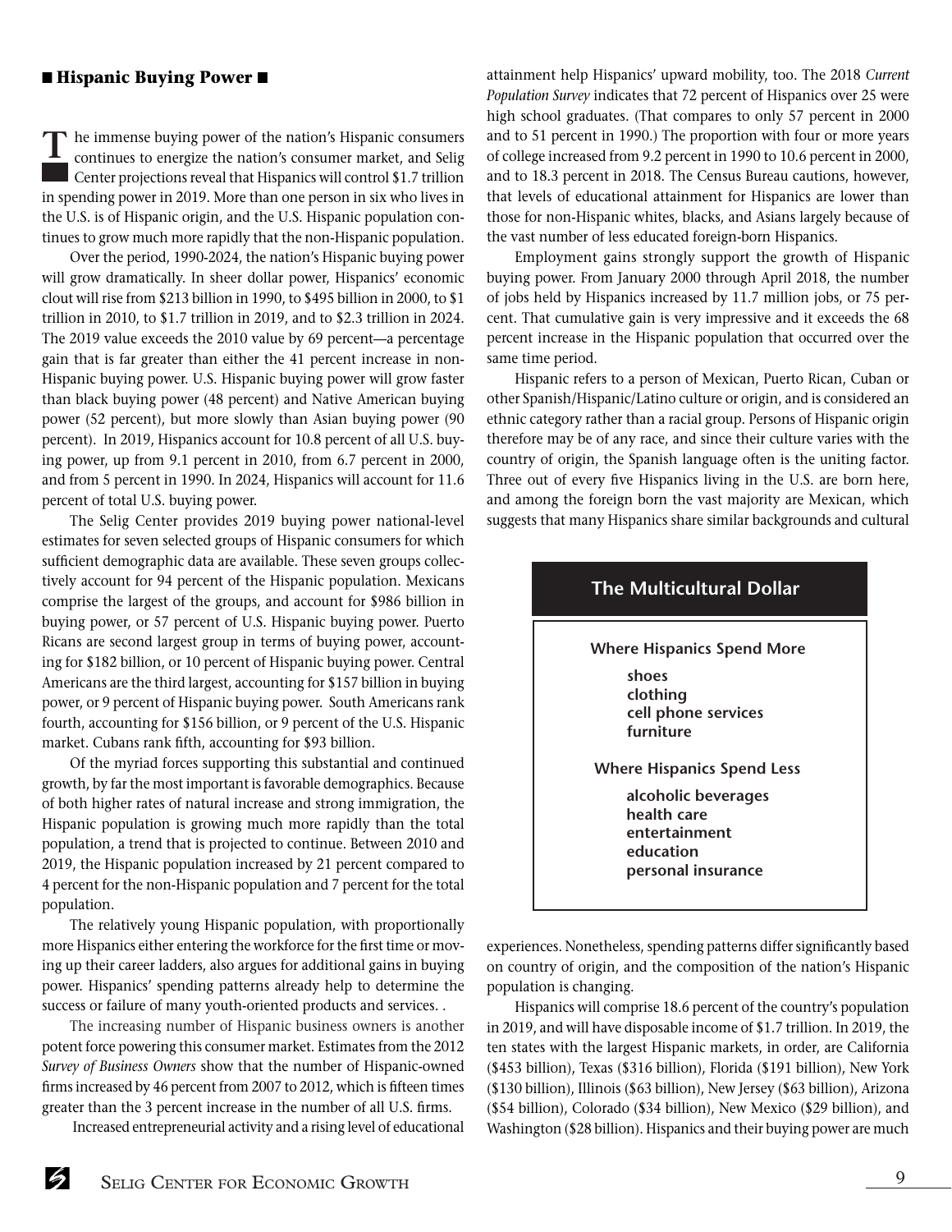## Hispanic Buying Power

The immense buying power of the nation's Hispanic consumers continues to energize the nation's consumer market, and Selig Center projections reveal that Hispanics will control $1.7 trillion in spending power in 2019. More than one person in six who lives in the U.S. is of Hispanic origin, and the U.S. Hispanic population continues to grow much more rapidly that the non-Hispanic population.

Over the period, 1990-2024, the nation's Hispanic buying power will grow dramatically. In sheer dollar power, Hispanics' economic clout will rise from $213 billion in 1990, to $495 billion in 2000, to $1 trillion in 2010, to $1.7 trillion in 2019, and to $2.3 trillion in 2024. The 2019 value exceeds the 2010 value by 69 percent—a percentage gain that is far greater than either the 41 percent increase in non-Hispanic buying power. U.S. Hispanic buying power will grow faster than black buying power (48 percent) and Native American buying power (52 percent), but more slowly than Asian buying power (90 percent). In 2019, Hispanics account for 10.8 percent of all U.S. buying power, up from 9.1 percent in 2010, from 6.7 percent in 2000, and from 5 percent in 1990. In 2024, Hispanics will account for 11.6 percent of total U.S. buying power.

The Selig Center provides 2019 buying power national-level estimates for seven selected groups of Hispanic consumers for which sufficient demographic data are available. These seven groups collectively account for 94 percent of the Hispanic population. Mexicans comprise the largest of the groups, and account for $986 billion in buying power, or 57 percent of U.S. Hispanic buying power. Puerto Ricans are second largest group in terms of buying power, accounting for $182 billion, or 10 percent of Hispanic buying power. Central Americans are the third largest, accounting for $157 billion in buying power, or 9 percent of Hispanic buying power. South Americans rank fourth, accounting for $156 billion, or 9 percent of the U.S. Hispanic market. Cubans rank fifth, accounting for $93 billion.

Of the myriad forces supporting this substantial and continued growth, by far the most important is favorable demographics. Because of both higher rates of natural increase and strong immigration, the Hispanic population is growing much more rapidly than the total population, a trend that is projected to continue. Between 2010 and 2019, the Hispanic population increased by 21 percent compared to 4 percent for the non-Hispanic population and 7 percent for the total population.

The relatively young Hispanic population, with proportionally more Hispanics either entering the workforce for the first time or moving up their career ladders, also argues for additional gains in buying power. Hispanics' spending patterns already help to determine the success or failure of many youth-oriented products and services. .

The increasing number of Hispanic business owners is another potent force powering this consumer market. Estimates from the 2012 *Survey of Business Owners* show that the number of Hispanic-owned firms increased by 46 percent from 2007 to 2012, which is fifteen times greater than the 3 percent increase in the number of all U.S. firms.

Increased entrepreneurial activity and a rising level of educational attainment help Hispanics' upward mobility, too. The 2018 *Current Population Survey* indicates that 72 percent of Hispanics over 25 were high school graduates. (That compares to only 57 percent in 2000 and to 51 percent in 1990.) The proportion with four or more years of college increased from 9.2 percent in 1990 to 10.6 percent in 2000, and to 18.3 percent in 2018. The Census Bureau cautions, however, that levels of educational attainment for Hispanics are lower than those for non-Hispanic whites, blacks, and Asians largely because of the vast number of less educated foreign-born Hispanics.

Employment gains strongly support the growth of Hispanic buying power. From January 2000 through April 2018, the number of jobs held by Hispanics increased by 11.7 million jobs, or 75 percent. That cumulative gain is very impressive and it exceeds the 68 percent increase in the Hispanic population that occurred over the same time period.

Hispanic refers to a person of Mexican, Puerto Rican, Cuban or other Spanish/Hispanic/Latino culture or origin, and is considered an ethnic category rather than a racial group. Persons of Hispanic origin therefore may be of any race, and since their culture varies with the country of origin, the Spanish language often is the uniting factor. Three out of every five Hispanics living in the U.S. are born here, and among the foreign born the vast majority are Mexican, which suggests that many Hispanics share similar backgrounds and cultural experiences. Nonetheless, spending patterns differ significantly based on country of origin, and the composition of the nation's Hispanic population is changing.

> **The Multicultural Dollar**
>
> **Where Hispanics Spend More**
> - shoes
> - clothing
> - cell phone services
> - furniture
>
> **Where Hispanics Spend Less**
> - alcoholic beverages
> - health care
> - entertainment
> - education
> - personal insurance

Hispanics will comprise 18.6 percent of the country's population in 2019, and will have disposable income of $1.7 trillion. In 2019, the ten states with the largest Hispanic markets, in order, are California ($453 billion), Texas ($316 billion), Florida ($191 billion), New York ($130 billion), Illinois ($63 billion), New Jersey ($63 billion), Arizona ($54 billion), Colorado ($34 billion), New Mexico ($29 billion), and Washington ($28 billion). Hispanics and their buying power are much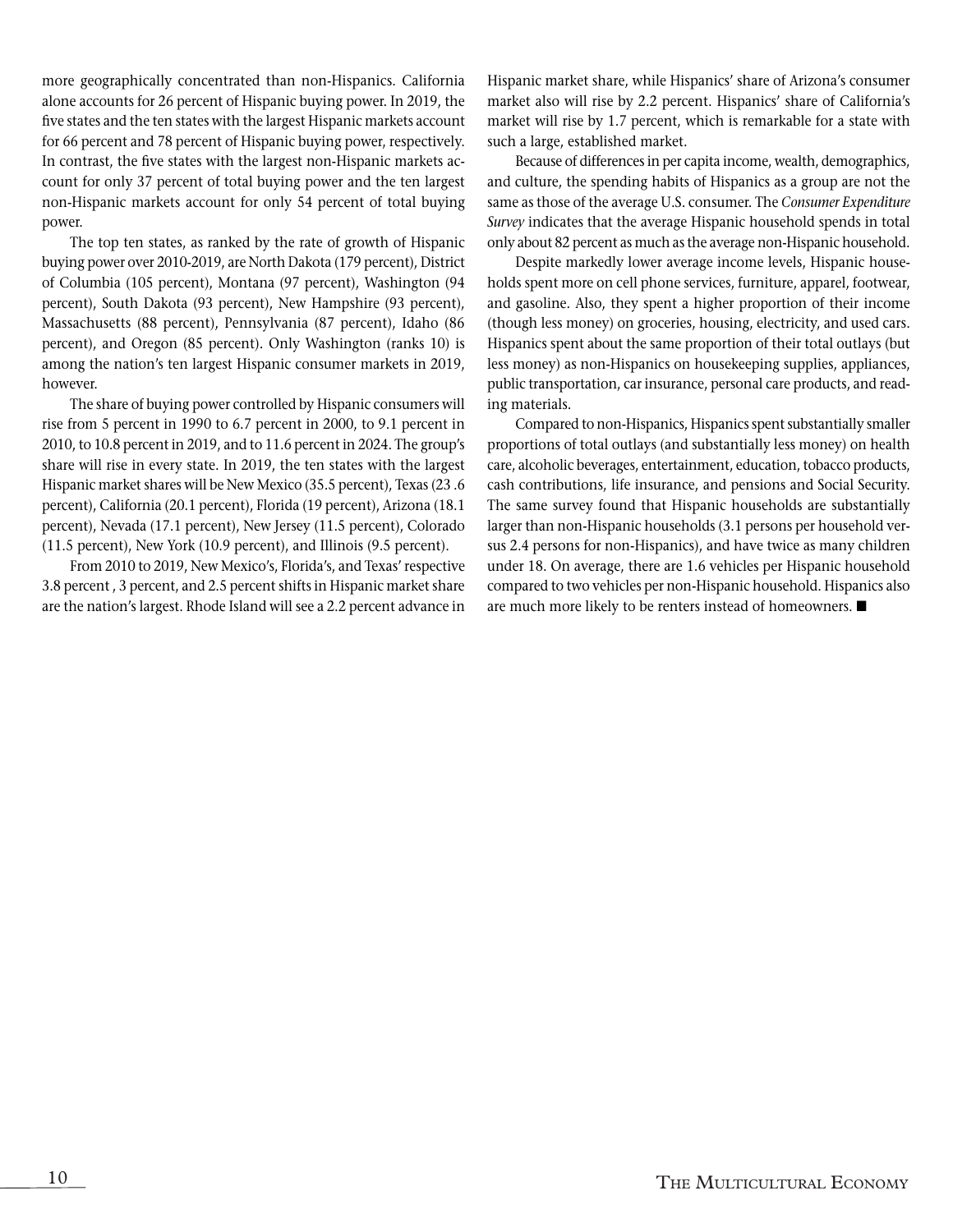more geographically concentrated than non-Hispanics. California alone accounts for 26 percent of Hispanic buying power. In 2019, the five states and the ten states with the largest Hispanic markets account for 66 percent and 78 percent of Hispanic buying power, respectively. In contrast, the five states with the largest non-Hispanic markets account for only 37 percent of total buying power and the ten largest non-Hispanic markets account for only 54 percent of total buying power.

The top ten states, as ranked by the rate of growth of Hispanic buying power over 2010-2019, are North Dakota (179 percent), District of Columbia (105 percent), Montana (97 percent), Washington (94 percent), South Dakota (93 percent), New Hampshire (93 percent), Massachusetts (88 percent), Pennsylvania (87 percent), Idaho (86 percent), and Oregon (85 percent). Only Washington (ranks 10) is among the nation's ten largest Hispanic consumer markets in 2019, however.

The share of buying power controlled by Hispanic consumers will rise from 5 percent in 1990 to 6.7 percent in 2000, to 9.1 percent in 2010, to 10.8 percent in 2019, and to 11.6 percent in 2024. The group's share will rise in every state. In 2019, the ten states with the largest Hispanic market shares will be New Mexico (35.5 percent), Texas (23 .6 percent), California (20.1 percent), Florida (19 percent), Arizona (18.1 percent), Nevada (17.1 percent), New Jersey (11.5 percent), Colorado (11.5 percent), New York (10.9 percent), and Illinois (9.5 percent).

From 2010 to 2019, New Mexico's, Florida's, and Texas' respective 3.8 percent , 3 percent, and 2.5 percent shifts in Hispanic market share are the nation's largest. Rhode Island will see a 2.2 percent advance in Hispanic market share, while Hispanics' share of Arizona's consumer market also will rise by 2.2 percent. Hispanics' share of California's market will rise by 1.7 percent, which is remarkable for a state with such a large, established market.

Because of differences in per capita income, wealth, demographics, and culture, the spending habits of Hispanics as a group are not the same as those of the average U.S. consumer. The *Consumer Expenditure Survey* indicates that the average Hispanic household spends in total only about 82 percent as much as the average non-Hispanic household.

Despite markedly lower average income levels, Hispanic households spent more on cell phone services, furniture, apparel, footwear, and gasoline. Also, they spent a higher proportion of their income (though less money) on groceries, housing, electricity, and used cars. Hispanics spent about the same proportion of their total outlays (but less money) as non-Hispanics on housekeeping supplies, appliances, public transportation, car insurance, personal care products, and reading materials.

Compared to non-Hispanics, Hispanics spent substantially smaller proportions of total outlays (and substantially less money) on health care, alcoholic beverages, entertainment, education, tobacco products, cash contributions, life insurance, and pensions and Social Security. The same survey found that Hispanic households are substantially larger than non-Hispanic households (3.1 persons per household versus 2.4 persons for non-Hispanics), and have twice as many children under 18. On average, there are 1.6 vehicles per Hispanic household compared to two vehicles per non-Hispanic household. Hispanics also are much more likely to be renters instead of homeowners. ■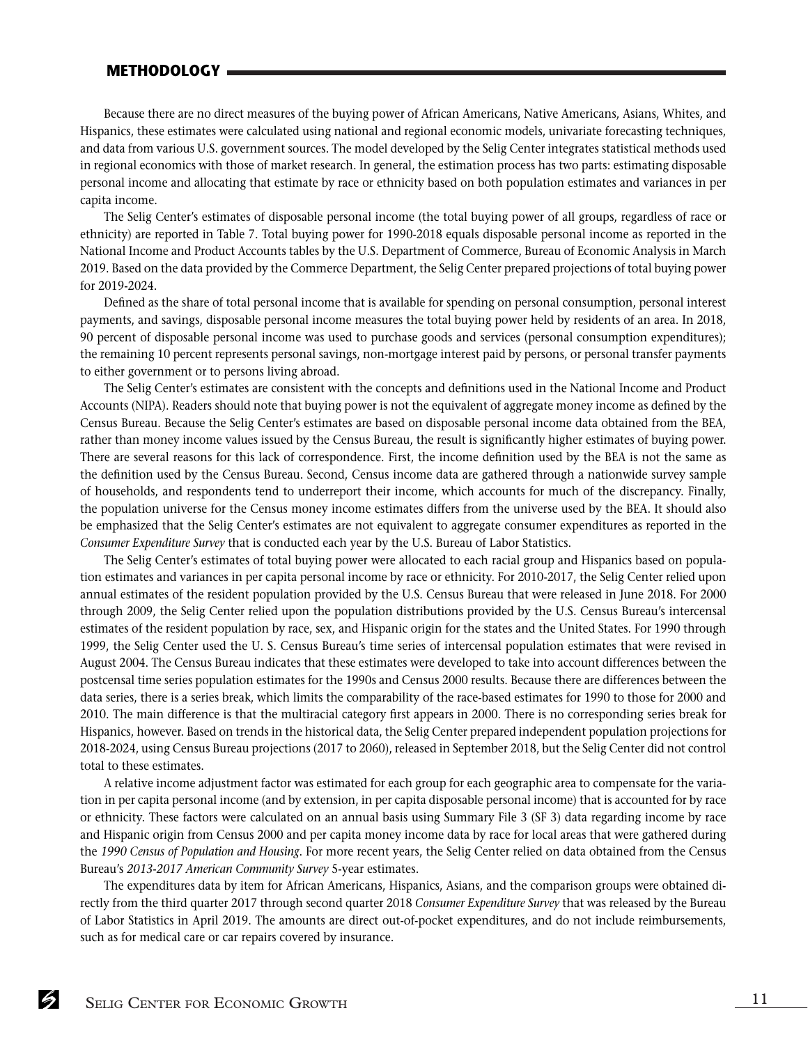## METHODOLOGY

Because there are no direct measures of the buying power of African Americans, Native Americans, Asians, Whites, and Hispanics, these estimates were calculated using national and regional economic models, univariate forecasting techniques, and data from various U.S. government sources. The model developed by the Selig Center integrates statistical methods used in regional economics with those of market research. In general, the estimation process has two parts: estimating disposable personal income and allocating that estimate by race or ethnicity based on both population estimates and variances in per capita income.

The Selig Center's estimates of disposable personal income (the total buying power of all groups, regardless of race or ethnicity) are reported in Table 7. Total buying power for 1990-2018 equals disposable personal income as reported in the National Income and Product Accounts tables by the U.S. Department of Commerce, Bureau of Economic Analysis in March 2019. Based on the data provided by the Commerce Department, the Selig Center prepared projections of total buying power for 2019-2024.

Defined as the share of total personal income that is available for spending on personal consumption, personal interest payments, and savings, disposable personal income measures the total buying power held by residents of an area. In 2018, 90 percent of disposable personal income was used to purchase goods and services (personal consumption expenditures); the remaining 10 percent represents personal savings, non-mortgage interest paid by persons, or personal transfer payments to either government or to persons living abroad.

The Selig Center's estimates are consistent with the concepts and definitions used in the National Income and Product Accounts (NIPA). Readers should note that buying power is not the equivalent of aggregate money income as defined by the Census Bureau. Because the Selig Center's estimates are based on disposable personal income data obtained from the BEA, rather than money income values issued by the Census Bureau, the result is significantly higher estimates of buying power. There are several reasons for this lack of correspondence. First, the income definition used by the BEA is not the same as the definition used by the Census Bureau. Second, Census income data are gathered through a nationwide survey sample of households, and respondents tend to underreport their income, which accounts for much of the discrepancy. Finally, the population universe for the Census money income estimates differs from the universe used by the BEA. It should also be emphasized that the Selig Center's estimates are not equivalent to aggregate consumer expenditures as reported in the *Consumer Expenditure Survey* that is conducted each year by the U.S. Bureau of Labor Statistics.

The Selig Center's estimates of total buying power were allocated to each racial group and Hispanics based on population estimates and variances in per capita personal income by race or ethnicity. For 2010-2017, the Selig Center relied upon annual estimates of the resident population provided by the U.S. Census Bureau that were released in June 2018. For 2000 through 2009, the Selig Center relied upon the population distributions provided by the U.S. Census Bureau's intercensal estimates of the resident population by race, sex, and Hispanic origin for the states and the United States. For 1990 through 1999, the Selig Center used the U. S. Census Bureau's time series of intercensal population estimates that were revised in August 2004. The Census Bureau indicates that these estimates were developed to take into account differences between the postcensal time series population estimates for the 1990s and Census 2000 results. Because there are differences between the data series, there is a series break, which limits the comparability of the race-based estimates for 1990 to those for 2000 and 2010. The main difference is that the multiracial category first appears in 2000. There is no corresponding series break for Hispanics, however. Based on trends in the historical data, the Selig Center prepared independent population projections for 2018-2024, using Census Bureau projections (2017 to 2060), released in September 2018, but the Selig Center did not control total to these estimates.

A relative income adjustment factor was estimated for each group for each geographic area to compensate for the variation in per capita personal income (and by extension, in per capita disposable personal income) that is accounted for by race or ethnicity. These factors were calculated on an annual basis using Summary File 3 (SF 3) data regarding income by race and Hispanic origin from Census 2000 and per capita money income data by race for local areas that were gathered during the *1990 Census of Population and Housing*. For more recent years, the Selig Center relied on data obtained from the Census Bureau's *2013-2017 American Community Survey* 5-year estimates.

The expenditures data by item for African Americans, Hispanics, Asians, and the comparison groups were obtained directly from the third quarter 2017 through second quarter 2018 *Consumer Expenditure Survey* that was released by the Bureau of Labor Statistics in April 2019. The amounts are direct out-of-pocket expenditures, and do not include reimbursements, such as for medical care or car repairs covered by insurance.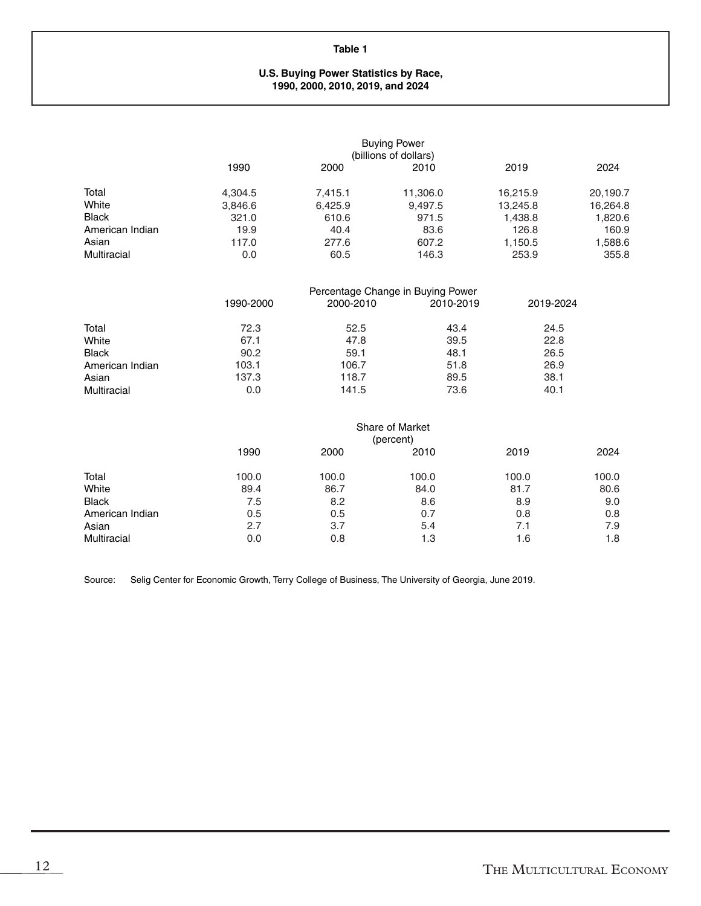**Table 1**

**U.S. Buying Power Statistics by Race, 1990, 2000, 2010, 2019, and 2024**

| | Buying Power (billions of dollars) | | | | |
|---|---|---|---|---|---|
| | 1990 | 2000 | 2010 | 2019 | 2024 |
| Total | 4,304.5 | 7,415.1 | 11,306.0 | 16,215.9 | 20,190.7 |
| White | 3,846.6 | 6,425.9 | 9,497.5 | 13,245.8 | 16,264.8 |
| Black | 321.0 | 610.6 | 971.5 | 1,438.8 | 1,820.6 |
| American Indian | 19.9 | 40.4 | 83.6 | 126.8 | 160.9 |
| Asian | 117.0 | 277.6 | 607.2 | 1,150.5 | 1,588.6 |
| Multiracial | 0.0 | 60.5 | 146.3 | 253.9 | 355.8 |

| | Percentage Change in Buying Power | | | |
|---|---|---|---|---|
| | 1990-2000 | 2000-2010 | 2010-2019 | 2019-2024 |
| Total | 72.3 | 52.5 | 43.4 | 24.5 |
| White | 67.1 | 47.8 | 39.5 | 22.8 |
| Black | 90.2 | 59.1 | 48.1 | 26.5 |
| American Indian | 103.1 | 106.7 | 51.8 | 26.9 |
| Asian | 137.3 | 118.7 | 89.5 | 38.1 |
| Multiracial | 0.0 | 141.5 | 73.6 | 40.1 |

| | Share of Market (percent) | | | | |
|---|---|---|---|---|---|
| | 1990 | 2000 | 2010 | 2019 | 2024 |
| Total | 100.0 | 100.0 | 100.0 | 100.0 | 100.0 |
| White | 89.4 | 86.7 | 84.0 | 81.7 | 80.6 |
| Black | 7.5 | 8.2 | 8.6 | 8.9 | 9.0 |
| American Indian | 0.5 | 0.5 | 0.7 | 0.8 | 0.8 |
| Asian | 2.7 | 3.7 | 5.4 | 7.1 | 7.9 |
| Multiracial | 0.0 | 0.8 | 1.3 | 1.6 | 1.8 |

Source: Selig Center for Economic Growth, Terry College of Business, The University of Georgia, June 2019.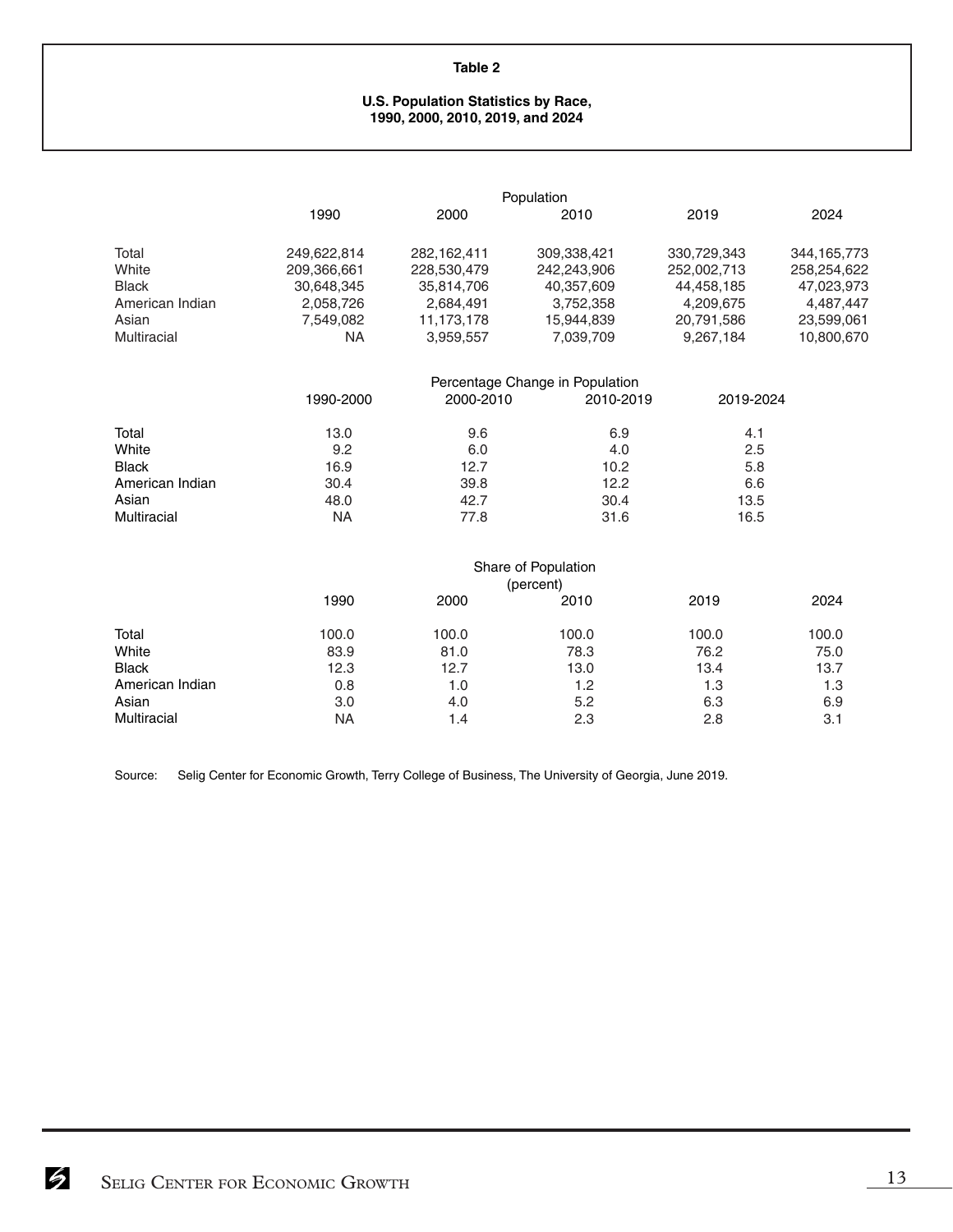**Table 2**

**U.S. Population Statistics by Race, 1990, 2000, 2010, 2019, and 2024**

| | Population | | | | |
|---|---|---|---|---|---|
| | 1990 | 2000 | 2010 | 2019 | 2024 |
| Total | 249,622,814 | 282,162,411 | 309,338,421 | 330,729,343 | 344,165,773 |
| White | 209,366,661 | 228,530,479 | 242,243,906 | 252,002,713 | 258,254,622 |
| Black | 30,648,345 | 35,814,706 | 40,357,609 | 44,458,185 | 47,023,973 |
| American Indian | 2,058,726 | 2,684,491 | 3,752,358 | 4,209,675 | 4,487,447 |
| Asian | 7,549,082 | 11,173,178 | 15,944,839 | 20,791,586 | 23,599,061 |
| Multiracial | NA | 3,959,557 | 7,039,709 | 9,267,184 | 10,800,670 |

| | Percentage Change in Population | | | |
|---|---|---|---|---|
| | 1990-2000 | 2000-2010 | 2010-2019 | 2019-2024 |
| Total | 13.0 | 9.6 | 6.9 | 4.1 |
| White | 9.2 | 6.0 | 4.0 | 2.5 |
| Black | 16.9 | 12.7 | 10.2 | 5.8 |
| American Indian | 30.4 | 39.8 | 12.2 | 6.6 |
| Asian | 48.0 | 42.7 | 30.4 | 13.5 |
| Multiracial | NA | 77.8 | 31.6 | 16.5 |

| | Share of Population (percent) | | | | |
|---|---|---|---|---|---|
| | 1990 | 2000 | 2010 | 2019 | 2024 |
| Total | 100.0 | 100.0 | 100.0 | 100.0 | 100.0 |
| White | 83.9 | 81.0 | 78.3 | 76.2 | 75.0 |
| Black | 12.3 | 12.7 | 13.0 | 13.4 | 13.7 |
| American Indian | 0.8 | 1.0 | 1.2 | 1.3 | 1.3 |
| Asian | 3.0 | 4.0 | 5.2 | 6.3 | 6.9 |
| Multiracial | NA | 1.4 | 2.3 | 2.8 | 3.1 |

Source: Selig Center for Economic Growth, Terry College of Business, The University of Georgia, June 2019.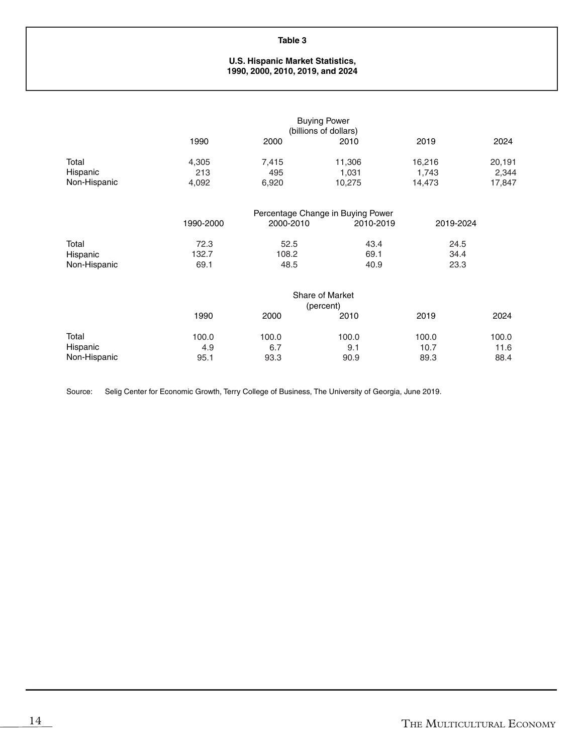**Table 3**

**U.S. Hispanic Market Statistics, 1990, 2000, 2010, 2019, and 2024**

| | Buying Power (billions of dollars) | | | | |
|---|---|---|---|---|---|
| | 1990 | 2000 | 2010 | 2019 | 2024 |
| Total | 4,305 | 7,415 | 11,306 | 16,216 | 20,191 |
| Hispanic | 213 | 495 | 1,031 | 1,743 | 2,344 |
| Non-Hispanic | 4,092 | 6,920 | 10,275 | 14,473 | 17,847 |

| | Percentage Change in Buying Power | | | |
|---|---|---|---|---|
| | 1990-2000 | 2000-2010 | 2010-2019 | 2019-2024 |
| Total | 72.3 | 52.5 | 43.4 | 24.5 |
| Hispanic | 132.7 | 108.2 | 69.1 | 34.4 |
| Non-Hispanic | 69.1 | 48.5 | 40.9 | 23.3 |

| | Share of Market (percent) | | | | |
|---|---|---|---|---|---|
| | 1990 | 2000 | 2010 | 2019 | 2024 |
| Total | 100.0 | 100.0 | 100.0 | 100.0 | 100.0 |
| Hispanic | 4.9 | 6.7 | 9.1 | 10.7 | 11.6 |
| Non-Hispanic | 95.1 | 93.3 | 90.9 | 89.3 | 88.4 |

Source: Selig Center for Economic Growth, Terry College of Business, The University of Georgia, June 2019.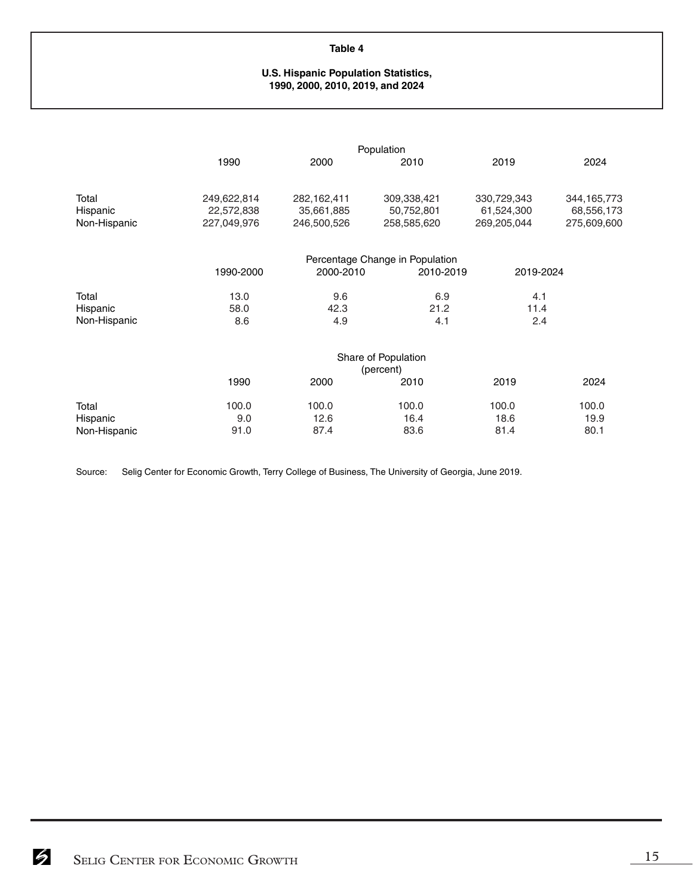**Table 4**

**U.S. Hispanic Population Statistics, 1990, 2000, 2010, 2019, and 2024**

| | Population | | | | |
|---|---|---|---|---|---|
| | 1990 | 2000 | 2010 | 2019 | 2024 |
| Total | 249,622,814 | 282,162,411 | 309,338,421 | 330,729,343 | 344,165,773 |
| Hispanic | 22,572,838 | 35,661,885 | 50,752,801 | 61,524,300 | 68,556,173 |
| Non-Hispanic | 227,049,976 | 246,500,526 | 258,585,620 | 269,205,044 | 275,609,600 |

| | Percentage Change in Population | | | |
|---|---|---|---|---|
| | 1990-2000 | 2000-2010 | 2010-2019 | 2019-2024 |
| Total | 13.0 | 9.6 | 6.9 | 4.1 |
| Hispanic | 58.0 | 42.3 | 21.2 | 11.4 |
| Non-Hispanic | 8.6 | 4.9 | 4.1 | 2.4 |

| | Share of Population (percent) | | | | |
|---|---|---|---|---|---|
| | 1990 | 2000 | 2010 | 2019 | 2024 |
| Total | 100.0 | 100.0 | 100.0 | 100.0 | 100.0 |
| Hispanic | 9.0 | 12.6 | 16.4 | 18.6 | 19.9 |
| Non-Hispanic | 91.0 | 87.4 | 83.6 | 81.4 | 80.1 |

Source: Selig Center for Economic Growth, Terry College of Business, The University of Georgia, June 2019.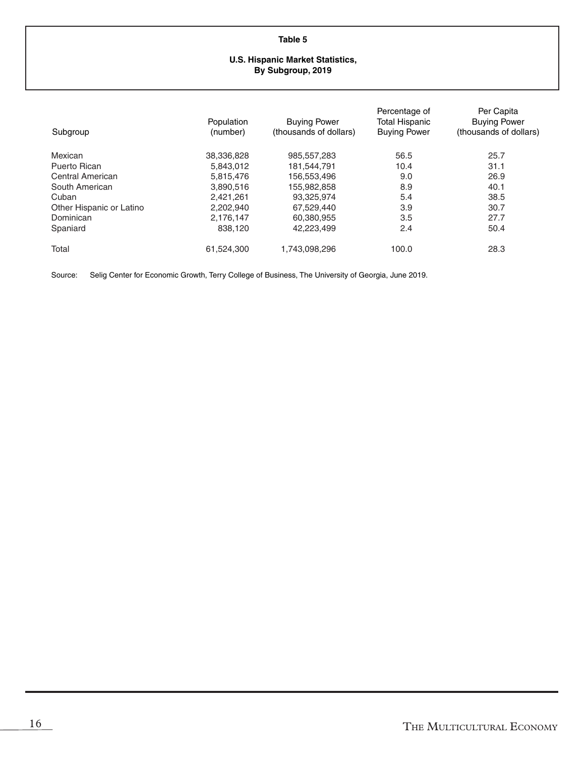**Table 5**

**U.S. Hispanic Market Statistics, By Subgroup, 2019**

| Subgroup | Population (number) | Buying Power (thousands of dollars) | Percentage of Total Hispanic Buying Power | Per Capita Buying Power (thousands of dollars) |
|---|---|---|---|---|
| Mexican | 38,336,828 | 985,557,283 | 56.5 | 25.7 |
| Puerto Rican | 5,843,012 | 181,544,791 | 10.4 | 31.1 |
| Central American | 5,815,476 | 156,553,496 | 9.0 | 26.9 |
| South American | 3,890,516 | 155,982,858 | 8.9 | 40.1 |
| Cuban | 2,421,261 | 93,325,974 | 5.4 | 38.5 |
| Other Hispanic or Latino | 2,202,940 | 67,529,440 | 3.9 | 30.7 |
| Dominican | 2,176,147 | 60,380,955 | 3.5 | 27.7 |
| Spaniard | 838,120 | 42,223,499 | 2.4 | 50.4 |
| Total | 61,524,300 | 1,743,098,296 | 100.0 | 28.3 |

Source: Selig Center for Economic Growth, Terry College of Business, The University of Georgia, June 2019.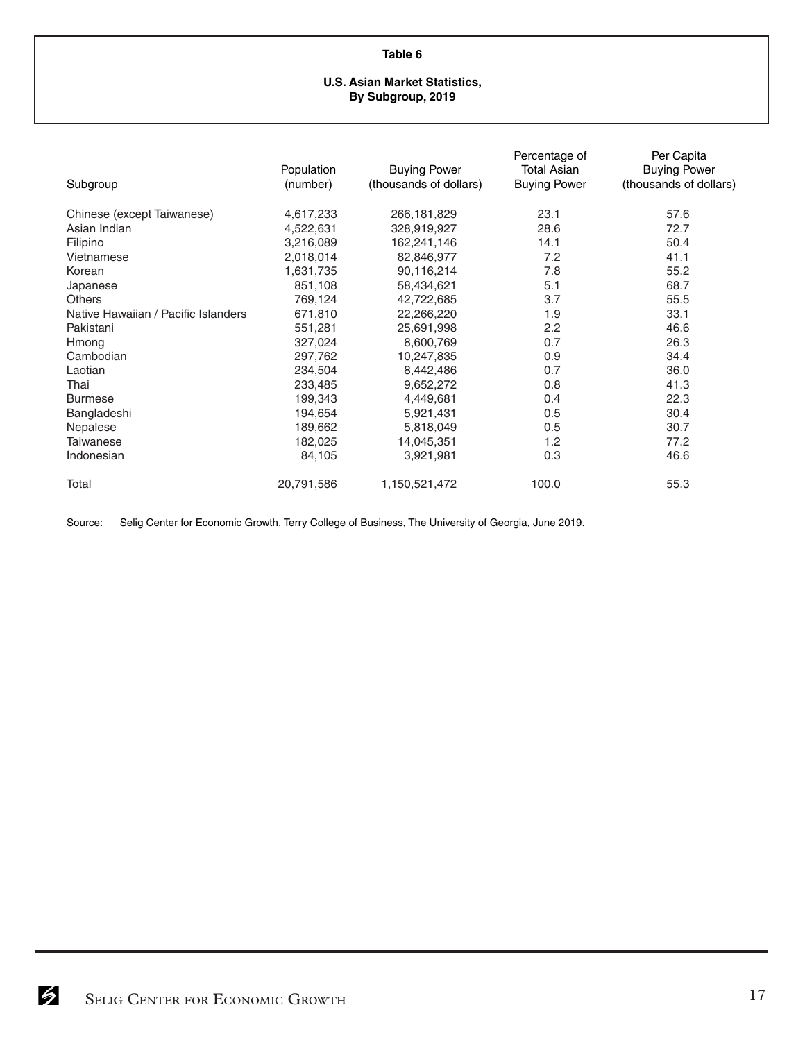**Table 6**

**U.S. Asian Market Statistics, By Subgroup, 2019**

| Subgroup | Population (number) | Buying Power (thousands of dollars) | Percentage of Total Asian Buying Power | Per Capita Buying Power (thousands of dollars) |
|---|---|---|---|---|
| Chinese (except Taiwanese) | 4,617,233 | 266,181,829 | 23.1 | 57.6 |
| Asian Indian | 4,522,631 | 328,919,927 | 28.6 | 72.7 |
| Filipino | 3,216,089 | 162,241,146 | 14.1 | 50.4 |
| Vietnamese | 2,018,014 | 82,846,977 | 7.2 | 41.1 |
| Korean | 1,631,735 | 90,116,214 | 7.8 | 55.2 |
| Japanese | 851,108 | 58,434,621 | 5.1 | 68.7 |
| Others | 769,124 | 42,722,685 | 3.7 | 55.5 |
| Native Hawaiian / Pacific Islanders | 671,810 | 22,266,220 | 1.9 | 33.1 |
| Pakistani | 551,281 | 25,691,998 | 2.2 | 46.6 |
| Hmong | 327,024 | 8,600,769 | 0.7 | 26.3 |
| Cambodian | 297,762 | 10,247,835 | 0.9 | 34.4 |
| Laotian | 234,504 | 8,442,486 | 0.7 | 36.0 |
| Thai | 233,485 | 9,652,272 | 0.8 | 41.3 |
| Burmese | 199,343 | 4,449,681 | 0.4 | 22.3 |
| Bangladeshi | 194,654 | 5,921,431 | 0.5 | 30.4 |
| Nepalese | 189,662 | 5,818,049 | 0.5 | 30.7 |
| Taiwanese | 182,025 | 14,045,351 | 1.2 | 77.2 |
| Indonesian | 84,105 | 3,921,981 | 0.3 | 46.6 |
| Total | 20,791,586 | 1,150,521,472 | 100.0 | 55.3 |

Source: Selig Center for Economic Growth, Terry College of Business, The University of Georgia, June 2019.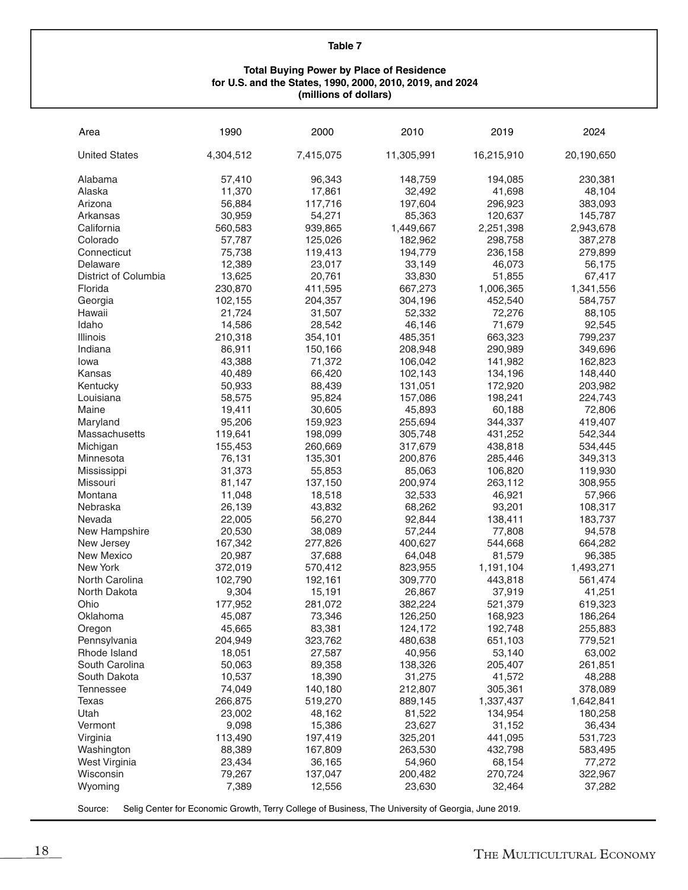**Table 7**

**Total Buying Power by Place of Residence for U.S. and the States, 1990, 2000, 2010, 2019, and 2024 (millions of dollars)**

| Area | 1990 | 2000 | 2010 | 2019 | 2024 |
|---|---|---|---|---|---|
| United States | 4,304,512 | 7,415,075 | 11,305,991 | 16,215,910 | 20,190,650 |
| Alabama | 57,410 | 96,343 | 148,759 | 194,085 | 230,381 |
| Alaska | 11,370 | 17,861 | 32,492 | 41,698 | 48,104 |
| Arizona | 56,884 | 117,716 | 197,604 | 296,923 | 383,093 |
| Arkansas | 30,959 | 54,271 | 85,363 | 120,637 | 145,787 |
| California | 560,583 | 939,865 | 1,449,667 | 2,251,398 | 2,943,678 |
| Colorado | 57,787 | 125,026 | 182,962 | 298,758 | 387,278 |
| Connecticut | 75,738 | 119,413 | 194,779 | 236,158 | 279,899 |
| Delaware | 12,389 | 23,017 | 33,149 | 46,073 | 56,175 |
| District of Columbia | 13,625 | 20,761 | 33,830 | 51,855 | 67,417 |
| Florida | 230,870 | 411,595 | 667,273 | 1,006,365 | 1,341,556 |
| Georgia | 102,155 | 204,357 | 304,196 | 452,540 | 584,757 |
| Hawaii | 21,724 | 31,507 | 52,332 | 72,276 | 88,105 |
| Idaho | 14,586 | 28,542 | 46,146 | 71,679 | 92,545 |
| Illinois | 210,318 | 354,101 | 485,351 | 663,323 | 799,237 |
| Indiana | 86,911 | 150,166 | 208,948 | 290,989 | 349,696 |
| Iowa | 43,388 | 71,372 | 106,042 | 141,982 | 162,823 |
| Kansas | 40,489 | 66,420 | 102,143 | 134,196 | 148,440 |
| Kentucky | 50,933 | 88,439 | 131,051 | 172,920 | 203,982 |
| Louisiana | 58,575 | 95,824 | 157,086 | 198,241 | 224,743 |
| Maine | 19,411 | 30,605 | 45,893 | 60,188 | 72,806 |
| Maryland | 95,206 | 159,923 | 255,694 | 344,337 | 419,407 |
| Massachusetts | 119,641 | 198,099 | 305,748 | 431,252 | 542,344 |
| Michigan | 155,453 | 260,669 | 317,679 | 438,818 | 534,445 |
| Minnesota | 76,131 | 135,301 | 200,876 | 285,446 | 349,313 |
| Mississippi | 31,373 | 55,853 | 85,063 | 106,820 | 119,930 |
| Missouri | 81,147 | 137,150 | 200,974 | 263,112 | 308,955 |
| Montana | 11,048 | 18,518 | 32,533 | 46,921 | 57,966 |
| Nebraska | 26,139 | 43,832 | 68,262 | 93,201 | 108,317 |
| Nevada | 22,005 | 56,270 | 92,844 | 138,411 | 183,737 |
| New Hampshire | 20,530 | 38,089 | 57,244 | 77,808 | 94,578 |
| New Jersey | 167,342 | 277,826 | 400,627 | 544,668 | 664,282 |
| New Mexico | 20,987 | 37,688 | 64,048 | 81,579 | 96,385 |
| New York | 372,019 | 570,412 | 823,955 | 1,191,104 | 1,493,271 |
| North Carolina | 102,790 | 192,161 | 309,770 | 443,818 | 561,474 |
| North Dakota | 9,304 | 15,191 | 26,867 | 37,919 | 41,251 |
| Ohio | 177,952 | 281,072 | 382,224 | 521,379 | 619,323 |
| Oklahoma | 45,087 | 73,346 | 126,250 | 168,923 | 186,264 |
| Oregon | 45,665 | 83,381 | 124,172 | 192,748 | 255,883 |
| Pennsylvania | 204,949 | 323,762 | 480,638 | 651,103 | 779,521 |
| Rhode Island | 18,051 | 27,587 | 40,956 | 53,140 | 63,002 |
| South Carolina | 50,063 | 89,358 | 138,326 | 205,407 | 261,851 |
| South Dakota | 10,537 | 18,390 | 31,275 | 41,572 | 48,288 |
| Tennessee | 74,049 | 140,180 | 212,807 | 305,361 | 378,089 |
| Texas | 266,875 | 519,270 | 889,145 | 1,337,437 | 1,642,841 |
| Utah | 23,002 | 48,162 | 81,522 | 134,954 | 180,258 |
| Vermont | 9,098 | 15,386 | 23,627 | 31,152 | 36,434 |
| Virginia | 113,490 | 197,419 | 325,201 | 441,095 | 531,723 |
| Washington | 88,389 | 167,809 | 263,530 | 432,798 | 583,495 |
| West Virginia | 23,434 | 36,165 | 54,960 | 68,154 | 77,272 |
| Wisconsin | 79,267 | 137,047 | 200,482 | 270,724 | 322,967 |
| Wyoming | 7,389 | 12,556 | 23,630 | 32,464 | 37,282 |

Source: Selig Center for Economic Growth, Terry College of Business, The University of Georgia, June 2019.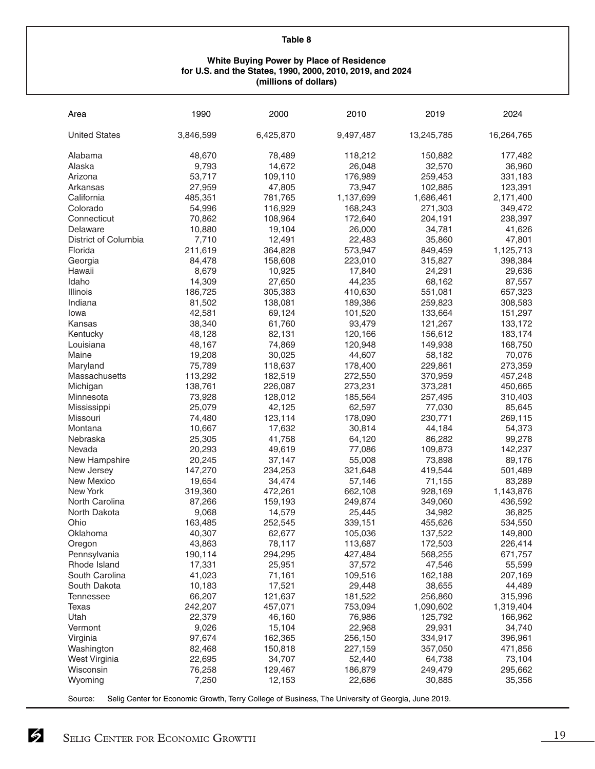**Table 8**

**White Buying Power by Place of Residence for U.S. and the States, 1990, 2000, 2010, 2019, and 2024 (millions of dollars)**

| Area | 1990 | 2000 | 2010 | 2019 | 2024 |
|---|---|---|---|---|---|
| United States | 3,846,599 | 6,425,870 | 9,497,487 | 13,245,785 | 16,264,765 |
| Alabama | 48,670 | 78,489 | 118,212 | 150,882 | 177,482 |
| Alaska | 9,793 | 14,672 | 26,048 | 32,570 | 36,960 |
| Arizona | 53,717 | 109,110 | 176,989 | 259,453 | 331,183 |
| Arkansas | 27,959 | 47,805 | 73,947 | 102,885 | 123,391 |
| California | 485,351 | 781,765 | 1,137,699 | 1,686,461 | 2,171,400 |
| Colorado | 54,996 | 116,929 | 168,243 | 271,303 | 349,472 |
| Connecticut | 70,862 | 108,964 | 172,640 | 204,191 | 238,397 |
| Delaware | 10,880 | 19,104 | 26,000 | 34,781 | 41,626 |
| District of Columbia | 7,710 | 12,491 | 22,483 | 35,860 | 47,801 |
| Florida | 211,619 | 364,828 | 573,947 | 849,459 | 1,125,713 |
| Georgia | 84,478 | 158,608 | 223,010 | 315,827 | 398,384 |
| Hawaii | 8,679 | 10,925 | 17,840 | 24,291 | 29,636 |
| Idaho | 14,309 | 27,650 | 44,235 | 68,162 | 87,557 |
| Illinois | 186,725 | 305,383 | 410,630 | 551,081 | 657,323 |
| Indiana | 81,502 | 138,081 | 189,386 | 259,823 | 308,583 |
| Iowa | 42,581 | 69,124 | 101,520 | 133,664 | 151,297 |
| Kansas | 38,340 | 61,760 | 93,479 | 121,267 | 133,172 |
| Kentucky | 48,128 | 82,131 | 120,166 | 156,612 | 183,174 |
| Louisiana | 48,167 | 74,869 | 120,948 | 149,938 | 168,750 |
| Maine | 19,208 | 30,025 | 44,607 | 58,182 | 70,076 |
| Maryland | 75,789 | 118,637 | 178,400 | 229,861 | 273,359 |
| Massachusetts | 113,292 | 182,519 | 272,550 | 370,959 | 457,248 |
| Michigan | 138,761 | 226,087 | 273,231 | 373,281 | 450,665 |
| Minnesota | 73,928 | 128,012 | 185,564 | 257,495 | 310,403 |
| Mississippi | 25,079 | 42,125 | 62,597 | 77,030 | 85,645 |
| Missouri | 74,480 | 123,114 | 178,090 | 230,771 | 269,115 |
| Montana | 10,667 | 17,632 | 30,814 | 44,184 | 54,373 |
| Nebraska | 25,305 | 41,758 | 64,120 | 86,282 | 99,278 |
| Nevada | 20,293 | 49,619 | 77,086 | 109,873 | 142,237 |
| New Hampshire | 20,245 | 37,147 | 55,008 | 73,898 | 89,176 |
| New Jersey | 147,270 | 234,253 | 321,648 | 419,544 | 501,489 |
| New Mexico | 19,654 | 34,474 | 57,146 | 71,155 | 83,289 |
| New York | 319,360 | 472,261 | 662,108 | 928,169 | 1,143,876 |
| North Carolina | 87,266 | 159,193 | 249,874 | 349,060 | 436,592 |
| North Dakota | 9,068 | 14,579 | 25,445 | 34,982 | 36,825 |
| Ohio | 163,485 | 252,545 | 339,151 | 455,626 | 534,550 |
| Oklahoma | 40,307 | 62,677 | 105,036 | 137,522 | 149,800 |
| Oregon | 43,863 | 78,117 | 113,687 | 172,503 | 226,414 |
| Pennsylvania | 190,114 | 294,295 | 427,484 | 568,255 | 671,757 |
| Rhode Island | 17,331 | 25,951 | 37,572 | 47,546 | 55,599 |
| South Carolina | 41,023 | 71,161 | 109,516 | 162,188 | 207,169 |
| South Dakota | 10,183 | 17,521 | 29,448 | 38,655 | 44,489 |
| Tennessee | 66,207 | 121,637 | 181,522 | 256,860 | 315,996 |
| Texas | 242,207 | 457,071 | 753,094 | 1,090,602 | 1,319,404 |
| Utah | 22,379 | 46,160 | 76,986 | 125,792 | 166,962 |
| Vermont | 9,026 | 15,104 | 22,968 | 29,931 | 34,740 |
| Virginia | 97,674 | 162,365 | 256,150 | 334,917 | 396,961 |
| Washington | 82,468 | 150,818 | 227,159 | 357,050 | 471,856 |
| West Virginia | 22,695 | 34,707 | 52,440 | 64,738 | 73,104 |
| Wisconsin | 76,258 | 129,467 | 186,879 | 249,479 | 295,662 |
| Wyoming | 7,250 | 12,153 | 22,686 | 30,885 | 35,356 |

Source: Selig Center for Economic Growth, Terry College of Business, The University of Georgia, June 2019.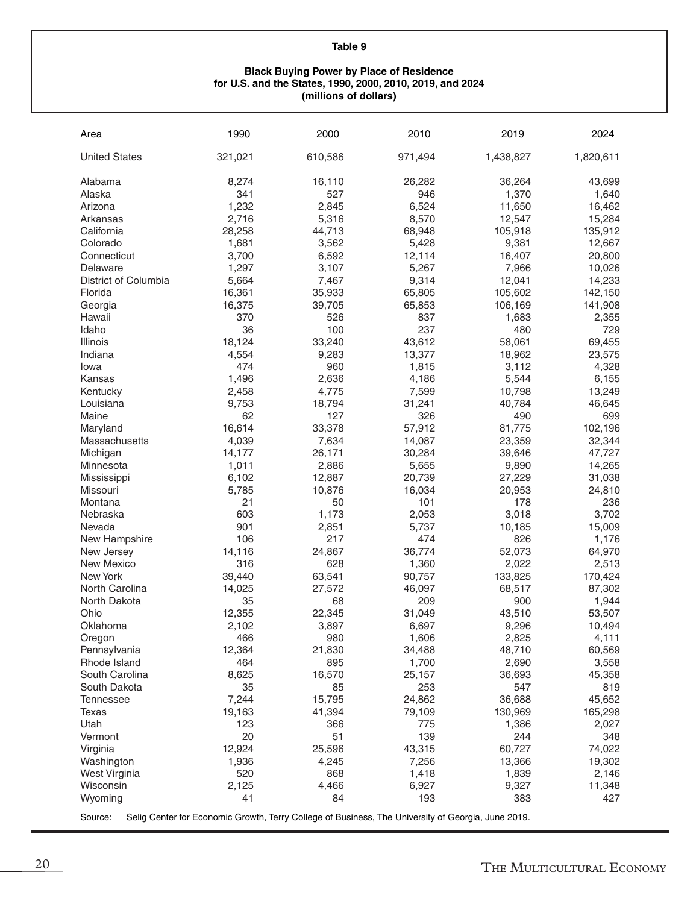**Table 9**

**Black Buying Power by Place of Residence for U.S. and the States, 1990, 2000, 2010, 2019, and 2024 (millions of dollars)**

| Area | 1990 | 2000 | 2010 | 2019 | 2024 |
|---|---|---|---|---|---|
| United States | 321,021 | 610,586 | 971,494 | 1,438,827 | 1,820,611 |
| Alabama | 8,274 | 16,110 | 26,282 | 36,264 | 43,699 |
| Alaska | 341 | 527 | 946 | 1,370 | 1,640 |
| Arizona | 1,232 | 2,845 | 6,524 | 11,650 | 16,462 |
| Arkansas | 2,716 | 5,316 | 8,570 | 12,547 | 15,284 |
| California | 28,258 | 44,713 | 68,948 | 105,918 | 135,912 |
| Colorado | 1,681 | 3,562 | 5,428 | 9,381 | 12,667 |
| Connecticut | 3,700 | 6,592 | 12,114 | 16,407 | 20,800 |
| Delaware | 1,297 | 3,107 | 5,267 | 7,966 | 10,026 |
| District of Columbia | 5,664 | 7,467 | 9,314 | 12,041 | 14,233 |
| Florida | 16,361 | 35,933 | 65,805 | 105,602 | 142,150 |
| Georgia | 16,375 | 39,705 | 65,853 | 106,169 | 141,908 |
| Hawaii | 370 | 526 | 837 | 1,683 | 2,355 |
| Idaho | 36 | 100 | 237 | 480 | 729 |
| Illinois | 18,124 | 33,240 | 43,612 | 58,061 | 69,455 |
| Indiana | 4,554 | 9,283 | 13,377 | 18,962 | 23,575 |
| Iowa | 474 | 960 | 1,815 | 3,112 | 4,328 |
| Kansas | 1,496 | 2,636 | 4,186 | 5,544 | 6,155 |
| Kentucky | 2,458 | 4,775 | 7,599 | 10,798 | 13,249 |
| Louisiana | 9,753 | 18,794 | 31,241 | 40,784 | 46,645 |
| Maine | 62 | 127 | 326 | 490 | 699 |
| Maryland | 16,614 | 33,378 | 57,912 | 81,775 | 102,196 |
| Massachusetts | 4,039 | 7,634 | 14,087 | 23,359 | 32,344 |
| Michigan | 14,177 | 26,171 | 30,284 | 39,646 | 47,727 |
| Minnesota | 1,011 | 2,886 | 5,655 | 9,890 | 14,265 |
| Mississippi | 6,102 | 12,887 | 20,739 | 27,229 | 31,038 |
| Missouri | 5,785 | 10,876 | 16,034 | 20,953 | 24,810 |
| Montana | 21 | 50 | 101 | 178 | 236 |
| Nebraska | 603 | 1,173 | 2,053 | 3,018 | 3,702 |
| Nevada | 901 | 2,851 | 5,737 | 10,185 | 15,009 |
| New Hampshire | 106 | 217 | 474 | 826 | 1,176 |
| New Jersey | 14,116 | 24,867 | 36,774 | 52,073 | 64,970 |
| New Mexico | 316 | 628 | 1,360 | 2,022 | 2,513 |
| New York | 39,440 | 63,541 | 90,757 | 133,825 | 170,424 |
| North Carolina | 14,025 | 27,572 | 46,097 | 68,517 | 87,302 |
| North Dakota | 35 | 68 | 209 | 900 | 1,944 |
| Ohio | 12,355 | 22,345 | 31,049 | 43,510 | 53,507 |
| Oklahoma | 2,102 | 3,897 | 6,697 | 9,296 | 10,494 |
| Oregon | 466 | 980 | 1,606 | 2,825 | 4,111 |
| Pennsylvania | 12,364 | 21,830 | 34,488 | 48,710 | 60,569 |
| Rhode Island | 464 | 895 | 1,700 | 2,690 | 3,558 |
| South Carolina | 8,625 | 16,570 | 25,157 | 36,693 | 45,358 |
| South Dakota | 35 | 85 | 253 | 547 | 819 |
| Tennessee | 7,244 | 15,795 | 24,862 | 36,688 | 45,652 |
| Texas | 19,163 | 41,394 | 79,109 | 130,969 | 165,298 |
| Utah | 123 | 366 | 775 | 1,386 | 2,027 |
| Vermont | 20 | 51 | 139 | 244 | 348 |
| Virginia | 12,924 | 25,596 | 43,315 | 60,727 | 74,022 |
| Washington | 1,936 | 4,245 | 7,256 | 13,366 | 19,302 |
| West Virginia | 520 | 868 | 1,418 | 1,839 | 2,146 |
| Wisconsin | 2,125 | 4,466 | 6,927 | 9,327 | 11,348 |
| Wyoming | 41 | 84 | 193 | 383 | 427 |

Source: Selig Center for Economic Growth, Terry College of Business, The University of Georgia, June 2019.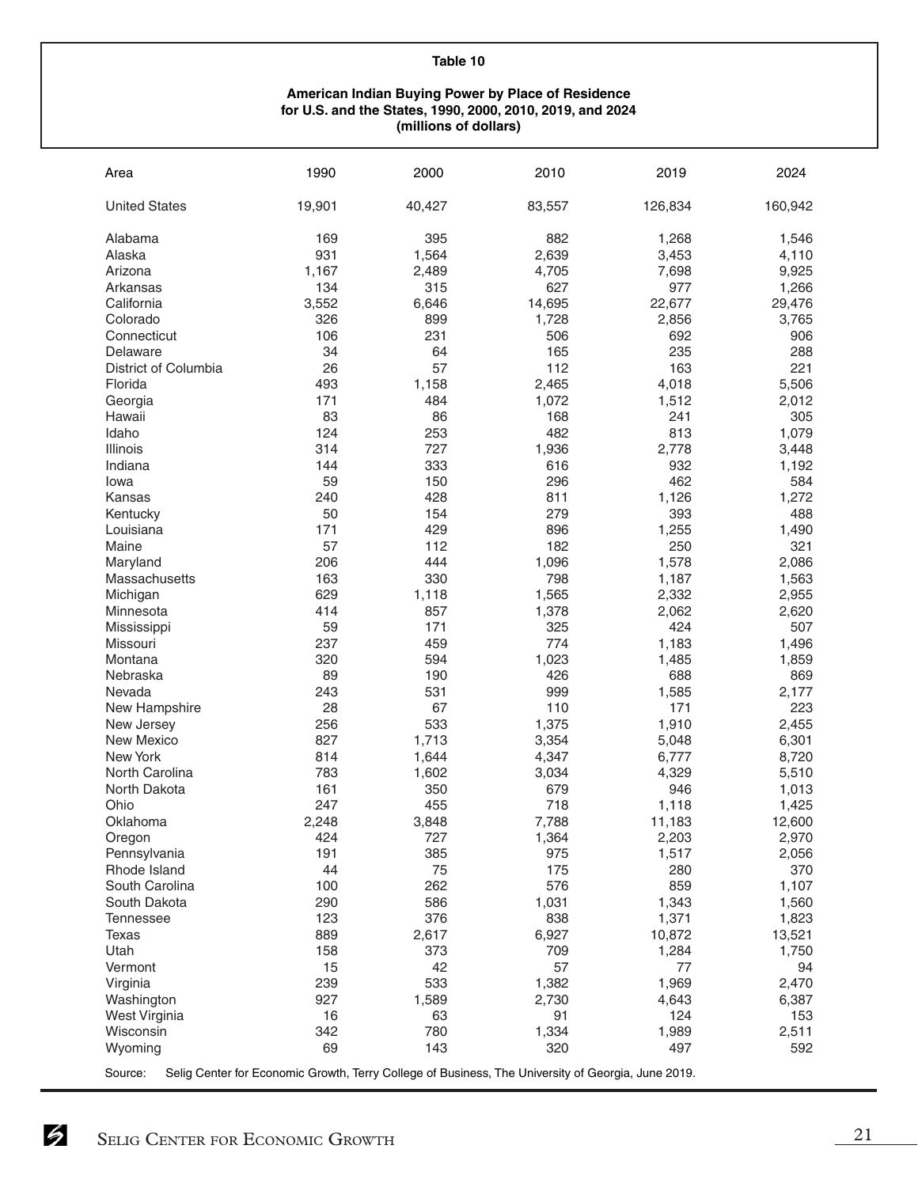**Table 10**

**American Indian Buying Power by Place of Residence for U.S. and the States, 1990, 2000, 2010, 2019, and 2024 (millions of dollars)**

| Area | 1990 | 2000 | 2010 | 2019 | 2024 |
|---|---|---|---|---|---|
| United States | 19,901 | 40,427 | 83,557 | 126,834 | 160,942 |
| Alabama | 169 | 395 | 882 | 1,268 | 1,546 |
| Alaska | 931 | 1,564 | 2,639 | 3,453 | 4,110 |
| Arizona | 1,167 | 2,489 | 4,705 | 7,698 | 9,925 |
| Arkansas | 134 | 315 | 627 | 977 | 1,266 |
| California | 3,552 | 6,646 | 14,695 | 22,677 | 29,476 |
| Colorado | 326 | 899 | 1,728 | 2,856 | 3,765 |
| Connecticut | 106 | 231 | 506 | 692 | 906 |
| Delaware | 34 | 64 | 165 | 235 | 288 |
| District of Columbia | 26 | 57 | 112 | 163 | 221 |
| Florida | 493 | 1,158 | 2,465 | 4,018 | 5,506 |
| Georgia | 171 | 484 | 1,072 | 1,512 | 2,012 |
| Hawaii | 83 | 86 | 168 | 241 | 305 |
| Idaho | 124 | 253 | 482 | 813 | 1,079 |
| Illinois | 314 | 727 | 1,936 | 2,778 | 3,448 |
| Indiana | 144 | 333 | 616 | 932 | 1,192 |
| Iowa | 59 | 150 | 296 | 462 | 584 |
| Kansas | 240 | 428 | 811 | 1,126 | 1,272 |
| Kentucky | 50 | 154 | 279 | 393 | 488 |
| Louisiana | 171 | 429 | 896 | 1,255 | 1,490 |
| Maine | 57 | 112 | 182 | 250 | 321 |
| Maryland | 206 | 444 | 1,096 | 1,578 | 2,086 |
| Massachusetts | 163 | 330 | 798 | 1,187 | 1,563 |
| Michigan | 629 | 1,118 | 1,565 | 2,332 | 2,955 |
| Minnesota | 414 | 857 | 1,378 | 2,062 | 2,620 |
| Mississippi | 59 | 171 | 325 | 424 | 507 |
| Missouri | 237 | 459 | 774 | 1,183 | 1,496 |
| Montana | 320 | 594 | 1,023 | 1,485 | 1,859 |
| Nebraska | 89 | 190 | 426 | 688 | 869 |
| Nevada | 243 | 531 | 999 | 1,585 | 2,177 |
| New Hampshire | 28 | 67 | 110 | 171 | 223 |
| New Jersey | 256 | 533 | 1,375 | 1,910 | 2,455 |
| New Mexico | 827 | 1,713 | 3,354 | 5,048 | 6,301 |
| New York | 814 | 1,644 | 4,347 | 6,777 | 8,720 |
| North Carolina | 783 | 1,602 | 3,034 | 4,329 | 5,510 |
| North Dakota | 161 | 350 | 679 | 946 | 1,013 |
| Ohio | 247 | 455 | 718 | 1,118 | 1,425 |
| Oklahoma | 2,248 | 3,848 | 7,788 | 11,183 | 12,600 |
| Oregon | 424 | 727 | 1,364 | 2,203 | 2,970 |
| Pennsylvania | 191 | 385 | 975 | 1,517 | 2,056 |
| Rhode Island | 44 | 75 | 175 | 280 | 370 |
| South Carolina | 100 | 262 | 576 | 859 | 1,107 |
| South Dakota | 290 | 586 | 1,031 | 1,343 | 1,560 |
| Tennessee | 123 | 376 | 838 | 1,371 | 1,823 |
| Texas | 889 | 2,617 | 6,927 | 10,872 | 13,521 |
| Utah | 158 | 373 | 709 | 1,284 | 1,750 |
| Vermont | 15 | 42 | 57 | 77 | 94 |
| Virginia | 239 | 533 | 1,382 | 1,969 | 2,470 |
| Washington | 927 | 1,589 | 2,730 | 4,643 | 6,387 |
| West Virginia | 16 | 63 | 91 | 124 | 153 |
| Wisconsin | 342 | 780 | 1,334 | 1,989 | 2,511 |
| Wyoming | 69 | 143 | 320 | 497 | 592 |

Source: Selig Center for Economic Growth, Terry College of Business, The University of Georgia, June 2019.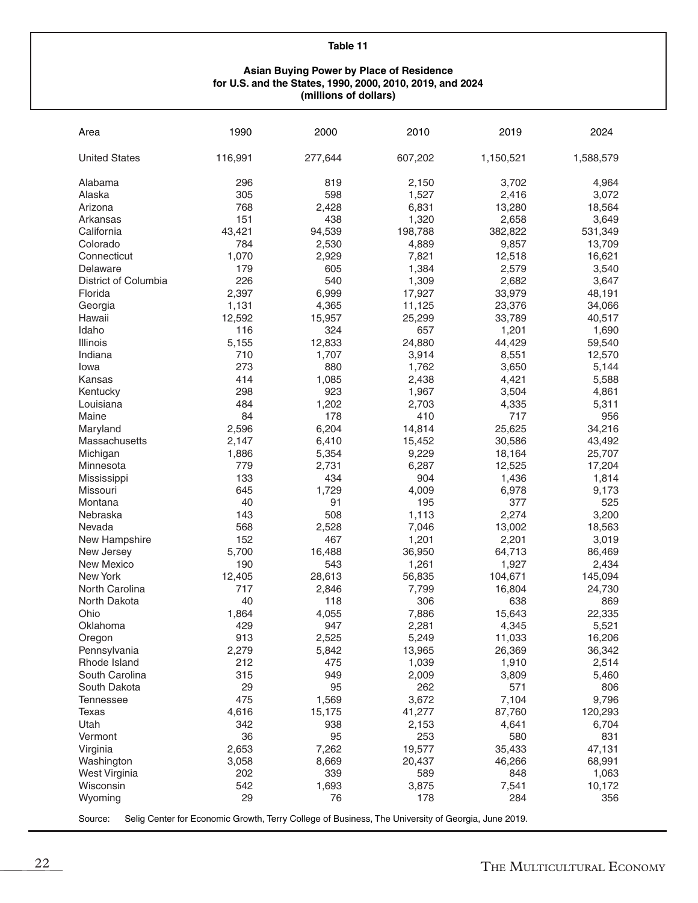**Table 11**

**Asian Buying Power by Place of Residence**
**for U.S. and the States, 1990, 2000, 2010, 2019, and 2024**
**(millions of dollars)**

| Area | 1990 | 2000 | 2010 | 2019 | 2024 |
|---|---|---|---|---|---|
| United States | 116,991 | 277,644 | 607,202 | 1,150,521 | 1,588,579 |
| Alabama | 296 | 819 | 2,150 | 3,702 | 4,964 |
| Alaska | 305 | 598 | 1,527 | 2,416 | 3,072 |
| Arizona | 768 | 2,428 | 6,831 | 13,280 | 18,564 |
| Arkansas | 151 | 438 | 1,320 | 2,658 | 3,649 |
| California | 43,421 | 94,539 | 198,788 | 382,822 | 531,349 |
| Colorado | 784 | 2,530 | 4,889 | 9,857 | 13,709 |
| Connecticut | 1,070 | 2,929 | 7,821 | 12,518 | 16,621 |
| Delaware | 179 | 605 | 1,384 | 2,579 | 3,540 |
| District of Columbia | 226 | 540 | 1,309 | 2,682 | 3,647 |
| Florida | 2,397 | 6,999 | 17,927 | 33,979 | 48,191 |
| Georgia | 1,131 | 4,365 | 11,125 | 23,376 | 34,066 |
| Hawaii | 12,592 | 15,957 | 25,299 | 33,789 | 40,517 |
| Idaho | 116 | 324 | 657 | 1,201 | 1,690 |
| Illinois | 5,155 | 12,833 | 24,880 | 44,429 | 59,540 |
| Indiana | 710 | 1,707 | 3,914 | 8,551 | 12,570 |
| Iowa | 273 | 880 | 1,762 | 3,650 | 5,144 |
| Kansas | 414 | 1,085 | 2,438 | 4,421 | 5,588 |
| Kentucky | 298 | 923 | 1,967 | 3,504 | 4,861 |
| Louisiana | 484 | 1,202 | 2,703 | 4,335 | 5,311 |
| Maine | 84 | 178 | 410 | 717 | 956 |
| Maryland | 2,596 | 6,204 | 14,814 | 25,625 | 34,216 |
| Massachusetts | 2,147 | 6,410 | 15,452 | 30,586 | 43,492 |
| Michigan | 1,886 | 5,354 | 9,229 | 18,164 | 25,707 |
| Minnesota | 779 | 2,731 | 6,287 | 12,525 | 17,204 |
| Mississippi | 133 | 434 | 904 | 1,436 | 1,814 |
| Missouri | 645 | 1,729 | 4,009 | 6,978 | 9,173 |
| Montana | 40 | 91 | 195 | 377 | 525 |
| Nebraska | 143 | 508 | 1,113 | 2,274 | 3,200 |
| Nevada | 568 | 2,528 | 7,046 | 13,002 | 18,563 |
| New Hampshire | 152 | 467 | 1,201 | 2,201 | 3,019 |
| New Jersey | 5,700 | 16,488 | 36,950 | 64,713 | 86,469 |
| New Mexico | 190 | 543 | 1,261 | 1,927 | 2,434 |
| New York | 12,405 | 28,613 | 56,835 | 104,671 | 145,094 |
| North Carolina | 717 | 2,846 | 7,799 | 16,804 | 24,730 |
| North Dakota | 40 | 118 | 306 | 638 | 869 |
| Ohio | 1,864 | 4,055 | 7,886 | 15,643 | 22,335 |
| Oklahoma | 429 | 947 | 2,281 | 4,345 | 5,521 |
| Oregon | 913 | 2,525 | 5,249 | 11,033 | 16,206 |
| Pennsylvania | 2,279 | 5,842 | 13,965 | 26,369 | 36,342 |
| Rhode Island | 212 | 475 | 1,039 | 1,910 | 2,514 |
| South Carolina | 315 | 949 | 2,009 | 3,809 | 5,460 |
| South Dakota | 29 | 95 | 262 | 571 | 806 |
| Tennessee | 475 | 1,569 | 3,672 | 7,104 | 9,796 |
| Texas | 4,616 | 15,175 | 41,277 | 87,760 | 120,293 |
| Utah | 342 | 938 | 2,153 | 4,641 | 6,704 |
| Vermont | 36 | 95 | 253 | 580 | 831 |
| Virginia | 2,653 | 7,262 | 19,577 | 35,433 | 47,131 |
| Washington | 3,058 | 8,669 | 20,437 | 46,266 | 68,991 |
| West Virginia | 202 | 339 | 589 | 848 | 1,063 |
| Wisconsin | 542 | 1,693 | 3,875 | 7,541 | 10,172 |
| Wyoming | 29 | 76 | 178 | 284 | 356 |

Source: Selig Center for Economic Growth, Terry College of Business, The University of Georgia, June 2019.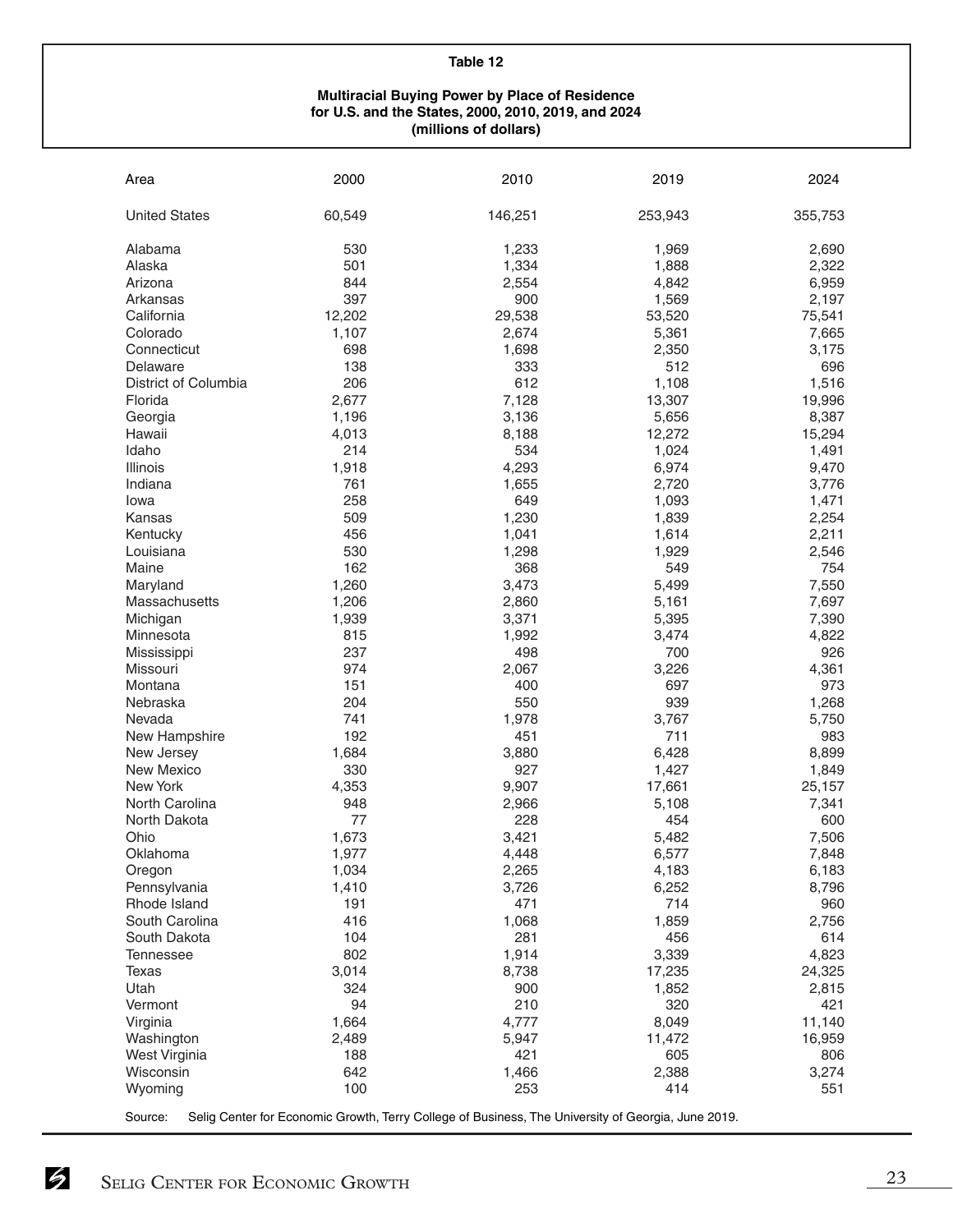**Table 12**

**Multiracial Buying Power by Place of Residence for U.S. and the States, 2000, 2010, 2019, and 2024 (millions of dollars)**

| Area | 2000 | 2010 | 2019 | 2024 |
|---|---|---|---|---|
| United States | 60,549 | 146,251 | 253,943 | 355,753 |
| Alabama | 530 | 1,233 | 1,969 | 2,690 |
| Alaska | 501 | 1,334 | 1,888 | 2,322 |
| Arizona | 844 | 2,554 | 4,842 | 6,959 |
| Arkansas | 397 | 900 | 1,569 | 2,197 |
| California | 12,202 | 29,538 | 53,520 | 75,541 |
| Colorado | 1,107 | 2,674 | 5,361 | 7,665 |
| Connecticut | 698 | 1,698 | 2,350 | 3,175 |
| Delaware | 138 | 333 | 512 | 696 |
| District of Columbia | 206 | 612 | 1,108 | 1,516 |
| Florida | 2,677 | 7,128 | 13,307 | 19,996 |
| Georgia | 1,196 | 3,136 | 5,656 | 8,387 |
| Hawaii | 4,013 | 8,188 | 12,272 | 15,294 |
| Idaho | 214 | 534 | 1,024 | 1,491 |
| Illinois | 1,918 | 4,293 | 6,974 | 9,470 |
| Indiana | 761 | 1,655 | 2,720 | 3,776 |
| Iowa | 258 | 649 | 1,093 | 1,471 |
| Kansas | 509 | 1,230 | 1,839 | 2,254 |
| Kentucky | 456 | 1,041 | 1,614 | 2,211 |
| Louisiana | 530 | 1,298 | 1,929 | 2,546 |
| Maine | 162 | 368 | 549 | 754 |
| Maryland | 1,260 | 3,473 | 5,499 | 7,550 |
| Massachusetts | 1,206 | 2,860 | 5,161 | 7,697 |
| Michigan | 1,939 | 3,371 | 5,395 | 7,390 |
| Minnesota | 815 | 1,992 | 3,474 | 4,822 |
| Mississippi | 237 | 498 | 700 | 926 |
| Missouri | 974 | 2,067 | 3,226 | 4,361 |
| Montana | 151 | 400 | 697 | 973 |
| Nebraska | 204 | 550 | 939 | 1,268 |
| Nevada | 741 | 1,978 | 3,767 | 5,750 |
| New Hampshire | 192 | 451 | 711 | 983 |
| New Jersey | 1,684 | 3,880 | 6,428 | 8,899 |
| New Mexico | 330 | 927 | 1,427 | 1,849 |
| New York | 4,353 | 9,907 | 17,661 | 25,157 |
| North Carolina | 948 | 2,966 | 5,108 | 7,341 |
| North Dakota | 77 | 228 | 454 | 600 |
| Ohio | 1,673 | 3,421 | 5,482 | 7,506 |
| Oklahoma | 1,977 | 4,448 | 6,577 | 7,848 |
| Oregon | 1,034 | 2,265 | 4,183 | 6,183 |
| Pennsylvania | 1,410 | 3,726 | 6,252 | 8,796 |
| Rhode Island | 191 | 471 | 714 | 960 |
| South Carolina | 416 | 1,068 | 1,859 | 2,756 |
| South Dakota | 104 | 281 | 456 | 614 |
| Tennessee | 802 | 1,914 | 3,339 | 4,823 |
| Texas | 3,014 | 8,738 | 17,235 | 24,325 |
| Utah | 324 | 900 | 1,852 | 2,815 |
| Vermont | 94 | 210 | 320 | 421 |
| Virginia | 1,664 | 4,777 | 8,049 | 11,140 |
| Washington | 2,489 | 5,947 | 11,472 | 16,959 |
| West Virginia | 188 | 421 | 605 | 806 |
| Wisconsin | 642 | 1,466 | 2,388 | 3,274 |
| Wyoming | 100 | 253 | 414 | 551 |

Source: Selig Center for Economic Growth, Terry College of Business, The University of Georgia, June 2019.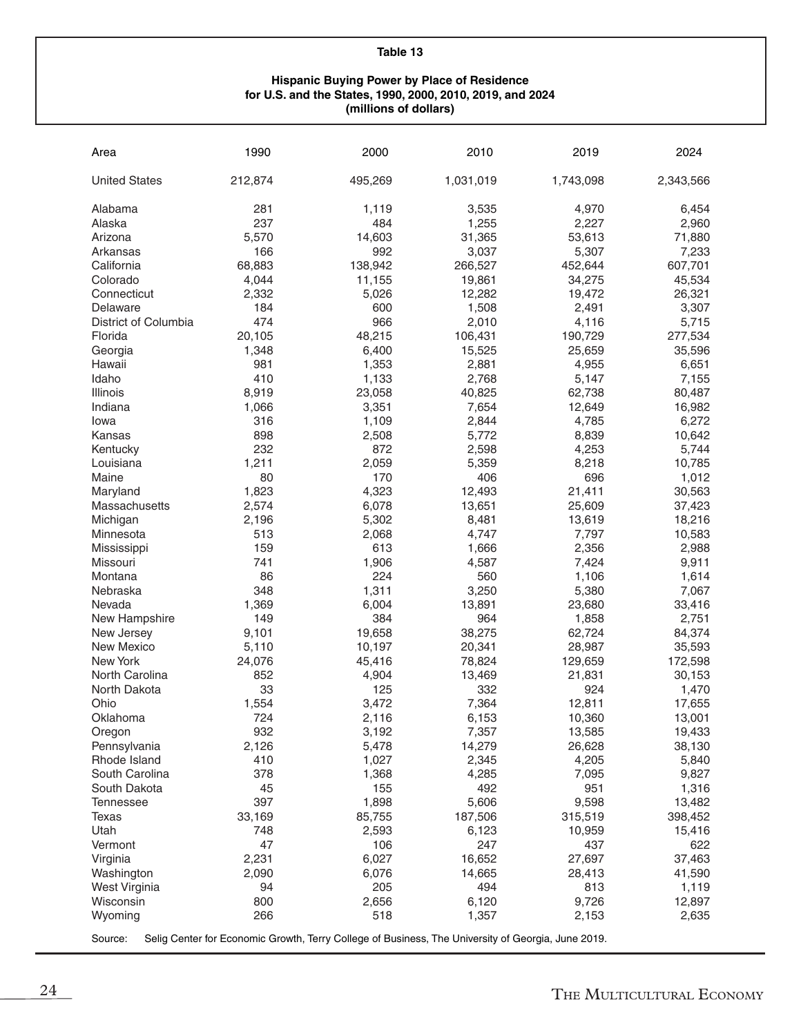**Table 13**

**Hispanic Buying Power by Place of Residence for U.S. and the States, 1990, 2000, 2010, 2019, and 2024 (millions of dollars)**

| Area | 1990 | 2000 | 2010 | 2019 | 2024 |
|---|---|---|---|---|---|
| United States | 212,874 | 495,269 | 1,031,019 | 1,743,098 | 2,343,566 |
| Alabama | 281 | 1,119 | 3,535 | 4,970 | 6,454 |
| Alaska | 237 | 484 | 1,255 | 2,227 | 2,960 |
| Arizona | 5,570 | 14,603 | 31,365 | 53,613 | 71,880 |
| Arkansas | 166 | 992 | 3,037 | 5,307 | 7,233 |
| California | 68,883 | 138,942 | 266,527 | 452,644 | 607,701 |
| Colorado | 4,044 | 11,155 | 19,861 | 34,275 | 45,534 |
| Connecticut | 2,332 | 5,026 | 12,282 | 19,472 | 26,321 |
| Delaware | 184 | 600 | 1,508 | 2,491 | 3,307 |
| District of Columbia | 474 | 966 | 2,010 | 4,116 | 5,715 |
| Florida | 20,105 | 48,215 | 106,431 | 190,729 | 277,534 |
| Georgia | 1,348 | 6,400 | 15,525 | 25,659 | 35,596 |
| Hawaii | 981 | 1,353 | 2,881 | 4,955 | 6,651 |
| Idaho | 410 | 1,133 | 2,768 | 5,147 | 7,155 |
| Illinois | 8,919 | 23,058 | 40,825 | 62,738 | 80,487 |
| Indiana | 1,066 | 3,351 | 7,654 | 12,649 | 16,982 |
| Iowa | 316 | 1,109 | 2,844 | 4,785 | 6,272 |
| Kansas | 898 | 2,508 | 5,772 | 8,839 | 10,642 |
| Kentucky | 232 | 872 | 2,598 | 4,253 | 5,744 |
| Louisiana | 1,211 | 2,059 | 5,359 | 8,218 | 10,785 |
| Maine | 80 | 170 | 406 | 696 | 1,012 |
| Maryland | 1,823 | 4,323 | 12,493 | 21,411 | 30,563 |
| Massachusetts | 2,574 | 6,078 | 13,651 | 25,609 | 37,423 |
| Michigan | 2,196 | 5,302 | 8,481 | 13,619 | 18,216 |
| Minnesota | 513 | 2,068 | 4,747 | 7,797 | 10,583 |
| Mississippi | 159 | 613 | 1,666 | 2,356 | 2,988 |
| Missouri | 741 | 1,906 | 4,587 | 7,424 | 9,911 |
| Montana | 86 | 224 | 560 | 1,106 | 1,614 |
| Nebraska | 348 | 1,311 | 3,250 | 5,380 | 7,067 |
| Nevada | 1,369 | 6,004 | 13,891 | 23,680 | 33,416 |
| New Hampshire | 149 | 384 | 964 | 1,858 | 2,751 |
| New Jersey | 9,101 | 19,658 | 38,275 | 62,724 | 84,374 |
| New Mexico | 5,110 | 10,197 | 20,341 | 28,987 | 35,593 |
| New York | 24,076 | 45,416 | 78,824 | 129,659 | 172,598 |
| North Carolina | 852 | 4,904 | 13,469 | 21,831 | 30,153 |
| North Dakota | 33 | 125 | 332 | 924 | 1,470 |
| Ohio | 1,554 | 3,472 | 7,364 | 12,811 | 17,655 |
| Oklahoma | 724 | 2,116 | 6,153 | 10,360 | 13,001 |
| Oregon | 932 | 3,192 | 7,357 | 13,585 | 19,433 |
| Pennsylvania | 2,126 | 5,478 | 14,279 | 26,628 | 38,130 |
| Rhode Island | 410 | 1,027 | 2,345 | 4,205 | 5,840 |
| South Carolina | 378 | 1,368 | 4,285 | 7,095 | 9,827 |
| South Dakota | 45 | 155 | 492 | 951 | 1,316 |
| Tennessee | 397 | 1,898 | 5,606 | 9,598 | 13,482 |
| Texas | 33,169 | 85,755 | 187,506 | 315,519 | 398,452 |
| Utah | 748 | 2,593 | 6,123 | 10,959 | 15,416 |
| Vermont | 47 | 106 | 247 | 437 | 622 |
| Virginia | 2,231 | 6,027 | 16,652 | 27,697 | 37,463 |
| Washington | 2,090 | 6,076 | 14,665 | 28,413 | 41,590 |
| West Virginia | 94 | 205 | 494 | 813 | 1,119 |
| Wisconsin | 800 | 2,656 | 6,120 | 9,726 | 12,897 |
| Wyoming | 266 | 518 | 1,357 | 2,153 | 2,635 |

Source: Selig Center for Economic Growth, Terry College of Business, The University of Georgia, June 2019.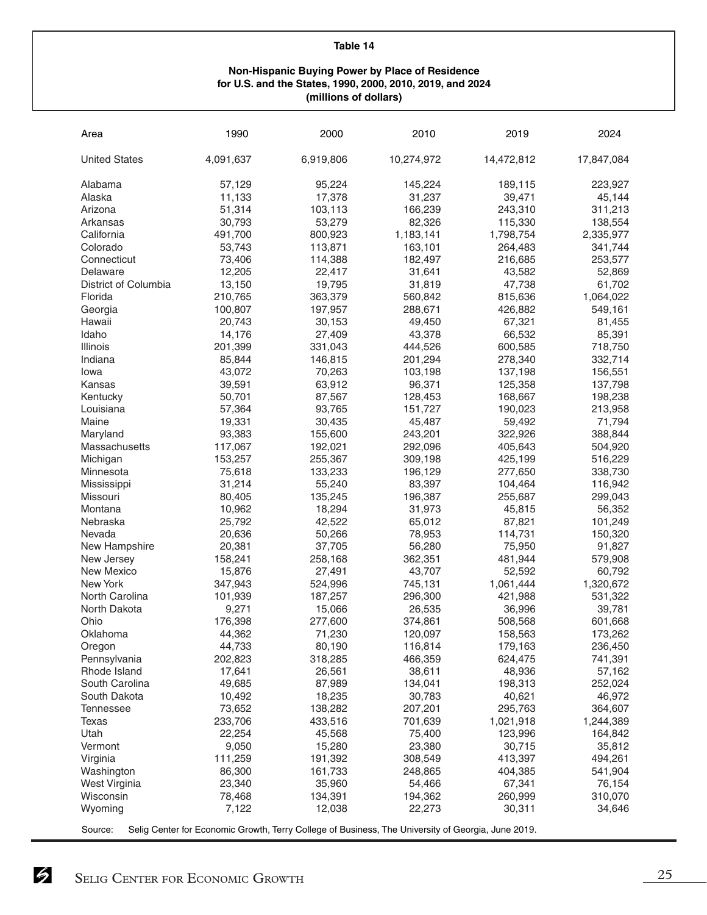**Table 14**

**Non-Hispanic Buying Power by Place of Residence for U.S. and the States, 1990, 2000, 2010, 2019, and 2024 (millions of dollars)**

| Area | 1990 | 2000 | 2010 | 2019 | 2024 |
|---|---|---|---|---|---|
| United States | 4,091,637 | 6,919,806 | 10,274,972 | 14,472,812 | 17,847,084 |
| Alabama | 57,129 | 95,224 | 145,224 | 189,115 | 223,927 |
| Alaska | 11,133 | 17,378 | 31,237 | 39,471 | 45,144 |
| Arizona | 51,314 | 103,113 | 166,239 | 243,310 | 311,213 |
| Arkansas | 30,793 | 53,279 | 82,326 | 115,330 | 138,554 |
| California | 491,700 | 800,923 | 1,183,141 | 1,798,754 | 2,335,977 |
| Colorado | 53,743 | 113,871 | 163,101 | 264,483 | 341,744 |
| Connecticut | 73,406 | 114,388 | 182,497 | 216,685 | 253,577 |
| Delaware | 12,205 | 22,417 | 31,641 | 43,582 | 52,869 |
| District of Columbia | 13,150 | 19,795 | 31,819 | 47,738 | 61,702 |
| Florida | 210,765 | 363,379 | 560,842 | 815,636 | 1,064,022 |
| Georgia | 100,807 | 197,957 | 288,671 | 426,882 | 549,161 |
| Hawaii | 20,743 | 30,153 | 49,450 | 67,321 | 81,455 |
| Idaho | 14,176 | 27,409 | 43,378 | 66,532 | 85,391 |
| Illinois | 201,399 | 331,043 | 444,526 | 600,585 | 718,750 |
| Indiana | 85,844 | 146,815 | 201,294 | 278,340 | 332,714 |
| Iowa | 43,072 | 70,263 | 103,198 | 137,198 | 156,551 |
| Kansas | 39,591 | 63,912 | 96,371 | 125,358 | 137,798 |
| Kentucky | 50,701 | 87,567 | 128,453 | 168,667 | 198,238 |
| Louisiana | 57,364 | 93,765 | 151,727 | 190,023 | 213,958 |
| Maine | 19,331 | 30,435 | 45,487 | 59,492 | 71,794 |
| Maryland | 93,383 | 155,600 | 243,201 | 322,926 | 388,844 |
| Massachusetts | 117,067 | 192,021 | 292,096 | 405,643 | 504,920 |
| Michigan | 153,257 | 255,367 | 309,198 | 425,199 | 516,229 |
| Minnesota | 75,618 | 133,233 | 196,129 | 277,650 | 338,730 |
| Mississippi | 31,214 | 55,240 | 83,397 | 104,464 | 116,942 |
| Missouri | 80,405 | 135,245 | 196,387 | 255,687 | 299,043 |
| Montana | 10,962 | 18,294 | 31,973 | 45,815 | 56,352 |
| Nebraska | 25,792 | 42,522 | 65,012 | 87,821 | 101,249 |
| Nevada | 20,636 | 50,266 | 78,953 | 114,731 | 150,320 |
| New Hampshire | 20,381 | 37,705 | 56,280 | 75,950 | 91,827 |
| New Jersey | 158,241 | 258,168 | 362,351 | 481,944 | 579,908 |
| New Mexico | 15,876 | 27,491 | 43,707 | 52,592 | 60,792 |
| New York | 347,943 | 524,996 | 745,131 | 1,061,444 | 1,320,672 |
| North Carolina | 101,939 | 187,257 | 296,300 | 421,988 | 531,322 |
| North Dakota | 9,271 | 15,066 | 26,535 | 36,996 | 39,781 |
| Ohio | 176,398 | 277,600 | 374,861 | 508,568 | 601,668 |
| Oklahoma | 44,362 | 71,230 | 120,097 | 158,563 | 173,262 |
| Oregon | 44,733 | 80,190 | 116,814 | 179,163 | 236,450 |
| Pennsylvania | 202,823 | 318,285 | 466,359 | 624,475 | 741,391 |
| Rhode Island | 17,641 | 26,561 | 38,611 | 48,936 | 57,162 |
| South Carolina | 49,685 | 87,989 | 134,041 | 198,313 | 252,024 |
| South Dakota | 10,492 | 18,235 | 30,783 | 40,621 | 46,972 |
| Tennessee | 73,652 | 138,282 | 207,201 | 295,763 | 364,607 |
| Texas | 233,706 | 433,516 | 701,639 | 1,021,918 | 1,244,389 |
| Utah | 22,254 | 45,568 | 75,400 | 123,996 | 164,842 |
| Vermont | 9,050 | 15,280 | 23,380 | 30,715 | 35,812 |
| Virginia | 111,259 | 191,392 | 308,549 | 413,397 | 494,261 |
| Washington | 86,300 | 161,733 | 248,865 | 404,385 | 541,904 |
| West Virginia | 23,340 | 35,960 | 54,466 | 67,341 | 76,154 |
| Wisconsin | 78,468 | 134,391 | 194,362 | 260,999 | 310,070 |
| Wyoming | 7,122 | 12,038 | 22,273 | 30,311 | 34,646 |

Source: Selig Center for Economic Growth, Terry College of Business, The University of Georgia, June 2019.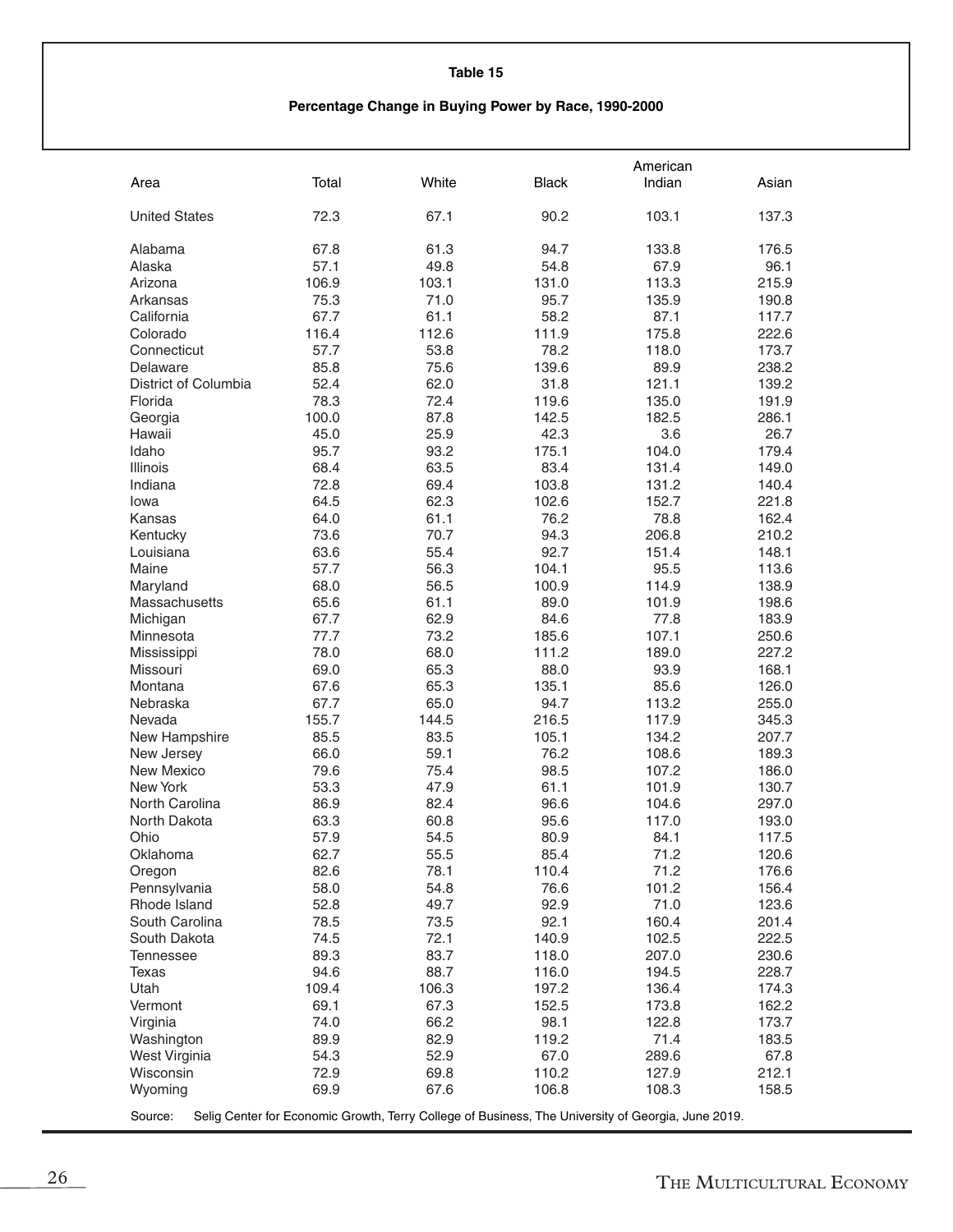**Table 15**

**Percentage Change in Buying Power by Race, 1990-2000**

| Area | Total | White | Black | American Indian | Asian |
|---|---|---|---|---|---|
| United States | 72.3 | 67.1 | 90.2 | 103.1 | 137.3 |
| Alabama | 67.8 | 61.3 | 94.7 | 133.8 | 176.5 |
| Alaska | 57.1 | 49.8 | 54.8 | 67.9 | 96.1 |
| Arizona | 106.9 | 103.1 | 131.0 | 113.3 | 215.9 |
| Arkansas | 75.3 | 71.0 | 95.7 | 135.9 | 190.8 |
| California | 67.7 | 61.1 | 58.2 | 87.1 | 117.7 |
| Colorado | 116.4 | 112.6 | 111.9 | 175.8 | 222.6 |
| Connecticut | 57.7 | 53.8 | 78.2 | 118.0 | 173.7 |
| Delaware | 85.8 | 75.6 | 139.6 | 89.9 | 238.2 |
| District of Columbia | 52.4 | 62.0 | 31.8 | 121.1 | 139.2 |
| Florida | 78.3 | 72.4 | 119.6 | 135.0 | 191.9 |
| Georgia | 100.0 | 87.8 | 142.5 | 182.5 | 286.1 |
| Hawaii | 45.0 | 25.9 | 42.3 | 3.6 | 26.7 |
| Idaho | 95.7 | 93.2 | 175.1 | 104.0 | 179.4 |
| Illinois | 68.4 | 63.5 | 83.4 | 131.4 | 149.0 |
| Indiana | 72.8 | 69.4 | 103.8 | 131.2 | 140.4 |
| Iowa | 64.5 | 62.3 | 102.6 | 152.7 | 221.8 |
| Kansas | 64.0 | 61.1 | 76.2 | 78.8 | 162.4 |
| Kentucky | 73.6 | 70.7 | 94.3 | 206.8 | 210.2 |
| Louisiana | 63.6 | 55.4 | 92.7 | 151.4 | 148.1 |
| Maine | 57.7 | 56.3 | 104.1 | 95.5 | 113.6 |
| Maryland | 68.0 | 56.5 | 100.9 | 114.9 | 138.9 |
| Massachusetts | 65.6 | 61.1 | 89.0 | 101.9 | 198.6 |
| Michigan | 67.7 | 62.9 | 84.6 | 77.8 | 183.9 |
| Minnesota | 77.7 | 73.2 | 185.6 | 107.1 | 250.6 |
| Mississippi | 78.0 | 68.0 | 111.2 | 189.0 | 227.2 |
| Missouri | 69.0 | 65.3 | 88.0 | 93.9 | 168.1 |
| Montana | 67.6 | 65.3 | 135.1 | 85.6 | 126.0 |
| Nebraska | 67.7 | 65.0 | 94.7 | 113.2 | 255.0 |
| Nevada | 155.7 | 144.5 | 216.5 | 117.9 | 345.3 |
| New Hampshire | 85.5 | 83.5 | 105.1 | 134.2 | 207.7 |
| New Jersey | 66.0 | 59.1 | 76.2 | 108.6 | 189.3 |
| New Mexico | 79.6 | 75.4 | 98.5 | 107.2 | 186.0 |
| New York | 53.3 | 47.9 | 61.1 | 101.9 | 130.7 |
| North Carolina | 86.9 | 82.4 | 96.6 | 104.6 | 297.0 |
| North Dakota | 63.3 | 60.8 | 95.6 | 117.0 | 193.0 |
| Ohio | 57.9 | 54.5 | 80.9 | 84.1 | 117.5 |
| Oklahoma | 62.7 | 55.5 | 85.4 | 71.2 | 120.6 |
| Oregon | 82.6 | 78.1 | 110.4 | 71.2 | 176.6 |
| Pennsylvania | 58.0 | 54.8 | 76.6 | 101.2 | 156.4 |
| Rhode Island | 52.8 | 49.7 | 92.9 | 71.0 | 123.6 |
| South Carolina | 78.5 | 73.5 | 92.1 | 160.4 | 201.4 |
| South Dakota | 74.5 | 72.1 | 140.9 | 102.5 | 222.5 |
| Tennessee | 89.3 | 83.7 | 118.0 | 207.0 | 230.6 |
| Texas | 94.6 | 88.7 | 116.0 | 194.5 | 228.7 |
| Utah | 109.4 | 106.3 | 197.2 | 136.4 | 174.3 |
| Vermont | 69.1 | 67.3 | 152.5 | 173.8 | 162.2 |
| Virginia | 74.0 | 66.2 | 98.1 | 122.8 | 173.7 |
| Washington | 89.9 | 82.9 | 119.2 | 71.4 | 183.5 |
| West Virginia | 54.3 | 52.9 | 67.0 | 289.6 | 67.8 |
| Wisconsin | 72.9 | 69.8 | 110.2 | 127.9 | 212.1 |
| Wyoming | 69.9 | 67.6 | 106.8 | 108.3 | 158.5 |

Source: Selig Center for Economic Growth, Terry College of Business, The University of Georgia, June 2019.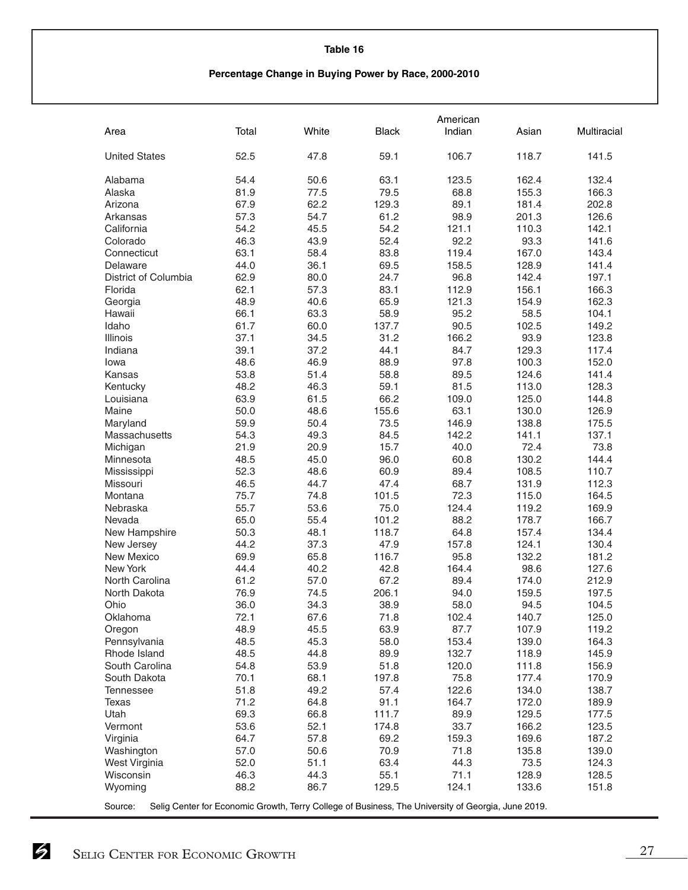**Table 16**

**Percentage Change in Buying Power by Race, 2000-2010**

| Area | Total | White | Black | American Indian | Asian | Multiracial |
|---|---|---|---|---|---|---|
| United States | 52.5 | 47.8 | 59.1 | 106.7 | 118.7 | 141.5 |
| Alabama | 54.4 | 50.6 | 63.1 | 123.5 | 162.4 | 132.4 |
| Alaska | 81.9 | 77.5 | 79.5 | 68.8 | 155.3 | 166.3 |
| Arizona | 67.9 | 62.2 | 129.3 | 89.1 | 181.4 | 202.8 |
| Arkansas | 57.3 | 54.7 | 61.2 | 98.9 | 201.3 | 126.6 |
| California | 54.2 | 45.5 | 54.2 | 121.1 | 110.3 | 142.1 |
| Colorado | 46.3 | 43.9 | 52.4 | 92.2 | 93.3 | 141.6 |
| Connecticut | 63.1 | 58.4 | 83.8 | 119.4 | 167.0 | 143.4 |
| Delaware | 44.0 | 36.1 | 69.5 | 158.5 | 128.9 | 141.4 |
| District of Columbia | 62.9 | 80.0 | 24.7 | 96.8 | 142.4 | 197.1 |
| Florida | 62.1 | 57.3 | 83.1 | 112.9 | 156.1 | 166.3 |
| Georgia | 48.9 | 40.6 | 65.9 | 121.3 | 154.9 | 162.3 |
| Hawaii | 66.1 | 63.3 | 58.9 | 95.2 | 58.5 | 104.1 |
| Idaho | 61.7 | 60.0 | 137.7 | 90.5 | 102.5 | 149.2 |
| Illinois | 37.1 | 34.5 | 31.2 | 166.2 | 93.9 | 123.8 |
| Indiana | 39.1 | 37.2 | 44.1 | 84.7 | 129.3 | 117.4 |
| Iowa | 48.6 | 46.9 | 88.9 | 97.8 | 100.3 | 152.0 |
| Kansas | 53.8 | 51.4 | 58.8 | 89.5 | 124.6 | 141.4 |
| Kentucky | 48.2 | 46.3 | 59.1 | 81.5 | 113.0 | 128.3 |
| Louisiana | 63.9 | 61.5 | 66.2 | 109.0 | 125.0 | 144.8 |
| Maine | 50.0 | 48.6 | 155.6 | 63.1 | 130.0 | 126.9 |
| Maryland | 59.9 | 50.4 | 73.5 | 146.9 | 138.8 | 175.5 |
| Massachusetts | 54.3 | 49.3 | 84.5 | 142.2 | 141.1 | 137.1 |
| Michigan | 21.9 | 20.9 | 15.7 | 40.0 | 72.4 | 73.8 |
| Minnesota | 48.5 | 45.0 | 96.0 | 60.8 | 130.2 | 144.4 |
| Mississippi | 52.3 | 48.6 | 60.9 | 89.4 | 108.5 | 110.7 |
| Missouri | 46.5 | 44.7 | 47.4 | 68.7 | 131.9 | 112.3 |
| Montana | 75.7 | 74.8 | 101.5 | 72.3 | 115.0 | 164.5 |
| Nebraska | 55.7 | 53.6 | 75.0 | 124.4 | 119.2 | 169.9 |
| Nevada | 65.0 | 55.4 | 101.2 | 88.2 | 178.7 | 166.7 |
| New Hampshire | 50.3 | 48.1 | 118.7 | 64.8 | 157.4 | 134.4 |
| New Jersey | 44.2 | 37.3 | 47.9 | 157.8 | 124.1 | 130.4 |
| New Mexico | 69.9 | 65.8 | 116.7 | 95.8 | 132.2 | 181.2 |
| New York | 44.4 | 40.2 | 42.8 | 164.4 | 98.6 | 127.6 |
| North Carolina | 61.2 | 57.0 | 67.2 | 89.4 | 174.0 | 212.9 |
| North Dakota | 76.9 | 74.5 | 206.1 | 94.0 | 159.5 | 197.5 |
| Ohio | 36.0 | 34.3 | 38.9 | 58.0 | 94.5 | 104.5 |
| Oklahoma | 72.1 | 67.6 | 71.8 | 102.4 | 140.7 | 125.0 |
| Oregon | 48.9 | 45.5 | 63.9 | 87.7 | 107.9 | 119.2 |
| Pennsylvania | 48.5 | 45.3 | 58.0 | 153.4 | 139.0 | 164.3 |
| Rhode Island | 48.5 | 44.8 | 89.9 | 132.7 | 118.9 | 145.9 |
| South Carolina | 54.8 | 53.9 | 51.8 | 120.0 | 111.8 | 156.9 |
| South Dakota | 70.1 | 68.1 | 197.8 | 75.8 | 177.4 | 170.9 |
| Tennessee | 51.8 | 49.2 | 57.4 | 122.6 | 134.0 | 138.7 |
| Texas | 71.2 | 64.8 | 91.1 | 164.7 | 172.0 | 189.9 |
| Utah | 69.3 | 66.8 | 111.7 | 89.9 | 129.5 | 177.5 |
| Vermont | 53.6 | 52.1 | 174.8 | 33.7 | 166.2 | 123.5 |
| Virginia | 64.7 | 57.8 | 69.2 | 159.3 | 169.6 | 187.2 |
| Washington | 57.0 | 50.6 | 70.9 | 71.8 | 135.8 | 139.0 |
| West Virginia | 52.0 | 51.1 | 63.4 | 44.3 | 73.5 | 124.3 |
| Wisconsin | 46.3 | 44.3 | 55.1 | 71.1 | 128.9 | 128.5 |
| Wyoming | 88.2 | 86.7 | 129.5 | 124.1 | 133.6 | 151.8 |

Source: Selig Center for Economic Growth, Terry College of Business, The University of Georgia, June 2019.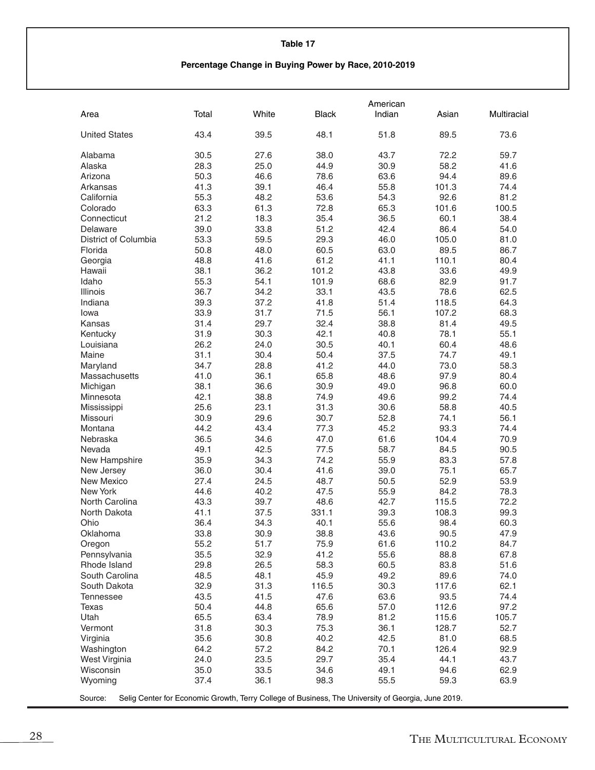**Table 17**

**Percentage Change in Buying Power by Race, 2010-2019**

| Area | Total | White | Black | American Indian | Asian | Multiracial |
|---|---|---|---|---|---|---|
| United States | 43.4 | 39.5 | 48.1 | 51.8 | 89.5 | 73.6 |
| Alabama | 30.5 | 27.6 | 38.0 | 43.7 | 72.2 | 59.7 |
| Alaska | 28.3 | 25.0 | 44.9 | 30.9 | 58.2 | 41.6 |
| Arizona | 50.3 | 46.6 | 78.6 | 63.6 | 94.4 | 89.6 |
| Arkansas | 41.3 | 39.1 | 46.4 | 55.8 | 101.3 | 74.4 |
| California | 55.3 | 48.2 | 53.6 | 54.3 | 92.6 | 81.2 |
| Colorado | 63.3 | 61.3 | 72.8 | 65.3 | 101.6 | 100.5 |
| Connecticut | 21.2 | 18.3 | 35.4 | 36.5 | 60.1 | 38.4 |
| Delaware | 39.0 | 33.8 | 51.2 | 42.4 | 86.4 | 54.0 |
| District of Columbia | 53.3 | 59.5 | 29.3 | 46.0 | 105.0 | 81.0 |
| Florida | 50.8 | 48.0 | 60.5 | 63.0 | 89.5 | 86.7 |
| Georgia | 48.8 | 41.6 | 61.2 | 41.1 | 110.1 | 80.4 |
| Hawaii | 38.1 | 36.2 | 101.2 | 43.8 | 33.6 | 49.9 |
| Idaho | 55.3 | 54.1 | 101.9 | 68.6 | 82.9 | 91.7 |
| Illinois | 36.7 | 34.2 | 33.1 | 43.5 | 78.6 | 62.5 |
| Indiana | 39.3 | 37.2 | 41.8 | 51.4 | 118.5 | 64.3 |
| Iowa | 33.9 | 31.7 | 71.5 | 56.1 | 107.2 | 68.3 |
| Kansas | 31.4 | 29.7 | 32.4 | 38.8 | 81.4 | 49.5 |
| Kentucky | 31.9 | 30.3 | 42.1 | 40.8 | 78.1 | 55.1 |
| Louisiana | 26.2 | 24.0 | 30.5 | 40.1 | 60.4 | 48.6 |
| Maine | 31.1 | 30.4 | 50.4 | 37.5 | 74.7 | 49.1 |
| Maryland | 34.7 | 28.8 | 41.2 | 44.0 | 73.0 | 58.3 |
| Massachusetts | 41.0 | 36.1 | 65.8 | 48.6 | 97.9 | 80.4 |
| Michigan | 38.1 | 36.6 | 30.9 | 49.0 | 96.8 | 60.0 |
| Minnesota | 42.1 | 38.8 | 74.9 | 49.6 | 99.2 | 74.4 |
| Mississippi | 25.6 | 23.1 | 31.3 | 30.6 | 58.8 | 40.5 |
| Missouri | 30.9 | 29.6 | 30.7 | 52.8 | 74.1 | 56.1 |
| Montana | 44.2 | 43.4 | 77.3 | 45.2 | 93.3 | 74.4 |
| Nebraska | 36.5 | 34.6 | 47.0 | 61.6 | 104.4 | 70.9 |
| Nevada | 49.1 | 42.5 | 77.5 | 58.7 | 84.5 | 90.5 |
| New Hampshire | 35.9 | 34.3 | 74.2 | 55.9 | 83.3 | 57.8 |
| New Jersey | 36.0 | 30.4 | 41.6 | 39.0 | 75.1 | 65.7 |
| New Mexico | 27.4 | 24.5 | 48.7 | 50.5 | 52.9 | 53.9 |
| New York | 44.6 | 40.2 | 47.5 | 55.9 | 84.2 | 78.3 |
| North Carolina | 43.3 | 39.7 | 48.6 | 42.7 | 115.5 | 72.2 |
| North Dakota | 41.1 | 37.5 | 331.1 | 39.3 | 108.3 | 99.3 |
| Ohio | 36.4 | 34.3 | 40.1 | 55.6 | 98.4 | 60.3 |
| Oklahoma | 33.8 | 30.9 | 38.8 | 43.6 | 90.5 | 47.9 |
| Oregon | 55.2 | 51.7 | 75.9 | 61.6 | 110.2 | 84.7 |
| Pennsylvania | 35.5 | 32.9 | 41.2 | 55.6 | 88.8 | 67.8 |
| Rhode Island | 29.8 | 26.5 | 58.3 | 60.5 | 83.8 | 51.6 |
| South Carolina | 48.5 | 48.1 | 45.9 | 49.2 | 89.6 | 74.0 |
| South Dakota | 32.9 | 31.3 | 116.5 | 30.3 | 117.6 | 62.1 |
| Tennessee | 43.5 | 41.5 | 47.6 | 63.6 | 93.5 | 74.4 |
| Texas | 50.4 | 44.8 | 65.6 | 57.0 | 112.6 | 97.2 |
| Utah | 65.5 | 63.4 | 78.9 | 81.2 | 115.6 | 105.7 |
| Vermont | 31.8 | 30.3 | 75.3 | 36.1 | 128.7 | 52.7 |
| Virginia | 35.6 | 30.8 | 40.2 | 42.5 | 81.0 | 68.5 |
| Washington | 64.2 | 57.2 | 84.2 | 70.1 | 126.4 | 92.9 |
| West Virginia | 24.0 | 23.5 | 29.7 | 35.4 | 44.1 | 43.7 |
| Wisconsin | 35.0 | 33.5 | 34.6 | 49.1 | 94.6 | 62.9 |
| Wyoming | 37.4 | 36.1 | 98.3 | 55.5 | 59.3 | 63.9 |

Source: Selig Center for Economic Growth, Terry College of Business, The University of Georgia, June 2019.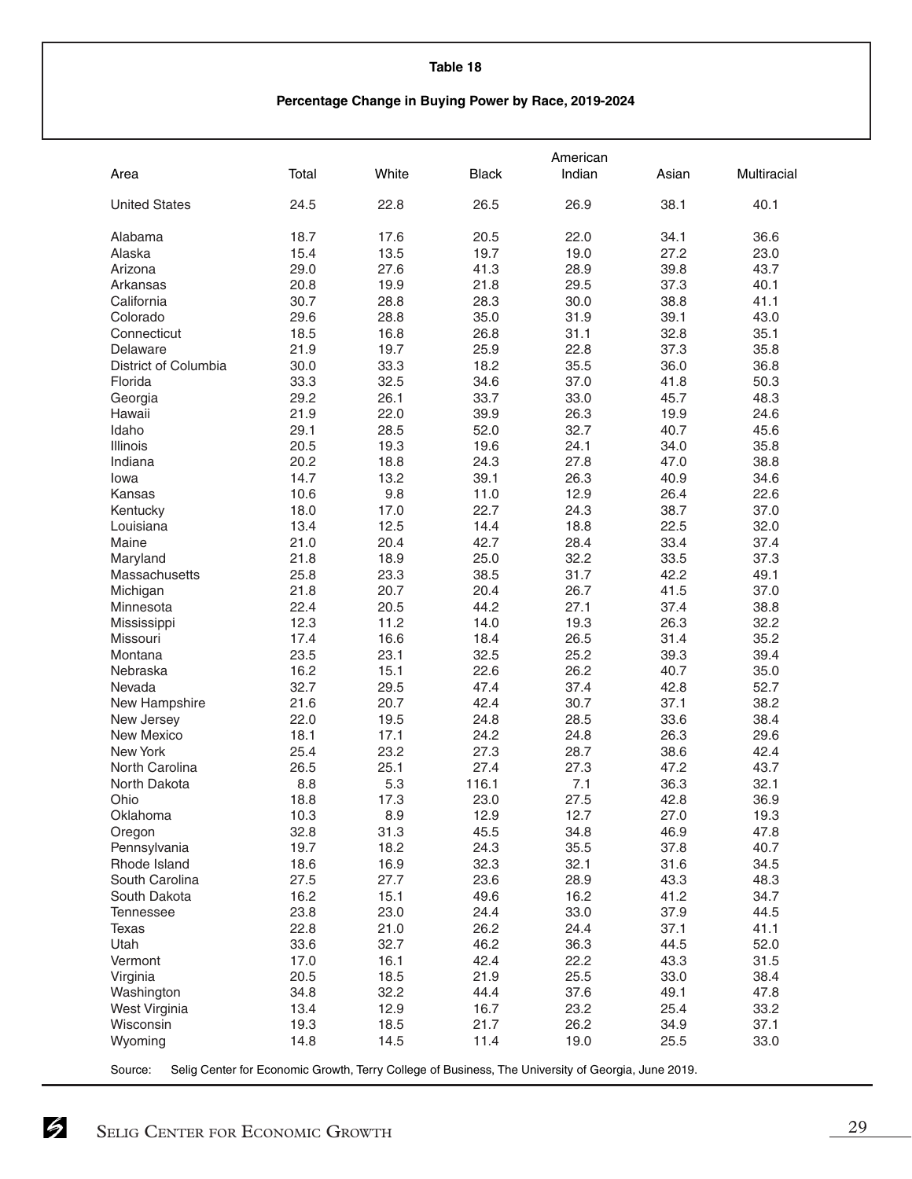**Table 18**

**Percentage Change in Buying Power by Race, 2019-2024**

| Area | Total | White | Black | American Indian | Asian | Multiracial |
|---|---|---|---|---|---|---|
| United States | 24.5 | 22.8 | 26.5 | 26.9 | 38.1 | 40.1 |
| Alabama | 18.7 | 17.6 | 20.5 | 22.0 | 34.1 | 36.6 |
| Alaska | 15.4 | 13.5 | 19.7 | 19.0 | 27.2 | 23.0 |
| Arizona | 29.0 | 27.6 | 41.3 | 28.9 | 39.8 | 43.7 |
| Arkansas | 20.8 | 19.9 | 21.8 | 29.5 | 37.3 | 40.1 |
| California | 30.7 | 28.8 | 28.3 | 30.0 | 38.8 | 41.1 |
| Colorado | 29.6 | 28.8 | 35.0 | 31.9 | 39.1 | 43.0 |
| Connecticut | 18.5 | 16.8 | 26.8 | 31.1 | 32.8 | 35.1 |
| Delaware | 21.9 | 19.7 | 25.9 | 22.8 | 37.3 | 35.8 |
| District of Columbia | 30.0 | 33.3 | 18.2 | 35.5 | 36.0 | 36.8 |
| Florida | 33.3 | 32.5 | 34.6 | 37.0 | 41.8 | 50.3 |
| Georgia | 29.2 | 26.1 | 33.7 | 33.0 | 45.7 | 48.3 |
| Hawaii | 21.9 | 22.0 | 39.9 | 26.3 | 19.9 | 24.6 |
| Idaho | 29.1 | 28.5 | 52.0 | 32.7 | 40.7 | 45.6 |
| Illinois | 20.5 | 19.3 | 19.6 | 24.1 | 34.0 | 35.8 |
| Indiana | 20.2 | 18.8 | 24.3 | 27.8 | 47.0 | 38.8 |
| Iowa | 14.7 | 13.2 | 39.1 | 26.3 | 40.9 | 34.6 |
| Kansas | 10.6 | 9.8 | 11.0 | 12.9 | 26.4 | 22.6 |
| Kentucky | 18.0 | 17.0 | 22.7 | 24.3 | 38.7 | 37.0 |
| Louisiana | 13.4 | 12.5 | 14.4 | 18.8 | 22.5 | 32.0 |
| Maine | 21.0 | 20.4 | 42.7 | 28.4 | 33.4 | 37.4 |
| Maryland | 21.8 | 18.9 | 25.0 | 32.2 | 33.5 | 37.3 |
| Massachusetts | 25.8 | 23.3 | 38.5 | 31.7 | 42.2 | 49.1 |
| Michigan | 21.8 | 20.7 | 20.4 | 26.7 | 41.5 | 37.0 |
| Minnesota | 22.4 | 20.5 | 44.2 | 27.1 | 37.4 | 38.8 |
| Mississippi | 12.3 | 11.2 | 14.0 | 19.3 | 26.3 | 32.2 |
| Missouri | 17.4 | 16.6 | 18.4 | 26.5 | 31.4 | 35.2 |
| Montana | 23.5 | 23.1 | 32.5 | 25.2 | 39.3 | 39.4 |
| Nebraska | 16.2 | 15.1 | 22.6 | 26.2 | 40.7 | 35.0 |
| Nevada | 32.7 | 29.5 | 47.4 | 37.4 | 42.8 | 52.7 |
| New Hampshire | 21.6 | 20.7 | 42.4 | 30.7 | 37.1 | 38.2 |
| New Jersey | 22.0 | 19.5 | 24.8 | 28.5 | 33.6 | 38.4 |
| New Mexico | 18.1 | 17.1 | 24.2 | 24.8 | 26.3 | 29.6 |
| New York | 25.4 | 23.2 | 27.3 | 28.7 | 38.6 | 42.4 |
| North Carolina | 26.5 | 25.1 | 27.4 | 27.3 | 47.2 | 43.7 |
| North Dakota | 8.8 | 5.3 | 116.1 | 7.1 | 36.3 | 32.1 |
| Ohio | 18.8 | 17.3 | 23.0 | 27.5 | 42.8 | 36.9 |
| Oklahoma | 10.3 | 8.9 | 12.9 | 12.7 | 27.0 | 19.3 |
| Oregon | 32.8 | 31.3 | 45.5 | 34.8 | 46.9 | 47.8 |
| Pennsylvania | 19.7 | 18.2 | 24.3 | 35.5 | 37.8 | 40.7 |
| Rhode Island | 18.6 | 16.9 | 32.3 | 32.1 | 31.6 | 34.5 |
| South Carolina | 27.5 | 27.7 | 23.6 | 28.9 | 43.3 | 48.3 |
| South Dakota | 16.2 | 15.1 | 49.6 | 16.2 | 41.2 | 34.7 |
| Tennessee | 23.8 | 23.0 | 24.4 | 33.0 | 37.9 | 44.5 |
| Texas | 22.8 | 21.0 | 26.2 | 24.4 | 37.1 | 41.1 |
| Utah | 33.6 | 32.7 | 46.2 | 36.3 | 44.5 | 52.0 |
| Vermont | 17.0 | 16.1 | 42.4 | 22.2 | 43.3 | 31.5 |
| Virginia | 20.5 | 18.5 | 21.9 | 25.5 | 33.0 | 38.4 |
| Washington | 34.8 | 32.2 | 44.4 | 37.6 | 49.1 | 47.8 |
| West Virginia | 13.4 | 12.9 | 16.7 | 23.2 | 25.4 | 33.2 |
| Wisconsin | 19.3 | 18.5 | 21.7 | 26.2 | 34.9 | 37.1 |
| Wyoming | 14.8 | 14.5 | 11.4 | 19.0 | 25.5 | 33.0 |

Source: Selig Center for Economic Growth, Terry College of Business, The University of Georgia, June 2019.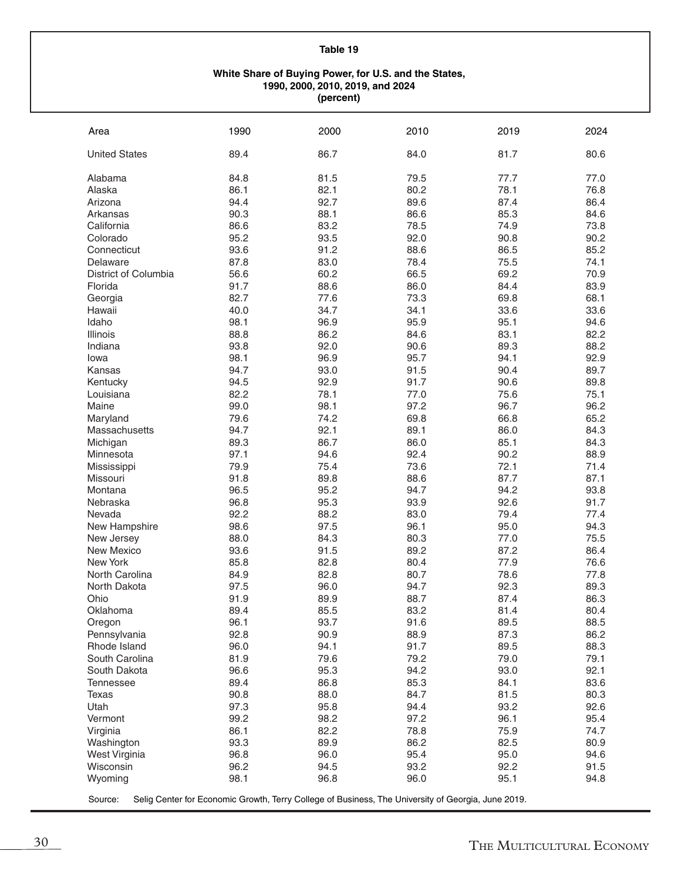## Table 19

**White Share of Buying Power, for U.S. and the States, 1990, 2000, 2010, 2019, and 2024 (percent)**

| Area | 1990 | 2000 | 2010 | 2019 | 2024 |
|---|---|---|---|---|---|
| United States | 89.4 | 86.7 | 84.0 | 81.7 | 80.6 |
| Alabama | 84.8 | 81.5 | 79.5 | 77.7 | 77.0 |
| Alaska | 86.1 | 82.1 | 80.2 | 78.1 | 76.8 |
| Arizona | 94.4 | 92.7 | 89.6 | 87.4 | 86.4 |
| Arkansas | 90.3 | 88.1 | 86.6 | 85.3 | 84.6 |
| California | 86.6 | 83.2 | 78.5 | 74.9 | 73.8 |
| Colorado | 95.2 | 93.5 | 92.0 | 90.8 | 90.2 |
| Connecticut | 93.6 | 91.2 | 88.6 | 86.5 | 85.2 |
| Delaware | 87.8 | 83.0 | 78.4 | 75.5 | 74.1 |
| District of Columbia | 56.6 | 60.2 | 66.5 | 69.2 | 70.9 |
| Florida | 91.7 | 88.6 | 86.0 | 84.4 | 83.9 |
| Georgia | 82.7 | 77.6 | 73.3 | 69.8 | 68.1 |
| Hawaii | 40.0 | 34.7 | 34.1 | 33.6 | 33.6 |
| Idaho | 98.1 | 96.9 | 95.9 | 95.1 | 94.6 |
| Illinois | 88.8 | 86.2 | 84.6 | 83.1 | 82.2 |
| Indiana | 93.8 | 92.0 | 90.6 | 89.3 | 88.2 |
| Iowa | 98.1 | 96.9 | 95.7 | 94.1 | 92.9 |
| Kansas | 94.7 | 93.0 | 91.5 | 90.4 | 89.7 |
| Kentucky | 94.5 | 92.9 | 91.7 | 90.6 | 89.8 |
| Louisiana | 82.2 | 78.1 | 77.0 | 75.6 | 75.1 |
| Maine | 99.0 | 98.1 | 97.2 | 96.7 | 96.2 |
| Maryland | 79.6 | 74.2 | 69.8 | 66.8 | 65.2 |
| Massachusetts | 94.7 | 92.1 | 89.1 | 86.0 | 84.3 |
| Michigan | 89.3 | 86.7 | 86.0 | 85.1 | 84.3 |
| Minnesota | 97.1 | 94.6 | 92.4 | 90.2 | 88.9 |
| Mississippi | 79.9 | 75.4 | 73.6 | 72.1 | 71.4 |
| Missouri | 91.8 | 89.8 | 88.6 | 87.7 | 87.1 |
| Montana | 96.5 | 95.2 | 94.7 | 94.2 | 93.8 |
| Nebraska | 96.8 | 95.3 | 93.9 | 92.6 | 91.7 |
| Nevada | 92.2 | 88.2 | 83.0 | 79.4 | 77.4 |
| New Hampshire | 98.6 | 97.5 | 96.1 | 95.0 | 94.3 |
| New Jersey | 88.0 | 84.3 | 80.3 | 77.0 | 75.5 |
| New Mexico | 93.6 | 91.5 | 89.2 | 87.2 | 86.4 |
| New York | 85.8 | 82.8 | 80.4 | 77.9 | 76.6 |
| North Carolina | 84.9 | 82.8 | 80.7 | 78.6 | 77.8 |
| North Dakota | 97.5 | 96.0 | 94.7 | 92.3 | 89.3 |
| Ohio | 91.9 | 89.9 | 88.7 | 87.4 | 86.3 |
| Oklahoma | 89.4 | 85.5 | 83.2 | 81.4 | 80.4 |
| Oregon | 96.1 | 93.7 | 91.6 | 89.5 | 88.5 |
| Pennsylvania | 92.8 | 90.9 | 88.9 | 87.3 | 86.2 |
| Rhode Island | 96.0 | 94.1 | 91.7 | 89.5 | 88.3 |
| South Carolina | 81.9 | 79.6 | 79.2 | 79.0 | 79.1 |
| South Dakota | 96.6 | 95.3 | 94.2 | 93.0 | 92.1 |
| Tennessee | 89.4 | 86.8 | 85.3 | 84.1 | 83.6 |
| Texas | 90.8 | 88.0 | 84.7 | 81.5 | 80.3 |
| Utah | 97.3 | 95.8 | 94.4 | 93.2 | 92.6 |
| Vermont | 99.2 | 98.2 | 97.2 | 96.1 | 95.4 |
| Virginia | 86.1 | 82.2 | 78.8 | 75.9 | 74.7 |
| Washington | 93.3 | 89.9 | 86.2 | 82.5 | 80.9 |
| West Virginia | 96.8 | 96.0 | 95.4 | 95.0 | 94.6 |
| Wisconsin | 96.2 | 94.5 | 93.2 | 92.2 | 91.5 |
| Wyoming | 98.1 | 96.8 | 96.0 | 95.1 | 94.8 |

Source: Selig Center for Economic Growth, Terry College of Business, The University of Georgia, June 2019.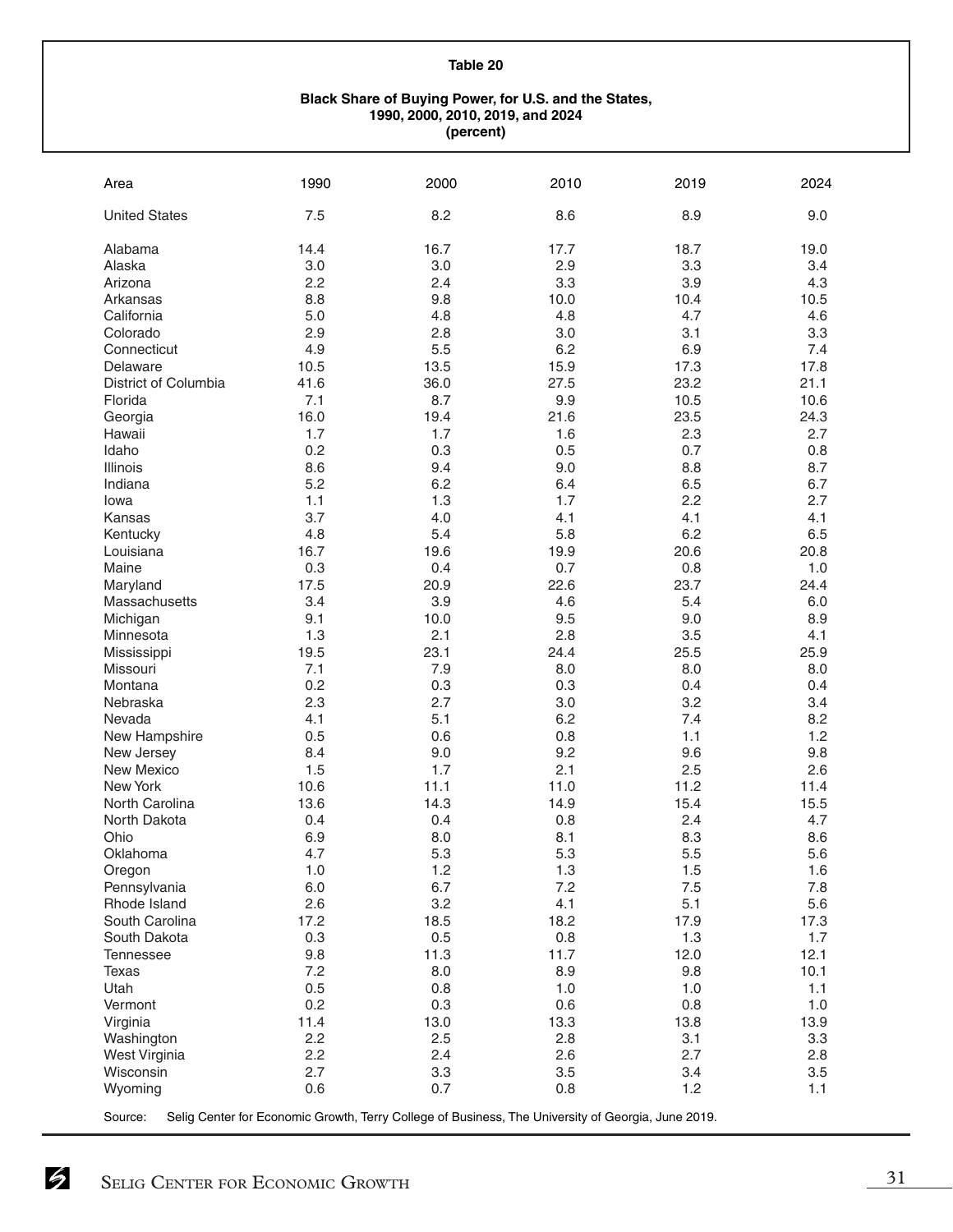**Table 20**

**Black Share of Buying Power, for U.S. and the States, 1990, 2000, 2010, 2019, and 2024 (percent)**

| Area | 1990 | 2000 | 2010 | 2019 | 2024 |
|---|---|---|---|---|---|
| United States | 7.5 | 8.2 | 8.6 | 8.9 | 9.0 |
| Alabama | 14.4 | 16.7 | 17.7 | 18.7 | 19.0 |
| Alaska | 3.0 | 3.0 | 2.9 | 3.3 | 3.4 |
| Arizona | 2.2 | 2.4 | 3.3 | 3.9 | 4.3 |
| Arkansas | 8.8 | 9.8 | 10.0 | 10.4 | 10.5 |
| California | 5.0 | 4.8 | 4.8 | 4.7 | 4.6 |
| Colorado | 2.9 | 2.8 | 3.0 | 3.1 | 3.3 |
| Connecticut | 4.9 | 5.5 | 6.2 | 6.9 | 7.4 |
| Delaware | 10.5 | 13.5 | 15.9 | 17.3 | 17.8 |
| District of Columbia | 41.6 | 36.0 | 27.5 | 23.2 | 21.1 |
| Florida | 7.1 | 8.7 | 9.9 | 10.5 | 10.6 |
| Georgia | 16.0 | 19.4 | 21.6 | 23.5 | 24.3 |
| Hawaii | 1.7 | 1.7 | 1.6 | 2.3 | 2.7 |
| Idaho | 0.2 | 0.3 | 0.5 | 0.7 | 0.8 |
| Illinois | 8.6 | 9.4 | 9.0 | 8.8 | 8.7 |
| Indiana | 5.2 | 6.2 | 6.4 | 6.5 | 6.7 |
| Iowa | 1.1 | 1.3 | 1.7 | 2.2 | 2.7 |
| Kansas | 3.7 | 4.0 | 4.1 | 4.1 | 4.1 |
| Kentucky | 4.8 | 5.4 | 5.8 | 6.2 | 6.5 |
| Louisiana | 16.7 | 19.6 | 19.9 | 20.6 | 20.8 |
| Maine | 0.3 | 0.4 | 0.7 | 0.8 | 1.0 |
| Maryland | 17.5 | 20.9 | 22.6 | 23.7 | 24.4 |
| Massachusetts | 3.4 | 3.9 | 4.6 | 5.4 | 6.0 |
| Michigan | 9.1 | 10.0 | 9.5 | 9.0 | 8.9 |
| Minnesota | 1.3 | 2.1 | 2.8 | 3.5 | 4.1 |
| Mississippi | 19.5 | 23.1 | 24.4 | 25.5 | 25.9 |
| Missouri | 7.1 | 7.9 | 8.0 | 8.0 | 8.0 |
| Montana | 0.2 | 0.3 | 0.3 | 0.4 | 0.4 |
| Nebraska | 2.3 | 2.7 | 3.0 | 3.2 | 3.4 |
| Nevada | 4.1 | 5.1 | 6.2 | 7.4 | 8.2 |
| New Hampshire | 0.5 | 0.6 | 0.8 | 1.1 | 1.2 |
| New Jersey | 8.4 | 9.0 | 9.2 | 9.6 | 9.8 |
| New Mexico | 1.5 | 1.7 | 2.1 | 2.5 | 2.6 |
| New York | 10.6 | 11.1 | 11.0 | 11.2 | 11.4 |
| North Carolina | 13.6 | 14.3 | 14.9 | 15.4 | 15.5 |
| North Dakota | 0.4 | 0.4 | 0.8 | 2.4 | 4.7 |
| Ohio | 6.9 | 8.0 | 8.1 | 8.3 | 8.6 |
| Oklahoma | 4.7 | 5.3 | 5.3 | 5.5 | 5.6 |
| Oregon | 1.0 | 1.2 | 1.3 | 1.5 | 1.6 |
| Pennsylvania | 6.0 | 6.7 | 7.2 | 7.5 | 7.8 |
| Rhode Island | 2.6 | 3.2 | 4.1 | 5.1 | 5.6 |
| South Carolina | 17.2 | 18.5 | 18.2 | 17.9 | 17.3 |
| South Dakota | 0.3 | 0.5 | 0.8 | 1.3 | 1.7 |
| Tennessee | 9.8 | 11.3 | 11.7 | 12.0 | 12.1 |
| Texas | 7.2 | 8.0 | 8.9 | 9.8 | 10.1 |
| Utah | 0.5 | 0.8 | 1.0 | 1.0 | 1.1 |
| Vermont | 0.2 | 0.3 | 0.6 | 0.8 | 1.0 |
| Virginia | 11.4 | 13.0 | 13.3 | 13.8 | 13.9 |
| Washington | 2.2 | 2.5 | 2.8 | 3.1 | 3.3 |
| West Virginia | 2.2 | 2.4 | 2.6 | 2.7 | 2.8 |
| Wisconsin | 2.7 | 3.3 | 3.5 | 3.4 | 3.5 |
| Wyoming | 0.6 | 0.7 | 0.8 | 1.2 | 1.1 |

Source: Selig Center for Economic Growth, Terry College of Business, The University of Georgia, June 2019.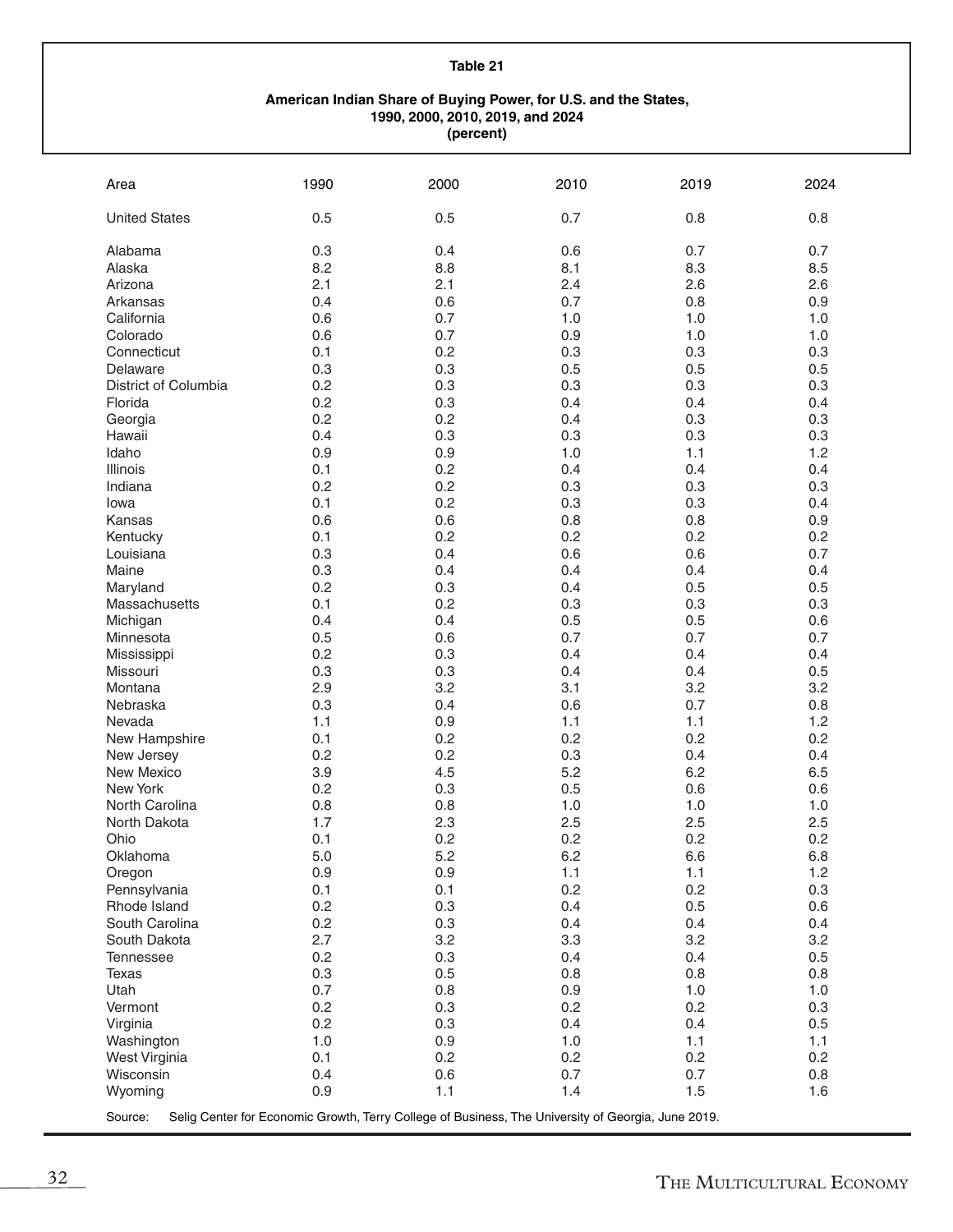**Table 21**

**American Indian Share of Buying Power, for U.S. and the States, 1990, 2000, 2010, 2019, and 2024 (percent)**

| Area | 1990 | 2000 | 2010 | 2019 | 2024 |
|---|---|---|---|---|---|
| United States | 0.5 | 0.5 | 0.7 | 0.8 | 0.8 |
| Alabama | 0.3 | 0.4 | 0.6 | 0.7 | 0.7 |
| Alaska | 8.2 | 8.8 | 8.1 | 8.3 | 8.5 |
| Arizona | 2.1 | 2.1 | 2.4 | 2.6 | 2.6 |
| Arkansas | 0.4 | 0.6 | 0.7 | 0.8 | 0.9 |
| California | 0.6 | 0.7 | 1.0 | 1.0 | 1.0 |
| Colorado | 0.6 | 0.7 | 0.9 | 1.0 | 1.0 |
| Connecticut | 0.1 | 0.2 | 0.3 | 0.3 | 0.3 |
| Delaware | 0.3 | 0.3 | 0.5 | 0.5 | 0.5 |
| District of Columbia | 0.2 | 0.3 | 0.3 | 0.3 | 0.3 |
| Florida | 0.2 | 0.3 | 0.4 | 0.4 | 0.4 |
| Georgia | 0.2 | 0.2 | 0.4 | 0.3 | 0.3 |
| Hawaii | 0.4 | 0.3 | 0.3 | 0.3 | 0.3 |
| Idaho | 0.9 | 0.9 | 1.0 | 1.1 | 1.2 |
| Illinois | 0.1 | 0.2 | 0.4 | 0.4 | 0.4 |
| Indiana | 0.2 | 0.2 | 0.3 | 0.3 | 0.3 |
| Iowa | 0.1 | 0.2 | 0.3 | 0.3 | 0.4 |
| Kansas | 0.6 | 0.6 | 0.8 | 0.8 | 0.9 |
| Kentucky | 0.1 | 0.2 | 0.2 | 0.2 | 0.2 |
| Louisiana | 0.3 | 0.4 | 0.6 | 0.6 | 0.7 |
| Maine | 0.3 | 0.4 | 0.4 | 0.4 | 0.4 |
| Maryland | 0.2 | 0.3 | 0.4 | 0.5 | 0.5 |
| Massachusetts | 0.1 | 0.2 | 0.3 | 0.3 | 0.3 |
| Michigan | 0.4 | 0.4 | 0.5 | 0.5 | 0.6 |
| Minnesota | 0.5 | 0.6 | 0.7 | 0.7 | 0.7 |
| Mississippi | 0.2 | 0.3 | 0.4 | 0.4 | 0.4 |
| Missouri | 0.3 | 0.3 | 0.4 | 0.4 | 0.5 |
| Montana | 2.9 | 3.2 | 3.1 | 3.2 | 3.2 |
| Nebraska | 0.3 | 0.4 | 0.6 | 0.7 | 0.8 |
| Nevada | 1.1 | 0.9 | 1.1 | 1.1 | 1.2 |
| New Hampshire | 0.1 | 0.2 | 0.2 | 0.2 | 0.2 |
| New Jersey | 0.2 | 0.2 | 0.3 | 0.4 | 0.4 |
| New Mexico | 3.9 | 4.5 | 5.2 | 6.2 | 6.5 |
| New York | 0.2 | 0.3 | 0.5 | 0.6 | 0.6 |
| North Carolina | 0.8 | 0.8 | 1.0 | 1.0 | 1.0 |
| North Dakota | 1.7 | 2.3 | 2.5 | 2.5 | 2.5 |
| Ohio | 0.1 | 0.2 | 0.2 | 0.2 | 0.2 |
| Oklahoma | 5.0 | 5.2 | 6.2 | 6.6 | 6.8 |
| Oregon | 0.9 | 0.9 | 1.1 | 1.1 | 1.2 |
| Pennsylvania | 0.1 | 0.1 | 0.2 | 0.2 | 0.3 |
| Rhode Island | 0.2 | 0.3 | 0.4 | 0.5 | 0.6 |
| South Carolina | 0.2 | 0.3 | 0.4 | 0.4 | 0.4 |
| South Dakota | 2.7 | 3.2 | 3.3 | 3.2 | 3.2 |
| Tennessee | 0.2 | 0.3 | 0.4 | 0.4 | 0.5 |
| Texas | 0.3 | 0.5 | 0.8 | 0.8 | 0.8 |
| Utah | 0.7 | 0.8 | 0.9 | 1.0 | 1.0 |
| Vermont | 0.2 | 0.3 | 0.2 | 0.2 | 0.3 |
| Virginia | 0.2 | 0.3 | 0.4 | 0.4 | 0.5 |
| Washington | 1.0 | 0.9 | 1.0 | 1.1 | 1.1 |
| West Virginia | 0.1 | 0.2 | 0.2 | 0.2 | 0.2 |
| Wisconsin | 0.4 | 0.6 | 0.7 | 0.7 | 0.8 |
| Wyoming | 0.9 | 1.1 | 1.4 | 1.5 | 1.6 |

Source: Selig Center for Economic Growth, Terry College of Business, The University of Georgia, June 2019.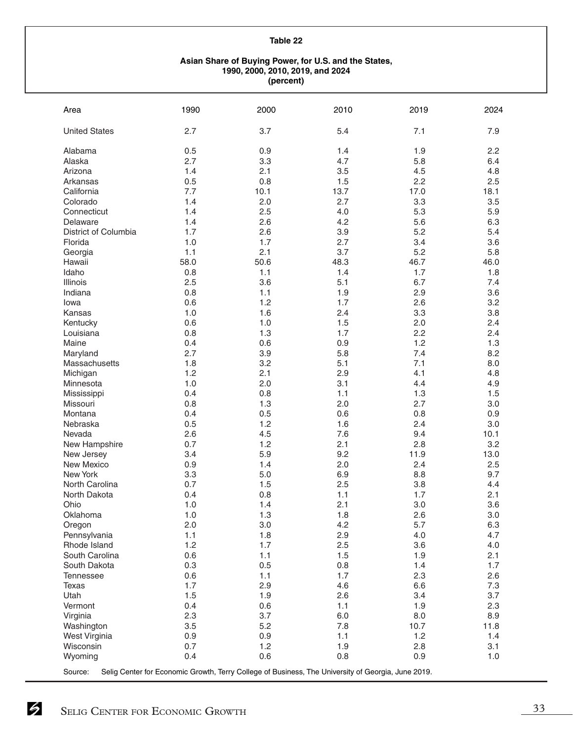**Table 22**

**Asian Share of Buying Power, for U.S. and the States, 1990, 2000, 2010, 2019, and 2024 (percent)**

| Area | 1990 | 2000 | 2010 | 2019 | 2024 |
|---|---|---|---|---|---|
| United States | 2.7 | 3.7 | 5.4 | 7.1 | 7.9 |
| Alabama | 0.5 | 0.9 | 1.4 | 1.9 | 2.2 |
| Alaska | 2.7 | 3.3 | 4.7 | 5.8 | 6.4 |
| Arizona | 1.4 | 2.1 | 3.5 | 4.5 | 4.8 |
| Arkansas | 0.5 | 0.8 | 1.5 | 2.2 | 2.5 |
| California | 7.7 | 10.1 | 13.7 | 17.0 | 18.1 |
| Colorado | 1.4 | 2.0 | 2.7 | 3.3 | 3.5 |
| Connecticut | 1.4 | 2.5 | 4.0 | 5.3 | 5.9 |
| Delaware | 1.4 | 2.6 | 4.2 | 5.6 | 6.3 |
| District of Columbia | 1.7 | 2.6 | 3.9 | 5.2 | 5.4 |
| Florida | 1.0 | 1.7 | 2.7 | 3.4 | 3.6 |
| Georgia | 1.1 | 2.1 | 3.7 | 5.2 | 5.8 |
| Hawaii | 58.0 | 50.6 | 48.3 | 46.7 | 46.0 |
| Idaho | 0.8 | 1.1 | 1.4 | 1.7 | 1.8 |
| Illinois | 2.5 | 3.6 | 5.1 | 6.7 | 7.4 |
| Indiana | 0.8 | 1.1 | 1.9 | 2.9 | 3.6 |
| Iowa | 0.6 | 1.2 | 1.7 | 2.6 | 3.2 |
| Kansas | 1.0 | 1.6 | 2.4 | 3.3 | 3.8 |
| Kentucky | 0.6 | 1.0 | 1.5 | 2.0 | 2.4 |
| Louisiana | 0.8 | 1.3 | 1.7 | 2.2 | 2.4 |
| Maine | 0.4 | 0.6 | 0.9 | 1.2 | 1.3 |
| Maryland | 2.7 | 3.9 | 5.8 | 7.4 | 8.2 |
| Massachusetts | 1.8 | 3.2 | 5.1 | 7.1 | 8.0 |
| Michigan | 1.2 | 2.1 | 2.9 | 4.1 | 4.8 |
| Minnesota | 1.0 | 2.0 | 3.1 | 4.4 | 4.9 |
| Mississippi | 0.4 | 0.8 | 1.1 | 1.3 | 1.5 |
| Missouri | 0.8 | 1.3 | 2.0 | 2.7 | 3.0 |
| Montana | 0.4 | 0.5 | 0.6 | 0.8 | 0.9 |
| Nebraska | 0.5 | 1.2 | 1.6 | 2.4 | 3.0 |
| Nevada | 2.6 | 4.5 | 7.6 | 9.4 | 10.1 |
| New Hampshire | 0.7 | 1.2 | 2.1 | 2.8 | 3.2 |
| New Jersey | 3.4 | 5.9 | 9.2 | 11.9 | 13.0 |
| New Mexico | 0.9 | 1.4 | 2.0 | 2.4 | 2.5 |
| New York | 3.3 | 5.0 | 6.9 | 8.8 | 9.7 |
| North Carolina | 0.7 | 1.5 | 2.5 | 3.8 | 4.4 |
| North Dakota | 0.4 | 0.8 | 1.1 | 1.7 | 2.1 |
| Ohio | 1.0 | 1.4 | 2.1 | 3.0 | 3.6 |
| Oklahoma | 1.0 | 1.3 | 1.8 | 2.6 | 3.0 |
| Oregon | 2.0 | 3.0 | 4.2 | 5.7 | 6.3 |
| Pennsylvania | 1.1 | 1.8 | 2.9 | 4.0 | 4.7 |
| Rhode Island | 1.2 | 1.7 | 2.5 | 3.6 | 4.0 |
| South Carolina | 0.6 | 1.1 | 1.5 | 1.9 | 2.1 |
| South Dakota | 0.3 | 0.5 | 0.8 | 1.4 | 1.7 |
| Tennessee | 0.6 | 1.1 | 1.7 | 2.3 | 2.6 |
| Texas | 1.7 | 2.9 | 4.6 | 6.6 | 7.3 |
| Utah | 1.5 | 1.9 | 2.6 | 3.4 | 3.7 |
| Vermont | 0.4 | 0.6 | 1.1 | 1.9 | 2.3 |
| Virginia | 2.3 | 3.7 | 6.0 | 8.0 | 8.9 |
| Washington | 3.5 | 5.2 | 7.8 | 10.7 | 11.8 |
| West Virginia | 0.9 | 0.9 | 1.1 | 1.2 | 1.4 |
| Wisconsin | 0.7 | 1.2 | 1.9 | 2.8 | 3.1 |
| Wyoming | 0.4 | 0.6 | 0.8 | 0.9 | 1.0 |

Source: Selig Center for Economic Growth, Terry College of Business, The University of Georgia, June 2019.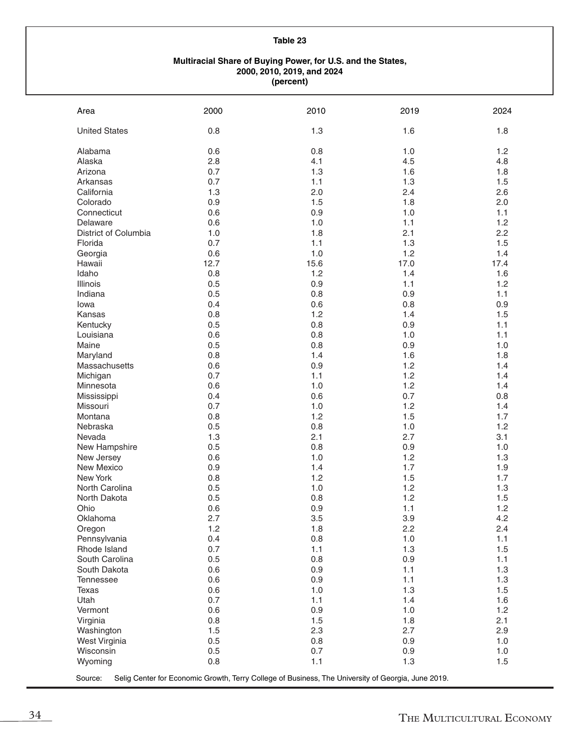**Table 23**

**Multiracial Share of Buying Power, for U.S. and the States, 2000, 2010, 2019, and 2024 (percent)**

| Area | 2000 | 2010 | 2019 | 2024 |
|---|---|---|---|---|
| United States | 0.8 | 1.3 | 1.6 | 1.8 |
| Alabama | 0.6 | 0.8 | 1.0 | 1.2 |
| Alaska | 2.8 | 4.1 | 4.5 | 4.8 |
| Arizona | 0.7 | 1.3 | 1.6 | 1.8 |
| Arkansas | 0.7 | 1.1 | 1.3 | 1.5 |
| California | 1.3 | 2.0 | 2.4 | 2.6 |
| Colorado | 0.9 | 1.5 | 1.8 | 2.0 |
| Connecticut | 0.6 | 0.9 | 1.0 | 1.1 |
| Delaware | 0.6 | 1.0 | 1.1 | 1.2 |
| District of Columbia | 1.0 | 1.8 | 2.1 | 2.2 |
| Florida | 0.7 | 1.1 | 1.3 | 1.5 |
| Georgia | 0.6 | 1.0 | 1.2 | 1.4 |
| Hawaii | 12.7 | 15.6 | 17.0 | 17.4 |
| Idaho | 0.8 | 1.2 | 1.4 | 1.6 |
| Illinois | 0.5 | 0.9 | 1.1 | 1.2 |
| Indiana | 0.5 | 0.8 | 0.9 | 1.1 |
| Iowa | 0.4 | 0.6 | 0.8 | 0.9 |
| Kansas | 0.8 | 1.2 | 1.4 | 1.5 |
| Kentucky | 0.5 | 0.8 | 0.9 | 1.1 |
| Louisiana | 0.6 | 0.8 | 1.0 | 1.1 |
| Maine | 0.5 | 0.8 | 0.9 | 1.0 |
| Maryland | 0.8 | 1.4 | 1.6 | 1.8 |
| Massachusetts | 0.6 | 0.9 | 1.2 | 1.4 |
| Michigan | 0.7 | 1.1 | 1.2 | 1.4 |
| Minnesota | 0.6 | 1.0 | 1.2 | 1.4 |
| Mississippi | 0.4 | 0.6 | 0.7 | 0.8 |
| Missouri | 0.7 | 1.0 | 1.2 | 1.4 |
| Montana | 0.8 | 1.2 | 1.5 | 1.7 |
| Nebraska | 0.5 | 0.8 | 1.0 | 1.2 |
| Nevada | 1.3 | 2.1 | 2.7 | 3.1 |
| New Hampshire | 0.5 | 0.8 | 0.9 | 1.0 |
| New Jersey | 0.6 | 1.0 | 1.2 | 1.3 |
| New Mexico | 0.9 | 1.4 | 1.7 | 1.9 |
| New York | 0.8 | 1.2 | 1.5 | 1.7 |
| North Carolina | 0.5 | 1.0 | 1.2 | 1.3 |
| North Dakota | 0.5 | 0.8 | 1.2 | 1.5 |
| Ohio | 0.6 | 0.9 | 1.1 | 1.2 |
| Oklahoma | 2.7 | 3.5 | 3.9 | 4.2 |
| Oregon | 1.2 | 1.8 | 2.2 | 2.4 |
| Pennsylvania | 0.4 | 0.8 | 1.0 | 1.1 |
| Rhode Island | 0.7 | 1.1 | 1.3 | 1.5 |
| South Carolina | 0.5 | 0.8 | 0.9 | 1.1 |
| South Dakota | 0.6 | 0.9 | 1.1 | 1.3 |
| Tennessee | 0.6 | 0.9 | 1.1 | 1.3 |
| Texas | 0.6 | 1.0 | 1.3 | 1.5 |
| Utah | 0.7 | 1.1 | 1.4 | 1.6 |
| Vermont | 0.6 | 0.9 | 1.0 | 1.2 |
| Virginia | 0.8 | 1.5 | 1.8 | 2.1 |
| Washington | 1.5 | 2.3 | 2.7 | 2.9 |
| West Virginia | 0.5 | 0.8 | 0.9 | 1.0 |
| Wisconsin | 0.5 | 0.7 | 0.9 | 1.0 |
| Wyoming | 0.8 | 1.1 | 1.3 | 1.5 |

Source: Selig Center for Economic Growth, Terry College of Business, The University of Georgia, June 2019.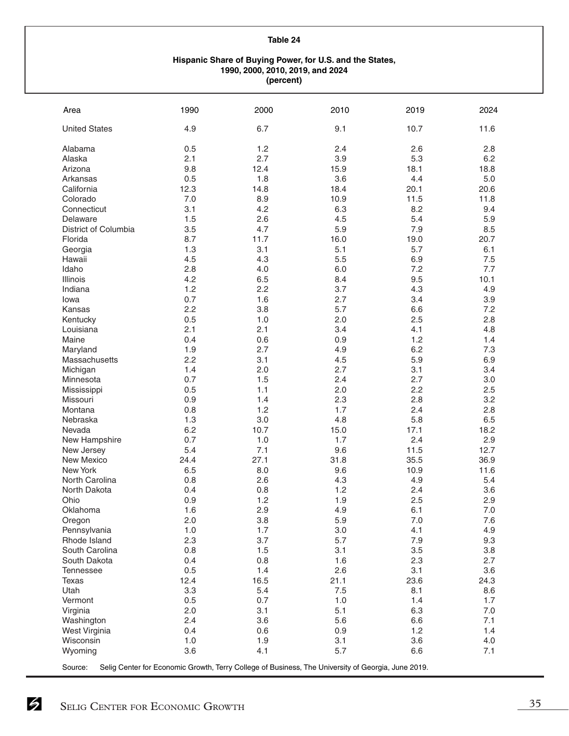**Table 24**

**Hispanic Share of Buying Power, for U.S. and the States, 1990, 2000, 2010, 2019, and 2024 (percent)**

| Area | 1990 | 2000 | 2010 | 2019 | 2024 |
|---|---|---|---|---|---|
| United States | 4.9 | 6.7 | 9.1 | 10.7 | 11.6 |
| Alabama | 0.5 | 1.2 | 2.4 | 2.6 | 2.8 |
| Alaska | 2.1 | 2.7 | 3.9 | 5.3 | 6.2 |
| Arizona | 9.8 | 12.4 | 15.9 | 18.1 | 18.8 |
| Arkansas | 0.5 | 1.8 | 3.6 | 4.4 | 5.0 |
| California | 12.3 | 14.8 | 18.4 | 20.1 | 20.6 |
| Colorado | 7.0 | 8.9 | 10.9 | 11.5 | 11.8 |
| Connecticut | 3.1 | 4.2 | 6.3 | 8.2 | 9.4 |
| Delaware | 1.5 | 2.6 | 4.5 | 5.4 | 5.9 |
| District of Columbia | 3.5 | 4.7 | 5.9 | 7.9 | 8.5 |
| Florida | 8.7 | 11.7 | 16.0 | 19.0 | 20.7 |
| Georgia | 1.3 | 3.1 | 5.1 | 5.7 | 6.1 |
| Hawaii | 4.5 | 4.3 | 5.5 | 6.9 | 7.5 |
| Idaho | 2.8 | 4.0 | 6.0 | 7.2 | 7.7 |
| Illinois | 4.2 | 6.5 | 8.4 | 9.5 | 10.1 |
| Indiana | 1.2 | 2.2 | 3.7 | 4.3 | 4.9 |
| Iowa | 0.7 | 1.6 | 2.7 | 3.4 | 3.9 |
| Kansas | 2.2 | 3.8 | 5.7 | 6.6 | 7.2 |
| Kentucky | 0.5 | 1.0 | 2.0 | 2.5 | 2.8 |
| Louisiana | 2.1 | 2.1 | 3.4 | 4.1 | 4.8 |
| Maine | 0.4 | 0.6 | 0.9 | 1.2 | 1.4 |
| Maryland | 1.9 | 2.7 | 4.9 | 6.2 | 7.3 |
| Massachusetts | 2.2 | 3.1 | 4.5 | 5.9 | 6.9 |
| Michigan | 1.4 | 2.0 | 2.7 | 3.1 | 3.4 |
| Minnesota | 0.7 | 1.5 | 2.4 | 2.7 | 3.0 |
| Mississippi | 0.5 | 1.1 | 2.0 | 2.2 | 2.5 |
| Missouri | 0.9 | 1.4 | 2.3 | 2.8 | 3.2 |
| Montana | 0.8 | 1.2 | 1.7 | 2.4 | 2.8 |
| Nebraska | 1.3 | 3.0 | 4.8 | 5.8 | 6.5 |
| Nevada | 6.2 | 10.7 | 15.0 | 17.1 | 18.2 |
| New Hampshire | 0.7 | 1.0 | 1.7 | 2.4 | 2.9 |
| New Jersey | 5.4 | 7.1 | 9.6 | 11.5 | 12.7 |
| New Mexico | 24.4 | 27.1 | 31.8 | 35.5 | 36.9 |
| New York | 6.5 | 8.0 | 9.6 | 10.9 | 11.6 |
| North Carolina | 0.8 | 2.6 | 4.3 | 4.9 | 5.4 |
| North Dakota | 0.4 | 0.8 | 1.2 | 2.4 | 3.6 |
| Ohio | 0.9 | 1.2 | 1.9 | 2.5 | 2.9 |
| Oklahoma | 1.6 | 2.9 | 4.9 | 6.1 | 7.0 |
| Oregon | 2.0 | 3.8 | 5.9 | 7.0 | 7.6 |
| Pennsylvania | 1.0 | 1.7 | 3.0 | 4.1 | 4.9 |
| Rhode Island | 2.3 | 3.7 | 5.7 | 7.9 | 9.3 |
| South Carolina | 0.8 | 1.5 | 3.1 | 3.5 | 3.8 |
| South Dakota | 0.4 | 0.8 | 1.6 | 2.3 | 2.7 |
| Tennessee | 0.5 | 1.4 | 2.6 | 3.1 | 3.6 |
| Texas | 12.4 | 16.5 | 21.1 | 23.6 | 24.3 |
| Utah | 3.3 | 5.4 | 7.5 | 8.1 | 8.6 |
| Vermont | 0.5 | 0.7 | 1.0 | 1.4 | 1.7 |
| Virginia | 2.0 | 3.1 | 5.1 | 6.3 | 7.0 |
| Washington | 2.4 | 3.6 | 5.6 | 6.6 | 7.1 |
| West Virginia | 0.4 | 0.6 | 0.9 | 1.2 | 1.4 |
| Wisconsin | 1.0 | 1.9 | 3.1 | 3.6 | 4.0 |
| Wyoming | 3.6 | 4.1 | 5.7 | 6.6 | 7.1 |

Source: Selig Center for Economic Growth, Terry College of Business, The University of Georgia, June 2019.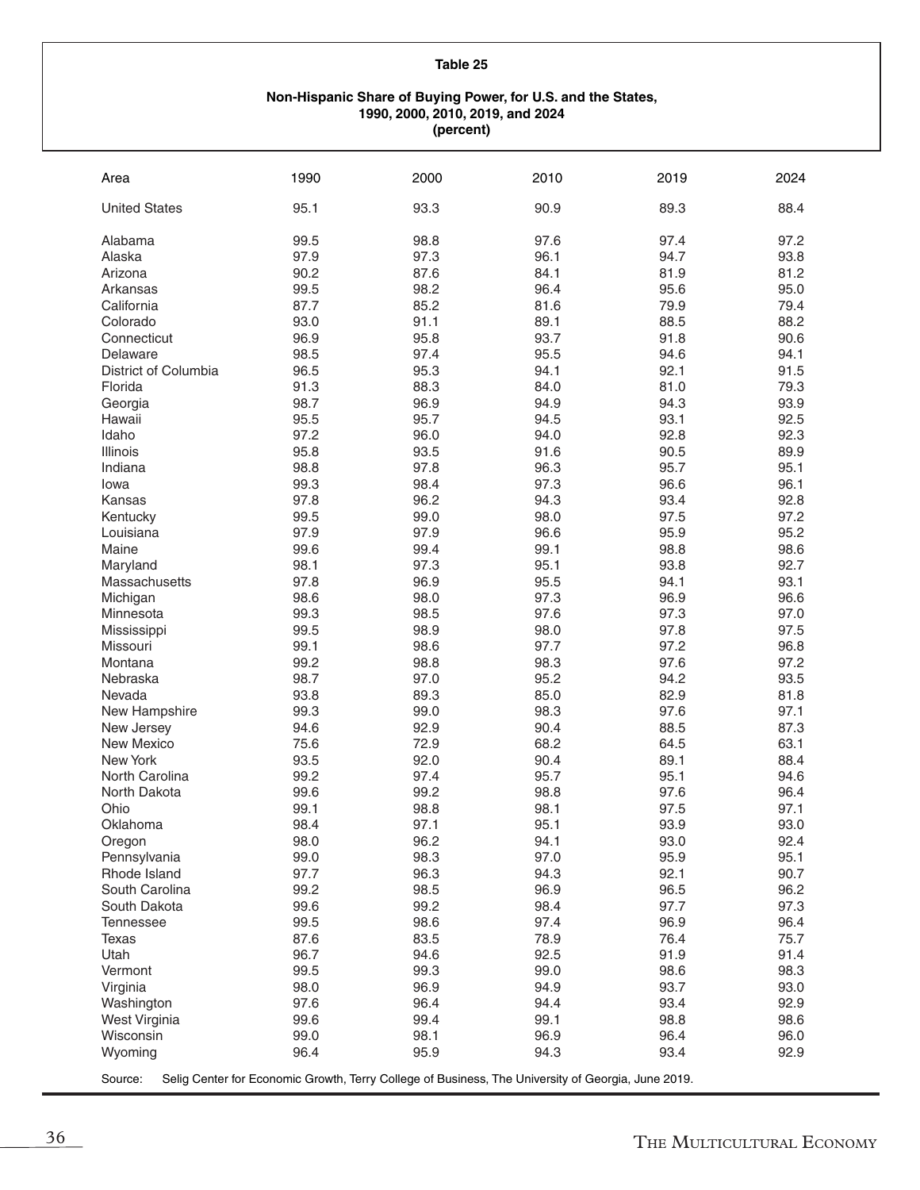**Table 25**

**Non-Hispanic Share of Buying Power, for U.S. and the States, 1990, 2000, 2010, 2019, and 2024 (percent)**

| Area | 1990 | 2000 | 2010 | 2019 | 2024 |
|---|---|---|---|---|---|
| United States | 95.1 | 93.3 | 90.9 | 89.3 | 88.4 |
| Alabama | 99.5 | 98.8 | 97.6 | 97.4 | 97.2 |
| Alaska | 97.9 | 97.3 | 96.1 | 94.7 | 93.8 |
| Arizona | 90.2 | 87.6 | 84.1 | 81.9 | 81.2 |
| Arkansas | 99.5 | 98.2 | 96.4 | 95.6 | 95.0 |
| California | 87.7 | 85.2 | 81.6 | 79.9 | 79.4 |
| Colorado | 93.0 | 91.1 | 89.1 | 88.5 | 88.2 |
| Connecticut | 96.9 | 95.8 | 93.7 | 91.8 | 90.6 |
| Delaware | 98.5 | 97.4 | 95.5 | 94.6 | 94.1 |
| District of Columbia | 96.5 | 95.3 | 94.1 | 92.1 | 91.5 |
| Florida | 91.3 | 88.3 | 84.0 | 81.0 | 79.3 |
| Georgia | 98.7 | 96.9 | 94.9 | 94.3 | 93.9 |
| Hawaii | 95.5 | 95.7 | 94.5 | 93.1 | 92.5 |
| Idaho | 97.2 | 96.0 | 94.0 | 92.8 | 92.3 |
| Illinois | 95.8 | 93.5 | 91.6 | 90.5 | 89.9 |
| Indiana | 98.8 | 97.8 | 96.3 | 95.7 | 95.1 |
| Iowa | 99.3 | 98.4 | 97.3 | 96.6 | 96.1 |
| Kansas | 97.8 | 96.2 | 94.3 | 93.4 | 92.8 |
| Kentucky | 99.5 | 99.0 | 98.0 | 97.5 | 97.2 |
| Louisiana | 97.9 | 97.9 | 96.6 | 95.9 | 95.2 |
| Maine | 99.6 | 99.4 | 99.1 | 98.8 | 98.6 |
| Maryland | 98.1 | 97.3 | 95.1 | 93.8 | 92.7 |
| Massachusetts | 97.8 | 96.9 | 95.5 | 94.1 | 93.1 |
| Michigan | 98.6 | 98.0 | 97.3 | 96.9 | 96.6 |
| Minnesota | 99.3 | 98.5 | 97.6 | 97.3 | 97.0 |
| Mississippi | 99.5 | 98.9 | 98.0 | 97.8 | 97.5 |
| Missouri | 99.1 | 98.6 | 97.7 | 97.2 | 96.8 |
| Montana | 99.2 | 98.8 | 98.3 | 97.6 | 97.2 |
| Nebraska | 98.7 | 97.0 | 95.2 | 94.2 | 93.5 |
| Nevada | 93.8 | 89.3 | 85.0 | 82.9 | 81.8 |
| New Hampshire | 99.3 | 99.0 | 98.3 | 97.6 | 97.1 |
| New Jersey | 94.6 | 92.9 | 90.4 | 88.5 | 87.3 |
| New Mexico | 75.6 | 72.9 | 68.2 | 64.5 | 63.1 |
| New York | 93.5 | 92.0 | 90.4 | 89.1 | 88.4 |
| North Carolina | 99.2 | 97.4 | 95.7 | 95.1 | 94.6 |
| North Dakota | 99.6 | 99.2 | 98.8 | 97.6 | 96.4 |
| Ohio | 99.1 | 98.8 | 98.1 | 97.5 | 97.1 |
| Oklahoma | 98.4 | 97.1 | 95.1 | 93.9 | 93.0 |
| Oregon | 98.0 | 96.2 | 94.1 | 93.0 | 92.4 |
| Pennsylvania | 99.0 | 98.3 | 97.0 | 95.9 | 95.1 |
| Rhode Island | 97.7 | 96.3 | 94.3 | 92.1 | 90.7 |
| South Carolina | 99.2 | 98.5 | 96.9 | 96.5 | 96.2 |
| South Dakota | 99.6 | 99.2 | 98.4 | 97.7 | 97.3 |
| Tennessee | 99.5 | 98.6 | 97.4 | 96.9 | 96.4 |
| Texas | 87.6 | 83.5 | 78.9 | 76.4 | 75.7 |
| Utah | 96.7 | 94.6 | 92.5 | 91.9 | 91.4 |
| Vermont | 99.5 | 99.3 | 99.0 | 98.6 | 98.3 |
| Virginia | 98.0 | 96.9 | 94.9 | 93.7 | 93.0 |
| Washington | 97.6 | 96.4 | 94.4 | 93.4 | 92.9 |
| West Virginia | 99.6 | 99.4 | 99.1 | 98.8 | 98.6 |
| Wisconsin | 99.0 | 98.1 | 96.9 | 96.4 | 96.0 |
| Wyoming | 96.4 | 95.9 | 94.3 | 93.4 | 92.9 |

Source: Selig Center for Economic Growth, Terry College of Business, The University of Georgia, June 2019.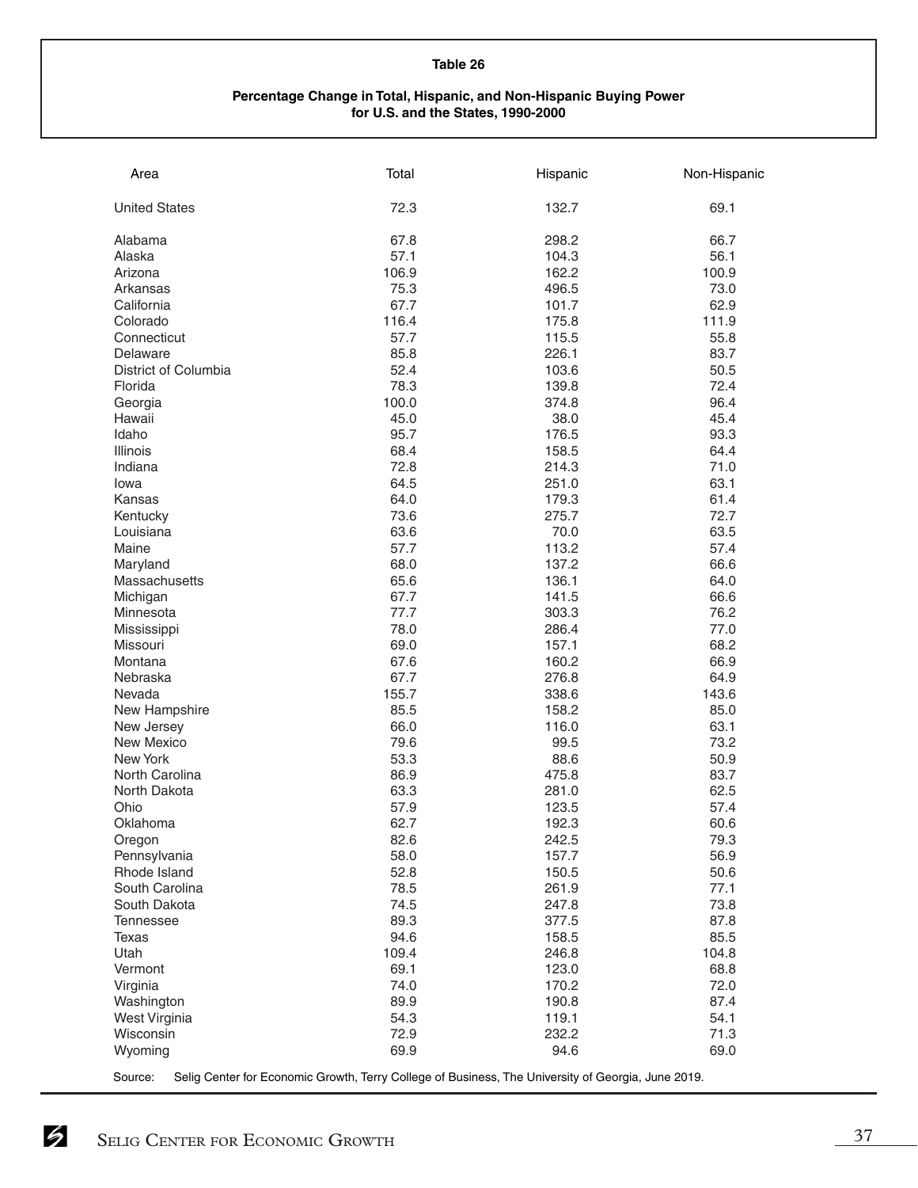**Table 26**

**Percentage Change in Total, Hispanic, and Non-Hispanic Buying Power for U.S. and the States, 1990-2000**

| Area | Total | Hispanic | Non-Hispanic |
|---|---|---|---|
| United States | 72.3 | 132.7 | 69.1 |
| Alabama | 67.8 | 298.2 | 66.7 |
| Alaska | 57.1 | 104.3 | 56.1 |
| Arizona | 106.9 | 162.2 | 100.9 |
| Arkansas | 75.3 | 496.5 | 73.0 |
| California | 67.7 | 101.7 | 62.9 |
| Colorado | 116.4 | 175.8 | 111.9 |
| Connecticut | 57.7 | 115.5 | 55.8 |
| Delaware | 85.8 | 226.1 | 83.7 |
| District of Columbia | 52.4 | 103.6 | 50.5 |
| Florida | 78.3 | 139.8 | 72.4 |
| Georgia | 100.0 | 374.8 | 96.4 |
| Hawaii | 45.0 | 38.0 | 45.4 |
| Idaho | 95.7 | 176.5 | 93.3 |
| Illinois | 68.4 | 158.5 | 64.4 |
| Indiana | 72.8 | 214.3 | 71.0 |
| Iowa | 64.5 | 251.0 | 63.1 |
| Kansas | 64.0 | 179.3 | 61.4 |
| Kentucky | 73.6 | 275.7 | 72.7 |
| Louisiana | 63.6 | 70.0 | 63.5 |
| Maine | 57.7 | 113.2 | 57.4 |
| Maryland | 68.0 | 137.2 | 66.6 |
| Massachusetts | 65.6 | 136.1 | 64.0 |
| Michigan | 67.7 | 141.5 | 66.6 |
| Minnesota | 77.7 | 303.3 | 76.2 |
| Mississippi | 78.0 | 286.4 | 77.0 |
| Missouri | 69.0 | 157.1 | 68.2 |
| Montana | 67.6 | 160.2 | 66.9 |
| Nebraska | 67.7 | 276.8 | 64.9 |
| Nevada | 155.7 | 338.6 | 143.6 |
| New Hampshire | 85.5 | 158.2 | 85.0 |
| New Jersey | 66.0 | 116.0 | 63.1 |
| New Mexico | 79.6 | 99.5 | 73.2 |
| New York | 53.3 | 88.6 | 50.9 |
| North Carolina | 86.9 | 475.8 | 83.7 |
| North Dakota | 63.3 | 281.0 | 62.5 |
| Ohio | 57.9 | 123.5 | 57.4 |
| Oklahoma | 62.7 | 192.3 | 60.6 |
| Oregon | 82.6 | 242.5 | 79.3 |
| Pennsylvania | 58.0 | 157.7 | 56.9 |
| Rhode Island | 52.8 | 150.5 | 50.6 |
| South Carolina | 78.5 | 261.9 | 77.1 |
| South Dakota | 74.5 | 247.8 | 73.8 |
| Tennessee | 89.3 | 377.5 | 87.8 |
| Texas | 94.6 | 158.5 | 85.5 |
| Utah | 109.4 | 246.8 | 104.8 |
| Vermont | 69.1 | 123.0 | 68.8 |
| Virginia | 74.0 | 170.2 | 72.0 |
| Washington | 89.9 | 190.8 | 87.4 |
| West Virginia | 54.3 | 119.1 | 54.1 |
| Wisconsin | 72.9 | 232.2 | 71.3 |
| Wyoming | 69.9 | 94.6 | 69.0 |

Source: Selig Center for Economic Growth, Terry College of Business, The University of Georgia, June 2019.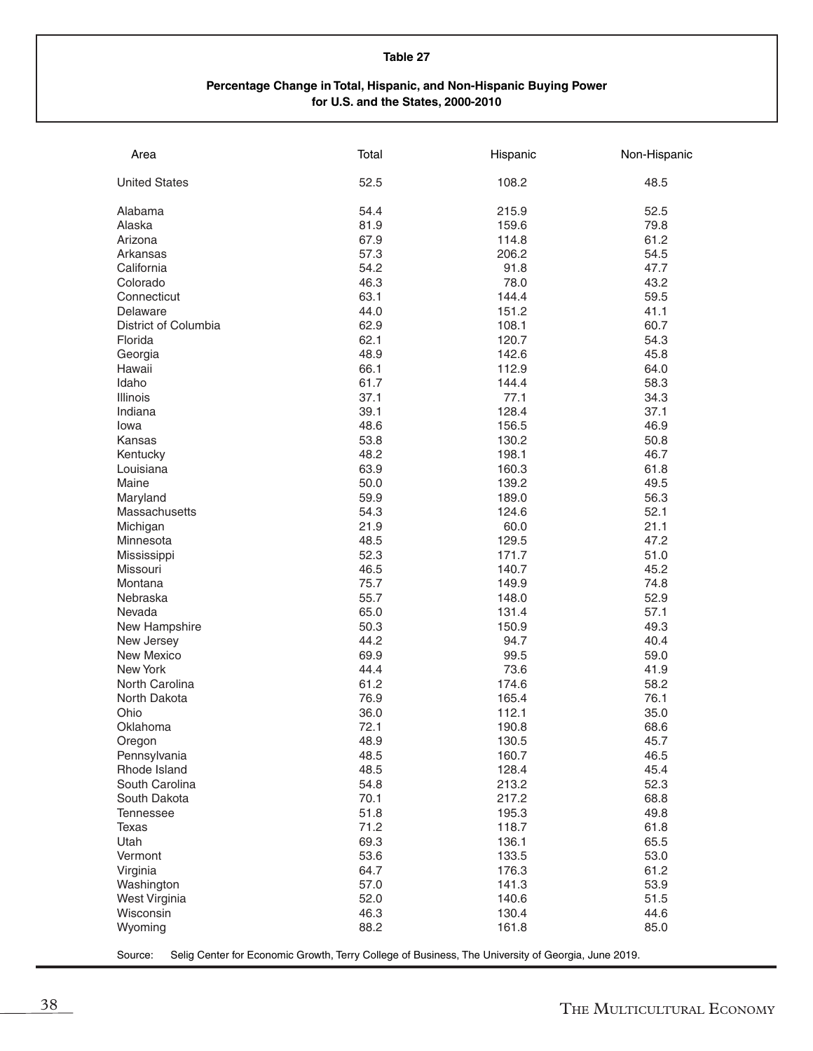**Table 27**

**Percentage Change in Total, Hispanic, and Non-Hispanic Buying Power for U.S. and the States, 2000-2010**

| Area | Total | Hispanic | Non-Hispanic |
|---|---|---|---|
| United States | 52.5 | 108.2 | 48.5 |
| Alabama | 54.4 | 215.9 | 52.5 |
| Alaska | 81.9 | 159.6 | 79.8 |
| Arizona | 67.9 | 114.8 | 61.2 |
| Arkansas | 57.3 | 206.2 | 54.5 |
| California | 54.2 | 91.8 | 47.7 |
| Colorado | 46.3 | 78.0 | 43.2 |
| Connecticut | 63.1 | 144.4 | 59.5 |
| Delaware | 44.0 | 151.2 | 41.1 |
| District of Columbia | 62.9 | 108.1 | 60.7 |
| Florida | 62.1 | 120.7 | 54.3 |
| Georgia | 48.9 | 142.6 | 45.8 |
| Hawaii | 66.1 | 112.9 | 64.0 |
| Idaho | 61.7 | 144.4 | 58.3 |
| Illinois | 37.1 | 77.1 | 34.3 |
| Indiana | 39.1 | 128.4 | 37.1 |
| Iowa | 48.6 | 156.5 | 46.9 |
| Kansas | 53.8 | 130.2 | 50.8 |
| Kentucky | 48.2 | 198.1 | 46.7 |
| Louisiana | 63.9 | 160.3 | 61.8 |
| Maine | 50.0 | 139.2 | 49.5 |
| Maryland | 59.9 | 189.0 | 56.3 |
| Massachusetts | 54.3 | 124.6 | 52.1 |
| Michigan | 21.9 | 60.0 | 21.1 |
| Minnesota | 48.5 | 129.5 | 47.2 |
| Mississippi | 52.3 | 171.7 | 51.0 |
| Missouri | 46.5 | 140.7 | 45.2 |
| Montana | 75.7 | 149.9 | 74.8 |
| Nebraska | 55.7 | 148.0 | 52.9 |
| Nevada | 65.0 | 131.4 | 57.1 |
| New Hampshire | 50.3 | 150.9 | 49.3 |
| New Jersey | 44.2 | 94.7 | 40.4 |
| New Mexico | 69.9 | 99.5 | 59.0 |
| New York | 44.4 | 73.6 | 41.9 |
| North Carolina | 61.2 | 174.6 | 58.2 |
| North Dakota | 76.9 | 165.4 | 76.1 |
| Ohio | 36.0 | 112.1 | 35.0 |
| Oklahoma | 72.1 | 190.8 | 68.6 |
| Oregon | 48.9 | 130.5 | 45.7 |
| Pennsylvania | 48.5 | 160.7 | 46.5 |
| Rhode Island | 48.5 | 128.4 | 45.4 |
| South Carolina | 54.8 | 213.2 | 52.3 |
| South Dakota | 70.1 | 217.2 | 68.8 |
| Tennessee | 51.8 | 195.3 | 49.8 |
| Texas | 71.2 | 118.7 | 61.8 |
| Utah | 69.3 | 136.1 | 65.5 |
| Vermont | 53.6 | 133.5 | 53.0 |
| Virginia | 64.7 | 176.3 | 61.2 |
| Washington | 57.0 | 141.3 | 53.9 |
| West Virginia | 52.0 | 140.6 | 51.5 |
| Wisconsin | 46.3 | 130.4 | 44.6 |
| Wyoming | 88.2 | 161.8 | 85.0 |

Source: Selig Center for Economic Growth, Terry College of Business, The University of Georgia, June 2019.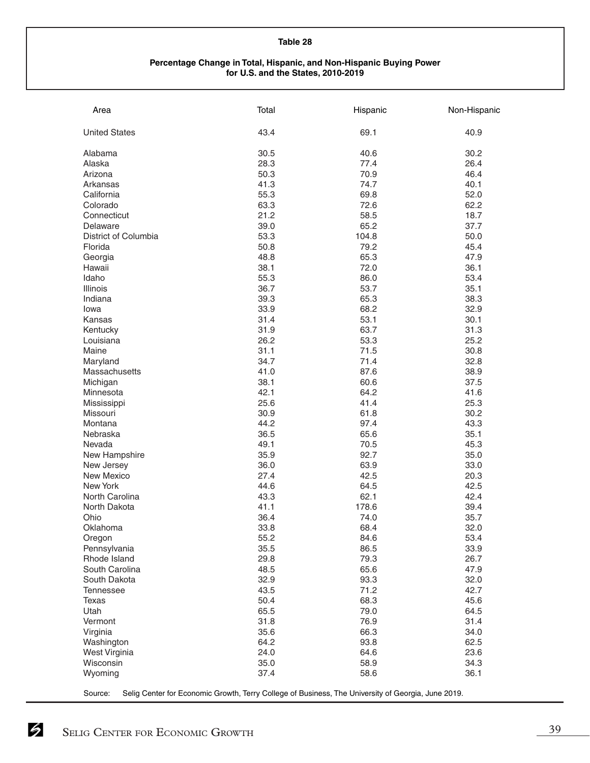**Table 28**

**Percentage Change in Total, Hispanic, and Non-Hispanic Buying Power for U.S. and the States, 2010-2019**

| Area | Total | Hispanic | Non-Hispanic |
|---|---|---|---|
| United States | 43.4 | 69.1 | 40.9 |
| Alabama | 30.5 | 40.6 | 30.2 |
| Alaska | 28.3 | 77.4 | 26.4 |
| Arizona | 50.3 | 70.9 | 46.4 |
| Arkansas | 41.3 | 74.7 | 40.1 |
| California | 55.3 | 69.8 | 52.0 |
| Colorado | 63.3 | 72.6 | 62.2 |
| Connecticut | 21.2 | 58.5 | 18.7 |
| Delaware | 39.0 | 65.2 | 37.7 |
| District of Columbia | 53.3 | 104.8 | 50.0 |
| Florida | 50.8 | 79.2 | 45.4 |
| Georgia | 48.8 | 65.3 | 47.9 |
| Hawaii | 38.1 | 72.0 | 36.1 |
| Idaho | 55.3 | 86.0 | 53.4 |
| Illinois | 36.7 | 53.7 | 35.1 |
| Indiana | 39.3 | 65.3 | 38.3 |
| Iowa | 33.9 | 68.2 | 32.9 |
| Kansas | 31.4 | 53.1 | 30.1 |
| Kentucky | 31.9 | 63.7 | 31.3 |
| Louisiana | 26.2 | 53.3 | 25.2 |
| Maine | 31.1 | 71.5 | 30.8 |
| Maryland | 34.7 | 71.4 | 32.8 |
| Massachusetts | 41.0 | 87.6 | 38.9 |
| Michigan | 38.1 | 60.6 | 37.5 |
| Minnesota | 42.1 | 64.2 | 41.6 |
| Mississippi | 25.6 | 41.4 | 25.3 |
| Missouri | 30.9 | 61.8 | 30.2 |
| Montana | 44.2 | 97.4 | 43.3 |
| Nebraska | 36.5 | 65.6 | 35.1 |
| Nevada | 49.1 | 70.5 | 45.3 |
| New Hampshire | 35.9 | 92.7 | 35.0 |
| New Jersey | 36.0 | 63.9 | 33.0 |
| New Mexico | 27.4 | 42.5 | 20.3 |
| New York | 44.6 | 64.5 | 42.5 |
| North Carolina | 43.3 | 62.1 | 42.4 |
| North Dakota | 41.1 | 178.6 | 39.4 |
| Ohio | 36.4 | 74.0 | 35.7 |
| Oklahoma | 33.8 | 68.4 | 32.0 |
| Oregon | 55.2 | 84.6 | 53.4 |
| Pennsylvania | 35.5 | 86.5 | 33.9 |
| Rhode Island | 29.8 | 79.3 | 26.7 |
| South Carolina | 48.5 | 65.6 | 47.9 |
| South Dakota | 32.9 | 93.3 | 32.0 |
| Tennessee | 43.5 | 71.2 | 42.7 |
| Texas | 50.4 | 68.3 | 45.6 |
| Utah | 65.5 | 79.0 | 64.5 |
| Vermont | 31.8 | 76.9 | 31.4 |
| Virginia | 35.6 | 66.3 | 34.0 |
| Washington | 64.2 | 93.8 | 62.5 |
| West Virginia | 24.0 | 64.6 | 23.6 |
| Wisconsin | 35.0 | 58.9 | 34.3 |
| Wyoming | 37.4 | 58.6 | 36.1 |

Source: Selig Center for Economic Growth, Terry College of Business, The University of Georgia, June 2019.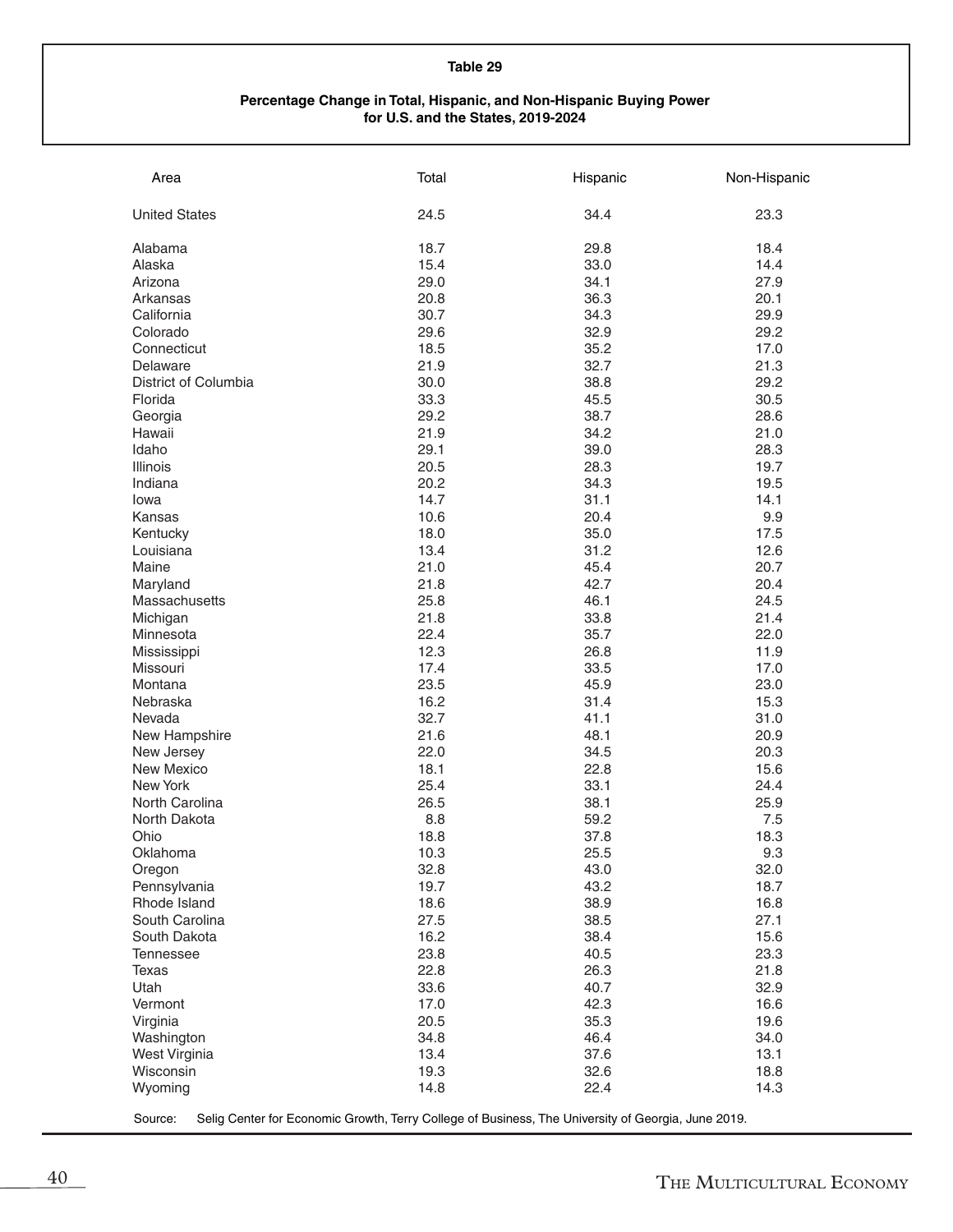**Table 29**

**Percentage Change in Total, Hispanic, and Non-Hispanic Buying Power for U.S. and the States, 2019-2024**

| Area | Total | Hispanic | Non-Hispanic |
|---|---|---|---|
| United States | 24.5 | 34.4 | 23.3 |
| Alabama | 18.7 | 29.8 | 18.4 |
| Alaska | 15.4 | 33.0 | 14.4 |
| Arizona | 29.0 | 34.1 | 27.9 |
| Arkansas | 20.8 | 36.3 | 20.1 |
| California | 30.7 | 34.3 | 29.9 |
| Colorado | 29.6 | 32.9 | 29.2 |
| Connecticut | 18.5 | 35.2 | 17.0 |
| Delaware | 21.9 | 32.7 | 21.3 |
| District of Columbia | 30.0 | 38.8 | 29.2 |
| Florida | 33.3 | 45.5 | 30.5 |
| Georgia | 29.2 | 38.7 | 28.6 |
| Hawaii | 21.9 | 34.2 | 21.0 |
| Idaho | 29.1 | 39.0 | 28.3 |
| Illinois | 20.5 | 28.3 | 19.7 |
| Indiana | 20.2 | 34.3 | 19.5 |
| Iowa | 14.7 | 31.1 | 14.1 |
| Kansas | 10.6 | 20.4 | 9.9 |
| Kentucky | 18.0 | 35.0 | 17.5 |
| Louisiana | 13.4 | 31.2 | 12.6 |
| Maine | 21.0 | 45.4 | 20.7 |
| Maryland | 21.8 | 42.7 | 20.4 |
| Massachusetts | 25.8 | 46.1 | 24.5 |
| Michigan | 21.8 | 33.8 | 21.4 |
| Minnesota | 22.4 | 35.7 | 22.0 |
| Mississippi | 12.3 | 26.8 | 11.9 |
| Missouri | 17.4 | 33.5 | 17.0 |
| Montana | 23.5 | 45.9 | 23.0 |
| Nebraska | 16.2 | 31.4 | 15.3 |
| Nevada | 32.7 | 41.1 | 31.0 |
| New Hampshire | 21.6 | 48.1 | 20.9 |
| New Jersey | 22.0 | 34.5 | 20.3 |
| New Mexico | 18.1 | 22.8 | 15.6 |
| New York | 25.4 | 33.1 | 24.4 |
| North Carolina | 26.5 | 38.1 | 25.9 |
| North Dakota | 8.8 | 59.2 | 7.5 |
| Ohio | 18.8 | 37.8 | 18.3 |
| Oklahoma | 10.3 | 25.5 | 9.3 |
| Oregon | 32.8 | 43.0 | 32.0 |
| Pennsylvania | 19.7 | 43.2 | 18.7 |
| Rhode Island | 18.6 | 38.9 | 16.8 |
| South Carolina | 27.5 | 38.5 | 27.1 |
| South Dakota | 16.2 | 38.4 | 15.6 |
| Tennessee | 23.8 | 40.5 | 23.3 |
| Texas | 22.8 | 26.3 | 21.8 |
| Utah | 33.6 | 40.7 | 32.9 |
| Vermont | 17.0 | 42.3 | 16.6 |
| Virginia | 20.5 | 35.3 | 19.6 |
| Washington | 34.8 | 46.4 | 34.0 |
| West Virginia | 13.4 | 37.6 | 13.1 |
| Wisconsin | 19.3 | 32.6 | 18.8 |
| Wyoming | 14.8 | 22.4 | 14.3 |

Source: Selig Center for Economic Growth, Terry College of Business, The University of Georgia, June 2019.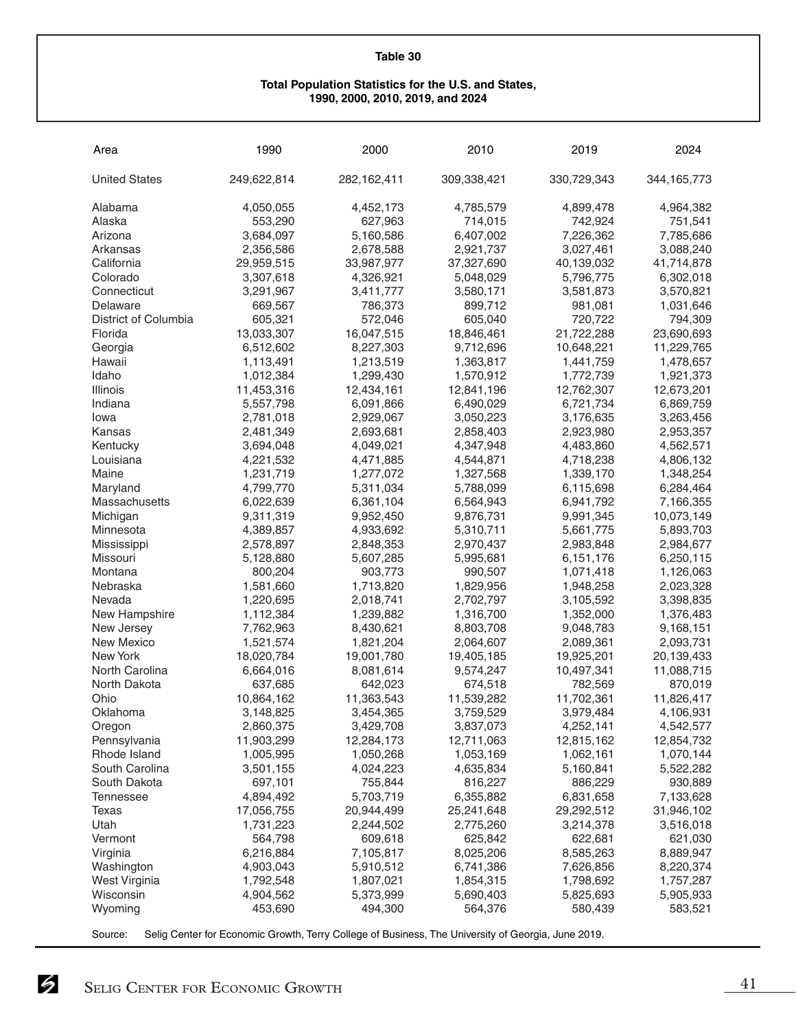**Table 30**

**Total Population Statistics for the U.S. and States, 1990, 2000, 2010, 2019, and 2024**

| Area | 1990 | 2000 | 2010 | 2019 | 2024 |
|---|---|---|---|---|---|
| United States | 249,622,814 | 282,162,411 | 309,338,421 | 330,729,343 | 344,165,773 |
| Alabama | 4,050,055 | 4,452,173 | 4,785,579 | 4,899,478 | 4,964,382 |
| Alaska | 553,290 | 627,963 | 714,015 | 742,924 | 751,541 |
| Arizona | 3,684,097 | 5,160,586 | 6,407,002 | 7,226,362 | 7,785,686 |
| Arkansas | 2,356,586 | 2,678,588 | 2,921,737 | 3,027,461 | 3,088,240 |
| California | 29,959,515 | 33,987,977 | 37,327,690 | 40,139,032 | 41,714,878 |
| Colorado | 3,307,618 | 4,326,921 | 5,048,029 | 5,796,775 | 6,302,018 |
| Connecticut | 3,291,967 | 3,411,777 | 3,580,171 | 3,581,873 | 3,570,821 |
| Delaware | 669,567 | 786,373 | 899,712 | 981,081 | 1,031,646 |
| District of Columbia | 605,321 | 572,046 | 605,040 | 720,722 | 794,309 |
| Florida | 13,033,307 | 16,047,515 | 18,846,461 | 21,722,288 | 23,690,693 |
| Georgia | 6,512,602 | 8,227,303 | 9,712,696 | 10,648,221 | 11,229,765 |
| Hawaii | 1,113,491 | 1,213,519 | 1,363,817 | 1,441,759 | 1,478,657 |
| Idaho | 1,012,384 | 1,299,430 | 1,570,912 | 1,772,739 | 1,921,373 |
| Illinois | 11,453,316 | 12,434,161 | 12,841,196 | 12,762,307 | 12,673,201 |
| Indiana | 5,557,798 | 6,091,866 | 6,490,029 | 6,721,734 | 6,869,759 |
| Iowa | 2,781,018 | 2,929,067 | 3,050,223 | 3,176,635 | 3,263,456 |
| Kansas | 2,481,349 | 2,693,681 | 2,858,403 | 2,923,980 | 2,953,357 |
| Kentucky | 3,694,048 | 4,049,021 | 4,347,948 | 4,483,860 | 4,562,571 |
| Louisiana | 4,221,532 | 4,471,885 | 4,544,871 | 4,718,238 | 4,806,132 |
| Maine | 1,231,719 | 1,277,072 | 1,327,568 | 1,339,170 | 1,348,254 |
| Maryland | 4,799,770 | 5,311,034 | 5,788,099 | 6,115,698 | 6,284,464 |
| Massachusetts | 6,022,639 | 6,361,104 | 6,564,943 | 6,941,792 | 7,166,355 |
| Michigan | 9,311,319 | 9,952,450 | 9,876,731 | 9,991,345 | 10,073,149 |
| Minnesota | 4,389,857 | 4,933,692 | 5,310,711 | 5,661,775 | 5,893,703 |
| Mississippi | 2,578,897 | 2,848,353 | 2,970,437 | 2,983,848 | 2,984,677 |
| Missouri | 5,128,880 | 5,607,285 | 5,995,681 | 6,151,176 | 6,250,115 |
| Montana | 800,204 | 903,773 | 990,507 | 1,071,418 | 1,126,063 |
| Nebraska | 1,581,660 | 1,713,820 | 1,829,956 | 1,948,258 | 2,023,328 |
| Nevada | 1,220,695 | 2,018,741 | 2,702,797 | 3,105,592 | 3,398,835 |
| New Hampshire | 1,112,384 | 1,239,882 | 1,316,700 | 1,352,000 | 1,376,483 |
| New Jersey | 7,762,963 | 8,430,621 | 8,803,708 | 9,048,783 | 9,168,151 |
| New Mexico | 1,521,574 | 1,821,204 | 2,064,607 | 2,089,361 | 2,093,731 |
| New York | 18,020,784 | 19,001,780 | 19,405,185 | 19,925,201 | 20,139,433 |
| North Carolina | 6,664,016 | 8,081,614 | 9,574,247 | 10,497,341 | 11,088,715 |
| North Dakota | 637,685 | 642,023 | 674,518 | 782,569 | 870,019 |
| Ohio | 10,864,162 | 11,363,543 | 11,539,282 | 11,702,361 | 11,826,417 |
| Oklahoma | 3,148,825 | 3,454,365 | 3,759,529 | 3,979,484 | 4,106,931 |
| Oregon | 2,860,375 | 3,429,708 | 3,837,073 | 4,252,141 | 4,542,577 |
| Pennsylvania | 11,903,299 | 12,284,173 | 12,711,063 | 12,815,162 | 12,854,732 |
| Rhode Island | 1,005,995 | 1,050,268 | 1,053,169 | 1,062,161 | 1,070,144 |
| South Carolina | 3,501,155 | 4,024,223 | 4,635,834 | 5,160,841 | 5,522,282 |
| South Dakota | 697,101 | 755,844 | 816,227 | 886,229 | 930,889 |
| Tennessee | 4,894,492 | 5,703,719 | 6,355,882 | 6,831,658 | 7,133,628 |
| Texas | 17,056,755 | 20,944,499 | 25,241,648 | 29,292,512 | 31,946,102 |
| Utah | 1,731,223 | 2,244,502 | 2,775,260 | 3,214,378 | 3,516,018 |
| Vermont | 564,798 | 609,618 | 625,842 | 622,681 | 621,030 |
| Virginia | 6,216,884 | 7,105,817 | 8,025,206 | 8,585,263 | 8,889,947 |
| Washington | 4,903,043 | 5,910,512 | 6,741,386 | 7,626,856 | 8,220,374 |
| West Virginia | 1,792,548 | 1,807,021 | 1,854,315 | 1,798,692 | 1,757,287 |
| Wisconsin | 4,904,562 | 5,373,999 | 5,690,403 | 5,825,693 | 5,905,933 |
| Wyoming | 453,690 | 494,300 | 564,376 | 580,439 | 583,521 |

Source: Selig Center for Economic Growth, Terry College of Business, The University of Georgia, June 2019.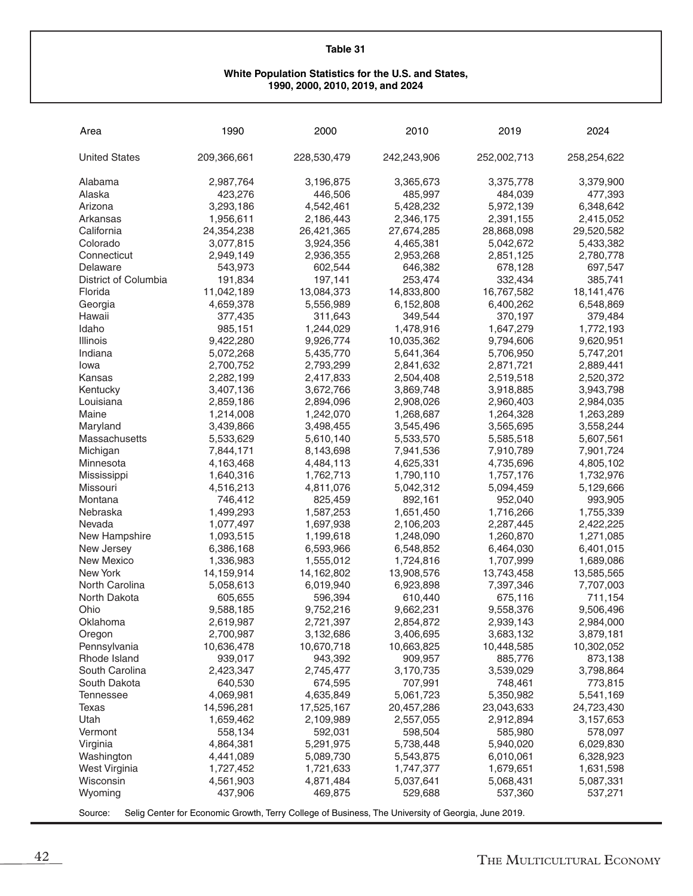## Table 31

### White Population Statistics for the U.S. and States, 1990, 2000, 2010, 2019, and 2024

| Area | 1990 | 2000 | 2010 | 2019 | 2024 |
|---|---|---|---|---|---|
| United States | 209,366,661 | 228,530,479 | 242,243,906 | 252,002,713 | 258,254,622 |
| Alabama | 2,987,764 | 3,196,875 | 3,365,673 | 3,375,778 | 3,379,900 |
| Alaska | 423,276 | 446,506 | 485,997 | 484,039 | 477,393 |
| Arizona | 3,293,186 | 4,542,461 | 5,428,232 | 5,972,139 | 6,348,642 |
| Arkansas | 1,956,611 | 2,186,443 | 2,346,175 | 2,391,155 | 2,415,052 |
| California | 24,354,238 | 26,421,365 | 27,674,285 | 28,868,098 | 29,520,582 |
| Colorado | 3,077,815 | 3,924,356 | 4,465,381 | 5,042,672 | 5,433,382 |
| Connecticut | 2,949,149 | 2,936,355 | 2,953,268 | 2,851,125 | 2,780,778 |
| Delaware | 543,973 | 602,544 | 646,382 | 678,128 | 697,547 |
| District of Columbia | 191,834 | 197,141 | 253,474 | 332,434 | 385,741 |
| Florida | 11,042,189 | 13,084,373 | 14,833,800 | 16,767,582 | 18,141,476 |
| Georgia | 4,659,378 | 5,556,989 | 6,152,808 | 6,400,262 | 6,548,869 |
| Hawaii | 377,435 | 311,643 | 349,544 | 370,197 | 379,484 |
| Idaho | 985,151 | 1,244,029 | 1,478,916 | 1,647,279 | 1,772,193 |
| Illinois | 9,422,280 | 9,926,774 | 10,035,362 | 9,794,606 | 9,620,951 |
| Indiana | 5,072,268 | 5,435,770 | 5,641,364 | 5,706,950 | 5,747,201 |
| Iowa | 2,700,752 | 2,793,299 | 2,841,632 | 2,871,721 | 2,889,441 |
| Kansas | 2,282,199 | 2,417,833 | 2,504,408 | 2,519,518 | 2,520,372 |
| Kentucky | 3,407,136 | 3,672,766 | 3,869,748 | 3,918,885 | 3,943,798 |
| Louisiana | 2,859,186 | 2,894,096 | 2,908,026 | 2,960,403 | 2,984,035 |
| Maine | 1,214,008 | 1,242,070 | 1,268,687 | 1,264,328 | 1,263,289 |
| Maryland | 3,439,866 | 3,498,455 | 3,545,496 | 3,565,695 | 3,558,244 |
| Massachusetts | 5,533,629 | 5,610,140 | 5,533,570 | 5,585,518 | 5,607,561 |
| Michigan | 7,844,171 | 8,143,698 | 7,941,536 | 7,910,789 | 7,901,724 |
| Minnesota | 4,163,468 | 4,484,113 | 4,625,331 | 4,735,696 | 4,805,102 |
| Mississippi | 1,640,316 | 1,762,713 | 1,790,110 | 1,757,176 | 1,732,976 |
| Missouri | 4,516,213 | 4,811,076 | 5,042,312 | 5,094,459 | 5,129,666 |
| Montana | 746,412 | 825,459 | 892,161 | 952,040 | 993,905 |
| Nebraska | 1,499,293 | 1,587,253 | 1,651,450 | 1,716,266 | 1,755,339 |
| Nevada | 1,077,497 | 1,697,938 | 2,106,203 | 2,287,445 | 2,422,225 |
| New Hampshire | 1,093,515 | 1,199,618 | 1,248,090 | 1,260,870 | 1,271,085 |
| New Jersey | 6,386,168 | 6,593,966 | 6,548,852 | 6,464,030 | 6,401,015 |
| New Mexico | 1,336,983 | 1,555,012 | 1,724,816 | 1,707,999 | 1,689,086 |
| New York | 14,159,914 | 14,162,802 | 13,908,576 | 13,743,458 | 13,585,565 |
| North Carolina | 5,058,613 | 6,019,940 | 6,923,898 | 7,397,346 | 7,707,003 |
| North Dakota | 605,655 | 596,394 | 610,440 | 675,116 | 711,154 |
| Ohio | 9,588,185 | 9,752,216 | 9,662,231 | 9,558,376 | 9,506,496 |
| Oklahoma | 2,619,987 | 2,721,397 | 2,854,872 | 2,939,143 | 2,984,000 |
| Oregon | 2,700,987 | 3,132,686 | 3,406,695 | 3,683,132 | 3,879,181 |
| Pennsylvania | 10,636,478 | 10,670,718 | 10,663,825 | 10,448,585 | 10,302,052 |
| Rhode Island | 939,017 | 943,392 | 909,957 | 885,776 | 873,138 |
| South Carolina | 2,423,347 | 2,745,477 | 3,170,735 | 3,539,029 | 3,798,864 |
| South Dakota | 640,530 | 674,595 | 707,991 | 748,461 | 773,815 |
| Tennessee | 4,069,981 | 4,635,849 | 5,061,723 | 5,350,982 | 5,541,169 |
| Texas | 14,596,281 | 17,525,167 | 20,457,286 | 23,043,633 | 24,723,430 |
| Utah | 1,659,462 | 2,109,989 | 2,557,055 | 2,912,894 | 3,157,653 |
| Vermont | 558,134 | 592,031 | 598,504 | 585,980 | 578,097 |
| Virginia | 4,864,381 | 5,291,975 | 5,738,448 | 5,940,020 | 6,029,830 |
| Washington | 4,441,089 | 5,089,730 | 5,543,875 | 6,010,061 | 6,328,923 |
| West Virginia | 1,727,452 | 1,721,633 | 1,747,377 | 1,679,651 | 1,631,598 |
| Wisconsin | 4,561,903 | 4,871,484 | 5,037,641 | 5,068,431 | 5,087,331 |
| Wyoming | 437,906 | 469,875 | 529,688 | 537,360 | 537,271 |

Source: Selig Center for Economic Growth, Terry College of Business, The University of Georgia, June 2019.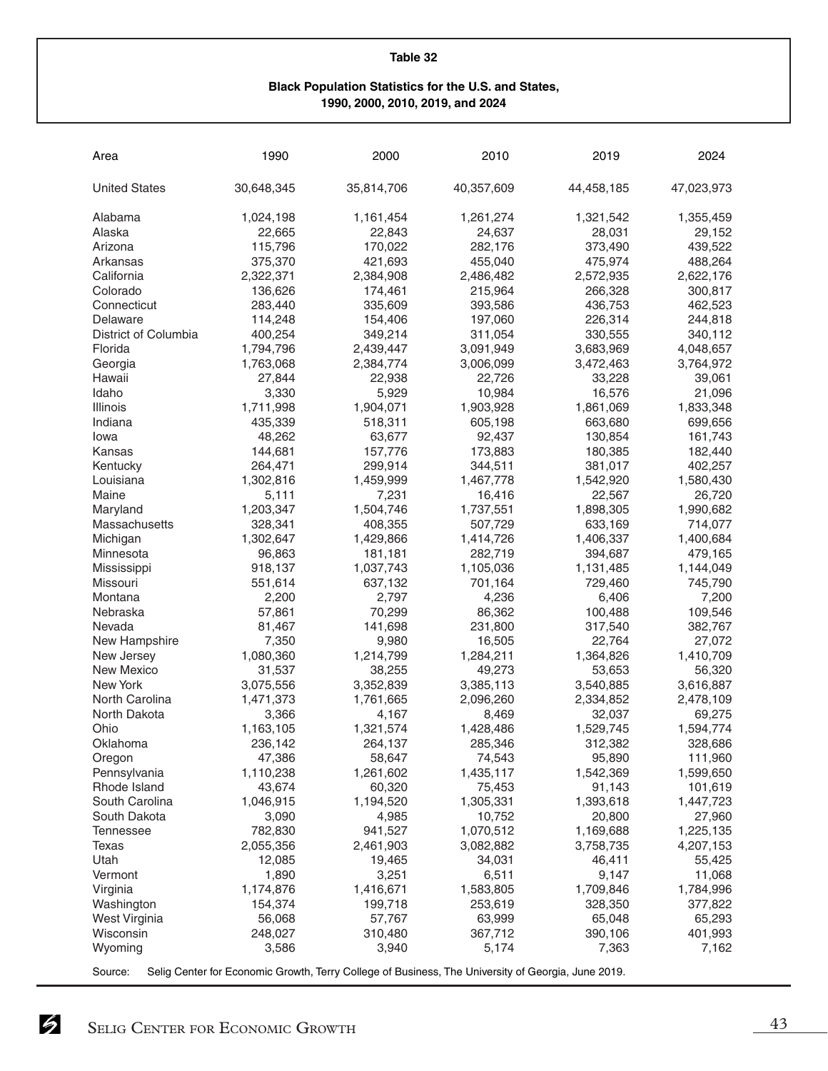**Table 32**

**Black Population Statistics for the U.S. and States, 1990, 2000, 2010, 2019, and 2024**

| Area | 1990 | 2000 | 2010 | 2019 | 2024 |
|---|---|---|---|---|---|
| United States | 30,648,345 | 35,814,706 | 40,357,609 | 44,458,185 | 47,023,973 |
| Alabama | 1,024,198 | 1,161,454 | 1,261,274 | 1,321,542 | 1,355,459 |
| Alaska | 22,665 | 22,843 | 24,637 | 28,031 | 29,152 |
| Arizona | 115,796 | 170,022 | 282,176 | 373,490 | 439,522 |
| Arkansas | 375,370 | 421,693 | 455,040 | 475,974 | 488,264 |
| California | 2,322,371 | 2,384,908 | 2,486,482 | 2,572,935 | 2,622,176 |
| Colorado | 136,626 | 174,461 | 215,964 | 266,328 | 300,817 |
| Connecticut | 283,440 | 335,609 | 393,586 | 436,753 | 462,523 |
| Delaware | 114,248 | 154,406 | 197,060 | 226,314 | 244,818 |
| District of Columbia | 400,254 | 349,214 | 311,054 | 330,555 | 340,112 |
| Florida | 1,794,796 | 2,439,447 | 3,091,949 | 3,683,969 | 4,048,657 |
| Georgia | 1,763,068 | 2,384,774 | 3,006,099 | 3,472,463 | 3,764,972 |
| Hawaii | 27,844 | 22,938 | 22,726 | 33,228 | 39,061 |
| Idaho | 3,330 | 5,929 | 10,984 | 16,576 | 21,096 |
| Illinois | 1,711,998 | 1,904,071 | 1,903,928 | 1,861,069 | 1,833,348 |
| Indiana | 435,339 | 518,311 | 605,198 | 663,680 | 699,656 |
| Iowa | 48,262 | 63,677 | 92,437 | 130,854 | 161,743 |
| Kansas | 144,681 | 157,776 | 173,883 | 180,385 | 182,440 |
| Kentucky | 264,471 | 299,914 | 344,511 | 381,017 | 402,257 |
| Louisiana | 1,302,816 | 1,459,999 | 1,467,778 | 1,542,920 | 1,580,430 |
| Maine | 5,111 | 7,231 | 16,416 | 22,567 | 26,720 |
| Maryland | 1,203,347 | 1,504,746 | 1,737,551 | 1,898,305 | 1,990,682 |
| Massachusetts | 328,341 | 408,355 | 507,729 | 633,169 | 714,077 |
| Michigan | 1,302,647 | 1,429,866 | 1,414,726 | 1,406,337 | 1,400,684 |
| Minnesota | 96,863 | 181,181 | 282,719 | 394,687 | 479,165 |
| Mississippi | 918,137 | 1,037,743 | 1,105,036 | 1,131,485 | 1,144,049 |
| Missouri | 551,614 | 637,132 | 701,164 | 729,460 | 745,790 |
| Montana | 2,200 | 2,797 | 4,236 | 6,406 | 7,200 |
| Nebraska | 57,861 | 70,299 | 86,362 | 100,488 | 109,546 |
| Nevada | 81,467 | 141,698 | 231,800 | 317,540 | 382,767 |
| New Hampshire | 7,350 | 9,980 | 16,505 | 22,764 | 27,072 |
| New Jersey | 1,080,360 | 1,214,799 | 1,284,211 | 1,364,826 | 1,410,709 |
| New Mexico | 31,537 | 38,255 | 49,273 | 53,653 | 56,320 |
| New York | 3,075,556 | 3,352,839 | 3,385,113 | 3,540,885 | 3,616,887 |
| North Carolina | 1,471,373 | 1,761,665 | 2,096,260 | 2,334,852 | 2,478,109 |
| North Dakota | 3,366 | 4,167 | 8,469 | 32,037 | 69,275 |
| Ohio | 1,163,105 | 1,321,574 | 1,428,486 | 1,529,745 | 1,594,774 |
| Oklahoma | 236,142 | 264,137 | 285,346 | 312,382 | 328,686 |
| Oregon | 47,386 | 58,647 | 74,543 | 95,890 | 111,960 |
| Pennsylvania | 1,110,238 | 1,261,602 | 1,435,117 | 1,542,369 | 1,599,650 |
| Rhode Island | 43,674 | 60,320 | 75,453 | 91,143 | 101,619 |
| South Carolina | 1,046,915 | 1,194,520 | 1,305,331 | 1,393,618 | 1,447,723 |
| South Dakota | 3,090 | 4,985 | 10,752 | 20,800 | 27,960 |
| Tennessee | 782,830 | 941,527 | 1,070,512 | 1,169,688 | 1,225,135 |
| Texas | 2,055,356 | 2,461,903 | 3,082,882 | 3,758,735 | 4,207,153 |
| Utah | 12,085 | 19,465 | 34,031 | 46,411 | 55,425 |
| Vermont | 1,890 | 3,251 | 6,511 | 9,147 | 11,068 |
| Virginia | 1,174,876 | 1,416,671 | 1,583,805 | 1,709,846 | 1,784,996 |
| Washington | 154,374 | 199,718 | 253,619 | 328,350 | 377,822 |
| West Virginia | 56,068 | 57,767 | 63,999 | 65,048 | 65,293 |
| Wisconsin | 248,027 | 310,480 | 367,712 | 390,106 | 401,993 |
| Wyoming | 3,586 | 3,940 | 5,174 | 7,363 | 7,162 |

Source: Selig Center for Economic Growth, Terry College of Business, The University of Georgia, June 2019.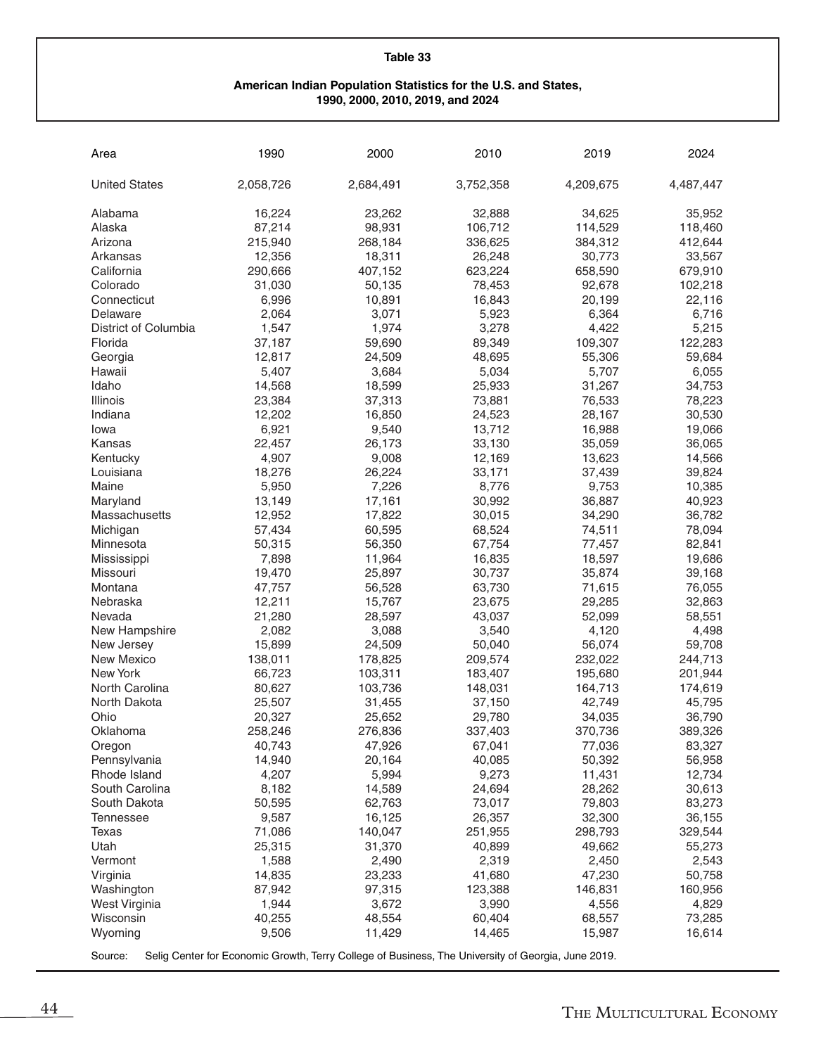## Table 33

**American Indian Population Statistics for the U.S. and States, 1990, 2000, 2010, 2019, and 2024**

| Area | 1990 | 2000 | 2010 | 2019 | 2024 |
|---|---|---|---|---|---|
| United States | 2,058,726 | 2,684,491 | 3,752,358 | 4,209,675 | 4,487,447 |
| Alabama | 16,224 | 23,262 | 32,888 | 34,625 | 35,952 |
| Alaska | 87,214 | 98,931 | 106,712 | 114,529 | 118,460 |
| Arizona | 215,940 | 268,184 | 336,625 | 384,312 | 412,644 |
| Arkansas | 12,356 | 18,311 | 26,248 | 30,773 | 33,567 |
| California | 290,666 | 407,152 | 623,224 | 658,590 | 679,910 |
| Colorado | 31,030 | 50,135 | 78,453 | 92,678 | 102,218 |
| Connecticut | 6,996 | 10,891 | 16,843 | 20,199 | 22,116 |
| Delaware | 2,064 | 3,071 | 5,923 | 6,364 | 6,716 |
| District of Columbia | 1,547 | 1,974 | 3,278 | 4,422 | 5,215 |
| Florida | 37,187 | 59,690 | 89,349 | 109,307 | 122,283 |
| Georgia | 12,817 | 24,509 | 48,695 | 55,306 | 59,684 |
| Hawaii | 5,407 | 3,684 | 5,034 | 5,707 | 6,055 |
| Idaho | 14,568 | 18,599 | 25,933 | 31,267 | 34,753 |
| Illinois | 23,384 | 37,313 | 73,881 | 76,533 | 78,223 |
| Indiana | 12,202 | 16,850 | 24,523 | 28,167 | 30,530 |
| Iowa | 6,921 | 9,540 | 13,712 | 16,988 | 19,066 |
| Kansas | 22,457 | 26,173 | 33,130 | 35,059 | 36,065 |
| Kentucky | 4,907 | 9,008 | 12,169 | 13,623 | 14,566 |
| Louisiana | 18,276 | 26,224 | 33,171 | 37,439 | 39,824 |
| Maine | 5,950 | 7,226 | 8,776 | 9,753 | 10,385 |
| Maryland | 13,149 | 17,161 | 30,992 | 36,887 | 40,923 |
| Massachusetts | 12,952 | 17,822 | 30,015 | 34,290 | 36,782 |
| Michigan | 57,434 | 60,595 | 68,524 | 74,511 | 78,094 |
| Minnesota | 50,315 | 56,350 | 67,754 | 77,457 | 82,841 |
| Mississippi | 7,898 | 11,964 | 16,835 | 18,597 | 19,686 |
| Missouri | 19,470 | 25,897 | 30,737 | 35,874 | 39,168 |
| Montana | 47,757 | 56,528 | 63,730 | 71,615 | 76,055 |
| Nebraska | 12,211 | 15,767 | 23,675 | 29,285 | 32,863 |
| Nevada | 21,280 | 28,597 | 43,037 | 52,099 | 58,551 |
| New Hampshire | 2,082 | 3,088 | 3,540 | 4,120 | 4,498 |
| New Jersey | 15,899 | 24,509 | 50,040 | 56,074 | 59,708 |
| New Mexico | 138,011 | 178,825 | 209,574 | 232,022 | 244,713 |
| New York | 66,723 | 103,311 | 183,407 | 195,680 | 201,944 |
| North Carolina | 80,627 | 103,736 | 148,031 | 164,713 | 174,619 |
| North Dakota | 25,507 | 31,455 | 37,150 | 42,749 | 45,795 |
| Ohio | 20,327 | 25,652 | 29,780 | 34,035 | 36,790 |
| Oklahoma | 258,246 | 276,836 | 337,403 | 370,736 | 389,326 |
| Oregon | 40,743 | 47,926 | 67,041 | 77,036 | 83,327 |
| Pennsylvania | 14,940 | 20,164 | 40,085 | 50,392 | 56,958 |
| Rhode Island | 4,207 | 5,994 | 9,273 | 11,431 | 12,734 |
| South Carolina | 8,182 | 14,589 | 24,694 | 28,262 | 30,613 |
| South Dakota | 50,595 | 62,763 | 73,017 | 79,803 | 83,273 |
| Tennessee | 9,587 | 16,125 | 26,357 | 32,300 | 36,155 |
| Texas | 71,086 | 140,047 | 251,955 | 298,793 | 329,544 |
| Utah | 25,315 | 31,370 | 40,899 | 49,662 | 55,273 |
| Vermont | 1,588 | 2,490 | 2,319 | 2,450 | 2,543 |
| Virginia | 14,835 | 23,233 | 41,680 | 47,230 | 50,758 |
| Washington | 87,942 | 97,315 | 123,388 | 146,831 | 160,956 |
| West Virginia | 1,944 | 3,672 | 3,990 | 4,556 | 4,829 |
| Wisconsin | 40,255 | 48,554 | 60,404 | 68,557 | 73,285 |
| Wyoming | 9,506 | 11,429 | 14,465 | 15,987 | 16,614 |

Source: Selig Center for Economic Growth, Terry College of Business, The University of Georgia, June 2019.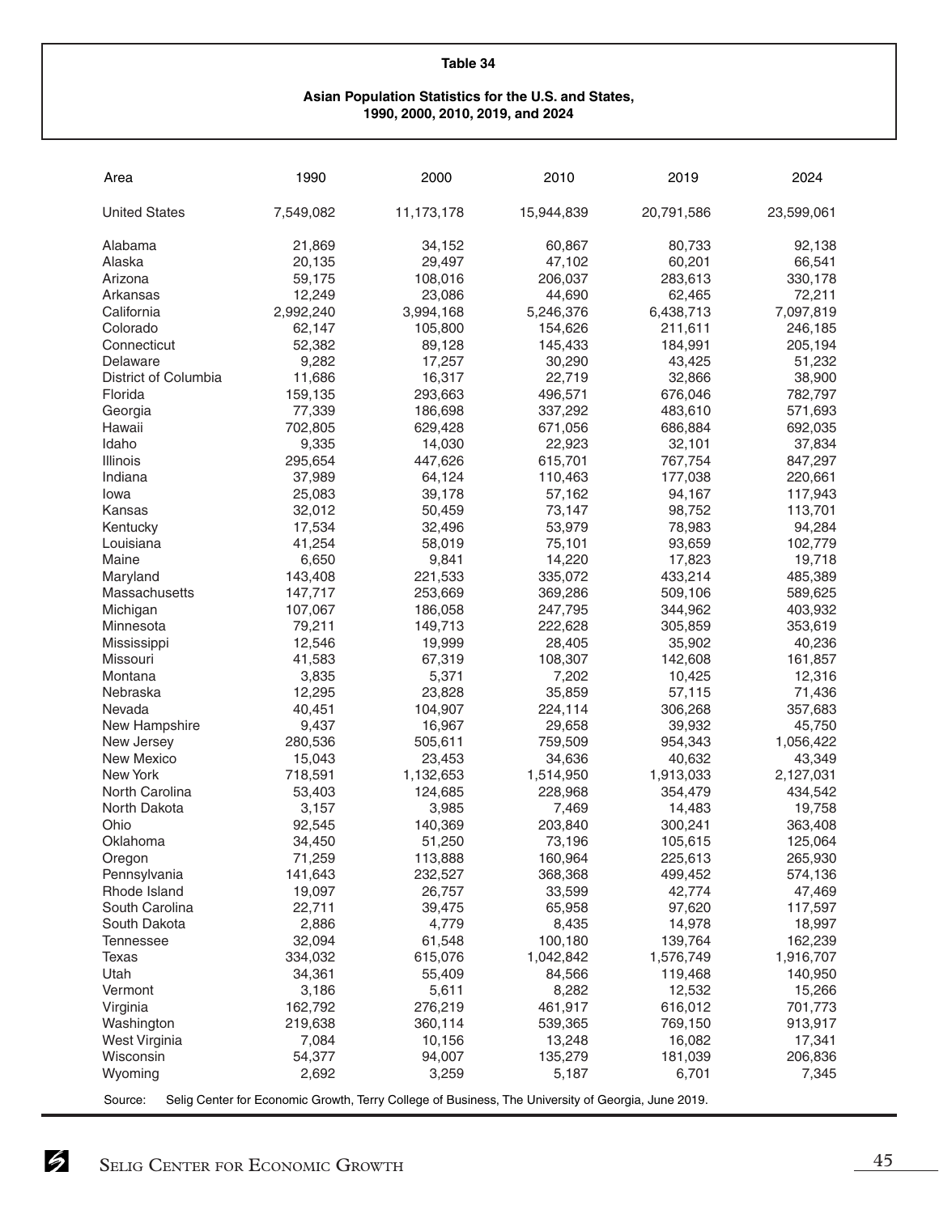**Table 34**

**Asian Population Statistics for the U.S. and States, 1990, 2000, 2010, 2019, and 2024**

| Area | 1990 | 2000 | 2010 | 2019 | 2024 |
|---|---|---|---|---|---|
| United States | 7,549,082 | 11,173,178 | 15,944,839 | 20,791,586 | 23,599,061 |
| Alabama | 21,869 | 34,152 | 60,867 | 80,733 | 92,138 |
| Alaska | 20,135 | 29,497 | 47,102 | 60,201 | 66,541 |
| Arizona | 59,175 | 108,016 | 206,037 | 283,613 | 330,178 |
| Arkansas | 12,249 | 23,086 | 44,690 | 62,465 | 72,211 |
| California | 2,992,240 | 3,994,168 | 5,246,376 | 6,438,713 | 7,097,819 |
| Colorado | 62,147 | 105,800 | 154,626 | 211,611 | 246,185 |
| Connecticut | 52,382 | 89,128 | 145,433 | 184,991 | 205,194 |
| Delaware | 9,282 | 17,257 | 30,290 | 43,425 | 51,232 |
| District of Columbia | 11,686 | 16,317 | 22,719 | 32,866 | 38,900 |
| Florida | 159,135 | 293,663 | 496,571 | 676,046 | 782,797 |
| Georgia | 77,339 | 186,698 | 337,292 | 483,610 | 571,693 |
| Hawaii | 702,805 | 629,428 | 671,056 | 686,884 | 692,035 |
| Idaho | 9,335 | 14,030 | 22,923 | 32,101 | 37,834 |
| Illinois | 295,654 | 447,626 | 615,701 | 767,754 | 847,297 |
| Indiana | 37,989 | 64,124 | 110,463 | 177,038 | 220,661 |
| Iowa | 25,083 | 39,178 | 57,162 | 94,167 | 117,943 |
| Kansas | 32,012 | 50,459 | 73,147 | 98,752 | 113,701 |
| Kentucky | 17,534 | 32,496 | 53,979 | 78,983 | 94,284 |
| Louisiana | 41,254 | 58,019 | 75,101 | 93,659 | 102,779 |
| Maine | 6,650 | 9,841 | 14,220 | 17,823 | 19,718 |
| Maryland | 143,408 | 221,533 | 335,072 | 433,214 | 485,389 |
| Massachusetts | 147,717 | 253,669 | 369,286 | 509,106 | 589,625 |
| Michigan | 107,067 | 186,058 | 247,795 | 344,962 | 403,932 |
| Minnesota | 79,211 | 149,713 | 222,628 | 305,859 | 353,619 |
| Mississippi | 12,546 | 19,999 | 28,405 | 35,902 | 40,236 |
| Missouri | 41,583 | 67,319 | 108,307 | 142,608 | 161,857 |
| Montana | 3,835 | 5,371 | 7,202 | 10,425 | 12,316 |
| Nebraska | 12,295 | 23,828 | 35,859 | 57,115 | 71,436 |
| Nevada | 40,451 | 104,907 | 224,114 | 306,268 | 357,683 |
| New Hampshire | 9,437 | 16,967 | 29,658 | 39,932 | 45,750 |
| New Jersey | 280,536 | 505,611 | 759,509 | 954,343 | 1,056,422 |
| New Mexico | 15,043 | 23,453 | 34,636 | 40,632 | 43,349 |
| New York | 718,591 | 1,132,653 | 1,514,950 | 1,913,033 | 2,127,031 |
| North Carolina | 53,403 | 124,685 | 228,968 | 354,479 | 434,542 |
| North Dakota | 3,157 | 3,985 | 7,469 | 14,483 | 19,758 |
| Ohio | 92,545 | 140,369 | 203,840 | 300,241 | 363,408 |
| Oklahoma | 34,450 | 51,250 | 73,196 | 105,615 | 125,064 |
| Oregon | 71,259 | 113,888 | 160,964 | 225,613 | 265,930 |
| Pennsylvania | 141,643 | 232,527 | 368,368 | 499,452 | 574,136 |
| Rhode Island | 19,097 | 26,757 | 33,599 | 42,774 | 47,469 |
| South Carolina | 22,711 | 39,475 | 65,958 | 97,620 | 117,597 |
| South Dakota | 2,886 | 4,779 | 8,435 | 14,978 | 18,997 |
| Tennessee | 32,094 | 61,548 | 100,180 | 139,764 | 162,239 |
| Texas | 334,032 | 615,076 | 1,042,842 | 1,576,749 | 1,916,707 |
| Utah | 34,361 | 55,409 | 84,566 | 119,468 | 140,950 |
| Vermont | 3,186 | 5,611 | 8,282 | 12,532 | 15,266 |
| Virginia | 162,792 | 276,219 | 461,917 | 616,012 | 701,773 |
| Washington | 219,638 | 360,114 | 539,365 | 769,150 | 913,917 |
| West Virginia | 7,084 | 10,156 | 13,248 | 16,082 | 17,341 |
| Wisconsin | 54,377 | 94,007 | 135,279 | 181,039 | 206,836 |
| Wyoming | 2,692 | 3,259 | 5,187 | 6,701 | 7,345 |

Source: Selig Center for Economic Growth, Terry College of Business, The University of Georgia, June 2019.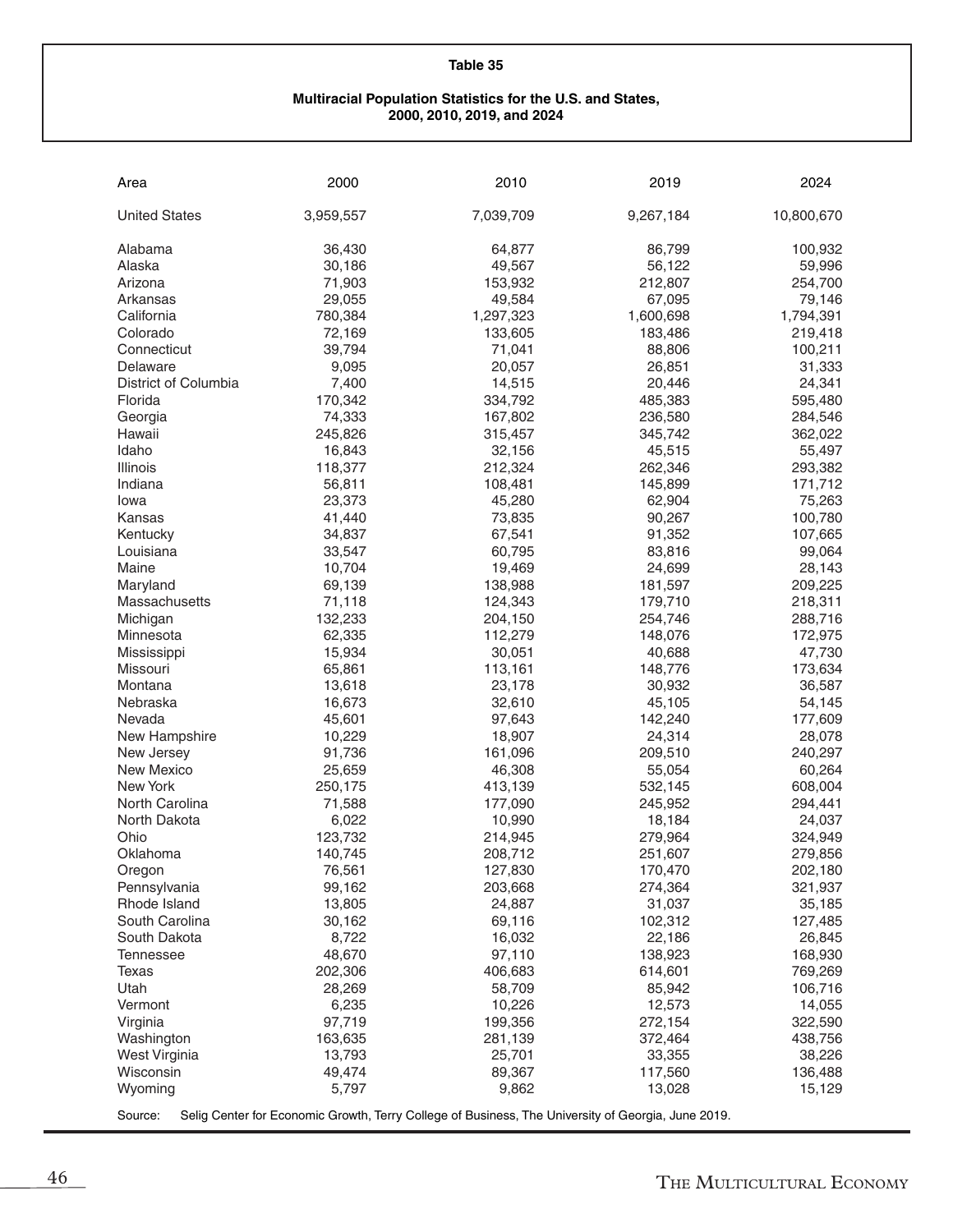**Table 35**

**Multiracial Population Statistics for the U.S. and States, 2000, 2010, 2019, and 2024**

| Area | 2000 | 2010 | 2019 | 2024 |
|---|---|---|---|---|
| United States | 3,959,557 | 7,039,709 | 9,267,184 | 10,800,670 |
| Alabama | 36,430 | 64,877 | 86,799 | 100,932 |
| Alaska | 30,186 | 49,567 | 56,122 | 59,996 |
| Arizona | 71,903 | 153,932 | 212,807 | 254,700 |
| Arkansas | 29,055 | 49,584 | 67,095 | 79,146 |
| California | 780,384 | 1,297,323 | 1,600,698 | 1,794,391 |
| Colorado | 72,169 | 133,605 | 183,486 | 219,418 |
| Connecticut | 39,794 | 71,041 | 88,806 | 100,211 |
| Delaware | 9,095 | 20,057 | 26,851 | 31,333 |
| District of Columbia | 7,400 | 14,515 | 20,446 | 24,341 |
| Florida | 170,342 | 334,792 | 485,383 | 595,480 |
| Georgia | 74,333 | 167,802 | 236,580 | 284,546 |
| Hawaii | 245,826 | 315,457 | 345,742 | 362,022 |
| Idaho | 16,843 | 32,156 | 45,515 | 55,497 |
| Illinois | 118,377 | 212,324 | 262,346 | 293,382 |
| Indiana | 56,811 | 108,481 | 145,899 | 171,712 |
| Iowa | 23,373 | 45,280 | 62,904 | 75,263 |
| Kansas | 41,440 | 73,835 | 90,267 | 100,780 |
| Kentucky | 34,837 | 67,541 | 91,352 | 107,665 |
| Louisiana | 33,547 | 60,795 | 83,816 | 99,064 |
| Maine | 10,704 | 19,469 | 24,699 | 28,143 |
| Maryland | 69,139 | 138,988 | 181,597 | 209,225 |
| Massachusetts | 71,118 | 124,343 | 179,710 | 218,311 |
| Michigan | 132,233 | 204,150 | 254,746 | 288,716 |
| Minnesota | 62,335 | 112,279 | 148,076 | 172,975 |
| Mississippi | 15,934 | 30,051 | 40,688 | 47,730 |
| Missouri | 65,861 | 113,161 | 148,776 | 173,634 |
| Montana | 13,618 | 23,178 | 30,932 | 36,587 |
| Nebraska | 16,673 | 32,610 | 45,105 | 54,145 |
| Nevada | 45,601 | 97,643 | 142,240 | 177,609 |
| New Hampshire | 10,229 | 18,907 | 24,314 | 28,078 |
| New Jersey | 91,736 | 161,096 | 209,510 | 240,297 |
| New Mexico | 25,659 | 46,308 | 55,054 | 60,264 |
| New York | 250,175 | 413,139 | 532,145 | 608,004 |
| North Carolina | 71,588 | 177,090 | 245,952 | 294,441 |
| North Dakota | 6,022 | 10,990 | 18,184 | 24,037 |
| Ohio | 123,732 | 214,945 | 279,964 | 324,949 |
| Oklahoma | 140,745 | 208,712 | 251,607 | 279,856 |
| Oregon | 76,561 | 127,830 | 170,470 | 202,180 |
| Pennsylvania | 99,162 | 203,668 | 274,364 | 321,937 |
| Rhode Island | 13,805 | 24,887 | 31,037 | 35,185 |
| South Carolina | 30,162 | 69,116 | 102,312 | 127,485 |
| South Dakota | 8,722 | 16,032 | 22,186 | 26,845 |
| Tennessee | 48,670 | 97,110 | 138,923 | 168,930 |
| Texas | 202,306 | 406,683 | 614,601 | 769,269 |
| Utah | 28,269 | 58,709 | 85,942 | 106,716 |
| Vermont | 6,235 | 10,226 | 12,573 | 14,055 |
| Virginia | 97,719 | 199,356 | 272,154 | 322,590 |
| Washington | 163,635 | 281,139 | 372,464 | 438,756 |
| West Virginia | 13,793 | 25,701 | 33,355 | 38,226 |
| Wisconsin | 49,474 | 89,367 | 117,560 | 136,488 |
| Wyoming | 5,797 | 9,862 | 13,028 | 15,129 |

Source: Selig Center for Economic Growth, Terry College of Business, The University of Georgia, June 2019.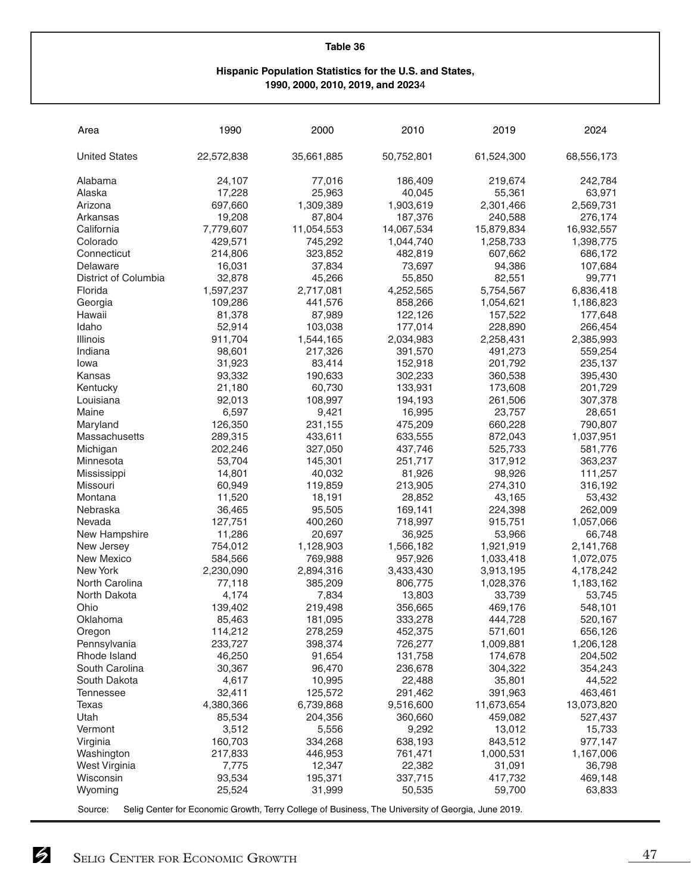**Table 36**

**Hispanic Population Statistics for the U.S. and States, 1990, 2000, 2010, 2019, and 2023**4

| Area | 1990 | 2000 | 2010 | 2019 | 2024 |
|---|---|---|---|---|---|
| United States | 22,572,838 | 35,661,885 | 50,752,801 | 61,524,300 | 68,556,173 |
| Alabama | 24,107 | 77,016 | 186,409 | 219,674 | 242,784 |
| Alaska | 17,228 | 25,963 | 40,045 | 55,361 | 63,971 |
| Arizona | 697,660 | 1,309,389 | 1,903,619 | 2,301,466 | 2,569,731 |
| Arkansas | 19,208 | 87,804 | 187,376 | 240,588 | 276,174 |
| California | 7,779,607 | 11,054,553 | 14,067,534 | 15,879,834 | 16,932,557 |
| Colorado | 429,571 | 745,292 | 1,044,740 | 1,258,733 | 1,398,775 |
| Connecticut | 214,806 | 323,852 | 482,819 | 607,662 | 686,172 |
| Delaware | 16,031 | 37,834 | 73,697 | 94,386 | 107,684 |
| District of Columbia | 32,878 | 45,266 | 55,850 | 82,551 | 99,771 |
| Florida | 1,597,237 | 2,717,081 | 4,252,565 | 5,754,567 | 6,836,418 |
| Georgia | 109,286 | 441,576 | 858,266 | 1,054,621 | 1,186,823 |
| Hawaii | 81,378 | 87,989 | 122,126 | 157,522 | 177,648 |
| Idaho | 52,914 | 103,038 | 177,014 | 228,890 | 266,454 |
| Illinois | 911,704 | 1,544,165 | 2,034,983 | 2,258,431 | 2,385,993 |
| Indiana | 98,601 | 217,326 | 391,570 | 491,273 | 559,254 |
| Iowa | 31,923 | 83,414 | 152,918 | 201,792 | 235,137 |
| Kansas | 93,332 | 190,633 | 302,233 | 360,538 | 395,430 |
| Kentucky | 21,180 | 60,730 | 133,931 | 173,608 | 201,729 |
| Louisiana | 92,013 | 108,997 | 194,193 | 261,506 | 307,378 |
| Maine | 6,597 | 9,421 | 16,995 | 23,757 | 28,651 |
| Maryland | 126,350 | 231,155 | 475,209 | 660,228 | 790,807 |
| Massachusetts | 289,315 | 433,611 | 633,555 | 872,043 | 1,037,951 |
| Michigan | 202,246 | 327,050 | 437,746 | 525,733 | 581,776 |
| Minnesota | 53,704 | 145,301 | 251,717 | 317,912 | 363,237 |
| Mississippi | 14,801 | 40,032 | 81,926 | 98,926 | 111,257 |
| Missouri | 60,949 | 119,859 | 213,905 | 274,310 | 316,192 |
| Montana | 11,520 | 18,191 | 28,852 | 43,165 | 53,432 |
| Nebraska | 36,465 | 95,505 | 169,141 | 224,398 | 262,009 |
| Nevada | 127,751 | 400,260 | 718,997 | 915,751 | 1,057,066 |
| New Hampshire | 11,286 | 20,697 | 36,925 | 53,966 | 66,748 |
| New Jersey | 754,012 | 1,128,903 | 1,566,182 | 1,921,919 | 2,141,768 |
| New Mexico | 584,566 | 769,988 | 957,926 | 1,033,418 | 1,072,075 |
| New York | 2,230,090 | 2,894,316 | 3,433,430 | 3,913,195 | 4,178,242 |
| North Carolina | 77,118 | 385,209 | 806,775 | 1,028,376 | 1,183,162 |
| North Dakota | 4,174 | 7,834 | 13,803 | 33,739 | 53,745 |
| Ohio | 139,402 | 219,498 | 356,665 | 469,176 | 548,101 |
| Oklahoma | 85,463 | 181,095 | 333,278 | 444,728 | 520,167 |
| Oregon | 114,212 | 278,259 | 452,375 | 571,601 | 656,126 |
| Pennsylvania | 233,727 | 398,374 | 726,277 | 1,009,881 | 1,206,128 |
| Rhode Island | 46,250 | 91,654 | 131,758 | 174,678 | 204,502 |
| South Carolina | 30,367 | 96,470 | 236,678 | 304,322 | 354,243 |
| South Dakota | 4,617 | 10,995 | 22,488 | 35,801 | 44,522 |
| Tennessee | 32,411 | 125,572 | 291,462 | 391,963 | 463,461 |
| Texas | 4,380,366 | 6,739,868 | 9,516,600 | 11,673,654 | 13,073,820 |
| Utah | 85,534 | 204,356 | 360,660 | 459,082 | 527,437 |
| Vermont | 3,512 | 5,556 | 9,292 | 13,012 | 15,733 |
| Virginia | 160,703 | 334,268 | 638,193 | 843,512 | 977,147 |
| Washington | 217,833 | 446,953 | 761,471 | 1,000,531 | 1,167,006 |
| West Virginia | 7,775 | 12,347 | 22,382 | 31,091 | 36,798 |
| Wisconsin | 93,534 | 195,371 | 337,715 | 417,732 | 469,148 |
| Wyoming | 25,524 | 31,999 | 50,535 | 59,700 | 63,833 |

Source: Selig Center for Economic Growth, Terry College of Business, The University of Georgia, June 2019.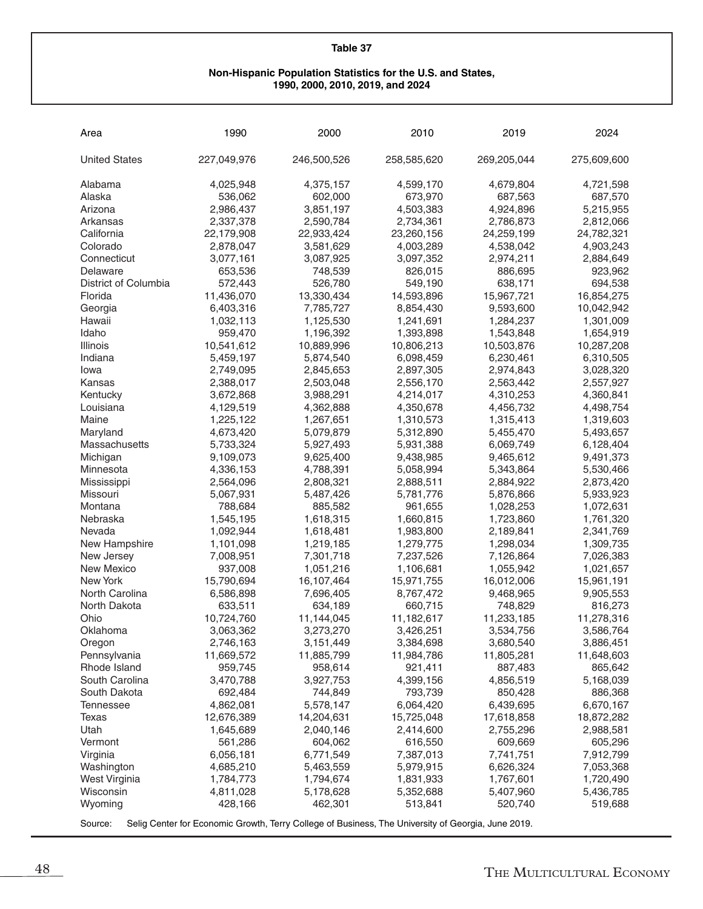**Table 37**

**Non-Hispanic Population Statistics for the U.S. and States, 1990, 2000, 2010, 2019, and 2024**

| Area | 1990 | 2000 | 2010 | 2019 | 2024 |
|---|---|---|---|---|---|
| United States | 227,049,976 | 246,500,526 | 258,585,620 | 269,205,044 | 275,609,600 |
| Alabama | 4,025,948 | 4,375,157 | 4,599,170 | 4,679,804 | 4,721,598 |
| Alaska | 536,062 | 602,000 | 673,970 | 687,563 | 687,570 |
| Arizona | 2,986,437 | 3,851,197 | 4,503,383 | 4,924,896 | 5,215,955 |
| Arkansas | 2,337,378 | 2,590,784 | 2,734,361 | 2,786,873 | 2,812,066 |
| California | 22,179,908 | 22,933,424 | 23,260,156 | 24,259,199 | 24,782,321 |
| Colorado | 2,878,047 | 3,581,629 | 4,003,289 | 4,538,042 | 4,903,243 |
| Connecticut | 3,077,161 | 3,087,925 | 3,097,352 | 2,974,211 | 2,884,649 |
| Delaware | 653,536 | 748,539 | 826,015 | 886,695 | 923,962 |
| District of Columbia | 572,443 | 526,780 | 549,190 | 638,171 | 694,538 |
| Florida | 11,436,070 | 13,330,434 | 14,593,896 | 15,967,721 | 16,854,275 |
| Georgia | 6,403,316 | 7,785,727 | 8,854,430 | 9,593,600 | 10,042,942 |
| Hawaii | 1,032,113 | 1,125,530 | 1,241,691 | 1,284,237 | 1,301,009 |
| Idaho | 959,470 | 1,196,392 | 1,393,898 | 1,543,848 | 1,654,919 |
| Illinois | 10,541,612 | 10,889,996 | 10,806,213 | 10,503,876 | 10,287,208 |
| Indiana | 5,459,197 | 5,874,540 | 6,098,459 | 6,230,461 | 6,310,505 |
| Iowa | 2,749,095 | 2,845,653 | 2,897,305 | 2,974,843 | 3,028,320 |
| Kansas | 2,388,017 | 2,503,048 | 2,556,170 | 2,563,442 | 2,557,927 |
| Kentucky | 3,672,868 | 3,988,291 | 4,214,017 | 4,310,253 | 4,360,841 |
| Louisiana | 4,129,519 | 4,362,888 | 4,350,678 | 4,456,732 | 4,498,754 |
| Maine | 1,225,122 | 1,267,651 | 1,310,573 | 1,315,413 | 1,319,603 |
| Maryland | 4,673,420 | 5,079,879 | 5,312,890 | 5,455,470 | 5,493,657 |
| Massachusetts | 5,733,324 | 5,927,493 | 5,931,388 | 6,069,749 | 6,128,404 |
| Michigan | 9,109,073 | 9,625,400 | 9,438,985 | 9,465,612 | 9,491,373 |
| Minnesota | 4,336,153 | 4,788,391 | 5,058,994 | 5,343,864 | 5,530,466 |
| Mississippi | 2,564,096 | 2,808,321 | 2,888,511 | 2,884,922 | 2,873,420 |
| Missouri | 5,067,931 | 5,487,426 | 5,781,776 | 5,876,866 | 5,933,923 |
| Montana | 788,684 | 885,582 | 961,655 | 1,028,253 | 1,072,631 |
| Nebraska | 1,545,195 | 1,618,315 | 1,660,815 | 1,723,860 | 1,761,320 |
| Nevada | 1,092,944 | 1,618,481 | 1,983,800 | 2,189,841 | 2,341,769 |
| New Hampshire | 1,101,098 | 1,219,185 | 1,279,775 | 1,298,034 | 1,309,735 |
| New Jersey | 7,008,951 | 7,301,718 | 7,237,526 | 7,126,864 | 7,026,383 |
| New Mexico | 937,008 | 1,051,216 | 1,106,681 | 1,055,942 | 1,021,657 |
| New York | 15,790,694 | 16,107,464 | 15,971,755 | 16,012,006 | 15,961,191 |
| North Carolina | 6,586,898 | 7,696,405 | 8,767,472 | 9,468,965 | 9,905,553 |
| North Dakota | 633,511 | 634,189 | 660,715 | 748,829 | 816,273 |
| Ohio | 10,724,760 | 11,144,045 | 11,182,617 | 11,233,185 | 11,278,316 |
| Oklahoma | 3,063,362 | 3,273,270 | 3,426,251 | 3,534,756 | 3,586,764 |
| Oregon | 2,746,163 | 3,151,449 | 3,384,698 | 3,680,540 | 3,886,451 |
| Pennsylvania | 11,669,572 | 11,885,799 | 11,984,786 | 11,805,281 | 11,648,603 |
| Rhode Island | 959,745 | 958,614 | 921,411 | 887,483 | 865,642 |
| South Carolina | 3,470,788 | 3,927,753 | 4,399,156 | 4,856,519 | 5,168,039 |
| South Dakota | 692,484 | 744,849 | 793,739 | 850,428 | 886,368 |
| Tennessee | 4,862,081 | 5,578,147 | 6,064,420 | 6,439,695 | 6,670,167 |
| Texas | 12,676,389 | 14,204,631 | 15,725,048 | 17,618,858 | 18,872,282 |
| Utah | 1,645,689 | 2,040,146 | 2,414,600 | 2,755,296 | 2,988,581 |
| Vermont | 561,286 | 604,062 | 616,550 | 609,669 | 605,296 |
| Virginia | 6,056,181 | 6,771,549 | 7,387,013 | 7,741,751 | 7,912,799 |
| Washington | 4,685,210 | 5,463,559 | 5,979,915 | 6,626,324 | 7,053,368 |
| West Virginia | 1,784,773 | 1,794,674 | 1,831,933 | 1,767,601 | 1,720,490 |
| Wisconsin | 4,811,028 | 5,178,628 | 5,352,688 | 5,407,960 | 5,436,785 |
| Wyoming | 428,166 | 462,301 | 513,841 | 520,740 | 519,688 |

Source: Selig Center for Economic Growth, Terry College of Business, The University of Georgia, June 2019.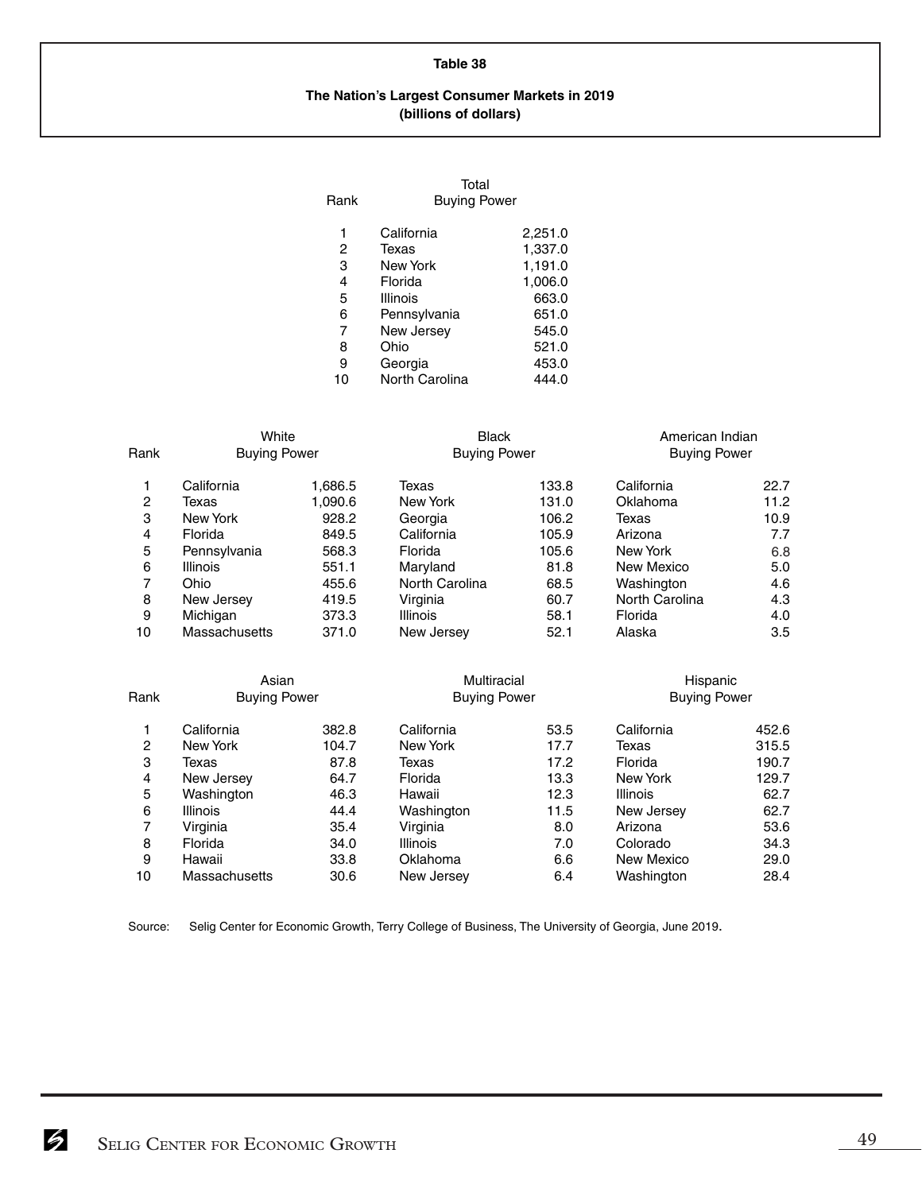**Table 38**

**The Nation's Largest Consumer Markets in 2019**
**(billions of dollars)**

| Rank | Total Buying Power | |
|---|---|---|
| 1 | California | 2,251.0 |
| 2 | Texas | 1,337.0 |
| 3 | New York | 1,191.0 |
| 4 | Florida | 1,006.0 |
| 5 | Illinois | 663.0 |
| 6 | Pennsylvania | 651.0 |
| 7 | New Jersey | 545.0 |
| 8 | Ohio | 521.0 |
| 9 | Georgia | 453.0 |
| 10 | North Carolina | 444.0 |

| Rank | White Buying Power | | Black Buying Power | | American Indian Buying Power | |
|---|---|---|---|---|---|---|
| 1 | California | 1,686.5 | Texas | 133.8 | California | 22.7 |
| 2 | Texas | 1,090.6 | New York | 131.0 | Oklahoma | 11.2 |
| 3 | New York | 928.2 | Georgia | 106.2 | Texas | 10.9 |
| 4 | Florida | 849.5 | California | 105.9 | Arizona | 7.7 |
| 5 | Pennsylvania | 568.3 | Florida | 105.6 | New York | 6.8 |
| 6 | Illinois | 551.1 | Maryland | 81.8 | New Mexico | 5.0 |
| 7 | Ohio | 455.6 | North Carolina | 68.5 | Washington | 4.6 |
| 8 | New Jersey | 419.5 | Virginia | 60.7 | North Carolina | 4.3 |
| 9 | Michigan | 373.3 | Illinois | 58.1 | Florida | 4.0 |
| 10 | Massachusetts | 371.0 | New Jersey | 52.1 | Alaska | 3.5 |

| Rank | Asian Buying Power | | Multiracial Buying Power | | Hispanic Buying Power | |
|---|---|---|---|---|---|---|
| 1 | California | 382.8 | California | 53.5 | California | 452.6 |
| 2 | New York | 104.7 | New York | 17.7 | Texas | 315.5 |
| 3 | Texas | 87.8 | Texas | 17.2 | Florida | 190.7 |
| 4 | New Jersey | 64.7 | Florida | 13.3 | New York | 129.7 |
| 5 | Washington | 46.3 | Hawaii | 12.3 | Illinois | 62.7 |
| 6 | Illinois | 44.4 | Washington | 11.5 | New Jersey | 62.7 |
| 7 | Virginia | 35.4 | Virginia | 8.0 | Arizona | 53.6 |
| 8 | Florida | 34.0 | Illinois | 7.0 | Colorado | 34.3 |
| 9 | Hawaii | 33.8 | Oklahoma | 6.6 | New Mexico | 29.0 |
| 10 | Massachusetts | 30.6 | New Jersey | 6.4 | Washington | 28.4 |

Source: Selig Center for Economic Growth, Terry College of Business, The University of Georgia, June 2019.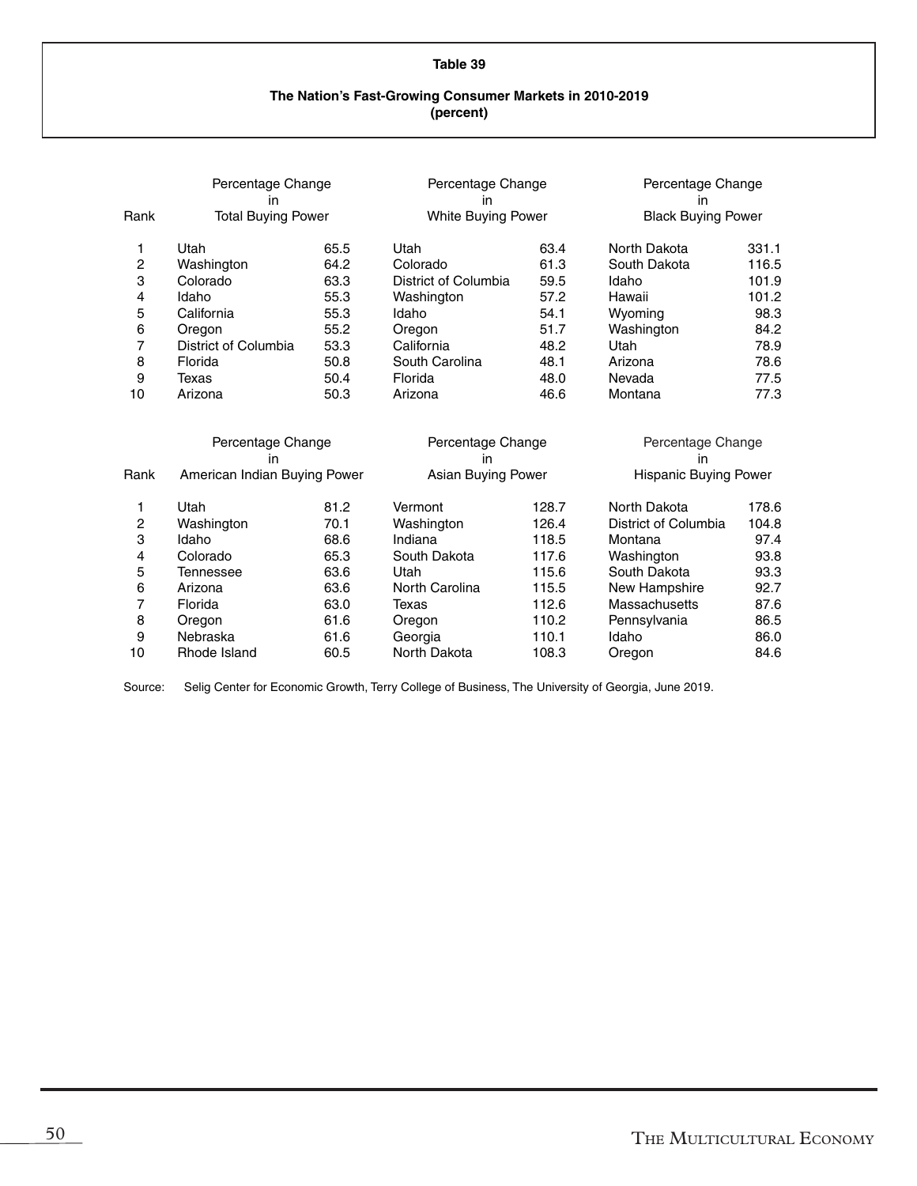**Table 39**

**The Nation's Fast-Growing Consumer Markets in 2010-2019**
**(percent)**

| Rank | Percentage Change in Total Buying Power | | Percentage Change in White Buying Power | | Percentage Change in Black Buying Power | |
|---|---|---|---|---|---|---|
| 1 | Utah | 65.5 | Utah | 63.4 | North Dakota | 331.1 |
| 2 | Washington | 64.2 | Colorado | 61.3 | South Dakota | 116.5 |
| 3 | Colorado | 63.3 | District of Columbia | 59.5 | Idaho | 101.9 |
| 4 | Idaho | 55.3 | Washington | 57.2 | Hawaii | 101.2 |
| 5 | California | 55.3 | Idaho | 54.1 | Wyoming | 98.3 |
| 6 | Oregon | 55.2 | Oregon | 51.7 | Washington | 84.2 |
| 7 | District of Columbia | 53.3 | California | 48.2 | Utah | 78.9 |
| 8 | Florida | 50.8 | South Carolina | 48.1 | Arizona | 78.6 |
| 9 | Texas | 50.4 | Florida | 48.0 | Nevada | 77.5 |
| 10 | Arizona | 50.3 | Arizona | 46.6 | Montana | 77.3 |

| Rank | Percentage Change in American Indian Buying Power | | Percentage Change in Asian Buying Power | | Percentage Change in Hispanic Buying Power | |
|---|---|---|---|---|---|---|
| 1 | Utah | 81.2 | Vermont | 128.7 | North Dakota | 178.6 |
| 2 | Washington | 70.1 | Washington | 126.4 | District of Columbia | 104.8 |
| 3 | Idaho | 68.6 | Indiana | 118.5 | Montana | 97.4 |
| 4 | Colorado | 65.3 | South Dakota | 117.6 | Washington | 93.8 |
| 5 | Tennessee | 63.6 | Utah | 115.6 | South Dakota | 93.3 |
| 6 | Arizona | 63.6 | North Carolina | 115.5 | New Hampshire | 92.7 |
| 7 | Florida | 63.0 | Texas | 112.6 | Massachusetts | 87.6 |
| 8 | Oregon | 61.6 | Oregon | 110.2 | Pennsylvania | 86.5 |
| 9 | Nebraska | 61.6 | Georgia | 110.1 | Idaho | 86.0 |
| 10 | Rhode Island | 60.5 | North Dakota | 108.3 | Oregon | 84.6 |

Source: Selig Center for Economic Growth, Terry College of Business, The University of Georgia, June 2019.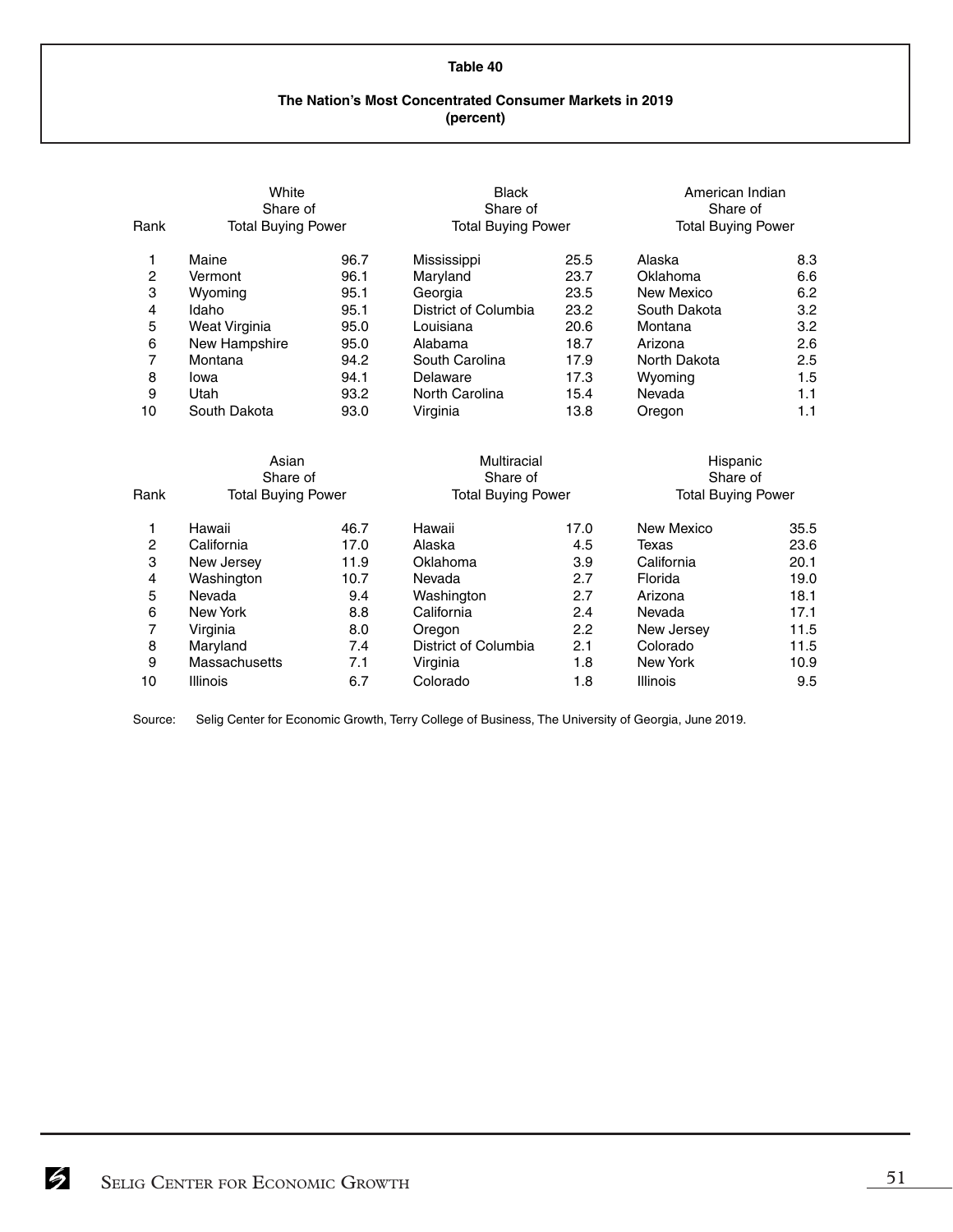**Table 40**

**The Nation's Most Concentrated Consumer Markets in 2019**
**(percent)**

| Rank | White Share of Total Buying Power | | Black Share of Total Buying Power | | American Indian Share of Total Buying Power | |
|---|---|---|---|---|---|---|
| 1 | Maine | 96.7 | Mississippi | 25.5 | Alaska | 8.3 |
| 2 | Vermont | 96.1 | Maryland | 23.7 | Oklahoma | 6.6 |
| 3 | Wyoming | 95.1 | Georgia | 23.5 | New Mexico | 6.2 |
| 4 | Idaho | 95.1 | District of Columbia | 23.2 | South Dakota | 3.2 |
| 5 | Weat Virginia | 95.0 | Louisiana | 20.6 | Montana | 3.2 |
| 6 | New Hampshire | 95.0 | Alabama | 18.7 | Arizona | 2.6 |
| 7 | Montana | 94.2 | South Carolina | 17.9 | North Dakota | 2.5 |
| 8 | Iowa | 94.1 | Delaware | 17.3 | Wyoming | 1.5 |
| 9 | Utah | 93.2 | North Carolina | 15.4 | Nevada | 1.1 |
| 10 | South Dakota | 93.0 | Virginia | 13.8 | Oregon | 1.1 |

| Rank | Asian Share of Total Buying Power | | Multiracial Share of Total Buying Power | | Hispanic Share of Total Buying Power | |
|---|---|---|---|---|---|---|
| 1 | Hawaii | 46.7 | Hawaii | 17.0 | New Mexico | 35.5 |
| 2 | California | 17.0 | Alaska | 4.5 | Texas | 23.6 |
| 3 | New Jersey | 11.9 | Oklahoma | 3.9 | California | 20.1 |
| 4 | Washington | 10.7 | Nevada | 2.7 | Florida | 19.0 |
| 5 | Nevada | 9.4 | Washington | 2.7 | Arizona | 18.1 |
| 6 | New York | 8.8 | California | 2.4 | Nevada | 17.1 |
| 7 | Virginia | 8.0 | Oregon | 2.2 | New Jersey | 11.5 |
| 8 | Maryland | 7.4 | District of Columbia | 2.1 | Colorado | 11.5 |
| 9 | Massachusetts | 7.1 | Virginia | 1.8 | New York | 10.9 |
| 10 | Illinois | 6.7 | Colorado | 1.8 | Illinois | 9.5 |

Source: Selig Center for Economic Growth, Terry College of Business, The University of Georgia, June 2019.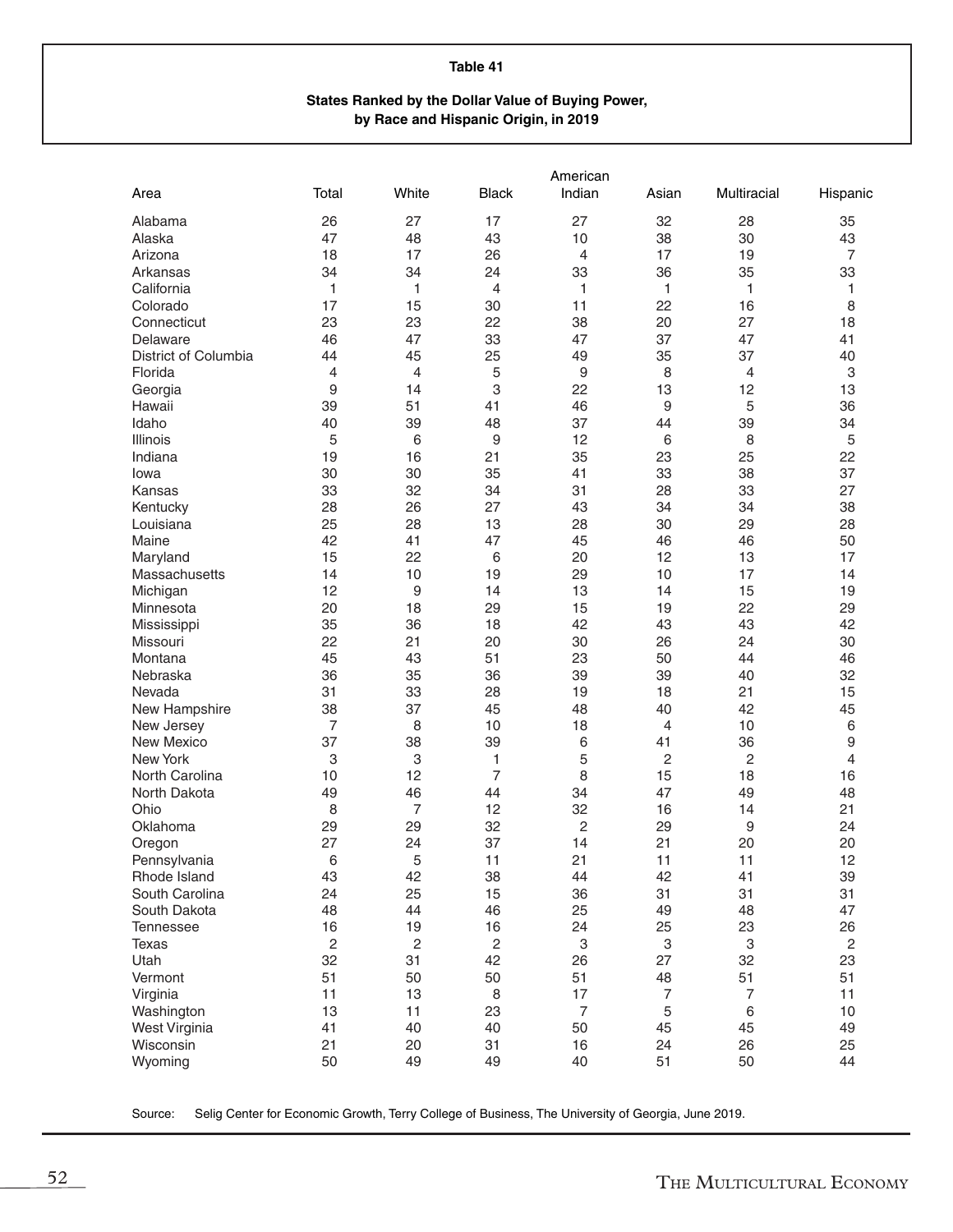**Table 41**

**States Ranked by the Dollar Value of Buying Power, by Race and Hispanic Origin, in 2019**

| Area | Total | White | Black | American Indian | Asian | Multiracial | Hispanic |
|---|---|---|---|---|---|---|---|
| Alabama | 26 | 27 | 17 | 27 | 32 | 28 | 35 |
| Alaska | 47 | 48 | 43 | 10 | 38 | 30 | 43 |
| Arizona | 18 | 17 | 26 | 4 | 17 | 19 | 7 |
| Arkansas | 34 | 34 | 24 | 33 | 36 | 35 | 33 |
| California | 1 | 1 | 4 | 1 | 1 | 1 | 1 |
| Colorado | 17 | 15 | 30 | 11 | 22 | 16 | 8 |
| Connecticut | 23 | 23 | 22 | 38 | 20 | 27 | 18 |
| Delaware | 46 | 47 | 33 | 47 | 37 | 47 | 41 |
| District of Columbia | 44 | 45 | 25 | 49 | 35 | 37 | 40 |
| Florida | 4 | 4 | 5 | 9 | 8 | 4 | 3 |
| Georgia | 9 | 14 | 3 | 22 | 13 | 12 | 13 |
| Hawaii | 39 | 51 | 41 | 46 | 9 | 5 | 36 |
| Idaho | 40 | 39 | 48 | 37 | 44 | 39 | 34 |
| Illinois | 5 | 6 | 9 | 12 | 6 | 8 | 5 |
| Indiana | 19 | 16 | 21 | 35 | 23 | 25 | 22 |
| Iowa | 30 | 30 | 35 | 41 | 33 | 38 | 37 |
| Kansas | 33 | 32 | 34 | 31 | 28 | 33 | 27 |
| Kentucky | 28 | 26 | 27 | 43 | 34 | 34 | 38 |
| Louisiana | 25 | 28 | 13 | 28 | 30 | 29 | 28 |
| Maine | 42 | 41 | 47 | 45 | 46 | 46 | 50 |
| Maryland | 15 | 22 | 6 | 20 | 12 | 13 | 17 |
| Massachusetts | 14 | 10 | 19 | 29 | 10 | 17 | 14 |
| Michigan | 12 | 9 | 14 | 13 | 14 | 15 | 19 |
| Minnesota | 20 | 18 | 29 | 15 | 19 | 22 | 29 |
| Mississippi | 35 | 36 | 18 | 42 | 43 | 43 | 42 |
| Missouri | 22 | 21 | 20 | 30 | 26 | 24 | 30 |
| Montana | 45 | 43 | 51 | 23 | 50 | 44 | 46 |
| Nebraska | 36 | 35 | 36 | 39 | 39 | 40 | 32 |
| Nevada | 31 | 33 | 28 | 19 | 18 | 21 | 15 |
| New Hampshire | 38 | 37 | 45 | 48 | 40 | 42 | 45 |
| New Jersey | 7 | 8 | 10 | 18 | 4 | 10 | 6 |
| New Mexico | 37 | 38 | 39 | 6 | 41 | 36 | 9 |
| New York | 3 | 3 | 1 | 5 | 2 | 2 | 4 |
| North Carolina | 10 | 12 | 7 | 8 | 15 | 18 | 16 |
| North Dakota | 49 | 46 | 44 | 34 | 47 | 49 | 48 |
| Ohio | 8 | 7 | 12 | 32 | 16 | 14 | 21 |
| Oklahoma | 29 | 29 | 32 | 2 | 29 | 9 | 24 |
| Oregon | 27 | 24 | 37 | 14 | 21 | 20 | 20 |
| Pennsylvania | 6 | 5 | 11 | 21 | 11 | 11 | 12 |
| Rhode Island | 43 | 42 | 38 | 44 | 42 | 41 | 39 |
| South Carolina | 24 | 25 | 15 | 36 | 31 | 31 | 31 |
| South Dakota | 48 | 44 | 46 | 25 | 49 | 48 | 47 |
| Tennessee | 16 | 19 | 16 | 24 | 25 | 23 | 26 |
| Texas | 2 | 2 | 2 | 3 | 3 | 3 | 2 |
| Utah | 32 | 31 | 42 | 26 | 27 | 32 | 23 |
| Vermont | 51 | 50 | 50 | 51 | 48 | 51 | 51 |
| Virginia | 11 | 13 | 8 | 17 | 7 | 7 | 11 |
| Washington | 13 | 11 | 23 | 7 | 5 | 6 | 10 |
| West Virginia | 41 | 40 | 40 | 50 | 45 | 45 | 49 |
| Wisconsin | 21 | 20 | 31 | 16 | 24 | 26 | 25 |
| Wyoming | 50 | 49 | 49 | 40 | 51 | 50 | 44 |

Source: Selig Center for Economic Growth, Terry College of Business, The University of Georgia, June 2019.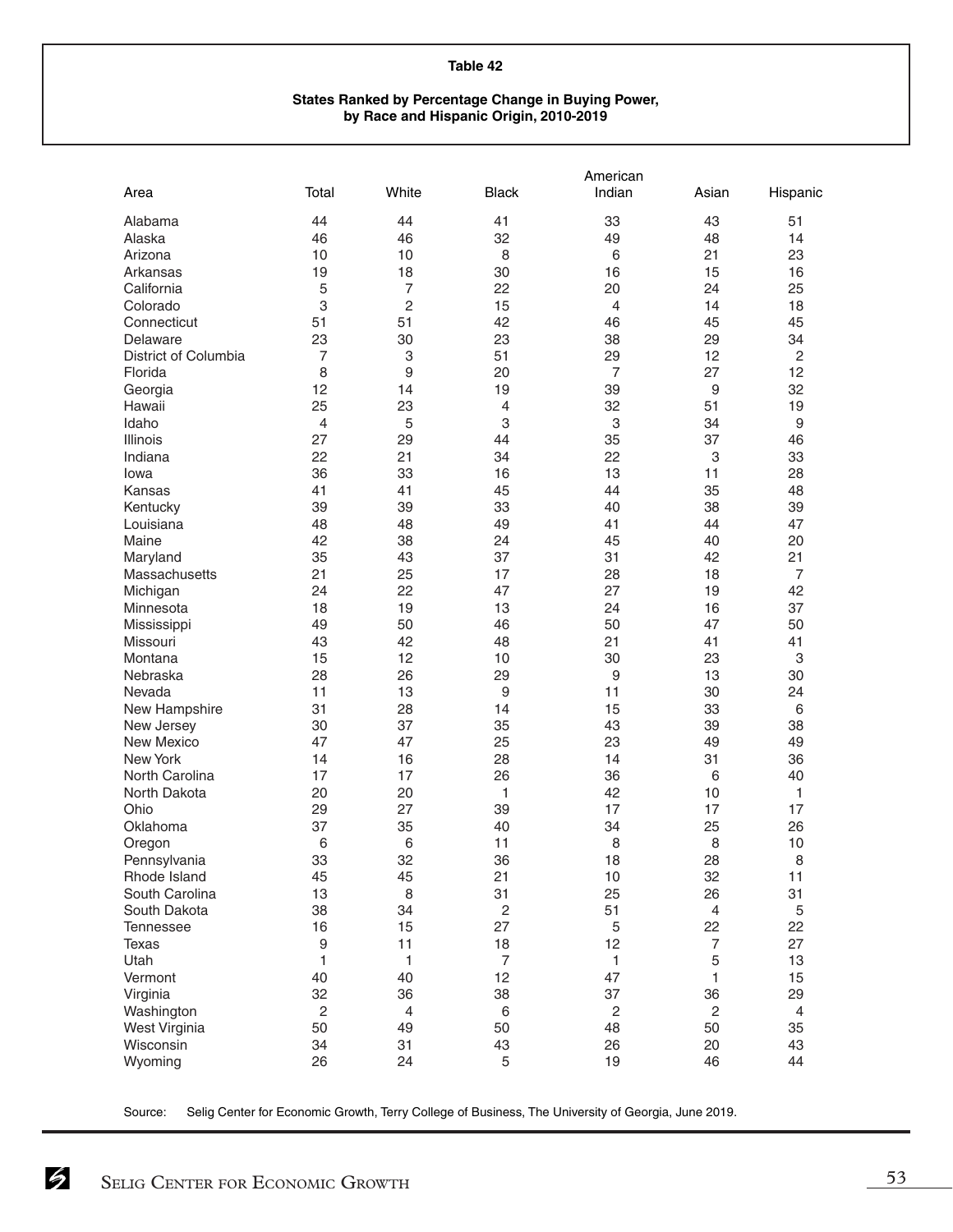**Table 42**

**States Ranked by Percentage Change in Buying Power, by Race and Hispanic Origin, 2010-2019**

| Area | Total | White | Black | American Indian | Asian | Hispanic |
|---|---|---|---|---|---|---|
| Alabama | 44 | 44 | 41 | 33 | 43 | 51 |
| Alaska | 46 | 46 | 32 | 49 | 48 | 14 |
| Arizona | 10 | 10 | 8 | 6 | 21 | 23 |
| Arkansas | 19 | 18 | 30 | 16 | 15 | 16 |
| California | 5 | 7 | 22 | 20 | 24 | 25 |
| Colorado | 3 | 2 | 15 | 4 | 14 | 18 |
| Connecticut | 51 | 51 | 42 | 46 | 45 | 45 |
| Delaware | 23 | 30 | 23 | 38 | 29 | 34 |
| District of Columbia | 7 | 3 | 51 | 29 | 12 | 2 |
| Florida | 8 | 9 | 20 | 7 | 27 | 12 |
| Georgia | 12 | 14 | 19 | 39 | 9 | 32 |
| Hawaii | 25 | 23 | 4 | 32 | 51 | 19 |
| Idaho | 4 | 5 | 3 | 3 | 34 | 9 |
| Illinois | 27 | 29 | 44 | 35 | 37 | 46 |
| Indiana | 22 | 21 | 34 | 22 | 3 | 33 |
| Iowa | 36 | 33 | 16 | 13 | 11 | 28 |
| Kansas | 41 | 41 | 45 | 44 | 35 | 48 |
| Kentucky | 39 | 39 | 33 | 40 | 38 | 39 |
| Louisiana | 48 | 48 | 49 | 41 | 44 | 47 |
| Maine | 42 | 38 | 24 | 45 | 40 | 20 |
| Maryland | 35 | 43 | 37 | 31 | 42 | 21 |
| Massachusetts | 21 | 25 | 17 | 28 | 18 | 7 |
| Michigan | 24 | 22 | 47 | 27 | 19 | 42 |
| Minnesota | 18 | 19 | 13 | 24 | 16 | 37 |
| Mississippi | 49 | 50 | 46 | 50 | 47 | 50 |
| Missouri | 43 | 42 | 48 | 21 | 41 | 41 |
| Montana | 15 | 12 | 10 | 30 | 23 | 3 |
| Nebraska | 28 | 26 | 29 | 9 | 13 | 30 |
| Nevada | 11 | 13 | 9 | 11 | 30 | 24 |
| New Hampshire | 31 | 28 | 14 | 15 | 33 | 6 |
| New Jersey | 30 | 37 | 35 | 43 | 39 | 38 |
| New Mexico | 47 | 47 | 25 | 23 | 49 | 49 |
| New York | 14 | 16 | 28 | 14 | 31 | 36 |
| North Carolina | 17 | 17 | 26 | 36 | 6 | 40 |
| North Dakota | 20 | 20 | 1 | 42 | 10 | 1 |
| Ohio | 29 | 27 | 39 | 17 | 17 | 17 |
| Oklahoma | 37 | 35 | 40 | 34 | 25 | 26 |
| Oregon | 6 | 6 | 11 | 8 | 8 | 10 |
| Pennsylvania | 33 | 32 | 36 | 18 | 28 | 8 |
| Rhode Island | 45 | 45 | 21 | 10 | 32 | 11 |
| South Carolina | 13 | 8 | 31 | 25 | 26 | 31 |
| South Dakota | 38 | 34 | 2 | 51 | 4 | 5 |
| Tennessee | 16 | 15 | 27 | 5 | 22 | 22 |
| Texas | 9 | 11 | 18 | 12 | 7 | 27 |
| Utah | 1 | 1 | 7 | 1 | 5 | 13 |
| Vermont | 40 | 40 | 12 | 47 | 1 | 15 |
| Virginia | 32 | 36 | 38 | 37 | 36 | 29 |
| Washington | 2 | 4 | 6 | 2 | 2 | 4 |
| West Virginia | 50 | 49 | 50 | 48 | 50 | 35 |
| Wisconsin | 34 | 31 | 43 | 26 | 20 | 43 |
| Wyoming | 26 | 24 | 5 | 19 | 46 | 44 |

Source: Selig Center for Economic Growth, Terry College of Business, The University of Georgia, June 2019.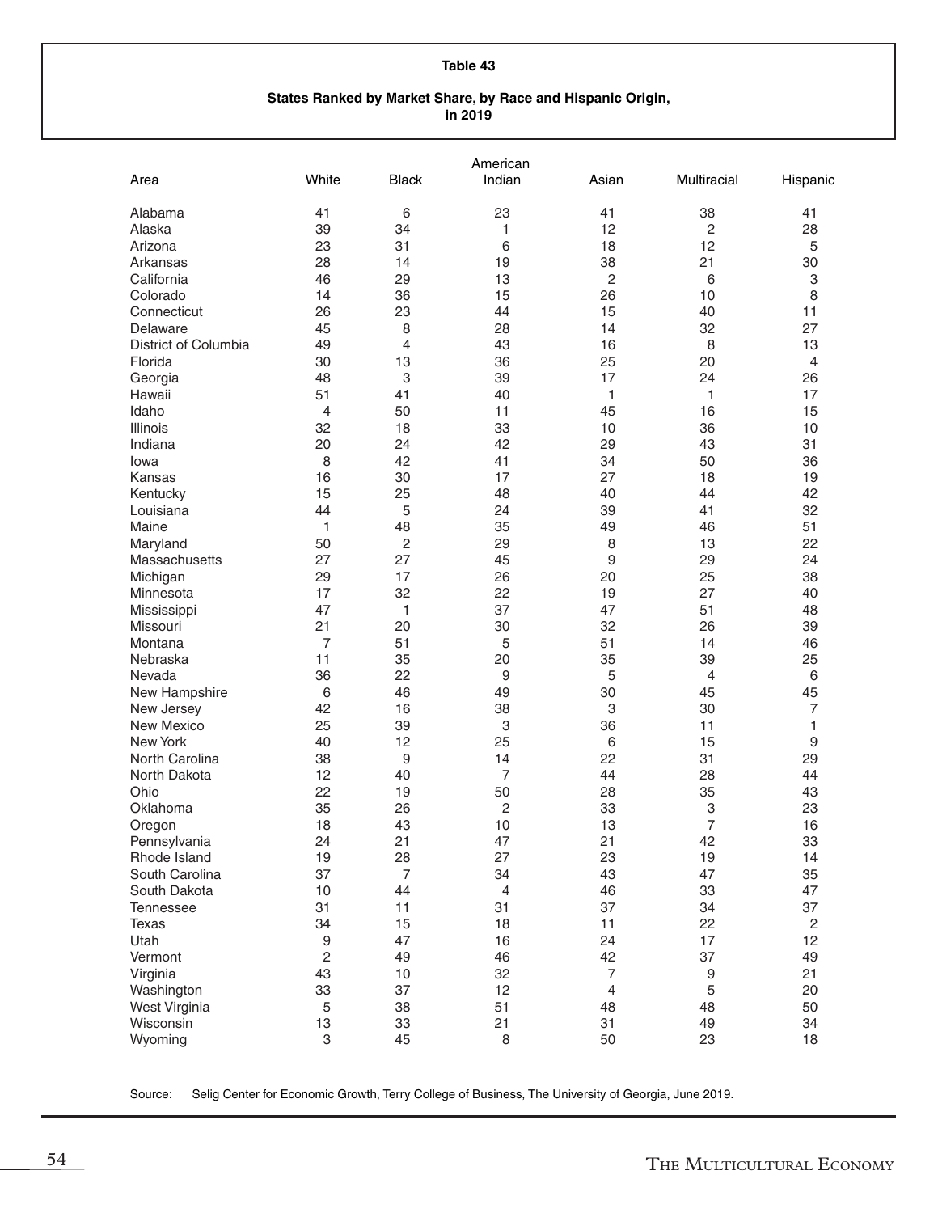**Table 43**

**States Ranked by Market Share, by Race and Hispanic Origin, in 2019**

| Area | White | Black | American Indian | Asian | Multiracial | Hispanic |
|---|---|---|---|---|---|---|
| Alabama | 41 | 6 | 23 | 41 | 38 | 41 |
| Alaska | 39 | 34 | 1 | 12 | 2 | 28 |
| Arizona | 23 | 31 | 6 | 18 | 12 | 5 |
| Arkansas | 28 | 14 | 19 | 38 | 21 | 30 |
| California | 46 | 29 | 13 | 2 | 6 | 3 |
| Colorado | 14 | 36 | 15 | 26 | 10 | 8 |
| Connecticut | 26 | 23 | 44 | 15 | 40 | 11 |
| Delaware | 45 | 8 | 28 | 14 | 32 | 27 |
| District of Columbia | 49 | 4 | 43 | 16 | 8 | 13 |
| Florida | 30 | 13 | 36 | 25 | 20 | 4 |
| Georgia | 48 | 3 | 39 | 17 | 24 | 26 |
| Hawaii | 51 | 41 | 40 | 1 | 1 | 17 |
| Idaho | 4 | 50 | 11 | 45 | 16 | 15 |
| Illinois | 32 | 18 | 33 | 10 | 36 | 10 |
| Indiana | 20 | 24 | 42 | 29 | 43 | 31 |
| Iowa | 8 | 42 | 41 | 34 | 50 | 36 |
| Kansas | 16 | 30 | 17 | 27 | 18 | 19 |
| Kentucky | 15 | 25 | 48 | 40 | 44 | 42 |
| Louisiana | 44 | 5 | 24 | 39 | 41 | 32 |
| Maine | 1 | 48 | 35 | 49 | 46 | 51 |
| Maryland | 50 | 2 | 29 | 8 | 13 | 22 |
| Massachusetts | 27 | 27 | 45 | 9 | 29 | 24 |
| Michigan | 29 | 17 | 26 | 20 | 25 | 38 |
| Minnesota | 17 | 32 | 22 | 19 | 27 | 40 |
| Mississippi | 47 | 1 | 37 | 47 | 51 | 48 |
| Missouri | 21 | 20 | 30 | 32 | 26 | 39 |
| Montana | 7 | 51 | 5 | 51 | 14 | 46 |
| Nebraska | 11 | 35 | 20 | 35 | 39 | 25 |
| Nevada | 36 | 22 | 9 | 5 | 4 | 6 |
| New Hampshire | 6 | 46 | 49 | 30 | 45 | 45 |
| New Jersey | 42 | 16 | 38 | 3 | 30 | 7 |
| New Mexico | 25 | 39 | 3 | 36 | 11 | 1 |
| New York | 40 | 12 | 25 | 6 | 15 | 9 |
| North Carolina | 38 | 9 | 14 | 22 | 31 | 29 |
| North Dakota | 12 | 40 | 7 | 44 | 28 | 44 |
| Ohio | 22 | 19 | 50 | 28 | 35 | 43 |
| Oklahoma | 35 | 26 | 2 | 33 | 3 | 23 |
| Oregon | 18 | 43 | 10 | 13 | 7 | 16 |
| Pennsylvania | 24 | 21 | 47 | 21 | 42 | 33 |
| Rhode Island | 19 | 28 | 27 | 23 | 19 | 14 |
| South Carolina | 37 | 7 | 34 | 43 | 47 | 35 |
| South Dakota | 10 | 44 | 4 | 46 | 33 | 47 |
| Tennessee | 31 | 11 | 31 | 37 | 34 | 37 |
| Texas | 34 | 15 | 18 | 11 | 22 | 2 |
| Utah | 9 | 47 | 16 | 24 | 17 | 12 |
| Vermont | 2 | 49 | 46 | 42 | 37 | 49 |
| Virginia | 43 | 10 | 32 | 7 | 9 | 21 |
| Washington | 33 | 37 | 12 | 4 | 5 | 20 |
| West Virginia | 5 | 38 | 51 | 48 | 48 | 50 |
| Wisconsin | 13 | 33 | 21 | 31 | 49 | 34 |
| Wyoming | 3 | 45 | 8 | 50 | 23 | 18 |

Source: Selig Center for Economic Growth, Terry College of Business, The University of Georgia, June 2019.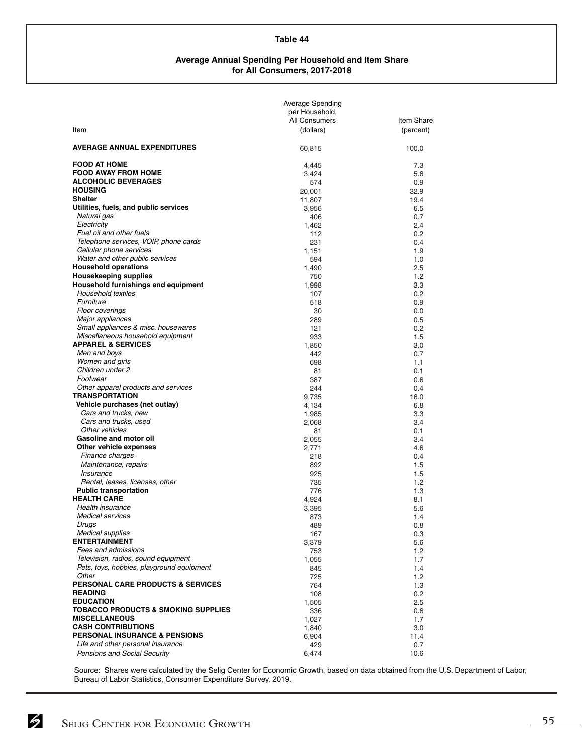## Table 44

### Average Annual Spending Per Household and Item Share for All Consumers, 2017-2018

| Item | Average Spending per Household, All Consumers (dollars) | Item Share (percent) |
|---|---|---|
| **AVERAGE ANNUAL EXPENDITURES** | 60,815 | 100.0 |
| **FOOD AT HOME** | 4,445 | 7.3 |
| **FOOD AWAY FROM HOME** | 3,424 | 5.6 |
| **ALCOHOLIC BEVERAGES** | 574 | 0.9 |
| **HOUSING** | 20,001 | 32.9 |
| **Shelter** | 11,807 | 19.4 |
| **Utilities, fuels, and public services** | 3,956 | 6.5 |
| *Natural gas* | 406 | 0.7 |
| *Electricity* | 1,462 | 2.4 |
| *Fuel oil and other fuels* | 112 | 0.2 |
| *Telephone services, VOIP, phone cards* | 231 | 0.4 |
| *Cellular phone services* | 1,151 | 1.9 |
| *Water and other public services* | 594 | 1.0 |
| **Household operations** | 1,490 | 2.5 |
| **Housekeeping supplies** | 750 | 1.2 |
| **Household furnishings and equipment** | 1,998 | 3.3 |
| *Household textiles* | 107 | 0.2 |
| *Furniture* | 518 | 0.9 |
| *Floor coverings* | 30 | 0.0 |
| *Major appliances* | 289 | 0.5 |
| *Small appliances & misc. housewares* | 121 | 0.2 |
| *Miscellaneous household equipment* | 933 | 1.5 |
| **APPAREL & SERVICES** | 1,850 | 3.0 |
| *Men and boys* | 442 | 0.7 |
| *Women and girls* | 698 | 1.1 |
| *Children under 2* | 81 | 0.1 |
| *Footwear* | 387 | 0.6 |
| *Other apparel products and services* | 244 | 0.4 |
| **TRANSPORTATION** | 9,735 | 16.0 |
| **Vehicle purchases (net outlay)** | 4,134 | 6.8 |
| *Cars and trucks, new* | 1,985 | 3.3 |
| *Cars and trucks, used* | 2,068 | 3.4 |
| *Other vehicles* | 81 | 0.1 |
| **Gasoline and motor oil** | 2,055 | 3.4 |
| **Other vehicle expenses** | 2,771 | 4.6 |
| *Finance charges* | 218 | 0.4 |
| *Maintenance, repairs* | 892 | 1.5 |
| *Insurance* | 925 | 1.5 |
| *Rental, leases, licenses, other* | 735 | 1.2 |
| **Public transportation** | 776 | 1.3 |
| **HEALTH CARE** | 4,924 | 8.1 |
| *Health insurance* | 3,395 | 5.6 |
| *Medical services* | 873 | 1.4 |
| *Drugs* | 489 | 0.8 |
| *Medical supplies* | 167 | 0.3 |
| **ENTERTAINMENT** | 3,379 | 5.6 |
| *Fees and admissions* | 753 | 1.2 |
| *Television, radios, sound equipment* | 1,055 | 1.7 |
| *Pets, toys, hobbies, playground equipment* | 845 | 1.4 |
| *Other* | 725 | 1.2 |
| **PERSONAL CARE PRODUCTS & SERVICES** | 764 | 1.3 |
| **READING** | 108 | 0.2 |
| **EDUCATION** | 1,505 | 2.5 |
| **TOBACCO PRODUCTS & SMOKING SUPPLIES** | 336 | 0.6 |
| **MISCELLANEOUS** | 1,027 | 1.7 |
| **CASH CONTRIBUTIONS** | 1,840 | 3.0 |
| **PERSONAL INSURANCE & PENSIONS** | 6,904 | 11.4 |
| *Life and other personal insurance* | 429 | 0.7 |
| *Pensions and Social Security* | 6,474 | 10.6 |

Source: Shares were calculated by the Selig Center for Economic Growth, based on data obtained from the U.S. Department of Labor, Bureau of Labor Statistics, Consumer Expenditure Survey, 2019.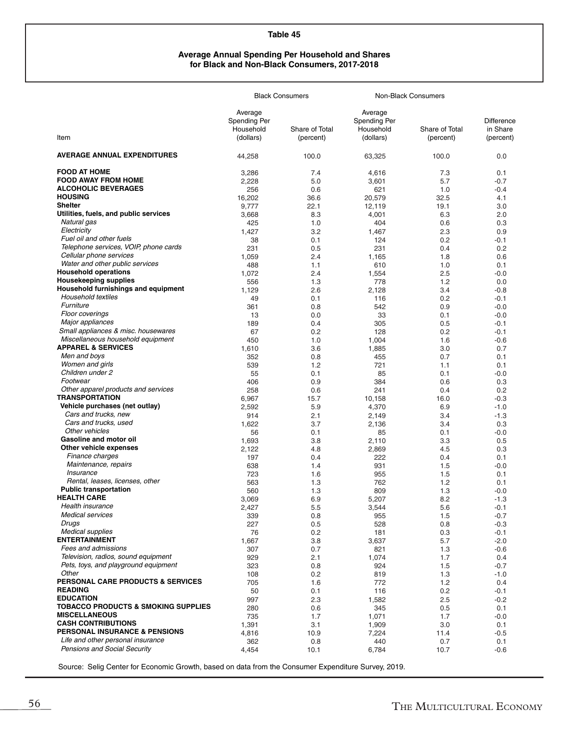**Table 45**

**Average Annual Spending Per Household and Shares for Black and Non-Black Consumers, 2017-2018**

| | Black Consumers | | Non-Black Consumers | | |
|---|---|---|---|---|---|
| Item | Average Spending Per Household (dollars) | Share of Total (percent) | Average Spending Per Household (dollars) | Share of Total (percent) | Difference in Share (percent) |
| **AVERAGE ANNUAL EXPENDITURES** | 44,258 | 100.0 | 63,325 | 100.0 | 0.0 |
| **FOOD AT HOME** | 3,286 | 7.4 | 4,616 | 7.3 | 0.1 |
| **FOOD AWAY FROM HOME** | 2,228 | 5.0 | 3,601 | 5.7 | -0.7 |
| **ALCOHOLIC BEVERAGES** | 256 | 0.6 | 621 | 1.0 | -0.4 |
| **HOUSING** | 16,202 | 36.6 | 20,579 | 32.5 | 4.1 |
| **Shelter** | 9,777 | 22.1 | 12,119 | 19.1 | 3.0 |
| **Utilities, fuels, and public services** | 3,668 | 8.3 | 4,001 | 6.3 | 2.0 |
| *Natural gas* | 425 | 1.0 | 404 | 0.6 | 0.3 |
| *Electricity* | 1,427 | 3.2 | 1,467 | 2.3 | 0.9 |
| *Fuel oil and other fuels* | 38 | 0.1 | 124 | 0.2 | -0.1 |
| *Telephone services, VOIP, phone cards* | 231 | 0.5 | 231 | 0.4 | 0.2 |
| *Cellular phone services* | 1,059 | 2.4 | 1,165 | 1.8 | 0.6 |
| *Water and other public services* | 488 | 1.1 | 610 | 1.0 | 0.1 |
| **Household operations** | 1,072 | 2.4 | 1,554 | 2.5 | -0.0 |
| **Housekeeping supplies** | 556 | 1.3 | 778 | 1.2 | 0.0 |
| **Household furnishings and equipment** | 1,129 | 2.6 | 2,128 | 3.4 | -0.8 |
| *Household textiles* | 49 | 0.1 | 116 | 0.2 | -0.1 |
| *Furniture* | 361 | 0.8 | 542 | 0.9 | -0.0 |
| *Floor coverings* | 13 | 0.0 | 33 | 0.1 | -0.0 |
| *Major appliances* | 189 | 0.4 | 305 | 0.5 | -0.1 |
| *Small appliances & misc. housewares* | 67 | 0.2 | 128 | 0.2 | -0.1 |
| *Miscellaneous household equipment* | 450 | 1.0 | 1,004 | 1.6 | -0.6 |
| **APPAREL & SERVICES** | 1,610 | 3.6 | 1,885 | 3.0 | 0.7 |
| *Men and boys* | 352 | 0.8 | 455 | 0.7 | 0.1 |
| *Women and girls* | 539 | 1.2 | 721 | 1.1 | 0.1 |
| *Children under 2* | 55 | 0.1 | 85 | 0.1 | -0.0 |
| *Footwear* | 406 | 0.9 | 384 | 0.6 | 0.3 |
| *Other apparel products and services* | 258 | 0.6 | 241 | 0.4 | 0.2 |
| **TRANSPORTATION** | 6,967 | 15.7 | 10,158 | 16.0 | -0.3 |
| **Vehicle purchases (net outlay)** | 2,592 | 5.9 | 4,370 | 6.9 | -1.0 |
| *Cars and trucks, new* | 914 | 2.1 | 2,149 | 3.4 | -1.3 |
| *Cars and trucks, used* | 1,622 | 3.7 | 2,136 | 3.4 | 0.3 |
| *Other vehicles* | 56 | 0.1 | 85 | 0.1 | -0.0 |
| **Gasoline and motor oil** | 1,693 | 3.8 | 2,110 | 3.3 | 0.5 |
| **Other vehicle expenses** | 2,122 | 4.8 | 2,869 | 4.5 | 0.3 |
| *Finance charges* | 197 | 0.4 | 222 | 0.4 | 0.1 |
| *Maintenance, repairs* | 638 | 1.4 | 931 | 1.5 | -0.0 |
| *Insurance* | 723 | 1.6 | 955 | 1.5 | 0.1 |
| *Rental, leases, licenses, other* | 563 | 1.3 | 762 | 1.2 | 0.1 |
| **Public transportation** | 560 | 1.3 | 809 | 1.3 | -0.0 |
| **HEALTH CARE** | 3,069 | 6.9 | 5,207 | 8.2 | -1.3 |
| *Health insurance* | 2,427 | 5.5 | 3,544 | 5.6 | -0.1 |
| *Medical services* | 339 | 0.8 | 955 | 1.5 | -0.7 |
| *Drugs* | 227 | 0.5 | 528 | 0.8 | -0.3 |
| *Medical supplies* | 76 | 0.2 | 181 | 0.3 | -0.1 |
| **ENTERTAINMENT** | 1,667 | 3.8 | 3,637 | 5.7 | -2.0 |
| *Fees and admissions* | 307 | 0.7 | 821 | 1.3 | -0.6 |
| *Television, radios, sound equipment* | 929 | 2.1 | 1,074 | 1.7 | 0.4 |
| *Pets, toys, and playground equipment* | 323 | 0.8 | 924 | 1.5 | -0.7 |
| *Other* | 108 | 0.2 | 819 | 1.3 | -1.0 |
| **PERSONAL CARE PRODUCTS & SERVICES** | 705 | 1.6 | 772 | 1.2 | 0.4 |
| **READING** | 50 | 0.1 | 116 | 0.2 | -0.1 |
| **EDUCATION** | 997 | 2.3 | 1,582 | 2.5 | -0.2 |
| **TOBACCO PRODUCTS & SMOKING SUPPLIES** | 280 | 0.6 | 345 | 0.5 | 0.1 |
| **MISCELLANEOUS** | 735 | 1.7 | 1,071 | 1.7 | -0.0 |
| **CASH CONTRIBUTIONS** | 1,391 | 3.1 | 1,909 | 3.0 | 0.1 |
| **PERSONAL INSURANCE & PENSIONS** | 4,816 | 10.9 | 7,224 | 11.4 | -0.5 |
| *Life and other personal insurance* | 362 | 0.8 | 440 | 0.7 | 0.1 |
| *Pensions and Social Security* | 4,454 | 10.1 | 6,784 | 10.7 | -0.6 |

Source: Selig Center for Economic Growth, based on data from the Consumer Expenditure Survey, 2019.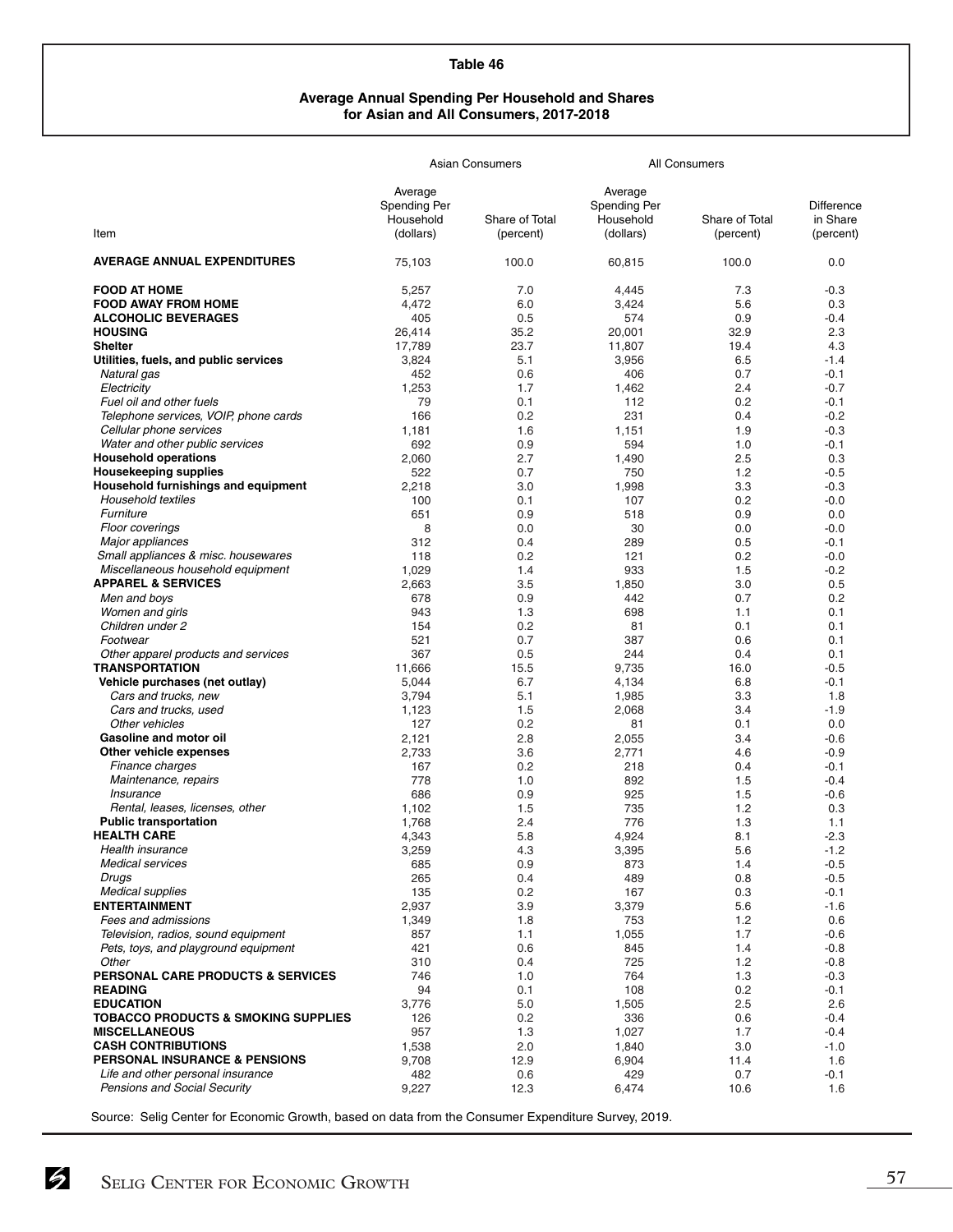## Table 46

### Average Annual Spending Per Household and Shares for Asian and All Consumers, 2017-2018

| Item | Asian Consumers | | All Consumers | | |
|---|---|---|---|---|---|
| | Average Spending Per Household (dollars) | Share of Total (percent) | Average Spending Per Household (dollars) | Share of Total (percent) | Difference in Share (percent) |
| **AVERAGE ANNUAL EXPENDITURES** | 75,103 | 100.0 | 60,815 | 100.0 | 0.0 |
| **FOOD AT HOME** | 5,257 | 7.0 | 4,445 | 7.3 | -0.3 |
| **FOOD AWAY FROM HOME** | 4,472 | 6.0 | 3,424 | 5.6 | 0.3 |
| **ALCOHOLIC BEVERAGES** | 405 | 0.5 | 574 | 0.9 | -0.4 |
| **HOUSING** | 26,414 | 35.2 | 20,001 | 32.9 | 2.3 |
| **Shelter** | 17,789 | 23.7 | 11,807 | 19.4 | 4.3 |
| **Utilities, fuels, and public services** | 3,824 | 5.1 | 3,956 | 6.5 | -1.4 |
| *Natural gas* | 452 | 0.6 | 406 | 0.7 | -0.1 |
| *Electricity* | 1,253 | 1.7 | 1,462 | 2.4 | -0.7 |
| *Fuel oil and other fuels* | 79 | 0.1 | 112 | 0.2 | -0.1 |
| *Telephone services, VOIP, phone cards* | 166 | 0.2 | 231 | 0.4 | -0.2 |
| *Cellular phone services* | 1,181 | 1.6 | 1,151 | 1.9 | -0.3 |
| *Water and other public services* | 692 | 0.9 | 594 | 1.0 | -0.1 |
| **Household operations** | 2,060 | 2.7 | 1,490 | 2.5 | 0.3 |
| **Housekeeping supplies** | 522 | 0.7 | 750 | 1.2 | -0.5 |
| **Household furnishings and equipment** | 2,218 | 3.0 | 1,998 | 3.3 | -0.3 |
| *Household textiles* | 100 | 0.1 | 107 | 0.2 | -0.0 |
| *Furniture* | 651 | 0.9 | 518 | 0.9 | 0.0 |
| *Floor coverings* | 8 | 0.0 | 30 | 0.0 | -0.0 |
| *Major appliances* | 312 | 0.4 | 289 | 0.5 | -0.1 |
| *Small appliances & misc. housewares* | 118 | 0.2 | 121 | 0.2 | -0.0 |
| *Miscellaneous household equipment* | 1,029 | 1.4 | 933 | 1.5 | -0.2 |
| **APPAREL & SERVICES** | 2,663 | 3.5 | 1,850 | 3.0 | 0.5 |
| *Men and boys* | 678 | 0.9 | 442 | 0.7 | 0.2 |
| *Women and girls* | 943 | 1.3 | 698 | 1.1 | 0.1 |
| *Children under 2* | 154 | 0.2 | 81 | 0.1 | 0.1 |
| *Footwear* | 521 | 0.7 | 387 | 0.6 | 0.1 |
| *Other apparel products and services* | 367 | 0.5 | 244 | 0.4 | 0.1 |
| **TRANSPORTATION** | 11,666 | 15.5 | 9,735 | 16.0 | -0.5 |
| **Vehicle purchases (net outlay)** | 5,044 | 6.7 | 4,134 | 6.8 | -0.1 |
| *Cars and trucks, new* | 3,794 | 5.1 | 1,985 | 3.3 | 1.8 |
| *Cars and trucks, used* | 1,123 | 1.5 | 2,068 | 3.4 | -1.9 |
| *Other vehicles* | 127 | 0.2 | 81 | 0.1 | 0.0 |
| **Gasoline and motor oil** | 2,121 | 2.8 | 2,055 | 3.4 | -0.6 |
| **Other vehicle expenses** | 2,733 | 3.6 | 2,771 | 4.6 | -0.9 |
| *Finance charges* | 167 | 0.2 | 218 | 0.4 | -0.1 |
| *Maintenance, repairs* | 778 | 1.0 | 892 | 1.5 | -0.4 |
| *Insurance* | 686 | 0.9 | 925 | 1.5 | -0.6 |
| *Rental, leases, licenses, other* | 1,102 | 1.5 | 735 | 1.2 | 0.3 |
| **Public transportation** | 1,768 | 2.4 | 776 | 1.3 | 1.1 |
| **HEALTH CARE** | 4,343 | 5.8 | 4,924 | 8.1 | -2.3 |
| *Health insurance* | 3,259 | 4.3 | 3,395 | 5.6 | -1.2 |
| *Medical services* | 685 | 0.9 | 873 | 1.4 | -0.5 |
| *Drugs* | 265 | 0.4 | 489 | 0.8 | -0.5 |
| *Medical supplies* | 135 | 0.2 | 167 | 0.3 | -0.1 |
| **ENTERTAINMENT** | 2,937 | 3.9 | 3,379 | 5.6 | -1.6 |
| *Fees and admissions* | 1,349 | 1.8 | 753 | 1.2 | 0.6 |
| *Television, radios, sound equipment* | 857 | 1.1 | 1,055 | 1.7 | -0.6 |
| *Pets, toys, and playground equipment* | 421 | 0.6 | 845 | 1.4 | -0.8 |
| *Other* | 310 | 0.4 | 725 | 1.2 | -0.8 |
| **PERSONAL CARE PRODUCTS & SERVICES** | 746 | 1.0 | 764 | 1.3 | -0.3 |
| **READING** | 94 | 0.1 | 108 | 0.2 | -0.1 |
| **EDUCATION** | 3,776 | 5.0 | 1,505 | 2.5 | 2.6 |
| **TOBACCO PRODUCTS & SMOKING SUPPLIES** | 126 | 0.2 | 336 | 0.6 | -0.4 |
| **MISCELLANEOUS** | 957 | 1.3 | 1,027 | 1.7 | -0.4 |
| **CASH CONTRIBUTIONS** | 1,538 | 2.0 | 1,840 | 3.0 | -1.0 |
| **PERSONAL INSURANCE & PENSIONS** | 9,708 | 12.9 | 6,904 | 11.4 | 1.6 |
| *Life and other personal insurance* | 482 | 0.6 | 429 | 0.7 | -0.1 |
| *Pensions and Social Security* | 9,227 | 12.3 | 6,474 | 10.6 | 1.6 |

Source: Selig Center for Economic Growth, based on data from the Consumer Expenditure Survey, 2019.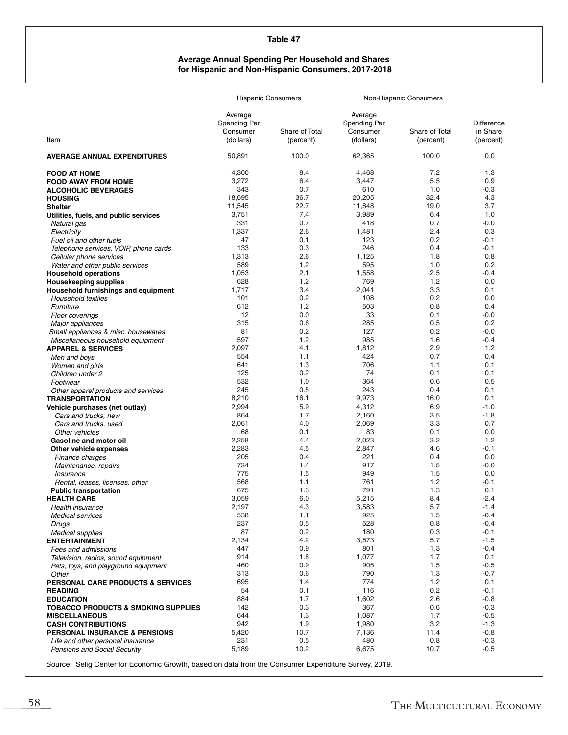**Table 47**

**Average Annual Spending Per Household and Shares for Hispanic and Non-Hispanic Consumers, 2017-2018**

| | Hispanic Consumers | | Non-Hispanic Consumers | | |
|---|---|---|---|---|---|
| Item | Average Spending Per Consumer (dollars) | Share of Total (percent) | Average Spending Per Consumer (dollars) | Share of Total (percent) | Difference in Share (percent) |
| **AVERAGE ANNUAL EXPENDITURES** | 50,891 | 100.0 | 62,365 | 100.0 | 0.0 |
| **FOOD AT HOME** | 4,300 | 8.4 | 4,468 | 7.2 | 1.3 |
| **FOOD AWAY FROM HOME** | 3,272 | 6.4 | 3,447 | 5.5 | 0.9 |
| **ALCOHOLIC BEVERAGES** | 343 | 0.7 | 610 | 1.0 | -0.3 |
| **HOUSING** | 18,695 | 36.7 | 20,205 | 32.4 | 4.3 |
| **Shelter** | 11,545 | 22.7 | 11,848 | 19.0 | 3.7 |
| **Utilities, fuels, and public services** | 3,751 | 7.4 | 3,989 | 6.4 | 1.0 |
| *Natural gas* | 331 | 0.7 | 418 | 0.7 | -0.0 |
| *Electricity* | 1,337 | 2.6 | 1,481 | 2.4 | 0.3 |
| *Fuel oil and other fuels* | 47 | 0.1 | 123 | 0.2 | -0.1 |
| *Telephone services, VOIP, phone cards* | 133 | 0.3 | 246 | 0.4 | -0.1 |
| *Cellular phone services* | 1,313 | 2.6 | 1,125 | 1.8 | 0.8 |
| *Water and other public services* | 589 | 1.2 | 595 | 1.0 | 0.2 |
| **Household operations** | 1,053 | 2.1 | 1,558 | 2.5 | -0.4 |
| **Housekeeping supplies** | 628 | 1.2 | 769 | 1.2 | 0.0 |
| **Household furnishings and equipment** | 1,717 | 3.4 | 2,041 | 3.3 | 0.1 |
| *Household textiles* | 101 | 0.2 | 108 | 0.2 | 0.0 |
| *Furniture* | 612 | 1.2 | 503 | 0.8 | 0.4 |
| *Floor coverings* | 12 | 0.0 | 33 | 0.1 | -0.0 |
| *Major appliances* | 315 | 0.6 | 285 | 0.5 | 0.2 |
| *Small appliances & misc. housewares* | 81 | 0.2 | 127 | 0.2 | -0.0 |
| *Miscellaneous household equipment* | 597 | 1.2 | 985 | 1.6 | -0.4 |
| **APPAREL & SERVICES** | 2,097 | 4.1 | 1,812 | 2.9 | 1.2 |
| *Men and boys* | 554 | 1.1 | 424 | 0.7 | 0.4 |
| *Women and girls* | 641 | 1.3 | 706 | 1.1 | 0.1 |
| *Children under 2* | 125 | 0.2 | 74 | 0.1 | 0.1 |
| *Footwear* | 532 | 1.0 | 364 | 0.6 | 0.5 |
| *Other apparel products and services* | 245 | 0.5 | 243 | 0.4 | 0.1 |
| **TRANSPORTATION** | 8,210 | 16.1 | 9,973 | 16.0 | 0.1 |
| **Vehicle purchases (net outlay)** | 2,994 | 5.9 | 4,312 | 6.9 | -1.0 |
| *Cars and trucks, new* | 864 | 1.7 | 2,160 | 3.5 | -1.8 |
| *Cars and trucks, used* | 2,061 | 4.0 | 2,069 | 3.3 | 0.7 |
| *Other vehicles* | 68 | 0.1 | 83 | 0.1 | 0.0 |
| **Gasoline and motor oil** | 2,258 | 4.4 | 2,023 | 3.2 | 1.2 |
| **Other vehicle expenses** | 2,283 | 4.5 | 2,847 | 4.6 | -0.1 |
| *Finance charges* | 205 | 0.4 | 221 | 0.4 | 0.0 |
| *Maintenance, repairs* | 734 | 1.4 | 917 | 1.5 | -0.0 |
| *Insurance* | 775 | 1.5 | 949 | 1.5 | 0.0 |
| *Rental, leases, licenses, other* | 568 | 1.1 | 761 | 1.2 | -0.1 |
| **Public transportation** | 675 | 1.3 | 791 | 1.3 | 0.1 |
| **HEALTH CARE** | 3,059 | 6.0 | 5,215 | 8.4 | -2.4 |
| *Health insurance* | 2,197 | 4.3 | 3,583 | 5.7 | -1.4 |
| *Medical services* | 538 | 1.1 | 925 | 1.5 | -0.4 |
| *Drugs* | 237 | 0.5 | 528 | 0.8 | -0.4 |
| *Medical supplies* | 87 | 0.2 | 180 | 0.3 | -0.1 |
| **ENTERTAINMENT** | 2,134 | 4.2 | 3,573 | 5.7 | -1.5 |
| *Fees and admissions* | 447 | 0.9 | 801 | 1.3 | -0.4 |
| *Television, radios, sound equipment* | 914 | 1.8 | 1,077 | 1.7 | 0.1 |
| *Pets, toys, and playground equipment* | 460 | 0.9 | 905 | 1.5 | -0.5 |
| *Other* | 313 | 0.6 | 790 | 1.3 | -0.7 |
| **PERSONAL CARE PRODUCTS & SERVICES** | 695 | 1.4 | 774 | 1.2 | 0.1 |
| **READING** | 54 | 0.1 | 116 | 0.2 | -0.1 |
| **EDUCATION** | 884 | 1.7 | 1,602 | 2.6 | -0.8 |
| **TOBACCO PRODUCTS & SMOKING SUPPLIES** | 142 | 0.3 | 367 | 0.6 | -0.3 |
| **MISCELLANEOUS** | 644 | 1.3 | 1,087 | 1.7 | -0.5 |
| **CASH CONTRIBUTIONS** | 942 | 1.9 | 1,980 | 3.2 | -1.3 |
| **PERSONAL INSURANCE & PENSIONS** | 5,420 | 10.7 | 7,136 | 11.4 | -0.8 |
| *Life and other personal insurance* | 231 | 0.5 | 480 | 0.8 | -0.3 |
| *Pensions and Social Security* | 5,189 | 10.2 | 6,675 | 10.7 | -0.5 |

Source: Selig Center for Economic Growth, based on data from the Consumer Expenditure Survey, 2019.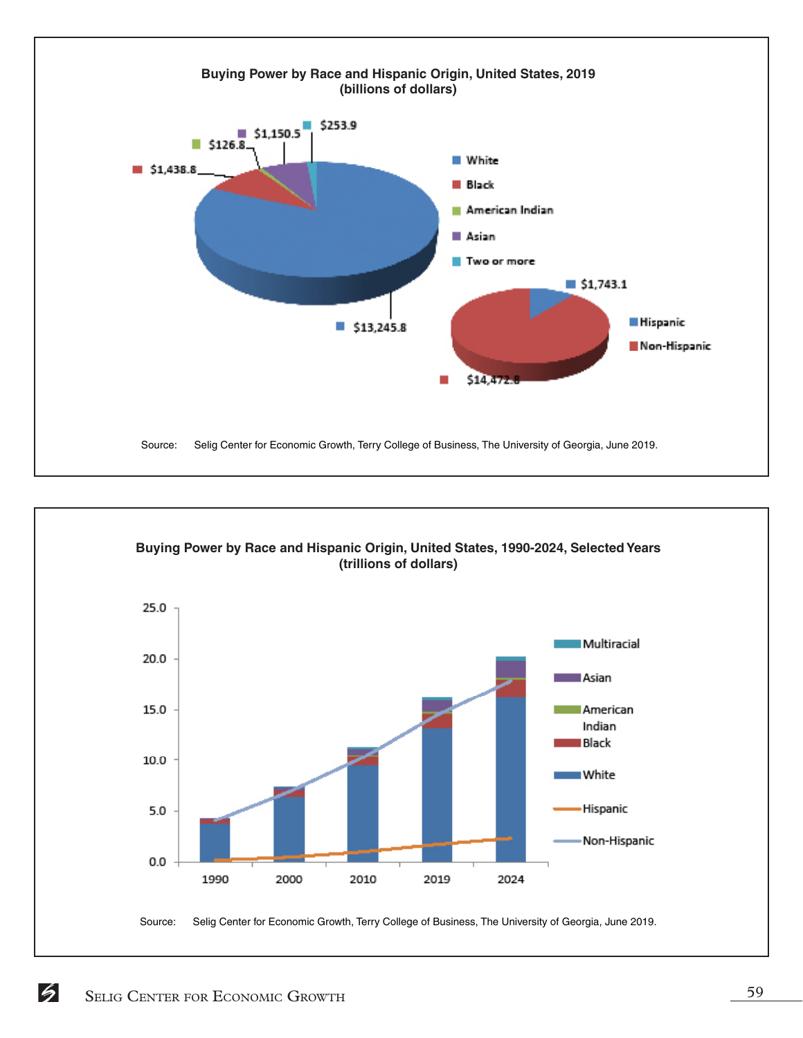**Buying Power by Race and Hispanic Origin, United States, 2019**
**(billions of dollars)**

| Race | Buying Power |
|---|---|
| White | $13,245.8 |
| Black | $1,438.8 |
| American Indian | $126.8 |
| Asian | $1,150.5 |
| Two or more | $253.9 |

| Origin | Buying Power |
|---|---|
| Hispanic | $1,743.1 |
| Non-Hispanic | $14,472.8 |

Source: Selig Center for Economic Growth, Terry College of Business, The University of Georgia, June 2019.

**Buying Power by Race and Hispanic Origin, United States, 1990-2024, Selected Years**
**(trillions of dollars)**

Legend: Multiracial, Asian, American Indian, Black, White, Hispanic, Non-Hispanic

Years: 1990, 2000, 2010, 2019, 2024

Y-axis: 0.0, 5.0, 10.0, 15.0, 20.0, 25.0

Source: Selig Center for Economic Growth, Terry College of Business, The University of Georgia, June 2019.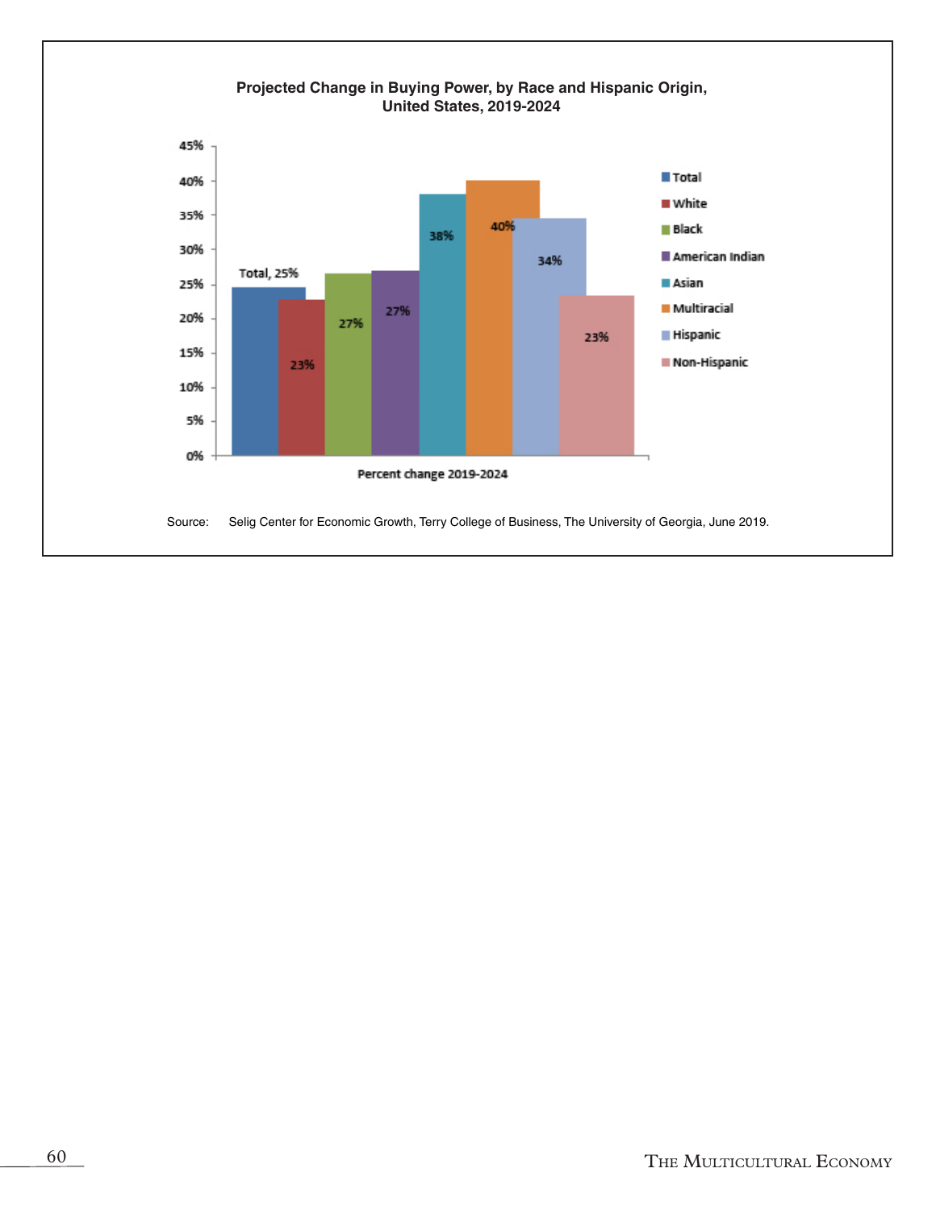**Projected Change in Buying Power, by Race and Hispanic Origin, United States, 2019-2024**

| Percent change 2019-2024 | |
|---|---|
| Total | 25% |
| White | 23% |
| Black | 27% |
| American Indian | 27% |
| Asian | 38% |
| Multiracial | 40% |
| Hispanic | 34% |
| Non-Hispanic | 23% |

Source: Selig Center for Economic Growth, Terry College of Business, The University of Georgia, June 2019.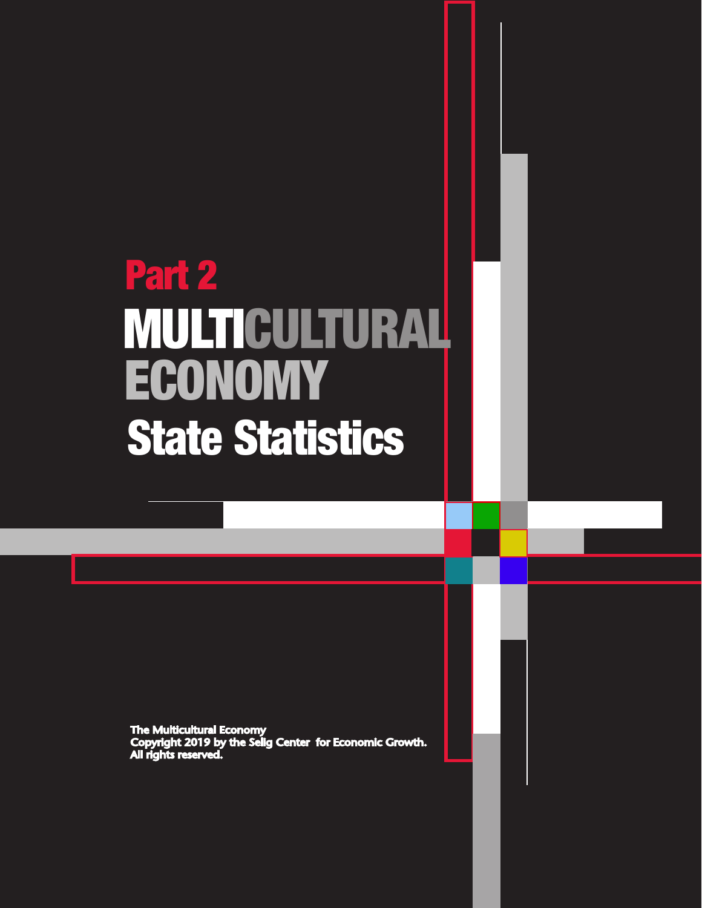# Part 2

# MULTICULTURAL ECONOMY

## State Statistics

**The Multicultural Economy**
**Copyright 2019 by the Selig Center for Economic Growth.**
**All rights reserved.**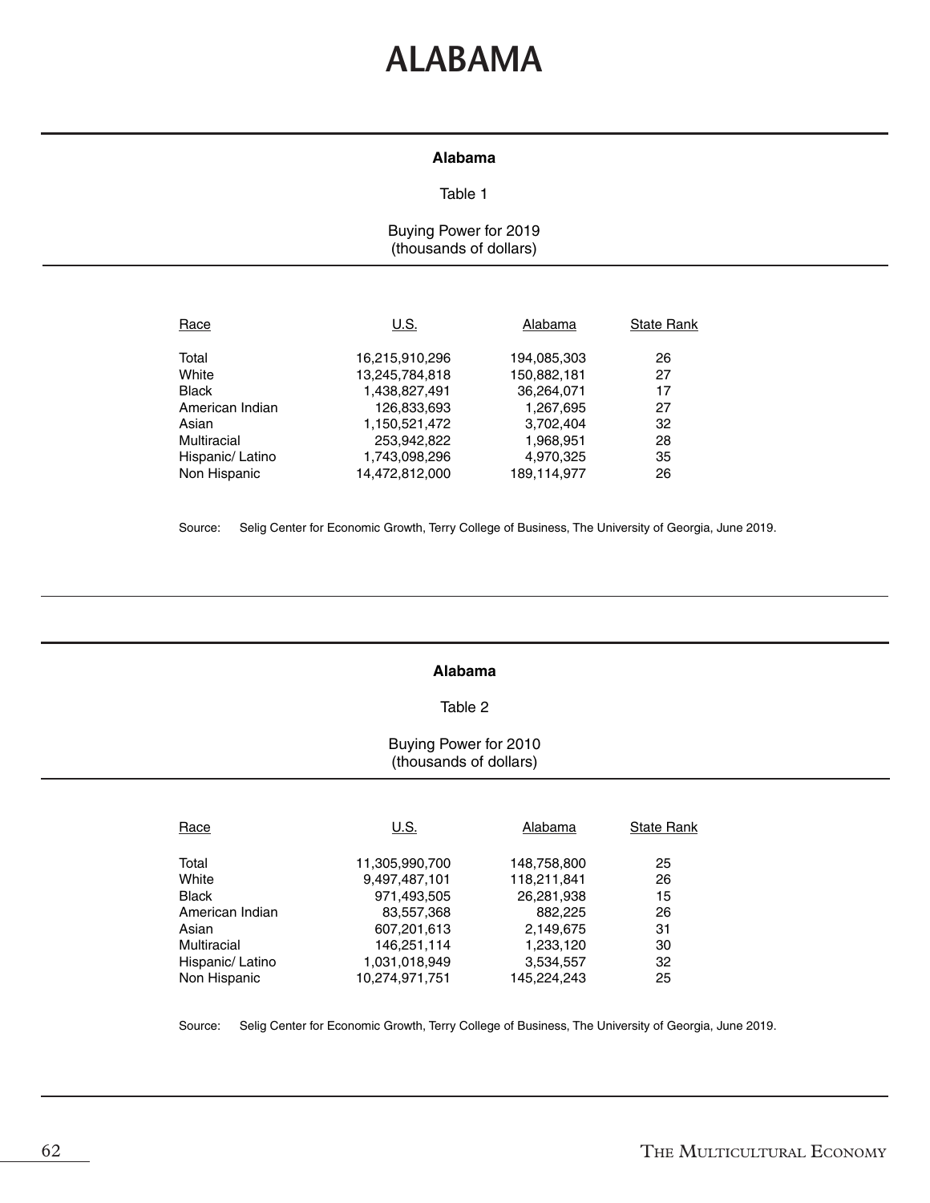# ALABAMA

**Alabama**

Table 1

Buying Power for 2019
(thousands of dollars)

| Race | U.S. | Alabama | State Rank |
|---|---|---|---|
| Total | 16,215,910,296 | 194,085,303 | 26 |
| White | 13,245,784,818 | 150,882,181 | 27 |
| Black | 1,438,827,491 | 36,264,071 | 17 |
| American Indian | 126,833,693 | 1,267,695 | 27 |
| Asian | 1,150,521,472 | 3,702,404 | 32 |
| Multiracial | 253,942,822 | 1,968,951 | 28 |
| Hispanic/ Latino | 1,743,098,296 | 4,970,325 | 35 |
| Non Hispanic | 14,472,812,000 | 189,114,977 | 26 |

Source: Selig Center for Economic Growth, Terry College of Business, The University of Georgia, June 2019.

**Alabama**

Table 2

Buying Power for 2010
(thousands of dollars)

| Race | U.S. | Alabama | State Rank |
|---|---|---|---|
| Total | 11,305,990,700 | 148,758,800 | 25 |
| White | 9,497,487,101 | 118,211,841 | 26 |
| Black | 971,493,505 | 26,281,938 | 15 |
| American Indian | 83,557,368 | 882,225 | 26 |
| Asian | 607,201,613 | 2,149,675 | 31 |
| Multiracial | 146,251,114 | 1,233,120 | 30 |
| Hispanic/ Latino | 1,031,018,949 | 3,534,557 | 32 |
| Non Hispanic | 10,274,971,751 | 145,224,243 | 25 |

Source: Selig Center for Economic Growth, Terry College of Business, The University of Georgia, June 2019.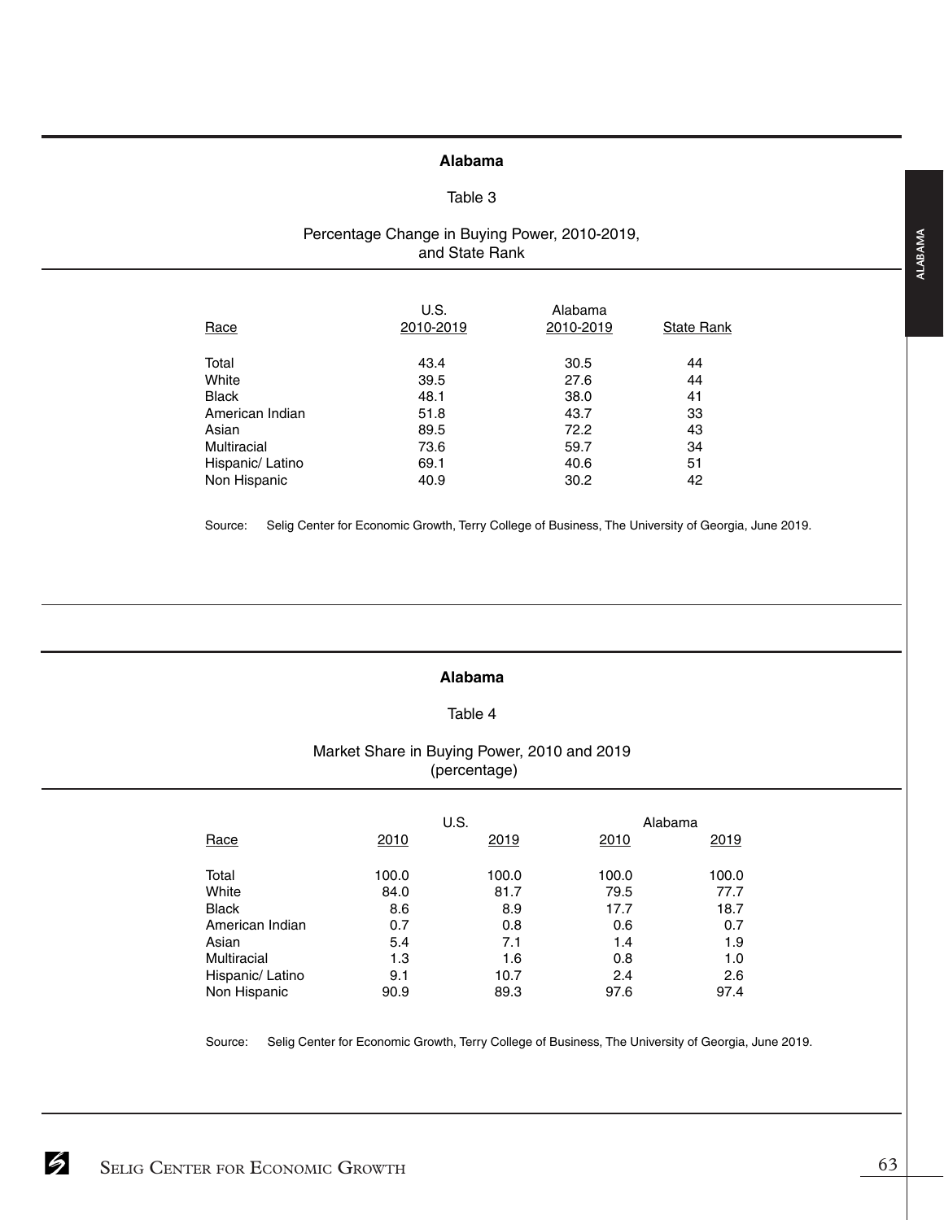## Alabama

Table 3

Percentage Change in Buying Power, 2010-2019, and State Rank

| Race | U.S. 2010-2019 | Alabama 2010-2019 | State Rank |
|---|---|---|---|
| Total | 43.4 | 30.5 | 44 |
| White | 39.5 | 27.6 | 44 |
| Black | 48.1 | 38.0 | 41 |
| American Indian | 51.8 | 43.7 | 33 |
| Asian | 89.5 | 72.2 | 43 |
| Multiracial | 73.6 | 59.7 | 34 |
| Hispanic/ Latino | 69.1 | 40.6 | 51 |
| Non Hispanic | 40.9 | 30.2 | 42 |

Source: Selig Center for Economic Growth, Terry College of Business, The University of Georgia, June 2019.

## Alabama

Table 4

Market Share in Buying Power, 2010 and 2019 (percentage)

| | U.S. | | Alabama | |
|---|---|---|---|---|
| Race | 2010 | 2019 | 2010 | 2019 |
| Total | 100.0 | 100.0 | 100.0 | 100.0 |
| White | 84.0 | 81.7 | 79.5 | 77.7 |
| Black | 8.6 | 8.9 | 17.7 | 18.7 |
| American Indian | 0.7 | 0.8 | 0.6 | 0.7 |
| Asian | 5.4 | 7.1 | 1.4 | 1.9 |
| Multiracial | 1.3 | 1.6 | 0.8 | 1.0 |
| Hispanic/ Latino | 9.1 | 10.7 | 2.4 | 2.6 |
| Non Hispanic | 90.9 | 89.3 | 97.6 | 97.4 |

Source: Selig Center for Economic Growth, Terry College of Business, The University of Georgia, June 2019.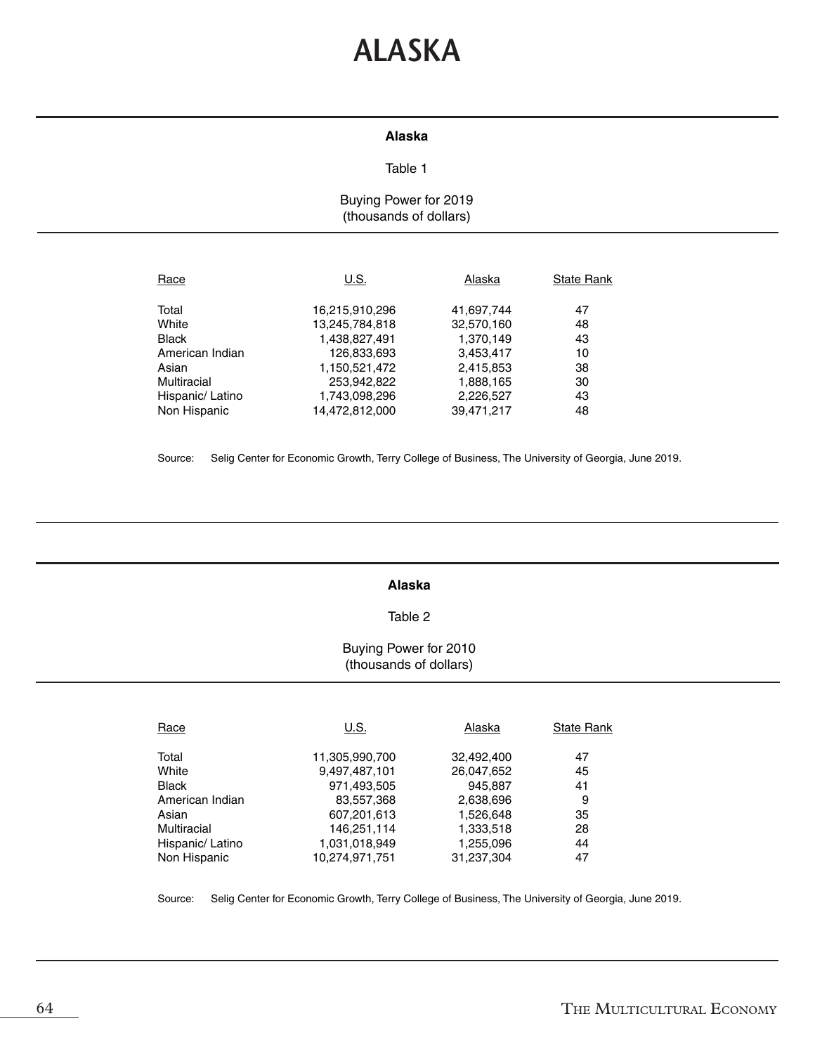# ALASKA

**Alaska**

Table 1

Buying Power for 2019
(thousands of dollars)

| Race | U.S. | Alaska | State Rank |
|---|---|---|---|
| Total | 16,215,910,296 | 41,697,744 | 47 |
| White | 13,245,784,818 | 32,570,160 | 48 |
| Black | 1,438,827,491 | 1,370,149 | 43 |
| American Indian | 126,833,693 | 3,453,417 | 10 |
| Asian | 1,150,521,472 | 2,415,853 | 38 |
| Multiracial | 253,942,822 | 1,888,165 | 30 |
| Hispanic/ Latino | 1,743,098,296 | 2,226,527 | 43 |
| Non Hispanic | 14,472,812,000 | 39,471,217 | 48 |

Source: Selig Center for Economic Growth, Terry College of Business, The University of Georgia, June 2019.

**Alaska**

Table 2

Buying Power for 2010
(thousands of dollars)

| Race | U.S. | Alaska | State Rank |
|---|---|---|---|
| Total | 11,305,990,700 | 32,492,400 | 47 |
| White | 9,497,487,101 | 26,047,652 | 45 |
| Black | 971,493,505 | 945,887 | 41 |
| American Indian | 83,557,368 | 2,638,696 | 9 |
| Asian | 607,201,613 | 1,526,648 | 35 |
| Multiracial | 146,251,114 | 1,333,518 | 28 |
| Hispanic/ Latino | 1,031,018,949 | 1,255,096 | 44 |
| Non Hispanic | 10,274,971,751 | 31,237,304 | 47 |

Source: Selig Center for Economic Growth, Terry College of Business, The University of Georgia, June 2019.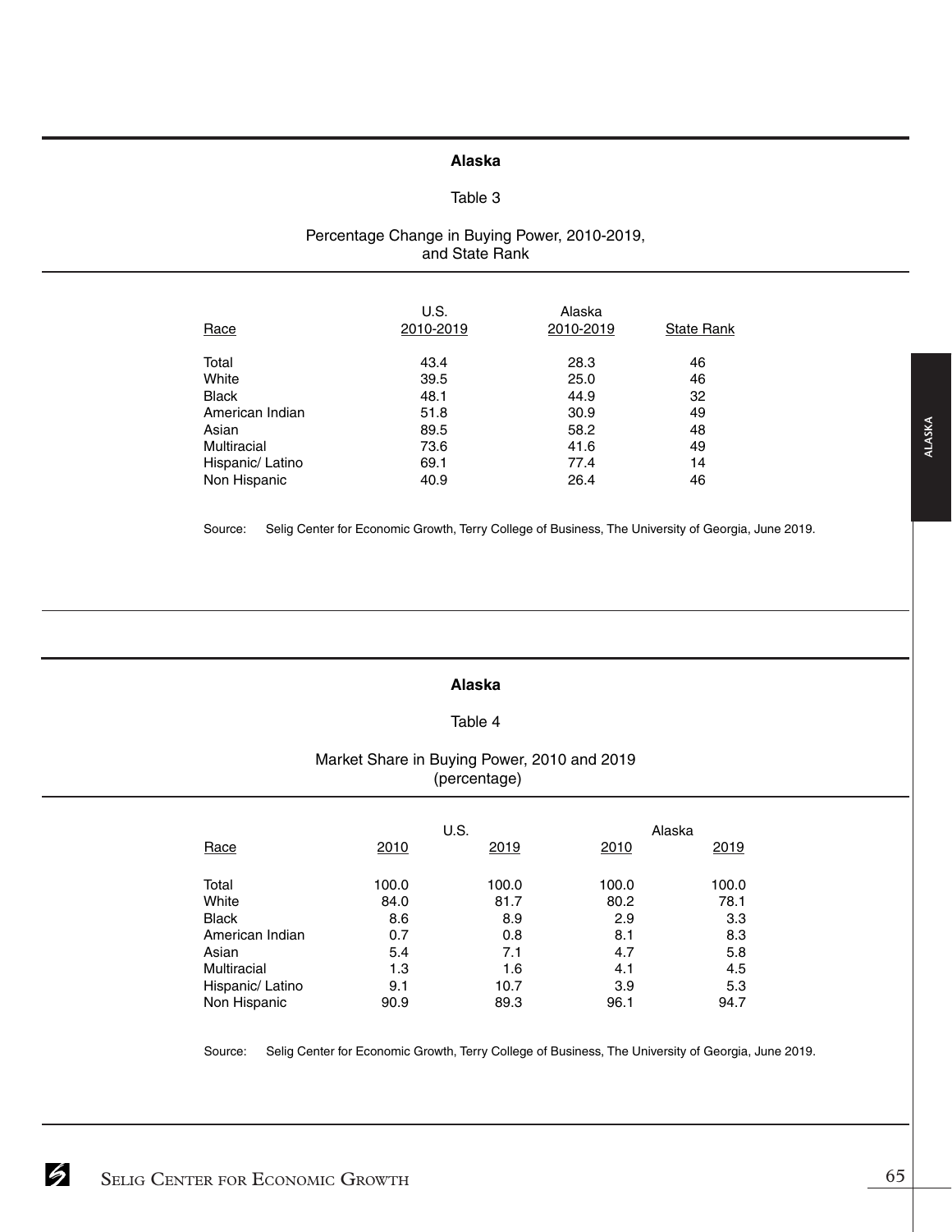## Alaska

Table 3

Percentage Change in Buying Power, 2010-2019, and State Rank

| Race | U.S. 2010-2019 | Alaska 2010-2019 | State Rank |
|---|---|---|---|
| Total | 43.4 | 28.3 | 46 |
| White | 39.5 | 25.0 | 46 |
| Black | 48.1 | 44.9 | 32 |
| American Indian | 51.8 | 30.9 | 49 |
| Asian | 89.5 | 58.2 | 48 |
| Multiracial | 73.6 | 41.6 | 49 |
| Hispanic/ Latino | 69.1 | 77.4 | 14 |
| Non Hispanic | 40.9 | 26.4 | 46 |

Source: Selig Center for Economic Growth, Terry College of Business, The University of Georgia, June 2019.

## Alaska

Table 4

Market Share in Buying Power, 2010 and 2019 (percentage)

| Race | U.S. | | Alaska | |
|---|---|---|---|---|
| | 2010 | 2019 | 2010 | 2019 |
| Total | 100.0 | 100.0 | 100.0 | 100.0 |
| White | 84.0 | 81.7 | 80.2 | 78.1 |
| Black | 8.6 | 8.9 | 2.9 | 3.3 |
| American Indian | 0.7 | 0.8 | 8.1 | 8.3 |
| Asian | 5.4 | 7.1 | 4.7 | 5.8 |
| Multiracial | 1.3 | 1.6 | 4.1 | 4.5 |
| Hispanic/ Latino | 9.1 | 10.7 | 3.9 | 5.3 |
| Non Hispanic | 90.9 | 89.3 | 96.1 | 94.7 |

Source: Selig Center for Economic Growth, Terry College of Business, The University of Georgia, June 2019.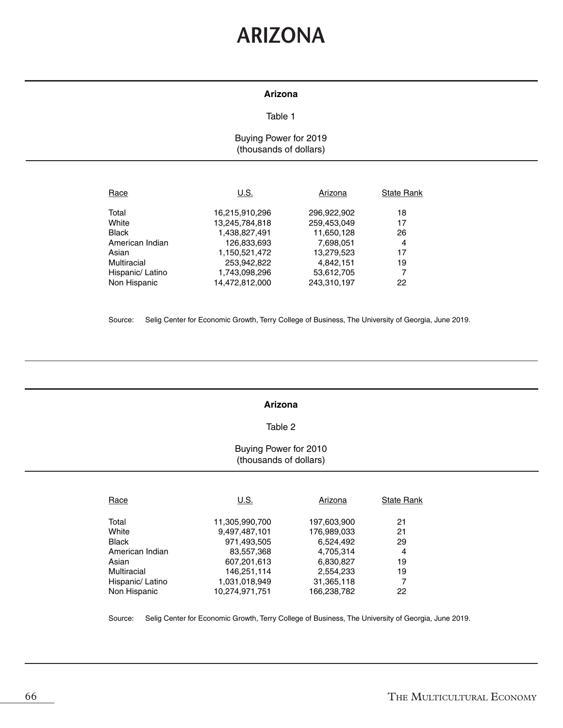# ARIZONA

**Arizona**

Table 1

Buying Power for 2019
(thousands of dollars)

| Race | U.S. | Arizona | State Rank |
|---|---|---|---|
| Total | 16,215,910,296 | 296,922,902 | 18 |
| White | 13,245,784,818 | 259,453,049 | 17 |
| Black | 1,438,827,491 | 11,650,128 | 26 |
| American Indian | 126,833,693 | 7,698,051 | 4 |
| Asian | 1,150,521,472 | 13,279,523 | 17 |
| Multiracial | 253,942,822 | 4,842,151 | 19 |
| Hispanic/ Latino | 1,743,098,296 | 53,612,705 | 7 |
| Non Hispanic | 14,472,812,000 | 243,310,197 | 22 |

Source: Selig Center for Economic Growth, Terry College of Business, The University of Georgia, June 2019.

**Arizona**

Table 2

Buying Power for 2010
(thousands of dollars)

| Race | U.S. | Arizona | State Rank |
|---|---|---|---|
| Total | 11,305,990,700 | 197,603,900 | 21 |
| White | 9,497,487,101 | 176,989,033 | 21 |
| Black | 971,493,505 | 6,524,492 | 29 |
| American Indian | 83,557,368 | 4,705,314 | 4 |
| Asian | 607,201,613 | 6,830,827 | 19 |
| Multiracial | 146,251,114 | 2,554,233 | 19 |
| Hispanic/ Latino | 1,031,018,949 | 31,365,118 | 7 |
| Non Hispanic | 10,274,971,751 | 166,238,782 | 22 |

Source: Selig Center for Economic Growth, Terry College of Business, The University of Georgia, June 2019.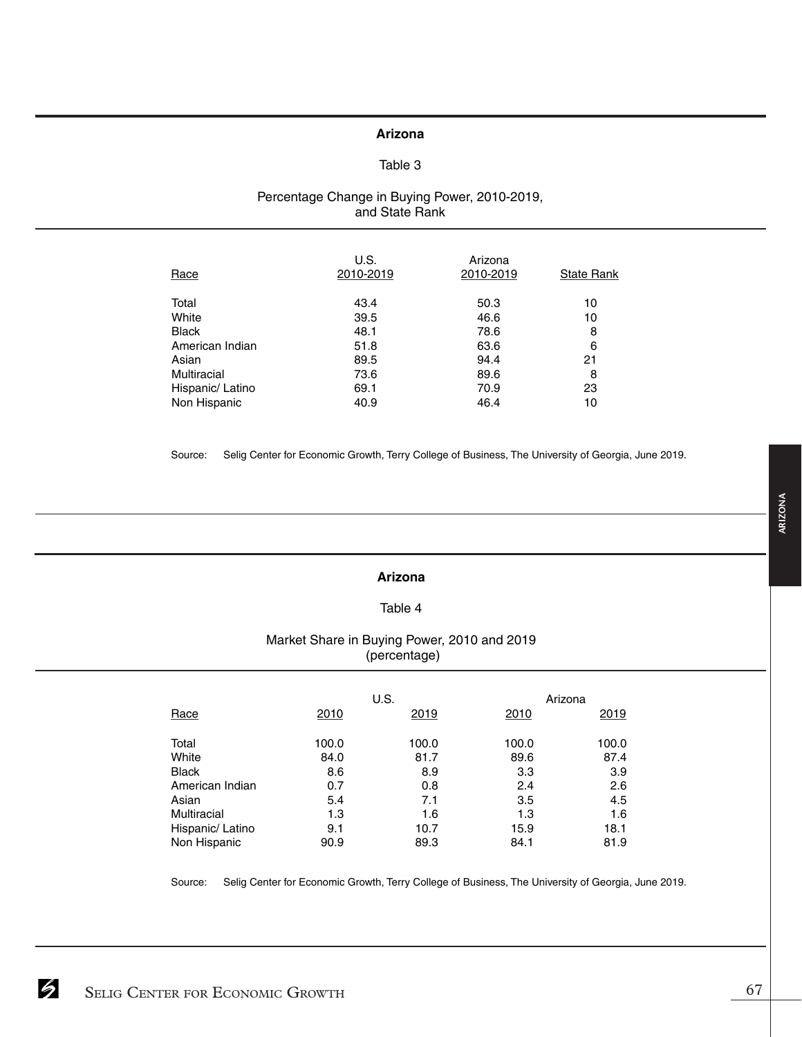## Arizona

### Table 3

### Percentage Change in Buying Power, 2010-2019, and State Rank

| Race | U.S. 2010-2019 | Arizona 2010-2019 | State Rank |
|---|---|---|---|
| Total | 43.4 | 50.3 | 10 |
| White | 39.5 | 46.6 | 10 |
| Black | 48.1 | 78.6 | 8 |
| American Indian | 51.8 | 63.6 | 6 |
| Asian | 89.5 | 94.4 | 21 |
| Multiracial | 73.6 | 89.6 | 8 |
| Hispanic/ Latino | 69.1 | 70.9 | 23 |
| Non Hispanic | 40.9 | 46.4 | 10 |

Source: Selig Center for Economic Growth, Terry College of Business, The University of Georgia, June 2019.

## Arizona

### Table 4

### Market Share in Buying Power, 2010 and 2019 (percentage)

| Race | U.S. | | Arizona | |
|---|---|---|---|---|
| | 2010 | 2019 | 2010 | 2019 |
| Total | 100.0 | 100.0 | 100.0 | 100.0 |
| White | 84.0 | 81.7 | 89.6 | 87.4 |
| Black | 8.6 | 8.9 | 3.3 | 3.9 |
| American Indian | 0.7 | 0.8 | 2.4 | 2.6 |
| Asian | 5.4 | 7.1 | 3.5 | 4.5 |
| Multiracial | 1.3 | 1.6 | 1.3 | 1.6 |
| Hispanic/ Latino | 9.1 | 10.7 | 15.9 | 18.1 |
| Non Hispanic | 90.9 | 89.3 | 84.1 | 81.9 |

Source: Selig Center for Economic Growth, Terry College of Business, The University of Georgia, June 2019.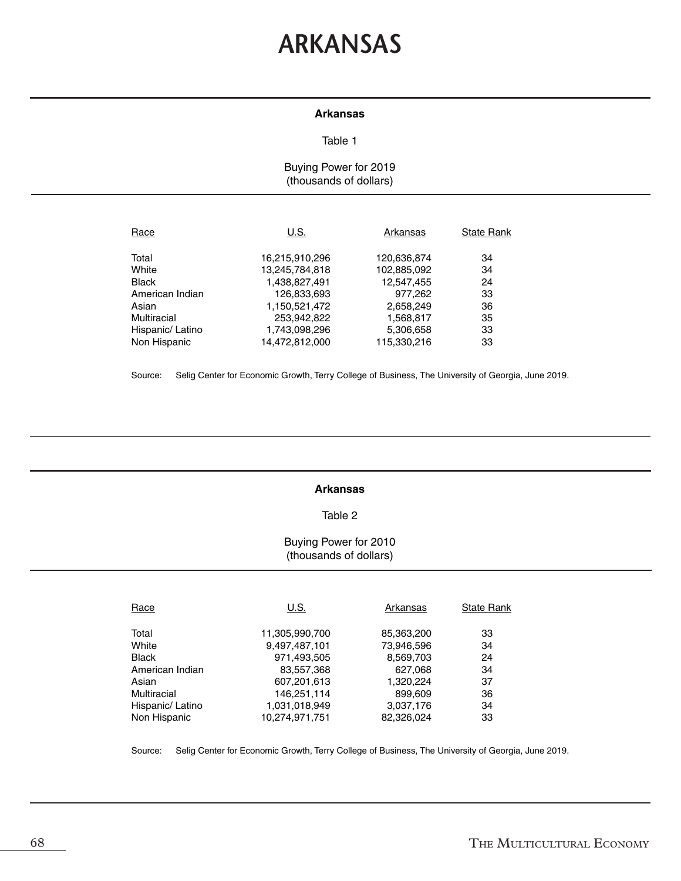# ARKANSAS

**Arkansas**

Table 1

Buying Power for 2019
(thousands of dollars)

| Race | U.S. | Arkansas | State Rank |
|---|---|---|---|
| Total | 16,215,910,296 | 120,636,874 | 34 |
| White | 13,245,784,818 | 102,885,092 | 34 |
| Black | 1,438,827,491 | 12,547,455 | 24 |
| American Indian | 126,833,693 | 977,262 | 33 |
| Asian | 1,150,521,472 | 2,658,249 | 36 |
| Multiracial | 253,942,822 | 1,568,817 | 35 |
| Hispanic/ Latino | 1,743,098,296 | 5,306,658 | 33 |
| Non Hispanic | 14,472,812,000 | 115,330,216 | 33 |

Source: Selig Center for Economic Growth, Terry College of Business, The University of Georgia, June 2019.

**Arkansas**

Table 2

Buying Power for 2010
(thousands of dollars)

| Race | U.S. | Arkansas | State Rank |
|---|---|---|---|
| Total | 11,305,990,700 | 85,363,200 | 33 |
| White | 9,497,487,101 | 73,946,596 | 34 |
| Black | 971,493,505 | 8,569,703 | 24 |
| American Indian | 83,557,368 | 627,068 | 34 |
| Asian | 607,201,613 | 1,320,224 | 37 |
| Multiracial | 146,251,114 | 899,609 | 36 |
| Hispanic/ Latino | 1,031,018,949 | 3,037,176 | 34 |
| Non Hispanic | 10,274,971,751 | 82,326,024 | 33 |

Source: Selig Center for Economic Growth, Terry College of Business, The University of Georgia, June 2019.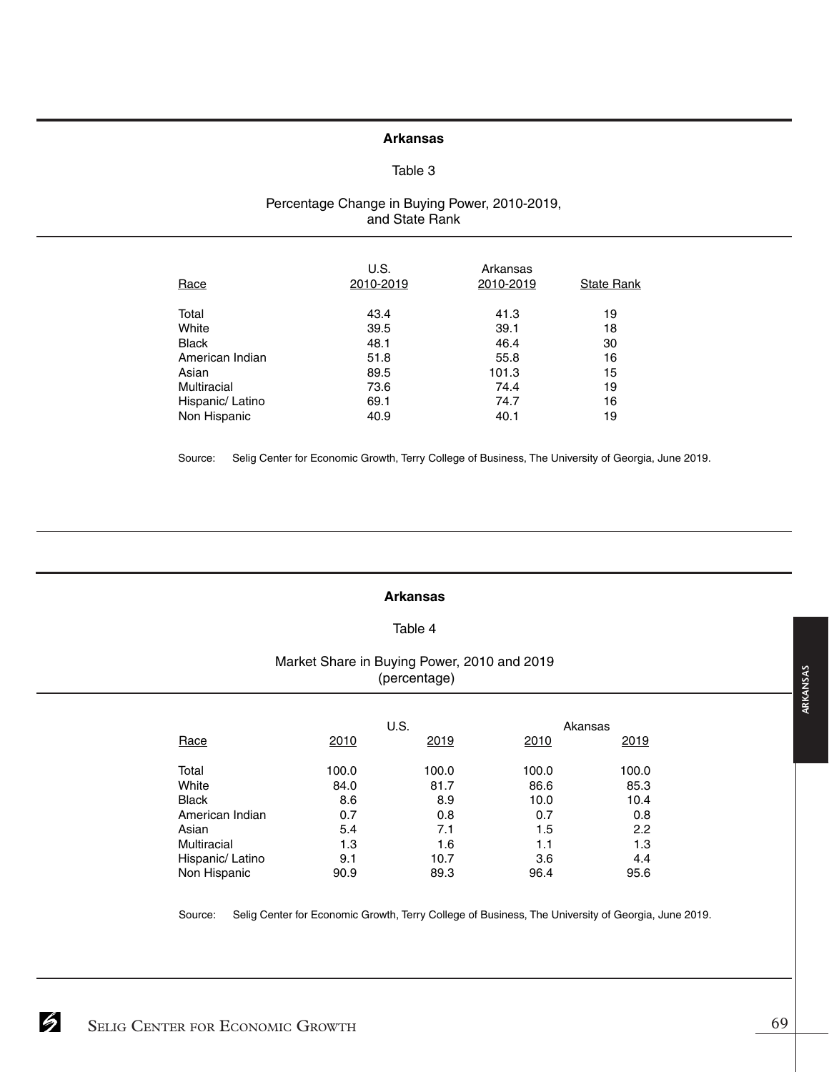## Arkansas

Table 3

Percentage Change in Buying Power, 2010-2019, and State Rank

| Race | U.S. 2010-2019 | Arkansas 2010-2019 | State Rank |
|---|---|---|---|
| Total | 43.4 | 41.3 | 19 |
| White | 39.5 | 39.1 | 18 |
| Black | 48.1 | 46.4 | 30 |
| American Indian | 51.8 | 55.8 | 16 |
| Asian | 89.5 | 101.3 | 15 |
| Multiracial | 73.6 | 74.4 | 19 |
| Hispanic/ Latino | 69.1 | 74.7 | 16 |
| Non Hispanic | 40.9 | 40.1 | 19 |

Source: Selig Center for Economic Growth, Terry College of Business, The University of Georgia, June 2019.

## Arkansas

Table 4

Market Share in Buying Power, 2010 and 2019 (percentage)

| | U.S. | | Akansas | |
|---|---|---|---|---|
| Race | 2010 | 2019 | 2010 | 2019 |
| Total | 100.0 | 100.0 | 100.0 | 100.0 |
| White | 84.0 | 81.7 | 86.6 | 85.3 |
| Black | 8.6 | 8.9 | 10.0 | 10.4 |
| American Indian | 0.7 | 0.8 | 0.7 | 0.8 |
| Asian | 5.4 | 7.1 | 1.5 | 2.2 |
| Multiracial | 1.3 | 1.6 | 1.1 | 1.3 |
| Hispanic/ Latino | 9.1 | 10.7 | 3.6 | 4.4 |
| Non Hispanic | 90.9 | 89.3 | 96.4 | 95.6 |

Source: Selig Center for Economic Growth, Terry College of Business, The University of Georgia, June 2019.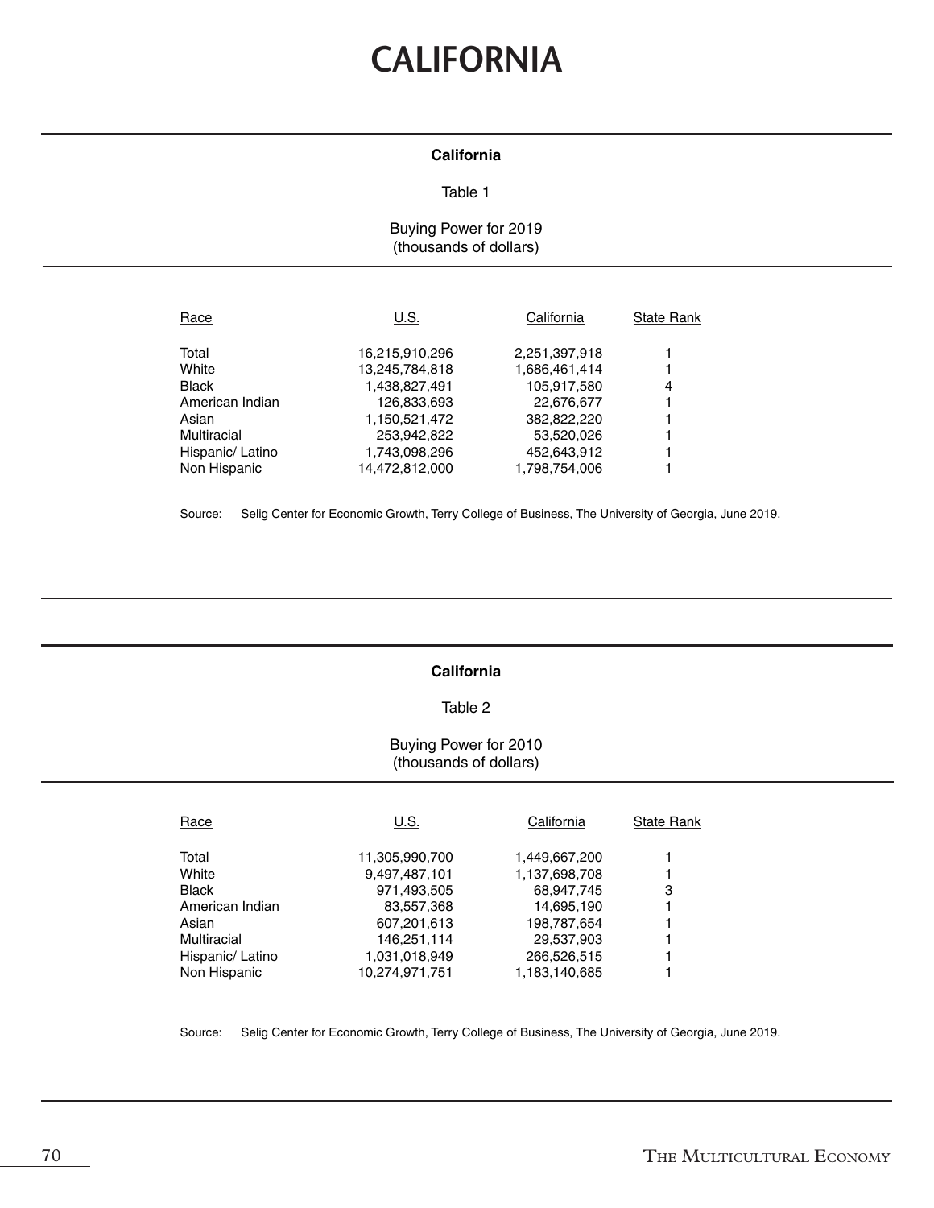# CALIFORNIA

**California**

Table 1

Buying Power for 2019
(thousands of dollars)

| Race | U.S. | California | State Rank |
|---|---|---|---|
| Total | 16,215,910,296 | 2,251,397,918 | 1 |
| White | 13,245,784,818 | 1,686,461,414 | 1 |
| Black | 1,438,827,491 | 105,917,580 | 4 |
| American Indian | 126,833,693 | 22,676,677 | 1 |
| Asian | 1,150,521,472 | 382,822,220 | 1 |
| Multiracial | 253,942,822 | 53,520,026 | 1 |
| Hispanic/ Latino | 1,743,098,296 | 452,643,912 | 1 |
| Non Hispanic | 14,472,812,000 | 1,798,754,006 | 1 |

Source: Selig Center for Economic Growth, Terry College of Business, The University of Georgia, June 2019.

**California**

Table 2

Buying Power for 2010
(thousands of dollars)

| Race | U.S. | California | State Rank |
|---|---|---|---|
| Total | 11,305,990,700 | 1,449,667,200 | 1 |
| White | 9,497,487,101 | 1,137,698,708 | 1 |
| Black | 971,493,505 | 68,947,745 | 3 |
| American Indian | 83,557,368 | 14,695,190 | 1 |
| Asian | 607,201,613 | 198,787,654 | 1 |
| Multiracial | 146,251,114 | 29,537,903 | 1 |
| Hispanic/ Latino | 1,031,018,949 | 266,526,515 | 1 |
| Non Hispanic | 10,274,971,751 | 1,183,140,685 | 1 |

Source: Selig Center for Economic Growth, Terry College of Business, The University of Georgia, June 2019.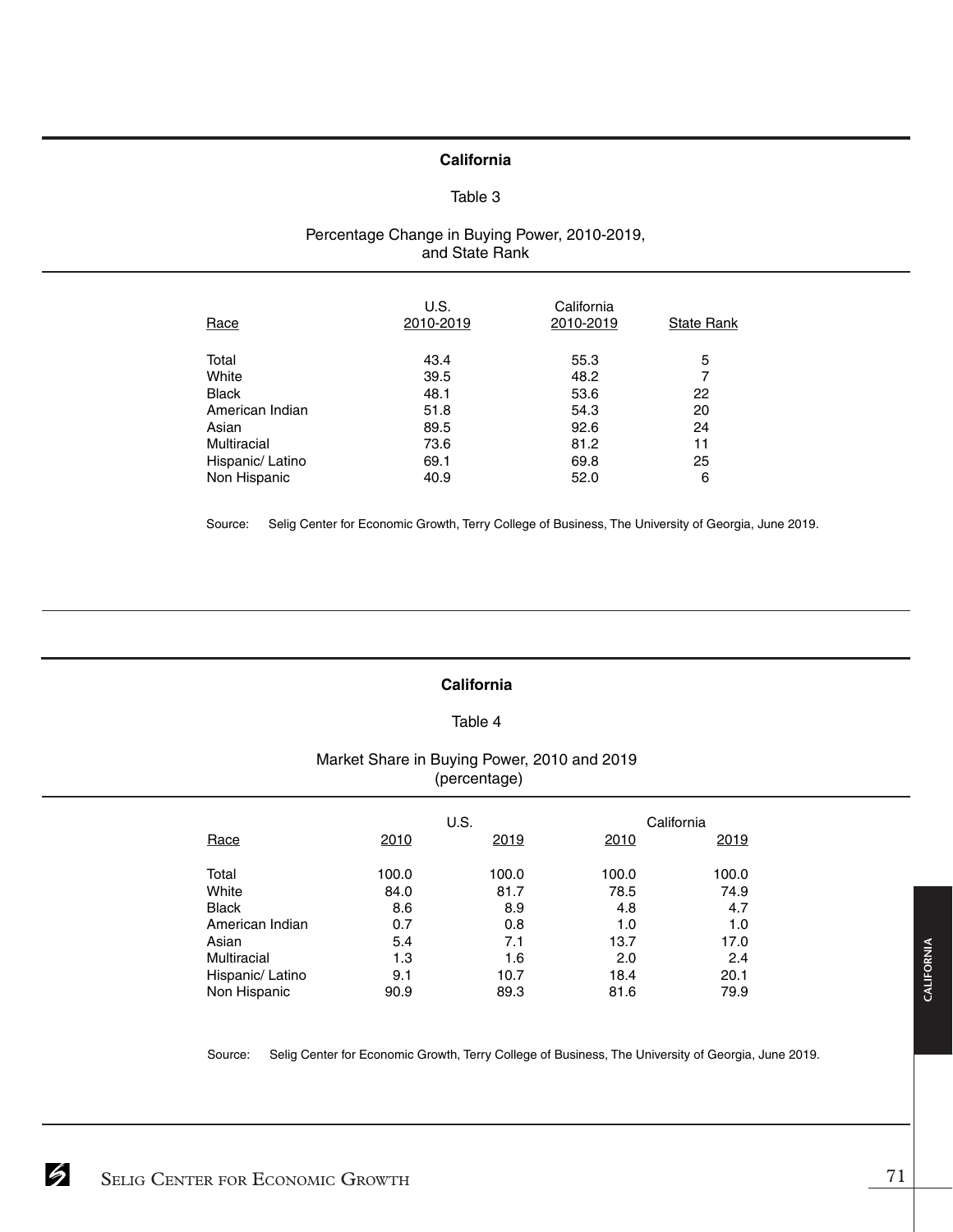## California

Table 3

Percentage Change in Buying Power, 2010-2019, and State Rank

| Race | U.S. 2010-2019 | California 2010-2019 | State Rank |
|---|---|---|---|
| Total | 43.4 | 55.3 | 5 |
| White | 39.5 | 48.2 | 7 |
| Black | 48.1 | 53.6 | 22 |
| American Indian | 51.8 | 54.3 | 20 |
| Asian | 89.5 | 92.6 | 24 |
| Multiracial | 73.6 | 81.2 | 11 |
| Hispanic/ Latino | 69.1 | 69.8 | 25 |
| Non Hispanic | 40.9 | 52.0 | 6 |

Source: Selig Center for Economic Growth, Terry College of Business, The University of Georgia, June 2019.

## California

Table 4

Market Share in Buying Power, 2010 and 2019 (percentage)

| | U.S. | | California | |
|---|---|---|---|---|
| Race | 2010 | 2019 | 2010 | 2019 |
| Total | 100.0 | 100.0 | 100.0 | 100.0 |
| White | 84.0 | 81.7 | 78.5 | 74.9 |
| Black | 8.6 | 8.9 | 4.8 | 4.7 |
| American Indian | 0.7 | 0.8 | 1.0 | 1.0 |
| Asian | 5.4 | 7.1 | 13.7 | 17.0 |
| Multiracial | 1.3 | 1.6 | 2.0 | 2.4 |
| Hispanic/ Latino | 9.1 | 10.7 | 18.4 | 20.1 |
| Non Hispanic | 90.9 | 89.3 | 81.6 | 79.9 |

Source: Selig Center for Economic Growth, Terry College of Business, The University of Georgia, June 2019.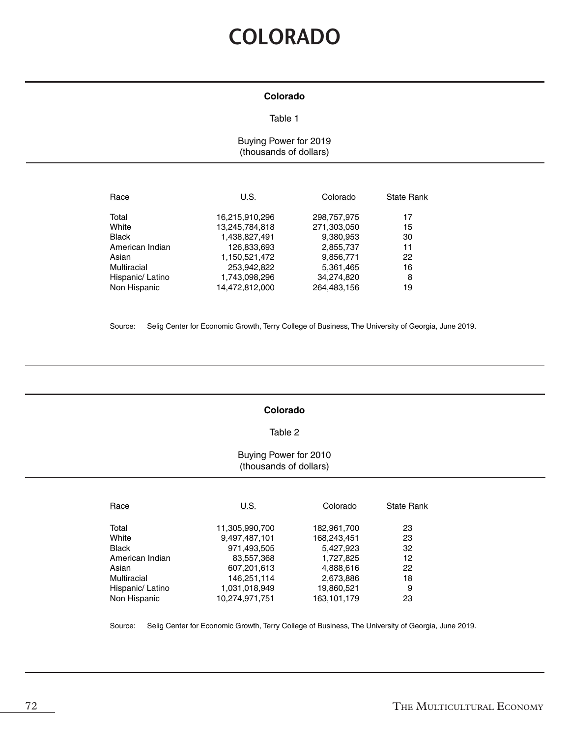# COLORADO

**Colorado**

Table 1

Buying Power for 2019
(thousands of dollars)

| Race | U.S. | Colorado | State Rank |
|---|---|---|---|
| Total | 16,215,910,296 | 298,757,975 | 17 |
| White | 13,245,784,818 | 271,303,050 | 15 |
| Black | 1,438,827,491 | 9,380,953 | 30 |
| American Indian | 126,833,693 | 2,855,737 | 11 |
| Asian | 1,150,521,472 | 9,856,771 | 22 |
| Multiracial | 253,942,822 | 5,361,465 | 16 |
| Hispanic/ Latino | 1,743,098,296 | 34,274,820 | 8 |
| Non Hispanic | 14,472,812,000 | 264,483,156 | 19 |

Source: Selig Center for Economic Growth, Terry College of Business, The University of Georgia, June 2019.

**Colorado**

Table 2

Buying Power for 2010
(thousands of dollars)

| Race | U.S. | Colorado | State Rank |
|---|---|---|---|
| Total | 11,305,990,700 | 182,961,700 | 23 |
| White | 9,497,487,101 | 168,243,451 | 23 |
| Black | 971,493,505 | 5,427,923 | 32 |
| American Indian | 83,557,368 | 1,727,825 | 12 |
| Asian | 607,201,613 | 4,888,616 | 22 |
| Multiracial | 146,251,114 | 2,673,886 | 18 |
| Hispanic/ Latino | 1,031,018,949 | 19,860,521 | 9 |
| Non Hispanic | 10,274,971,751 | 163,101,179 | 23 |

Source: Selig Center for Economic Growth, Terry College of Business, The University of Georgia, June 2019.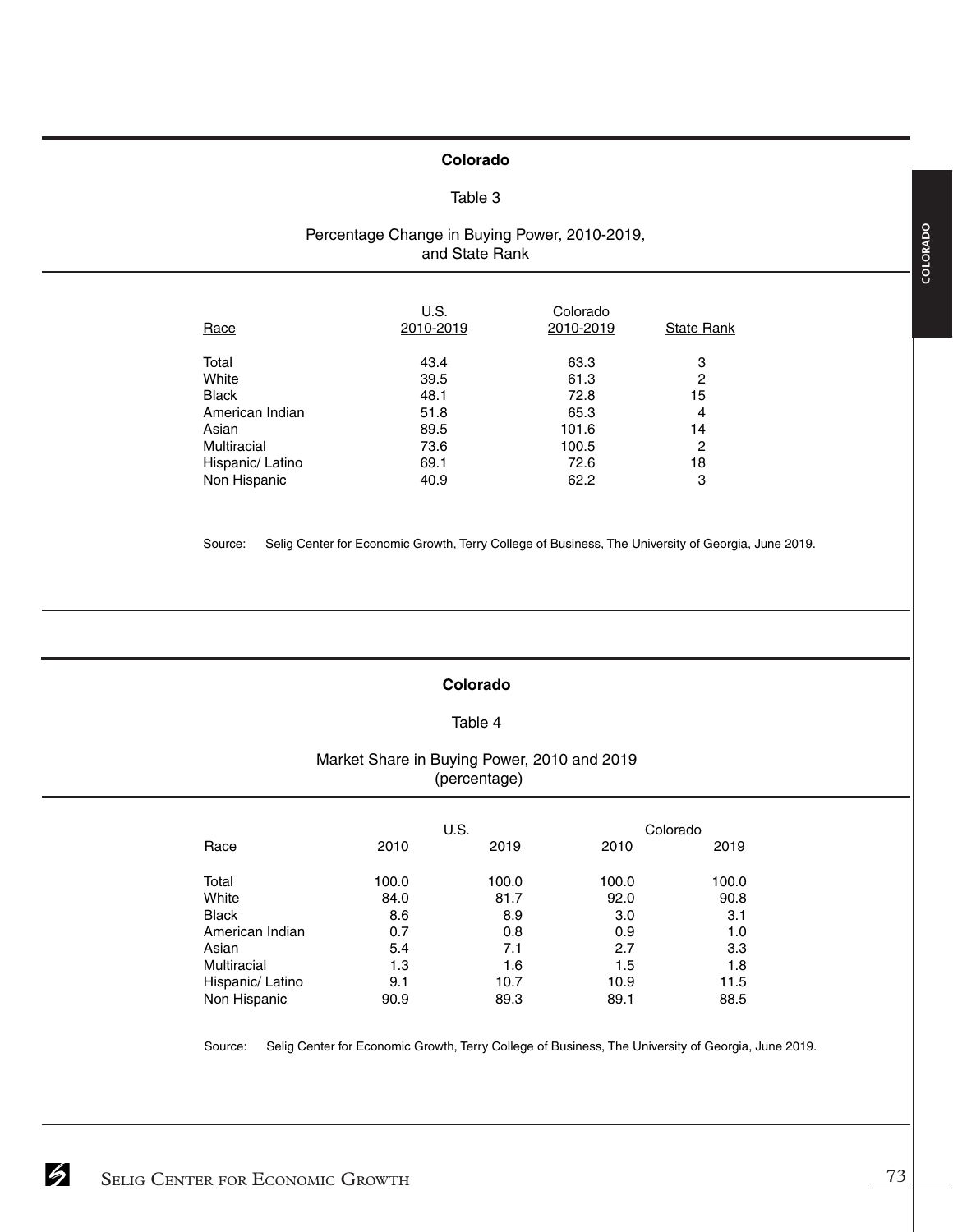## Colorado

Table 3

Percentage Change in Buying Power, 2010-2019, and State Rank

| Race | U.S. 2010-2019 | Colorado 2010-2019 | State Rank |
|---|---|---|---|
| Total | 43.4 | 63.3 | 3 |
| White | 39.5 | 61.3 | 2 |
| Black | 48.1 | 72.8 | 15 |
| American Indian | 51.8 | 65.3 | 4 |
| Asian | 89.5 | 101.6 | 14 |
| Multiracial | 73.6 | 100.5 | 2 |
| Hispanic/ Latino | 69.1 | 72.6 | 18 |
| Non Hispanic | 40.9 | 62.2 | 3 |

Source: Selig Center for Economic Growth, Terry College of Business, The University of Georgia, June 2019.

## Colorado

Table 4

Market Share in Buying Power, 2010 and 2019 (percentage)

| | U.S. | | Colorado | |
|---|---|---|---|---|
| Race | 2010 | 2019 | 2010 | 2019 |
| Total | 100.0 | 100.0 | 100.0 | 100.0 |
| White | 84.0 | 81.7 | 92.0 | 90.8 |
| Black | 8.6 | 8.9 | 3.0 | 3.1 |
| American Indian | 0.7 | 0.8 | 0.9 | 1.0 |
| Asian | 5.4 | 7.1 | 2.7 | 3.3 |
| Multiracial | 1.3 | 1.6 | 1.5 | 1.8 |
| Hispanic/ Latino | 9.1 | 10.7 | 10.9 | 11.5 |
| Non Hispanic | 90.9 | 89.3 | 89.1 | 88.5 |

Source: Selig Center for Economic Growth, Terry College of Business, The University of Georgia, June 2019.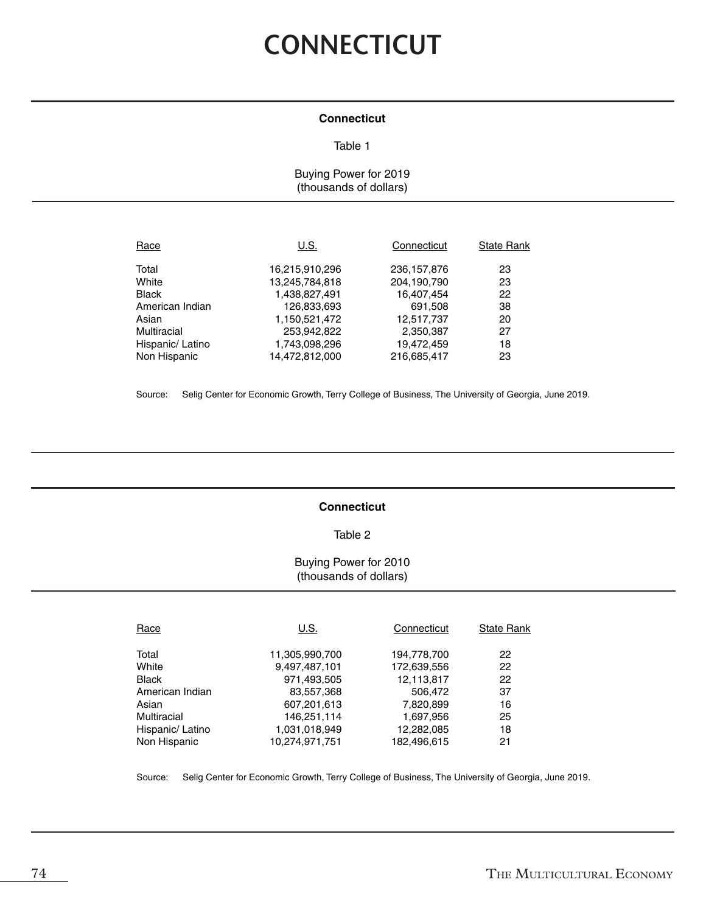# CONNECTICUT

**Connecticut**

Table 1

Buying Power for 2019
(thousands of dollars)

| Race | U.S. | Connecticut | State Rank |
|---|---|---|---|
| Total | 16,215,910,296 | 236,157,876 | 23 |
| White | 13,245,784,818 | 204,190,790 | 23 |
| Black | 1,438,827,491 | 16,407,454 | 22 |
| American Indian | 126,833,693 | 691,508 | 38 |
| Asian | 1,150,521,472 | 12,517,737 | 20 |
| Multiracial | 253,942,822 | 2,350,387 | 27 |
| Hispanic/ Latino | 1,743,098,296 | 19,472,459 | 18 |
| Non Hispanic | 14,472,812,000 | 216,685,417 | 23 |

Source: Selig Center for Economic Growth, Terry College of Business, The University of Georgia, June 2019.

**Connecticut**

Table 2

Buying Power for 2010
(thousands of dollars)

| Race | U.S. | Connecticut | State Rank |
|---|---|---|---|
| Total | 11,305,990,700 | 194,778,700 | 22 |
| White | 9,497,487,101 | 172,639,556 | 22 |
| Black | 971,493,505 | 12,113,817 | 22 |
| American Indian | 83,557,368 | 506,472 | 37 |
| Asian | 607,201,613 | 7,820,899 | 16 |
| Multiracial | 146,251,114 | 1,697,956 | 25 |
| Hispanic/ Latino | 1,031,018,949 | 12,282,085 | 18 |
| Non Hispanic | 10,274,971,751 | 182,496,615 | 21 |

Source: Selig Center for Economic Growth, Terry College of Business, The University of Georgia, June 2019.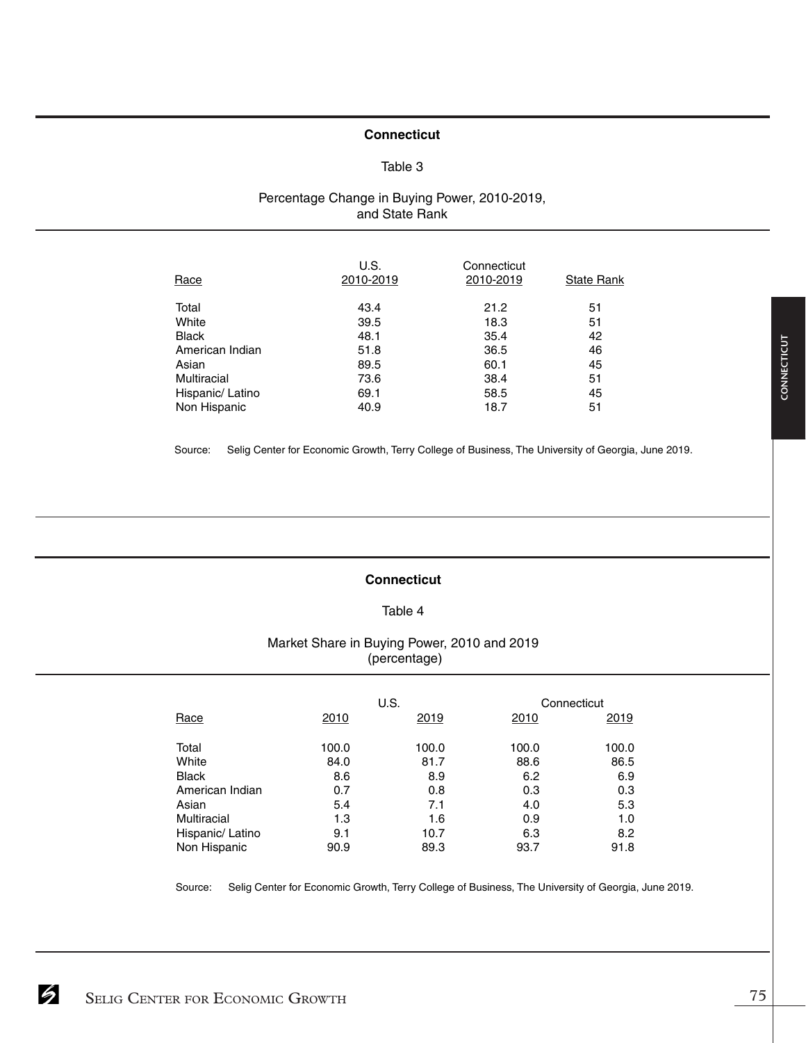## Connecticut

Table 3

Percentage Change in Buying Power, 2010-2019, and State Rank

| Race | U.S. 2010-2019 | Connecticut 2010-2019 | State Rank |
|---|---|---|---|
| Total | 43.4 | 21.2 | 51 |
| White | 39.5 | 18.3 | 51 |
| Black | 48.1 | 35.4 | 42 |
| American Indian | 51.8 | 36.5 | 46 |
| Asian | 89.5 | 60.1 | 45 |
| Multiracial | 73.6 | 38.4 | 51 |
| Hispanic/ Latino | 69.1 | 58.5 | 45 |
| Non Hispanic | 40.9 | 18.7 | 51 |

Source: Selig Center for Economic Growth, Terry College of Business, The University of Georgia, June 2019.

## Connecticut

Table 4

Market Share in Buying Power, 2010 and 2019 (percentage)

| | U.S. | | Connecticut | |
|---|---|---|---|---|
| Race | 2010 | 2019 | 2010 | 2019 |
| Total | 100.0 | 100.0 | 100.0 | 100.0 |
| White | 84.0 | 81.7 | 88.6 | 86.5 |
| Black | 8.6 | 8.9 | 6.2 | 6.9 |
| American Indian | 0.7 | 0.8 | 0.3 | 0.3 |
| Asian | 5.4 | 7.1 | 4.0 | 5.3 |
| Multiracial | 1.3 | 1.6 | 0.9 | 1.0 |
| Hispanic/ Latino | 9.1 | 10.7 | 6.3 | 8.2 |
| Non Hispanic | 90.9 | 89.3 | 93.7 | 91.8 |

Source: Selig Center for Economic Growth, Terry College of Business, The University of Georgia, June 2019.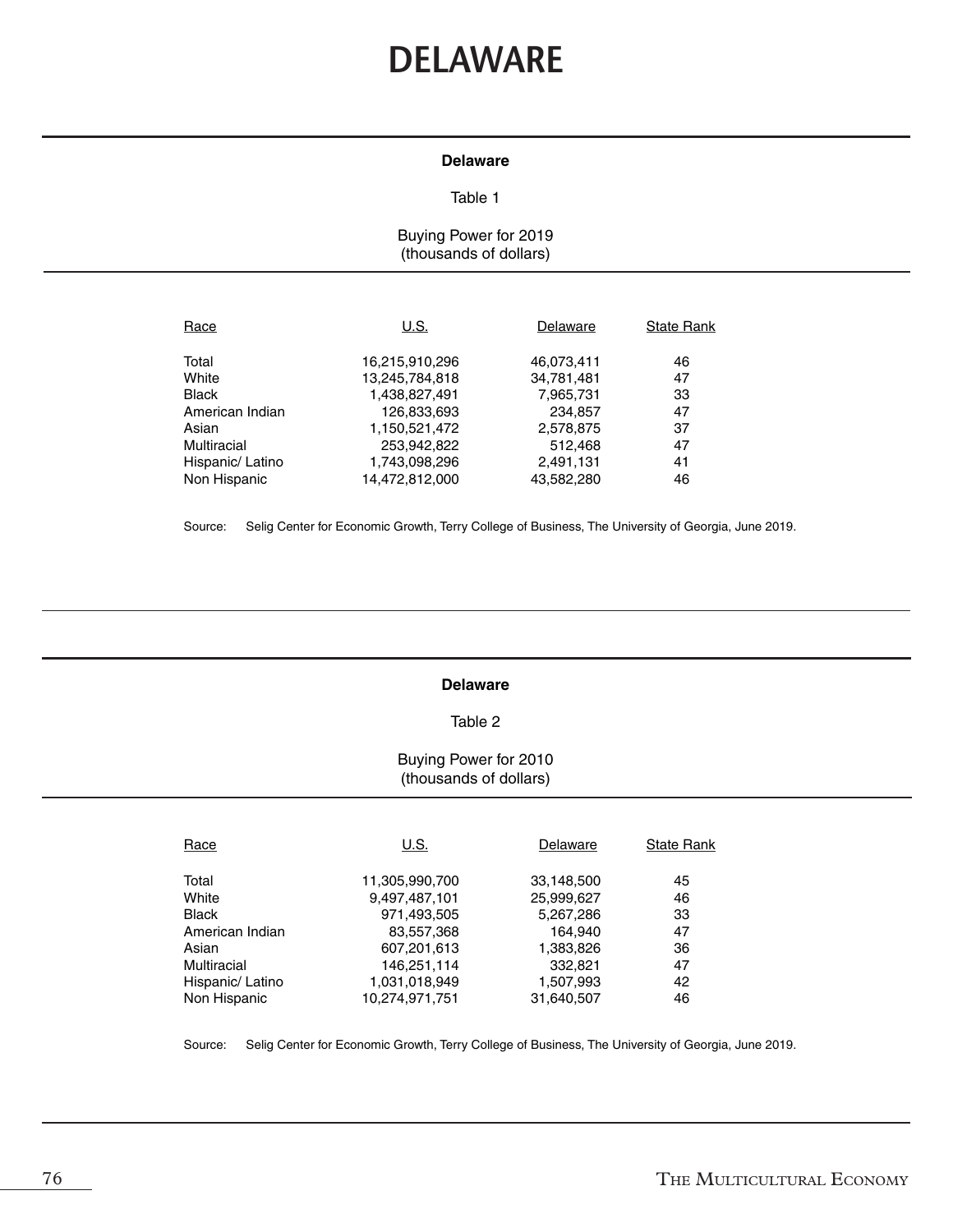# DELAWARE

**Delaware**

Table 1

Buying Power for 2019
(thousands of dollars)

| Race | U.S. | Delaware | State Rank |
|---|---|---|---|
| Total | 16,215,910,296 | 46,073,411 | 46 |
| White | 13,245,784,818 | 34,781,481 | 47 |
| Black | 1,438,827,491 | 7,965,731 | 33 |
| American Indian | 126,833,693 | 234,857 | 47 |
| Asian | 1,150,521,472 | 2,578,875 | 37 |
| Multiracial | 253,942,822 | 512,468 | 47 |
| Hispanic/ Latino | 1,743,098,296 | 2,491,131 | 41 |
| Non Hispanic | 14,472,812,000 | 43,582,280 | 46 |

Source: Selig Center for Economic Growth, Terry College of Business, The University of Georgia, June 2019.

**Delaware**

Table 2

Buying Power for 2010
(thousands of dollars)

| Race | U.S. | Delaware | State Rank |
|---|---|---|---|
| Total | 11,305,990,700 | 33,148,500 | 45 |
| White | 9,497,487,101 | 25,999,627 | 46 |
| Black | 971,493,505 | 5,267,286 | 33 |
| American Indian | 83,557,368 | 164,940 | 47 |
| Asian | 607,201,613 | 1,383,826 | 36 |
| Multiracial | 146,251,114 | 332,821 | 47 |
| Hispanic/ Latino | 1,031,018,949 | 1,507,993 | 42 |
| Non Hispanic | 10,274,971,751 | 31,640,507 | 46 |

Source: Selig Center for Economic Growth, Terry College of Business, The University of Georgia, June 2019.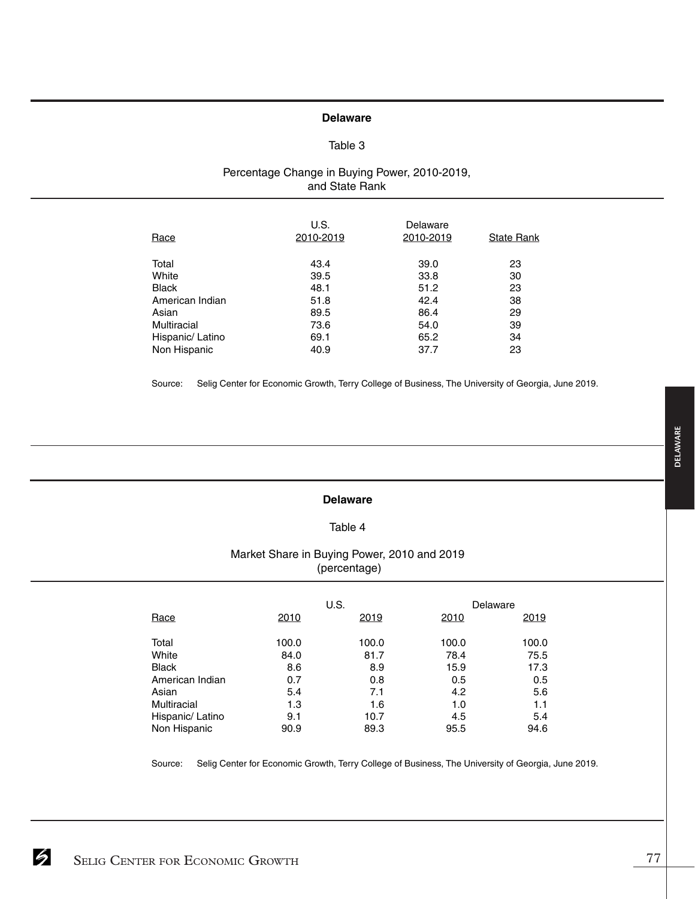## Delaware

### Table 3

### Percentage Change in Buying Power, 2010-2019, and State Rank

| Race | U.S. 2010-2019 | Delaware 2010-2019 | State Rank |
|---|---|---|---|
| Total | 43.4 | 39.0 | 23 |
| White | 39.5 | 33.8 | 30 |
| Black | 48.1 | 51.2 | 23 |
| American Indian | 51.8 | 42.4 | 38 |
| Asian | 89.5 | 86.4 | 29 |
| Multiracial | 73.6 | 54.0 | 39 |
| Hispanic/ Latino | 69.1 | 65.2 | 34 |
| Non Hispanic | 40.9 | 37.7 | 23 |

Source: Selig Center for Economic Growth, Terry College of Business, The University of Georgia, June 2019.

## Delaware

### Table 4

### Market Share in Buying Power, 2010 and 2019 (percentage)

| Race | U.S. | | Delaware | |
|---|---|---|---|---|
| | 2010 | 2019 | 2010 | 2019 |
| Total | 100.0 | 100.0 | 100.0 | 100.0 |
| White | 84.0 | 81.7 | 78.4 | 75.5 |
| Black | 8.6 | 8.9 | 15.9 | 17.3 |
| American Indian | 0.7 | 0.8 | 0.5 | 0.5 |
| Asian | 5.4 | 7.1 | 4.2 | 5.6 |
| Multiracial | 1.3 | 1.6 | 1.0 | 1.1 |
| Hispanic/ Latino | 9.1 | 10.7 | 4.5 | 5.4 |
| Non Hispanic | 90.9 | 89.3 | 95.5 | 94.6 |

Source: Selig Center for Economic Growth, Terry College of Business, The University of Georgia, June 2019.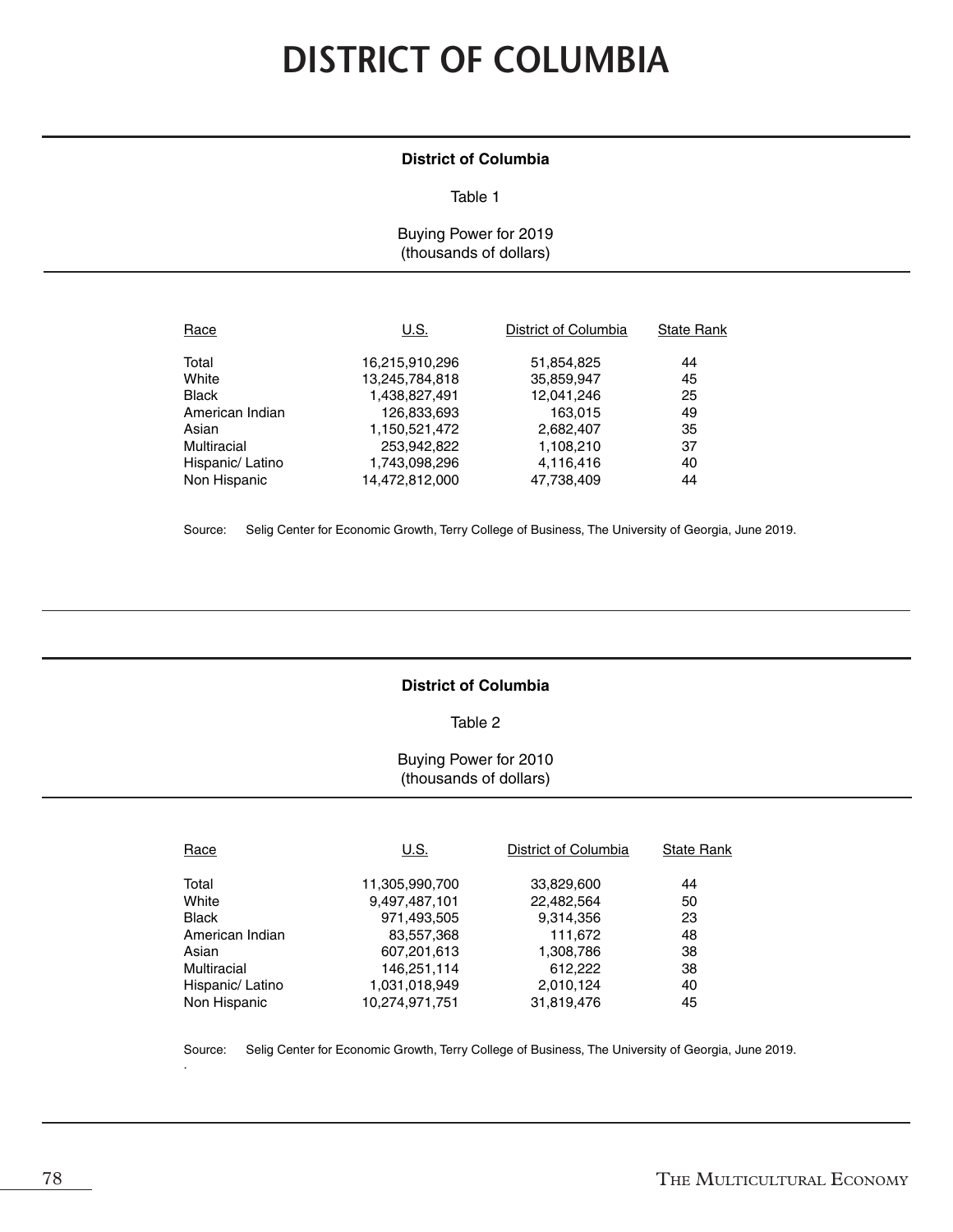# DISTRICT OF COLUMBIA

**District of Columbia**

Table 1

Buying Power for 2019
(thousands of dollars)

| Race | U.S. | District of Columbia | State Rank |
|---|---|---|---|
| Total | 16,215,910,296 | 51,854,825 | 44 |
| White | 13,245,784,818 | 35,859,947 | 45 |
| Black | 1,438,827,491 | 12,041,246 | 25 |
| American Indian | 126,833,693 | 163,015 | 49 |
| Asian | 1,150,521,472 | 2,682,407 | 35 |
| Multiracial | 253,942,822 | 1,108,210 | 37 |
| Hispanic/ Latino | 1,743,098,296 | 4,116,416 | 40 |
| Non Hispanic | 14,472,812,000 | 47,738,409 | 44 |

Source: Selig Center for Economic Growth, Terry College of Business, The University of Georgia, June 2019.

**District of Columbia**

Table 2

Buying Power for 2010
(thousands of dollars)

| Race | U.S. | District of Columbia | State Rank |
|---|---|---|---|
| Total | 11,305,990,700 | 33,829,600 | 44 |
| White | 9,497,487,101 | 22,482,564 | 50 |
| Black | 971,493,505 | 9,314,356 | 23 |
| American Indian | 83,557,368 | 111,672 | 48 |
| Asian | 607,201,613 | 1,308,786 | 38 |
| Multiracial | 146,251,114 | 612,222 | 38 |
| Hispanic/ Latino | 1,031,018,949 | 2,010,124 | 40 |
| Non Hispanic | 10,274,971,751 | 31,819,476 | 45 |

Source: Selig Center for Economic Growth, Terry College of Business, The University of Georgia, June 2019.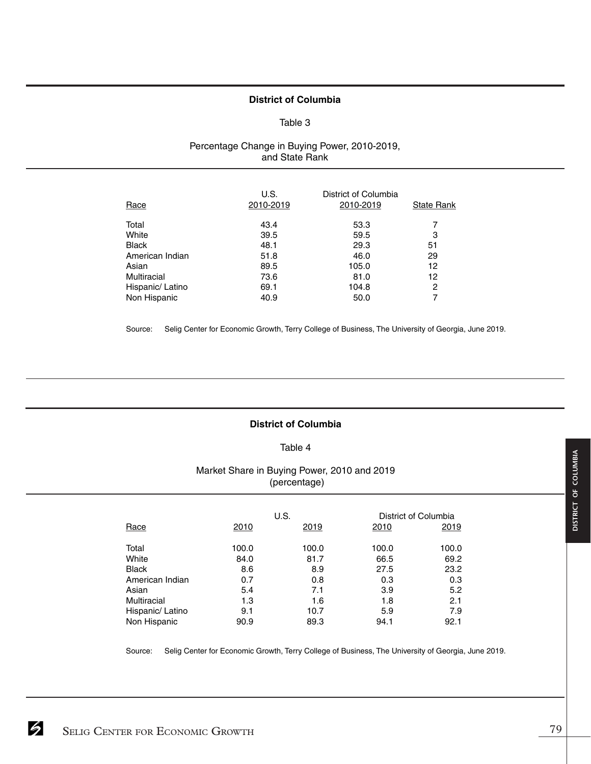## District of Columbia

Table 3

Percentage Change in Buying Power, 2010-2019, and State Rank

| Race | U.S. 2010-2019 | District of Columbia 2010-2019 | State Rank |
|---|---|---|---|
| Total | 43.4 | 53.3 | 7 |
| White | 39.5 | 59.5 | 3 |
| Black | 48.1 | 29.3 | 51 |
| American Indian | 51.8 | 46.0 | 29 |
| Asian | 89.5 | 105.0 | 12 |
| Multiracial | 73.6 | 81.0 | 12 |
| Hispanic/ Latino | 69.1 | 104.8 | 2 |
| Non Hispanic | 40.9 | 50.0 | 7 |

Source: Selig Center for Economic Growth, Terry College of Business, The University of Georgia, June 2019.

## District of Columbia

Table 4

Market Share in Buying Power, 2010 and 2019 (percentage)

| | U.S. | | District of Columbia | |
|---|---|---|---|---|
| Race | 2010 | 2019 | 2010 | 2019 |
| Total | 100.0 | 100.0 | 100.0 | 100.0 |
| White | 84.0 | 81.7 | 66.5 | 69.2 |
| Black | 8.6 | 8.9 | 27.5 | 23.2 |
| American Indian | 0.7 | 0.8 | 0.3 | 0.3 |
| Asian | 5.4 | 7.1 | 3.9 | 5.2 |
| Multiracial | 1.3 | 1.6 | 1.8 | 2.1 |
| Hispanic/ Latino | 9.1 | 10.7 | 5.9 | 7.9 |
| Non Hispanic | 90.9 | 89.3 | 94.1 | 92.1 |

Source: Selig Center for Economic Growth, Terry College of Business, The University of Georgia, June 2019.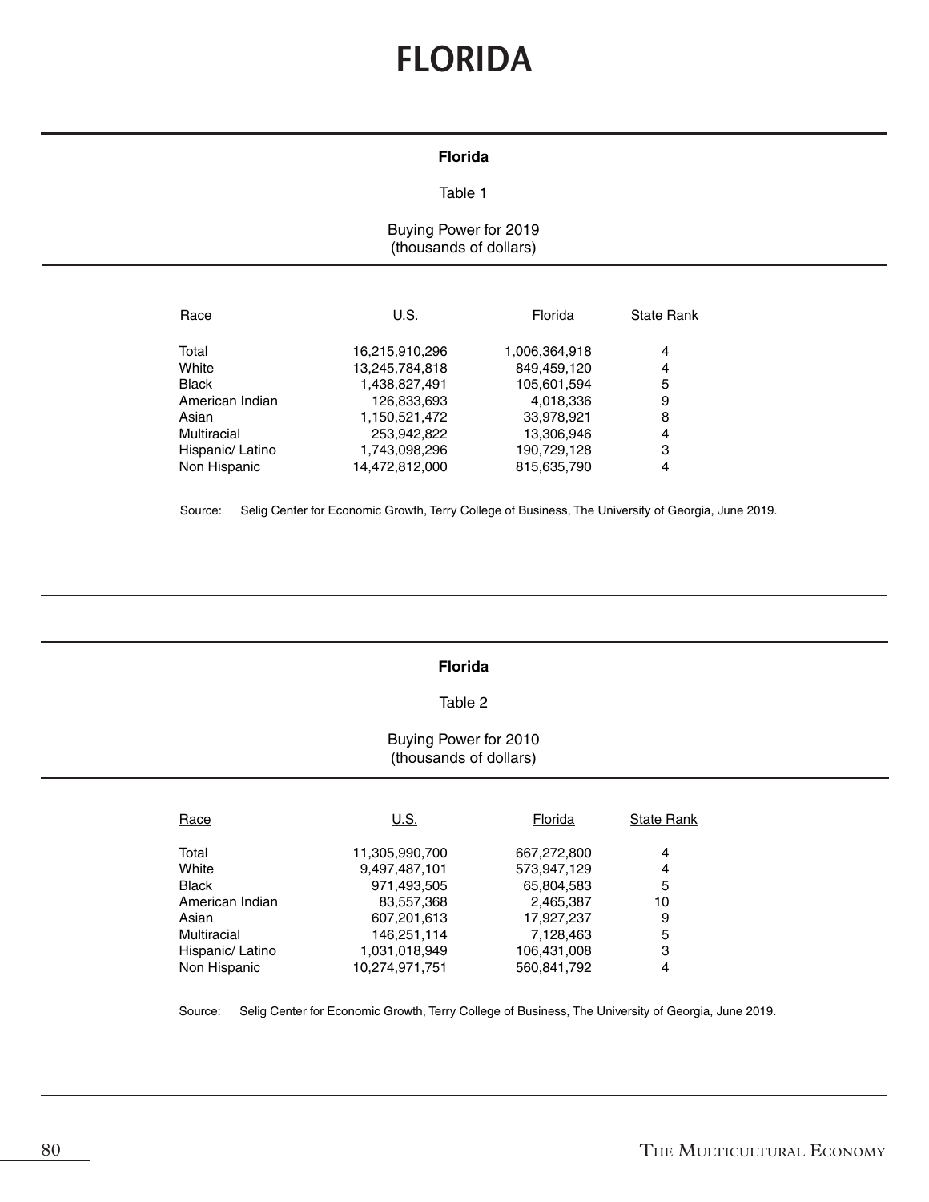# FLORIDA

**Florida**

Table 1

Buying Power for 2019
(thousands of dollars)

| Race | U.S. | Florida | State Rank |
|---|---|---|---|
| Total | 16,215,910,296 | 1,006,364,918 | 4 |
| White | 13,245,784,818 | 849,459,120 | 4 |
| Black | 1,438,827,491 | 105,601,594 | 5 |
| American Indian | 126,833,693 | 4,018,336 | 9 |
| Asian | 1,150,521,472 | 33,978,921 | 8 |
| Multiracial | 253,942,822 | 13,306,946 | 4 |
| Hispanic/ Latino | 1,743,098,296 | 190,729,128 | 3 |
| Non Hispanic | 14,472,812,000 | 815,635,790 | 4 |

Source: Selig Center for Economic Growth, Terry College of Business, The University of Georgia, June 2019.

**Florida**

Table 2

Buying Power for 2010
(thousands of dollars)

| Race | U.S. | Florida | State Rank |
|---|---|---|---|
| Total | 11,305,990,700 | 667,272,800 | 4 |
| White | 9,497,487,101 | 573,947,129 | 4 |
| Black | 971,493,505 | 65,804,583 | 5 |
| American Indian | 83,557,368 | 2,465,387 | 10 |
| Asian | 607,201,613 | 17,927,237 | 9 |
| Multiracial | 146,251,114 | 7,128,463 | 5 |
| Hispanic/ Latino | 1,031,018,949 | 106,431,008 | 3 |
| Non Hispanic | 10,274,971,751 | 560,841,792 | 4 |

Source: Selig Center for Economic Growth, Terry College of Business, The University of Georgia, June 2019.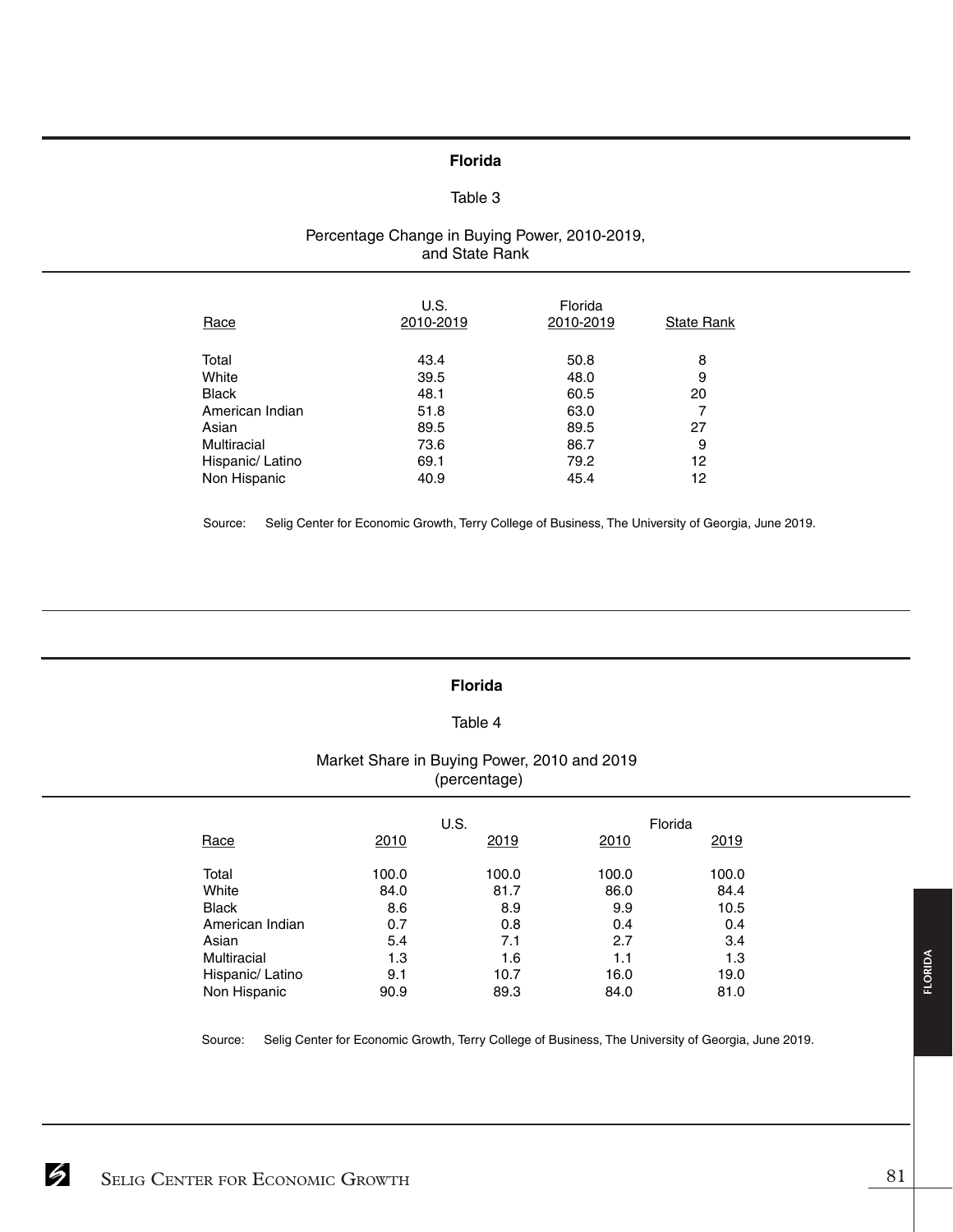## Florida

### Table 3

### Percentage Change in Buying Power, 2010-2019, and State Rank

| Race | U.S. 2010-2019 | Florida 2010-2019 | State Rank |
|---|---|---|---|
| Total | 43.4 | 50.8 | 8 |
| White | 39.5 | 48.0 | 9 |
| Black | 48.1 | 60.5 | 20 |
| American Indian | 51.8 | 63.0 | 7 |
| Asian | 89.5 | 89.5 | 27 |
| Multiracial | 73.6 | 86.7 | 9 |
| Hispanic/ Latino | 69.1 | 79.2 | 12 |
| Non Hispanic | 40.9 | 45.4 | 12 |

Source: Selig Center for Economic Growth, Terry College of Business, The University of Georgia, June 2019.

## Florida

### Table 4

### Market Share in Buying Power, 2010 and 2019 (percentage)

| Race | U.S. | | Florida | |
|---|---|---|---|---|
| | 2010 | 2019 | 2010 | 2019 |
| Total | 100.0 | 100.0 | 100.0 | 100.0 |
| White | 84.0 | 81.7 | 86.0 | 84.4 |
| Black | 8.6 | 8.9 | 9.9 | 10.5 |
| American Indian | 0.7 | 0.8 | 0.4 | 0.4 |
| Asian | 5.4 | 7.1 | 2.7 | 3.4 |
| Multiracial | 1.3 | 1.6 | 1.1 | 1.3 |
| Hispanic/ Latino | 9.1 | 10.7 | 16.0 | 19.0 |
| Non Hispanic | 90.9 | 89.3 | 84.0 | 81.0 |

Source: Selig Center for Economic Growth, Terry College of Business, The University of Georgia, June 2019.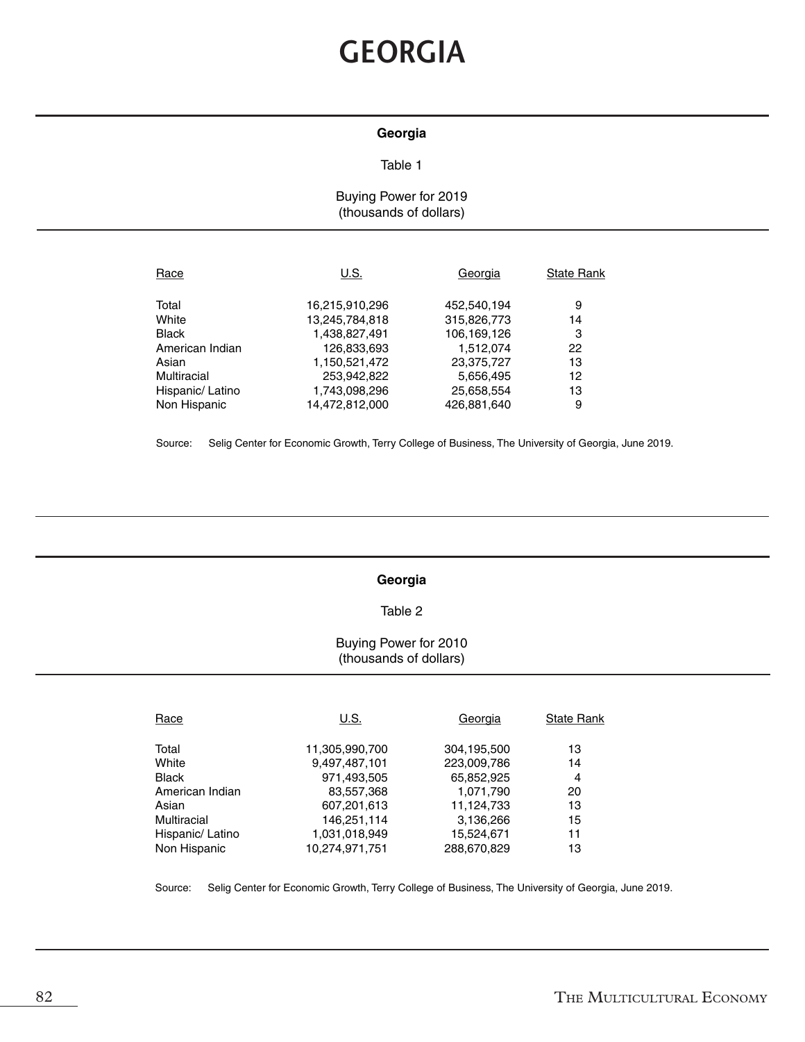# GEORGIA

**Georgia**

Table 1

Buying Power for 2019
(thousands of dollars)

| Race | U.S. | Georgia | State Rank |
|---|---|---|---|
| Total | 16,215,910,296 | 452,540,194 | 9 |
| White | 13,245,784,818 | 315,826,773 | 14 |
| Black | 1,438,827,491 | 106,169,126 | 3 |
| American Indian | 126,833,693 | 1,512,074 | 22 |
| Asian | 1,150,521,472 | 23,375,727 | 13 |
| Multiracial | 253,942,822 | 5,656,495 | 12 |
| Hispanic/ Latino | 1,743,098,296 | 25,658,554 | 13 |
| Non Hispanic | 14,472,812,000 | 426,881,640 | 9 |

Source: Selig Center for Economic Growth, Terry College of Business, The University of Georgia, June 2019.

**Georgia**

Table 2

Buying Power for 2010
(thousands of dollars)

| Race | U.S. | Georgia | State Rank |
|---|---|---|---|
| Total | 11,305,990,700 | 304,195,500 | 13 |
| White | 9,497,487,101 | 223,009,786 | 14 |
| Black | 971,493,505 | 65,852,925 | 4 |
| American Indian | 83,557,368 | 1,071,790 | 20 |
| Asian | 607,201,613 | 11,124,733 | 13 |
| Multiracial | 146,251,114 | 3,136,266 | 15 |
| Hispanic/ Latino | 1,031,018,949 | 15,524,671 | 11 |
| Non Hispanic | 10,274,971,751 | 288,670,829 | 13 |

Source: Selig Center for Economic Growth, Terry College of Business, The University of Georgia, June 2019.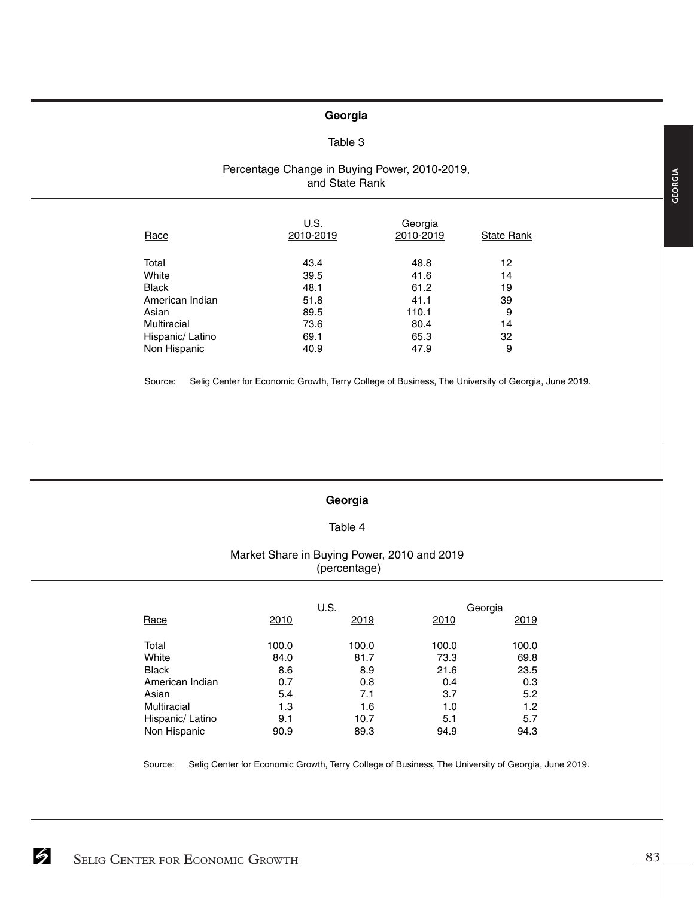## Georgia

Table 3

Percentage Change in Buying Power, 2010-2019, and State Rank

| Race | U.S. 2010-2019 | Georgia 2010-2019 | State Rank |
|---|---|---|---|
| Total | 43.4 | 48.8 | 12 |
| White | 39.5 | 41.6 | 14 |
| Black | 48.1 | 61.2 | 19 |
| American Indian | 51.8 | 41.1 | 39 |
| Asian | 89.5 | 110.1 | 9 |
| Multiracial | 73.6 | 80.4 | 14 |
| Hispanic/ Latino | 69.1 | 65.3 | 32 |
| Non Hispanic | 40.9 | 47.9 | 9 |

Source: Selig Center for Economic Growth, Terry College of Business, The University of Georgia, June 2019.

## Georgia

Table 4

Market Share in Buying Power, 2010 and 2019 (percentage)

| Race | U.S. | | Georgia | |
|---|---|---|---|---|
| | 2010 | 2019 | 2010 | 2019 |
| Total | 100.0 | 100.0 | 100.0 | 100.0 |
| White | 84.0 | 81.7 | 73.3 | 69.8 |
| Black | 8.6 | 8.9 | 21.6 | 23.5 |
| American Indian | 0.7 | 0.8 | 0.4 | 0.3 |
| Asian | 5.4 | 7.1 | 3.7 | 5.2 |
| Multiracial | 1.3 | 1.6 | 1.0 | 1.2 |
| Hispanic/ Latino | 9.1 | 10.7 | 5.1 | 5.7 |
| Non Hispanic | 90.9 | 89.3 | 94.9 | 94.3 |

Source: Selig Center for Economic Growth, Terry College of Business, The University of Georgia, June 2019.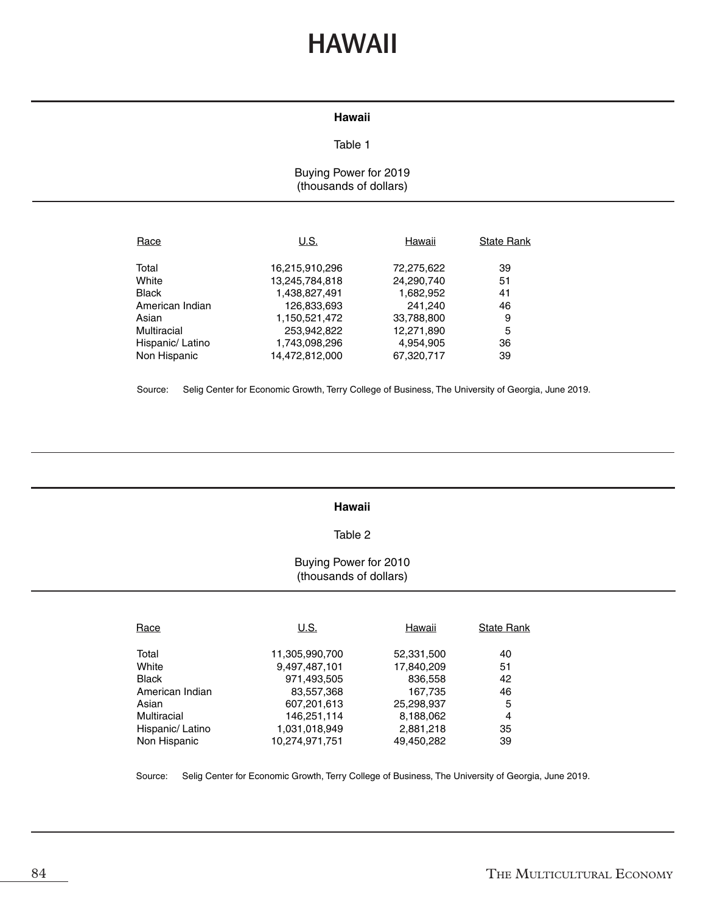# HAWAII

**Hawaii**

Table 1

Buying Power for 2019
(thousands of dollars)

| Race | U.S. | Hawaii | State Rank |
|---|---|---|---|
| Total | 16,215,910,296 | 72,275,622 | 39 |
| White | 13,245,784,818 | 24,290,740 | 51 |
| Black | 1,438,827,491 | 1,682,952 | 41 |
| American Indian | 126,833,693 | 241,240 | 46 |
| Asian | 1,150,521,472 | 33,788,800 | 9 |
| Multiracial | 253,942,822 | 12,271,890 | 5 |
| Hispanic/ Latino | 1,743,098,296 | 4,954,905 | 36 |
| Non Hispanic | 14,472,812,000 | 67,320,717 | 39 |

Source: Selig Center for Economic Growth, Terry College of Business, The University of Georgia, June 2019.

**Hawaii**

Table 2

Buying Power for 2010
(thousands of dollars)

| Race | U.S. | Hawaii | State Rank |
|---|---|---|---|
| Total | 11,305,990,700 | 52,331,500 | 40 |
| White | 9,497,487,101 | 17,840,209 | 51 |
| Black | 971,493,505 | 836,558 | 42 |
| American Indian | 83,557,368 | 167,735 | 46 |
| Asian | 607,201,613 | 25,298,937 | 5 |
| Multiracial | 146,251,114 | 8,188,062 | 4 |
| Hispanic/ Latino | 1,031,018,949 | 2,881,218 | 35 |
| Non Hispanic | 10,274,971,751 | 49,450,282 | 39 |

Source: Selig Center for Economic Growth, Terry College of Business, The University of Georgia, June 2019.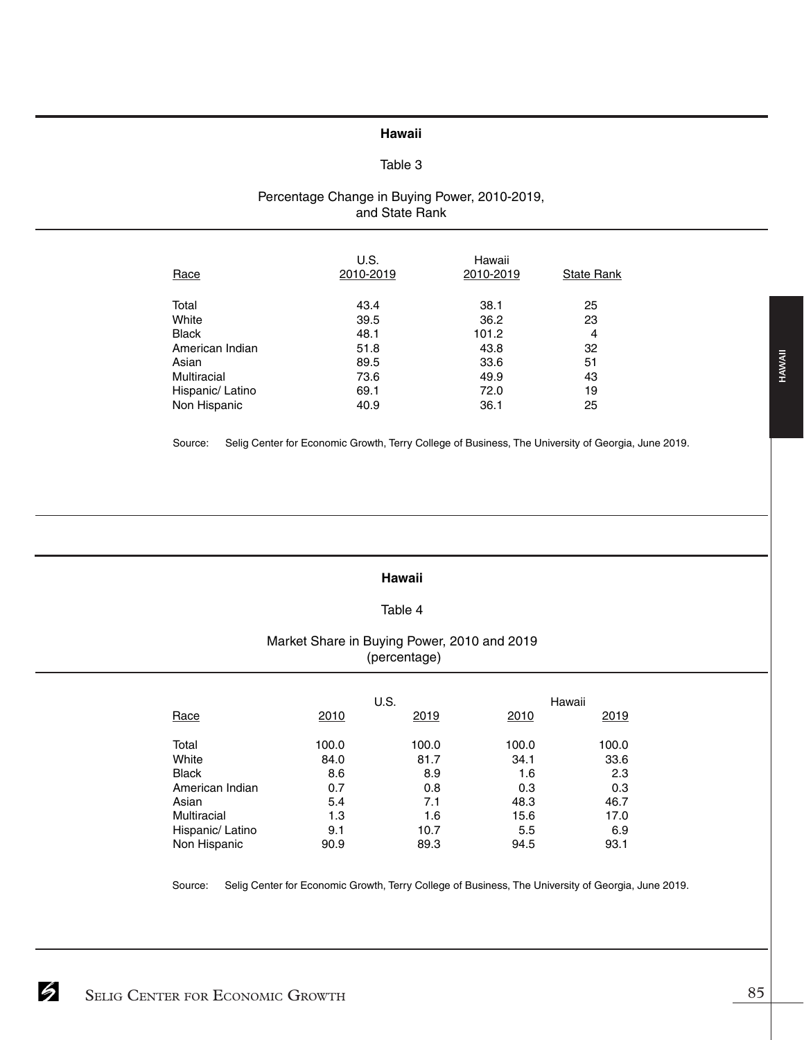## Hawaii

Table 3

Percentage Change in Buying Power, 2010-2019, and State Rank

| Race | U.S. 2010-2019 | Hawaii 2010-2019 | State Rank |
|---|---|---|---|
| Total | 43.4 | 38.1 | 25 |
| White | 39.5 | 36.2 | 23 |
| Black | 48.1 | 101.2 | 4 |
| American Indian | 51.8 | 43.8 | 32 |
| Asian | 89.5 | 33.6 | 51 |
| Multiracial | 73.6 | 49.9 | 43 |
| Hispanic/ Latino | 69.1 | 72.0 | 19 |
| Non Hispanic | 40.9 | 36.1 | 25 |

Source: Selig Center for Economic Growth, Terry College of Business, The University of Georgia, June 2019.

## Hawaii

Table 4

Market Share in Buying Power, 2010 and 2019 (percentage)

| | U.S. | | Hawaii | |
|---|---|---|---|---|
| Race | 2010 | 2019 | 2010 | 2019 |
| Total | 100.0 | 100.0 | 100.0 | 100.0 |
| White | 84.0 | 81.7 | 34.1 | 33.6 |
| Black | 8.6 | 8.9 | 1.6 | 2.3 |
| American Indian | 0.7 | 0.8 | 0.3 | 0.3 |
| Asian | 5.4 | 7.1 | 48.3 | 46.7 |
| Multiracial | 1.3 | 1.6 | 15.6 | 17.0 |
| Hispanic/ Latino | 9.1 | 10.7 | 5.5 | 6.9 |
| Non Hispanic | 90.9 | 89.3 | 94.5 | 93.1 |

Source: Selig Center for Economic Growth, Terry College of Business, The University of Georgia, June 2019.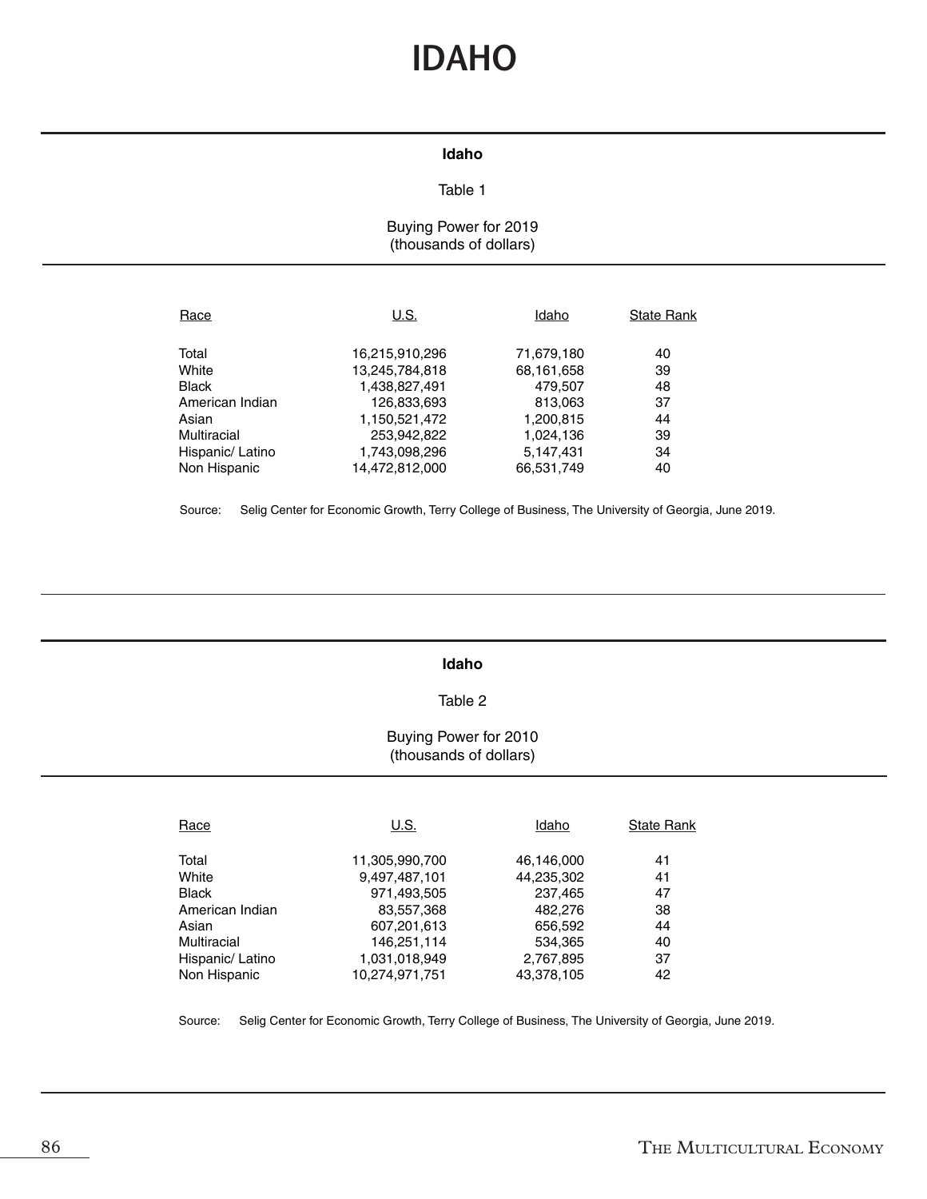# IDAHO

**Idaho**

Table 1

Buying Power for 2019
(thousands of dollars)

| Race | U.S. | Idaho | State Rank |
|---|---|---|---|
| Total | 16,215,910,296 | 71,679,180 | 40 |
| White | 13,245,784,818 | 68,161,658 | 39 |
| Black | 1,438,827,491 | 479,507 | 48 |
| American Indian | 126,833,693 | 813,063 | 37 |
| Asian | 1,150,521,472 | 1,200,815 | 44 |
| Multiracial | 253,942,822 | 1,024,136 | 39 |
| Hispanic/ Latino | 1,743,098,296 | 5,147,431 | 34 |
| Non Hispanic | 14,472,812,000 | 66,531,749 | 40 |

Source: Selig Center for Economic Growth, Terry College of Business, The University of Georgia, June 2019.

**Idaho**

Table 2

Buying Power for 2010
(thousands of dollars)

| Race | U.S. | Idaho | State Rank |
|---|---|---|---|
| Total | 11,305,990,700 | 46,146,000 | 41 |
| White | 9,497,487,101 | 44,235,302 | 41 |
| Black | 971,493,505 | 237,465 | 47 |
| American Indian | 83,557,368 | 482,276 | 38 |
| Asian | 607,201,613 | 656,592 | 44 |
| Multiracial | 146,251,114 | 534,365 | 40 |
| Hispanic/ Latino | 1,031,018,949 | 2,767,895 | 37 |
| Non Hispanic | 10,274,971,751 | 43,378,105 | 42 |

Source: Selig Center for Economic Growth, Terry College of Business, The University of Georgia, June 2019.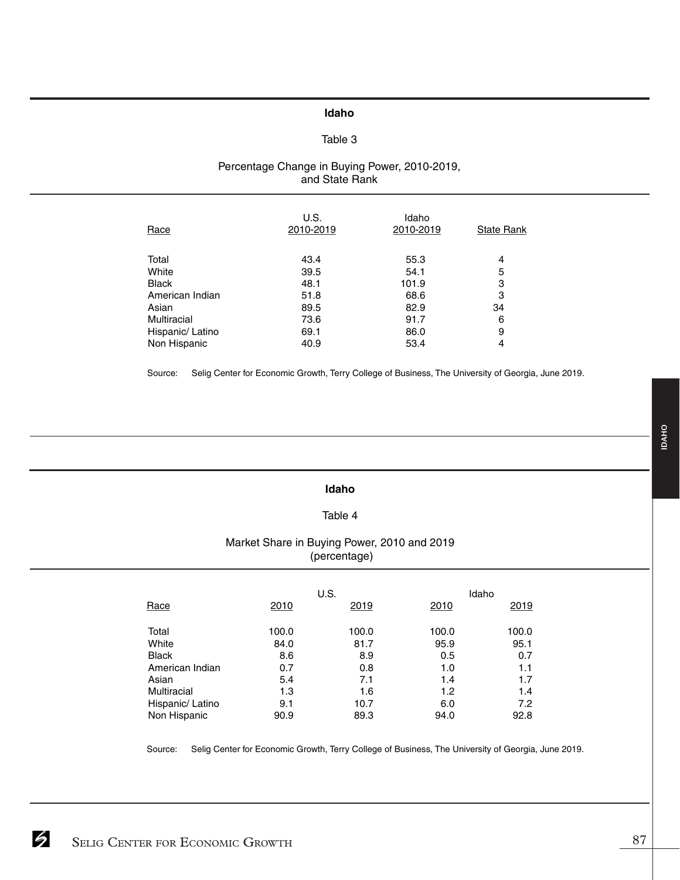## Idaho

Table 3

Percentage Change in Buying Power, 2010-2019, and State Rank

| Race | U.S. 2010-2019 | Idaho 2010-2019 | State Rank |
|---|---|---|---|
| Total | 43.4 | 55.3 | 4 |
| White | 39.5 | 54.1 | 5 |
| Black | 48.1 | 101.9 | 3 |
| American Indian | 51.8 | 68.6 | 3 |
| Asian | 89.5 | 82.9 | 34 |
| Multiracial | 73.6 | 91.7 | 6 |
| Hispanic/ Latino | 69.1 | 86.0 | 9 |
| Non Hispanic | 40.9 | 53.4 | 4 |

Source: Selig Center for Economic Growth, Terry College of Business, The University of Georgia, June 2019.

## Idaho

Table 4

Market Share in Buying Power, 2010 and 2019 (percentage)

| Race | U.S. | | Idaho | |
|---|---|---|---|---|
| | 2010 | 2019 | 2010 | 2019 |
| Total | 100.0 | 100.0 | 100.0 | 100.0 |
| White | 84.0 | 81.7 | 95.9 | 95.1 |
| Black | 8.6 | 8.9 | 0.5 | 0.7 |
| American Indian | 0.7 | 0.8 | 1.0 | 1.1 |
| Asian | 5.4 | 7.1 | 1.4 | 1.7 |
| Multiracial | 1.3 | 1.6 | 1.2 | 1.4 |
| Hispanic/ Latino | 9.1 | 10.7 | 6.0 | 7.2 |
| Non Hispanic | 90.9 | 89.3 | 94.0 | 92.8 |

Source: Selig Center for Economic Growth, Terry College of Business, The University of Georgia, June 2019.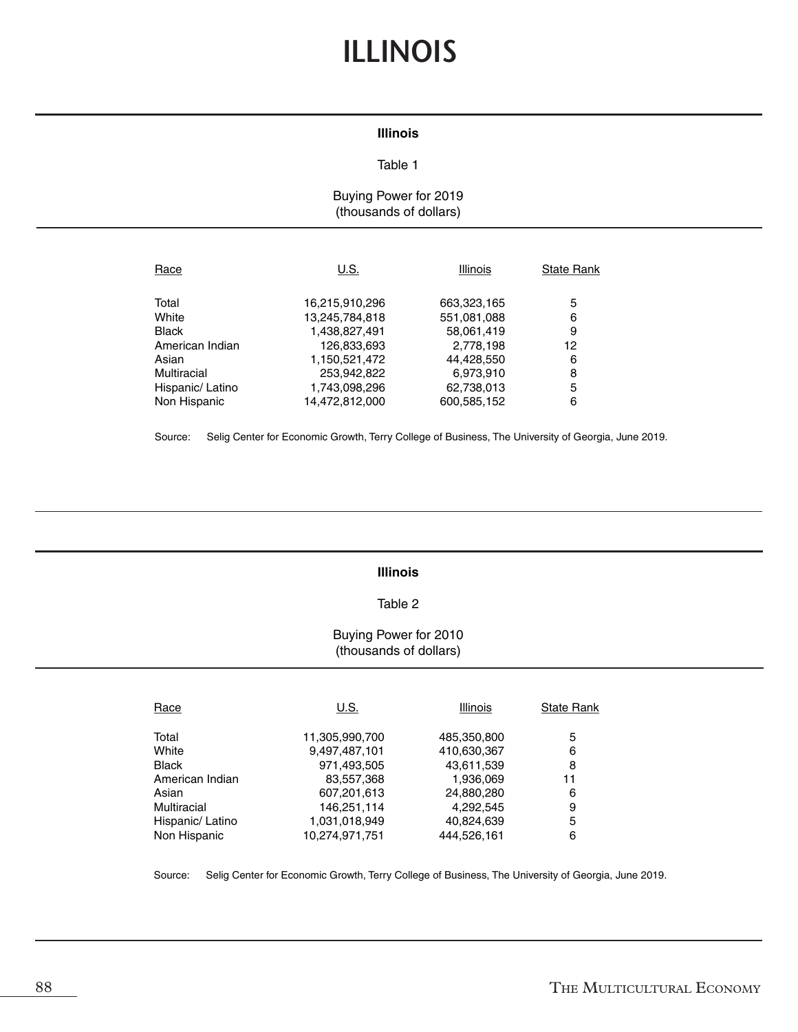# ILLINOIS

**Illinois**

Table 1

Buying Power for 2019
(thousands of dollars)

| Race | U.S. | Illinois | State Rank |
|---|---|---|---|
| Total | 16,215,910,296 | 663,323,165 | 5 |
| White | 13,245,784,818 | 551,081,088 | 6 |
| Black | 1,438,827,491 | 58,061,419 | 9 |
| American Indian | 126,833,693 | 2,778,198 | 12 |
| Asian | 1,150,521,472 | 44,428,550 | 6 |
| Multiracial | 253,942,822 | 6,973,910 | 8 |
| Hispanic/ Latino | 1,743,098,296 | 62,738,013 | 5 |
| Non Hispanic | 14,472,812,000 | 600,585,152 | 6 |

Source: Selig Center for Economic Growth, Terry College of Business, The University of Georgia, June 2019.

**Illinois**

Table 2

Buying Power for 2010
(thousands of dollars)

| Race | U.S. | Illinois | State Rank |
|---|---|---|---|
| Total | 11,305,990,700 | 485,350,800 | 5 |
| White | 9,497,487,101 | 410,630,367 | 6 |
| Black | 971,493,505 | 43,611,539 | 8 |
| American Indian | 83,557,368 | 1,936,069 | 11 |
| Asian | 607,201,613 | 24,880,280 | 6 |
| Multiracial | 146,251,114 | 4,292,545 | 9 |
| Hispanic/ Latino | 1,031,018,949 | 40,824,639 | 5 |
| Non Hispanic | 10,274,971,751 | 444,526,161 | 6 |

Source: Selig Center for Economic Growth, Terry College of Business, The University of Georgia, June 2019.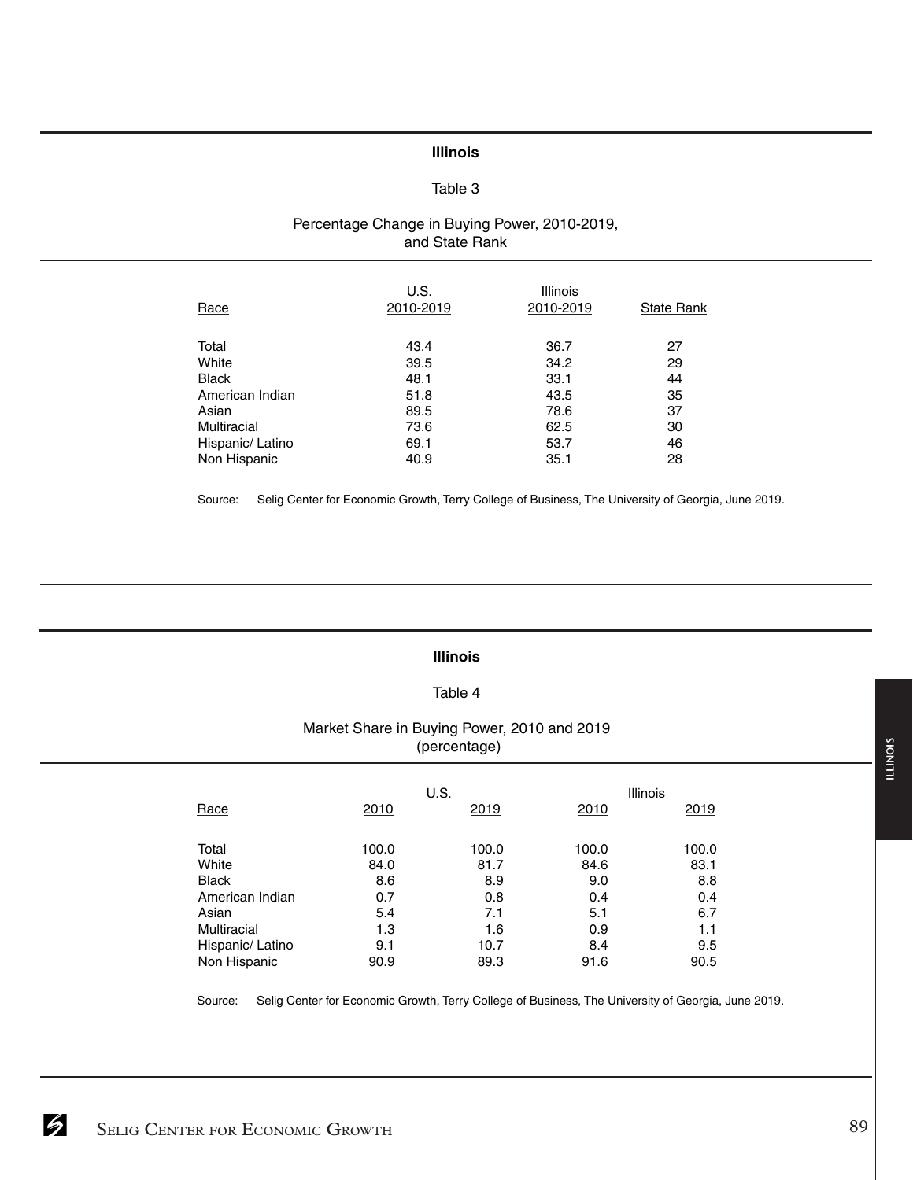## Illinois

### Table 3

### Percentage Change in Buying Power, 2010-2019, and State Rank

| Race | U.S. 2010-2019 | Illinois 2010-2019 | State Rank |
|---|---|---|---|
| Total | 43.4 | 36.7 | 27 |
| White | 39.5 | 34.2 | 29 |
| Black | 48.1 | 33.1 | 44 |
| American Indian | 51.8 | 43.5 | 35 |
| Asian | 89.5 | 78.6 | 37 |
| Multiracial | 73.6 | 62.5 | 30 |
| Hispanic/ Latino | 69.1 | 53.7 | 46 |
| Non Hispanic | 40.9 | 35.1 | 28 |

Source: Selig Center for Economic Growth, Terry College of Business, The University of Georgia, June 2019.

## Illinois

### Table 4

### Market Share in Buying Power, 2010 and 2019 (percentage)

| Race | U.S. | | Illinois | |
|---|---|---|---|---|
| | 2010 | 2019 | 2010 | 2019 |
| Total | 100.0 | 100.0 | 100.0 | 100.0 |
| White | 84.0 | 81.7 | 84.6 | 83.1 |
| Black | 8.6 | 8.9 | 9.0 | 8.8 |
| American Indian | 0.7 | 0.8 | 0.4 | 0.4 |
| Asian | 5.4 | 7.1 | 5.1 | 6.7 |
| Multiracial | 1.3 | 1.6 | 0.9 | 1.1 |
| Hispanic/ Latino | 9.1 | 10.7 | 8.4 | 9.5 |
| Non Hispanic | 90.9 | 89.3 | 91.6 | 90.5 |

Source: Selig Center for Economic Growth, Terry College of Business, The University of Georgia, June 2019.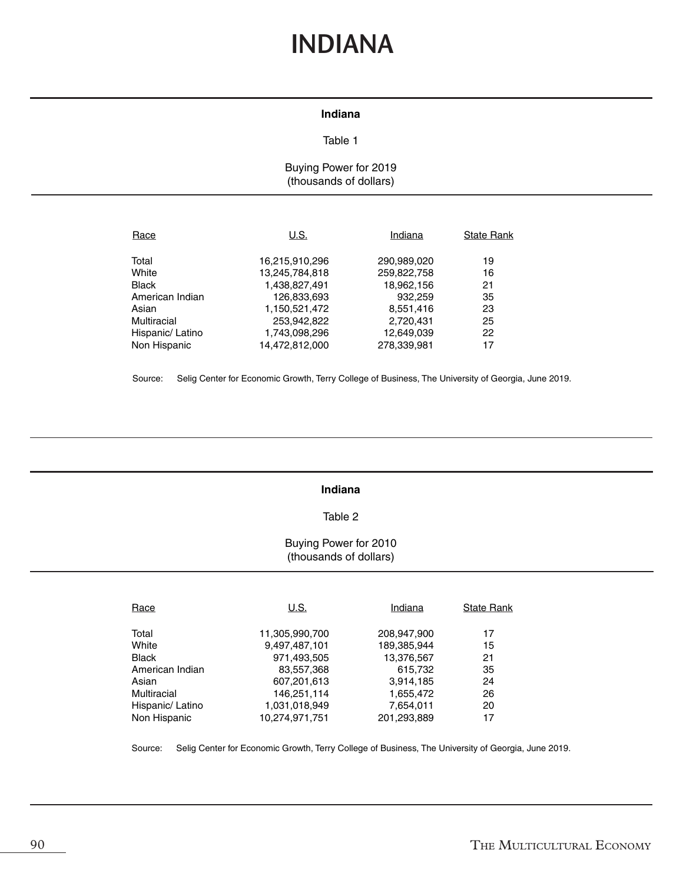# INDIANA

**Indiana**

Table 1

Buying Power for 2019
(thousands of dollars)

| Race | U.S. | Indiana | State Rank |
|---|---|---|---|
| Total | 16,215,910,296 | 290,989,020 | 19 |
| White | 13,245,784,818 | 259,822,758 | 16 |
| Black | 1,438,827,491 | 18,962,156 | 21 |
| American Indian | 126,833,693 | 932,259 | 35 |
| Asian | 1,150,521,472 | 8,551,416 | 23 |
| Multiracial | 253,942,822 | 2,720,431 | 25 |
| Hispanic/ Latino | 1,743,098,296 | 12,649,039 | 22 |
| Non Hispanic | 14,472,812,000 | 278,339,981 | 17 |

Source: Selig Center for Economic Growth, Terry College of Business, The University of Georgia, June 2019.

**Indiana**

Table 2

Buying Power for 2010
(thousands of dollars)

| Race | U.S. | Indiana | State Rank |
|---|---|---|---|
| Total | 11,305,990,700 | 208,947,900 | 17 |
| White | 9,497,487,101 | 189,385,944 | 15 |
| Black | 971,493,505 | 13,376,567 | 21 |
| American Indian | 83,557,368 | 615,732 | 35 |
| Asian | 607,201,613 | 3,914,185 | 24 |
| Multiracial | 146,251,114 | 1,655,472 | 26 |
| Hispanic/ Latino | 1,031,018,949 | 7,654,011 | 20 |
| Non Hispanic | 10,274,971,751 | 201,293,889 | 17 |

Source: Selig Center for Economic Growth, Terry College of Business, The University of Georgia, June 2019.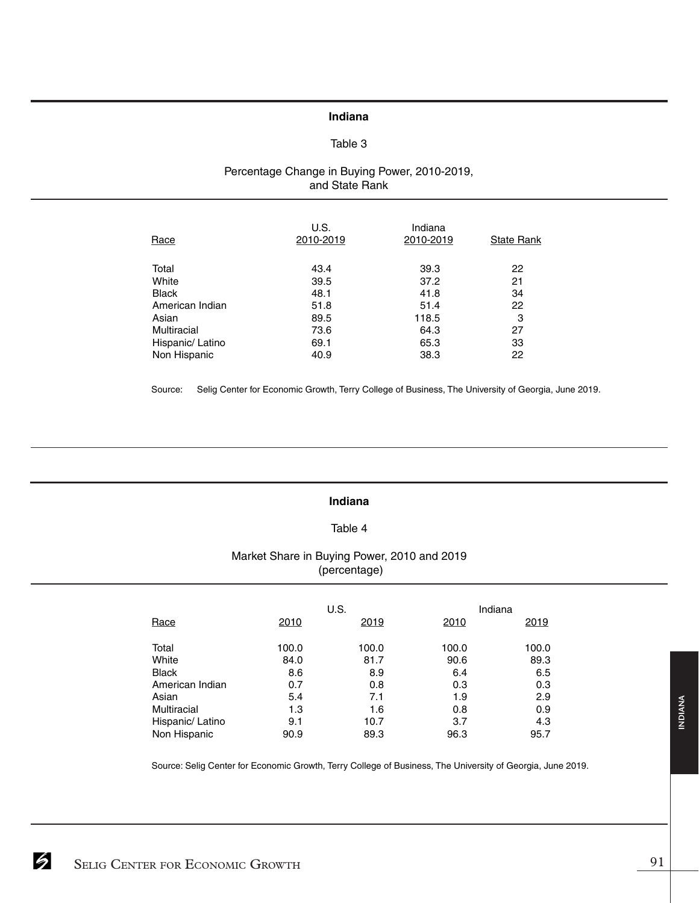## Indiana

Table 3

Percentage Change in Buying Power, 2010-2019, and State Rank

| Race | U.S. 2010-2019 | Indiana 2010-2019 | State Rank |
|---|---|---|---|
| Total | 43.4 | 39.3 | 22 |
| White | 39.5 | 37.2 | 21 |
| Black | 48.1 | 41.8 | 34 |
| American Indian | 51.8 | 51.4 | 22 |
| Asian | 89.5 | 118.5 | 3 |
| Multiracial | 73.6 | 64.3 | 27 |
| Hispanic/ Latino | 69.1 | 65.3 | 33 |
| Non Hispanic | 40.9 | 38.3 | 22 |

Source: Selig Center for Economic Growth, Terry College of Business, The University of Georgia, June 2019.

## Indiana

Table 4

Market Share in Buying Power, 2010 and 2019 (percentage)

| | U.S. | | Indiana | |
|---|---|---|---|---|
| Race | 2010 | 2019 | 2010 | 2019 |
| Total | 100.0 | 100.0 | 100.0 | 100.0 |
| White | 84.0 | 81.7 | 90.6 | 89.3 |
| Black | 8.6 | 8.9 | 6.4 | 6.5 |
| American Indian | 0.7 | 0.8 | 0.3 | 0.3 |
| Asian | 5.4 | 7.1 | 1.9 | 2.9 |
| Multiracial | 1.3 | 1.6 | 0.8 | 0.9 |
| Hispanic/ Latino | 9.1 | 10.7 | 3.7 | 4.3 |
| Non Hispanic | 90.9 | 89.3 | 96.3 | 95.7 |

Source: Selig Center for Economic Growth, Terry College of Business, The University of Georgia, June 2019.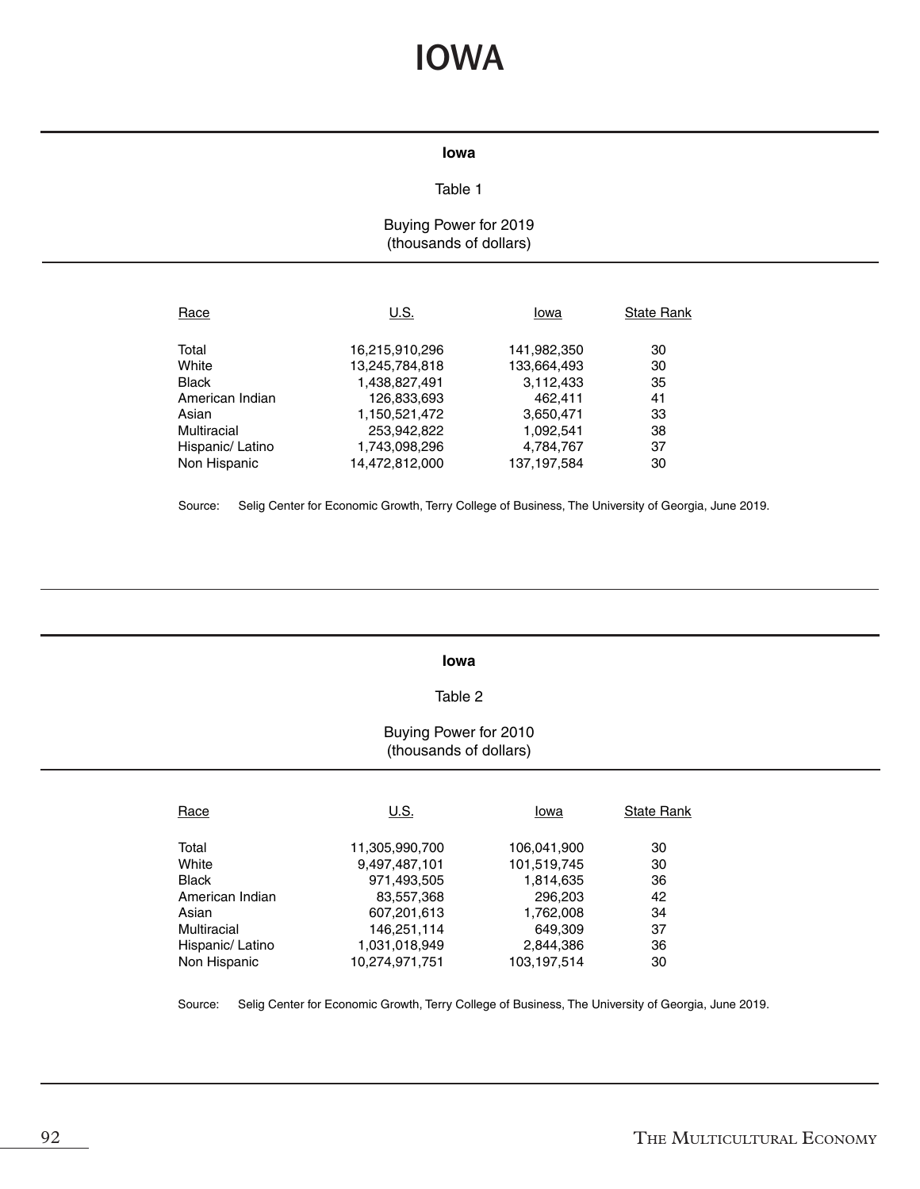# IOWA

**Iowa**

Table 1

Buying Power for 2019
(thousands of dollars)

| Race | U.S. | Iowa | State Rank |
|---|---|---|---|
| Total | 16,215,910,296 | 141,982,350 | 30 |
| White | 13,245,784,818 | 133,664,493 | 30 |
| Black | 1,438,827,491 | 3,112,433 | 35 |
| American Indian | 126,833,693 | 462,411 | 41 |
| Asian | 1,150,521,472 | 3,650,471 | 33 |
| Multiracial | 253,942,822 | 1,092,541 | 38 |
| Hispanic/ Latino | 1,743,098,296 | 4,784,767 | 37 |
| Non Hispanic | 14,472,812,000 | 137,197,584 | 30 |

Source: Selig Center for Economic Growth, Terry College of Business, The University of Georgia, June 2019.

**Iowa**

Table 2

Buying Power for 2010
(thousands of dollars)

| Race | U.S. | Iowa | State Rank |
|---|---|---|---|
| Total | 11,305,990,700 | 106,041,900 | 30 |
| White | 9,497,487,101 | 101,519,745 | 30 |
| Black | 971,493,505 | 1,814,635 | 36 |
| American Indian | 83,557,368 | 296,203 | 42 |
| Asian | 607,201,613 | 1,762,008 | 34 |
| Multiracial | 146,251,114 | 649,309 | 37 |
| Hispanic/ Latino | 1,031,018,949 | 2,844,386 | 36 |
| Non Hispanic | 10,274,971,751 | 103,197,514 | 30 |

Source: Selig Center for Economic Growth, Terry College of Business, The University of Georgia, June 2019.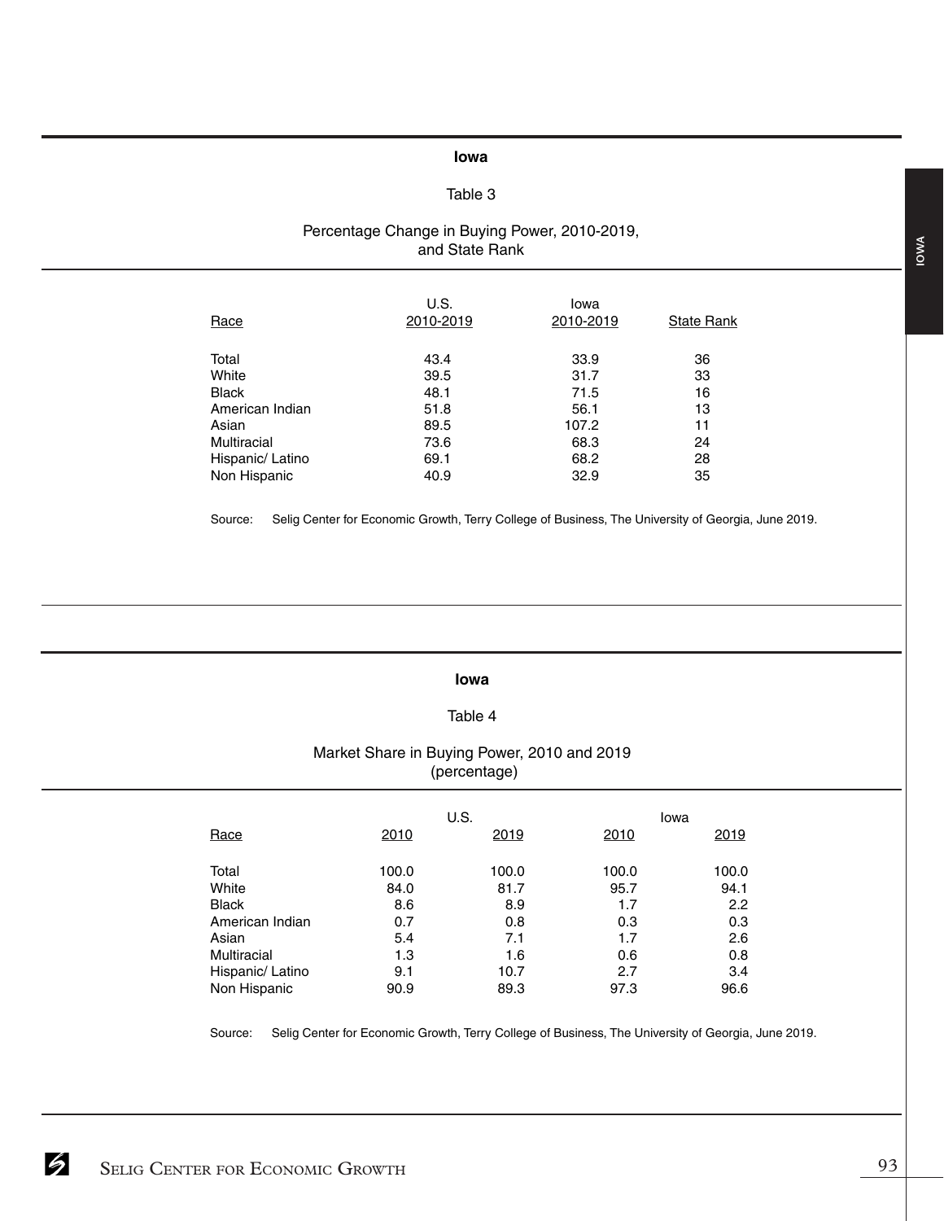## Iowa

### Table 3

Percentage Change in Buying Power, 2010-2019, and State Rank

| Race | U.S. 2010-2019 | Iowa 2010-2019 | State Rank |
|---|---|---|---|
| Total | 43.4 | 33.9 | 36 |
| White | 39.5 | 31.7 | 33 |
| Black | 48.1 | 71.5 | 16 |
| American Indian | 51.8 | 56.1 | 13 |
| Asian | 89.5 | 107.2 | 11 |
| Multiracial | 73.6 | 68.3 | 24 |
| Hispanic/ Latino | 69.1 | 68.2 | 28 |
| Non Hispanic | 40.9 | 32.9 | 35 |

Source: Selig Center for Economic Growth, Terry College of Business, The University of Georgia, June 2019.

## Iowa

### Table 4

Market Share in Buying Power, 2010 and 2019 (percentage)

| Race | U.S. 2010 | U.S. 2019 | Iowa 2010 | Iowa 2019 |
|---|---|---|---|---|
| Total | 100.0 | 100.0 | 100.0 | 100.0 |
| White | 84.0 | 81.7 | 95.7 | 94.1 |
| Black | 8.6 | 8.9 | 1.7 | 2.2 |
| American Indian | 0.7 | 0.8 | 0.3 | 0.3 |
| Asian | 5.4 | 7.1 | 1.7 | 2.6 |
| Multiracial | 1.3 | 1.6 | 0.6 | 0.8 |
| Hispanic/ Latino | 9.1 | 10.7 | 2.7 | 3.4 |
| Non Hispanic | 90.9 | 89.3 | 97.3 | 96.6 |

Source: Selig Center for Economic Growth, Terry College of Business, The University of Georgia, June 2019.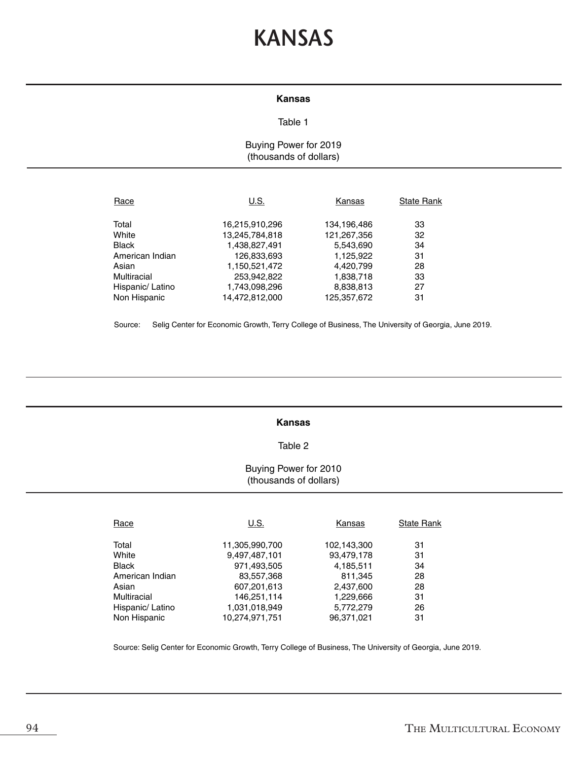# KANSAS

**Kansas**

Table 1

Buying Power for 2019
(thousands of dollars)

| Race | U.S. | Kansas | State Rank |
|---|---|---|---|
| Total | 16,215,910,296 | 134,196,486 | 33 |
| White | 13,245,784,818 | 121,267,356 | 32 |
| Black | 1,438,827,491 | 5,543,690 | 34 |
| American Indian | 126,833,693 | 1,125,922 | 31 |
| Asian | 1,150,521,472 | 4,420,799 | 28 |
| Multiracial | 253,942,822 | 1,838,718 | 33 |
| Hispanic/ Latino | 1,743,098,296 | 8,838,813 | 27 |
| Non Hispanic | 14,472,812,000 | 125,357,672 | 31 |

Source: Selig Center for Economic Growth, Terry College of Business, The University of Georgia, June 2019.

**Kansas**

Table 2

Buying Power for 2010
(thousands of dollars)

| Race | U.S. | Kansas | State Rank |
|---|---|---|---|
| Total | 11,305,990,700 | 102,143,300 | 31 |
| White | 9,497,487,101 | 93,479,178 | 31 |
| Black | 971,493,505 | 4,185,511 | 34 |
| American Indian | 83,557,368 | 811,345 | 28 |
| Asian | 607,201,613 | 2,437,600 | 28 |
| Multiracial | 146,251,114 | 1,229,666 | 31 |
| Hispanic/ Latino | 1,031,018,949 | 5,772,279 | 26 |
| Non Hispanic | 10,274,971,751 | 96,371,021 | 31 |

Source: Selig Center for Economic Growth, Terry College of Business, The University of Georgia, June 2019.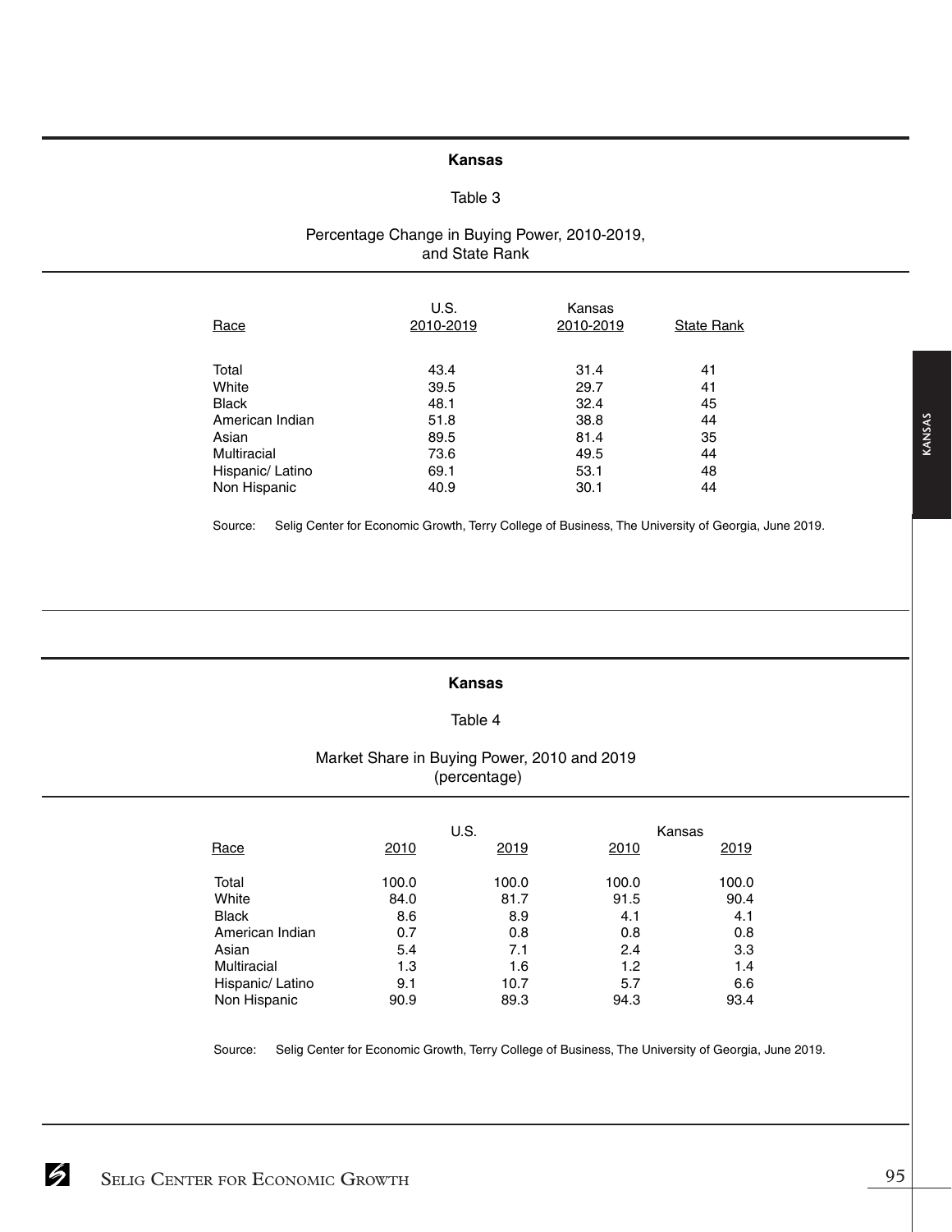## Kansas

Table 3

Percentage Change in Buying Power, 2010-2019, and State Rank

| Race | U.S. 2010-2019 | Kansas 2010-2019 | State Rank |
|---|---|---|---|
| Total | 43.4 | 31.4 | 41 |
| White | 39.5 | 29.7 | 41 |
| Black | 48.1 | 32.4 | 45 |
| American Indian | 51.8 | 38.8 | 44 |
| Asian | 89.5 | 81.4 | 35 |
| Multiracial | 73.6 | 49.5 | 44 |
| Hispanic/ Latino | 69.1 | 53.1 | 48 |
| Non Hispanic | 40.9 | 30.1 | 44 |

Source: Selig Center for Economic Growth, Terry College of Business, The University of Georgia, June 2019.

## Kansas

Table 4

Market Share in Buying Power, 2010 and 2019 (percentage)

| Race | U.S. | | Kansas | |
|---|---|---|---|---|
| | 2010 | 2019 | 2010 | 2019 |
| Total | 100.0 | 100.0 | 100.0 | 100.0 |
| White | 84.0 | 81.7 | 91.5 | 90.4 |
| Black | 8.6 | 8.9 | 4.1 | 4.1 |
| American Indian | 0.7 | 0.8 | 0.8 | 0.8 |
| Asian | 5.4 | 7.1 | 2.4 | 3.3 |
| Multiracial | 1.3 | 1.6 | 1.2 | 1.4 |
| Hispanic/ Latino | 9.1 | 10.7 | 5.7 | 6.6 |
| Non Hispanic | 90.9 | 89.3 | 94.3 | 93.4 |

Source: Selig Center for Economic Growth, Terry College of Business, The University of Georgia, June 2019.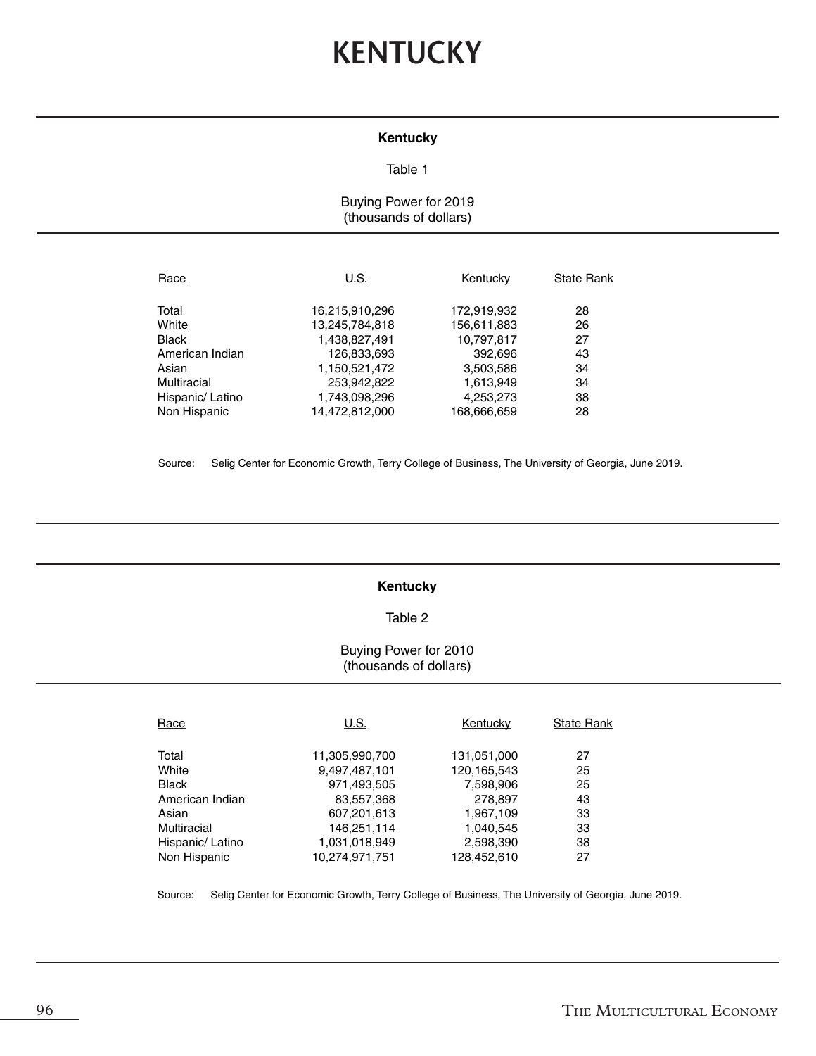# KENTUCKY

**Kentucky**

Table 1

Buying Power for 2019
(thousands of dollars)

| Race | U.S. | Kentucky | State Rank |
|---|---|---|---|
| Total | 16,215,910,296 | 172,919,932 | 28 |
| White | 13,245,784,818 | 156,611,883 | 26 |
| Black | 1,438,827,491 | 10,797,817 | 27 |
| American Indian | 126,833,693 | 392,696 | 43 |
| Asian | 1,150,521,472 | 3,503,586 | 34 |
| Multiracial | 253,942,822 | 1,613,949 | 34 |
| Hispanic/ Latino | 1,743,098,296 | 4,253,273 | 38 |
| Non Hispanic | 14,472,812,000 | 168,666,659 | 28 |

Source: Selig Center for Economic Growth, Terry College of Business, The University of Georgia, June 2019.

**Kentucky**

Table 2

Buying Power for 2010
(thousands of dollars)

| Race | U.S. | Kentucky | State Rank |
|---|---|---|---|
| Total | 11,305,990,700 | 131,051,000 | 27 |
| White | 9,497,487,101 | 120,165,543 | 25 |
| Black | 971,493,505 | 7,598,906 | 25 |
| American Indian | 83,557,368 | 278,897 | 43 |
| Asian | 607,201,613 | 1,967,109 | 33 |
| Multiracial | 146,251,114 | 1,040,545 | 33 |
| Hispanic/ Latino | 1,031,018,949 | 2,598,390 | 38 |
| Non Hispanic | 10,274,971,751 | 128,452,610 | 27 |

Source: Selig Center for Economic Growth, Terry College of Business, The University of Georgia, June 2019.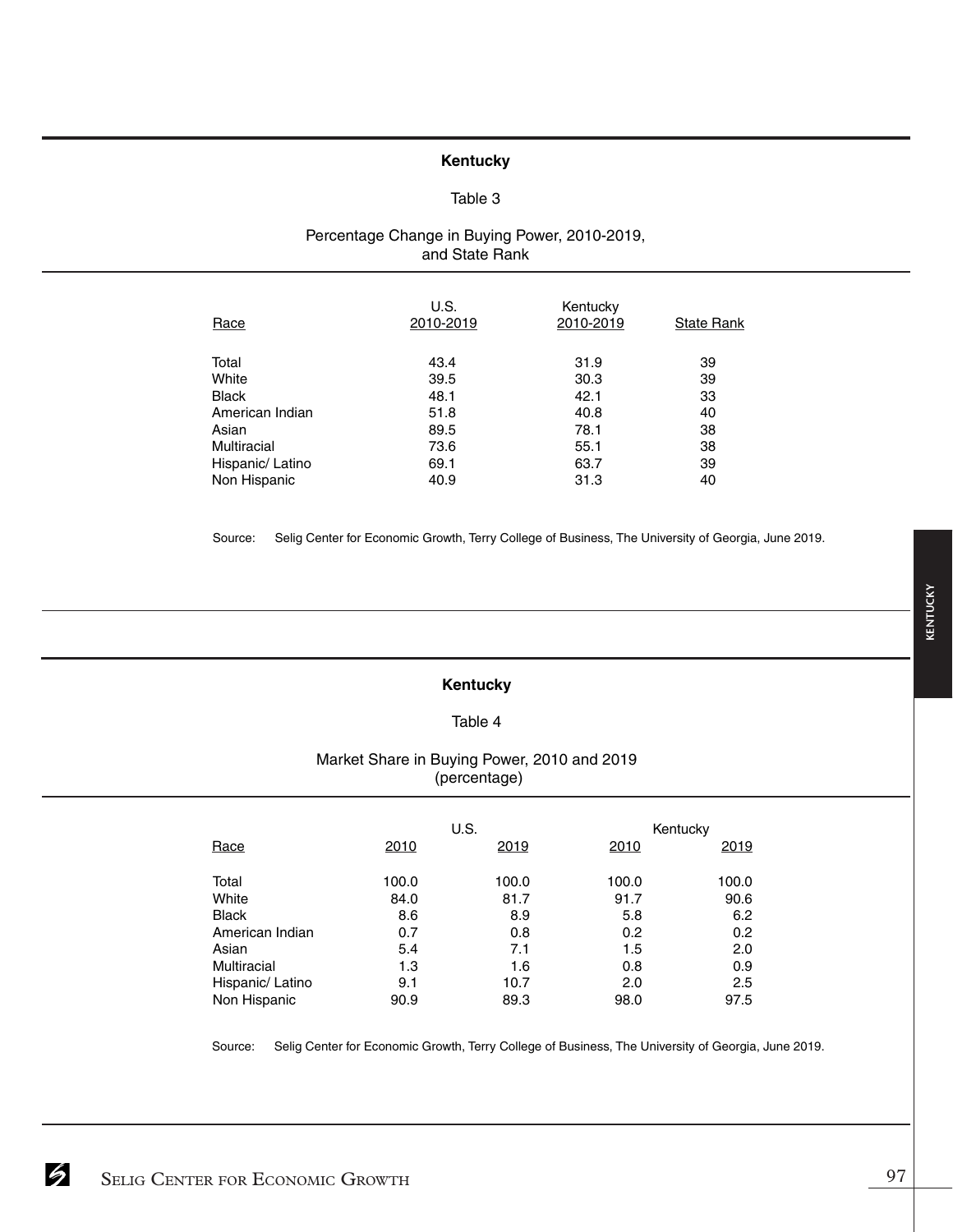## Kentucky

Table 3

Percentage Change in Buying Power, 2010-2019, and State Rank

| Race | U.S. 2010-2019 | Kentucky 2010-2019 | State Rank |
|---|---|---|---|
| Total | 43.4 | 31.9 | 39 |
| White | 39.5 | 30.3 | 39 |
| Black | 48.1 | 42.1 | 33 |
| American Indian | 51.8 | 40.8 | 40 |
| Asian | 89.5 | 78.1 | 38 |
| Multiracial | 73.6 | 55.1 | 38 |
| Hispanic/ Latino | 69.1 | 63.7 | 39 |
| Non Hispanic | 40.9 | 31.3 | 40 |

Source: Selig Center for Economic Growth, Terry College of Business, The University of Georgia, June 2019.

## Kentucky

Table 4

Market Share in Buying Power, 2010 and 2019 (percentage)

| | U.S. | | Kentucky | |
|---|---|---|---|---|
| Race | 2010 | 2019 | 2010 | 2019 |
| Total | 100.0 | 100.0 | 100.0 | 100.0 |
| White | 84.0 | 81.7 | 91.7 | 90.6 |
| Black | 8.6 | 8.9 | 5.8 | 6.2 |
| American Indian | 0.7 | 0.8 | 0.2 | 0.2 |
| Asian | 5.4 | 7.1 | 1.5 | 2.0 |
| Multiracial | 1.3 | 1.6 | 0.8 | 0.9 |
| Hispanic/ Latino | 9.1 | 10.7 | 2.0 | 2.5 |
| Non Hispanic | 90.9 | 89.3 | 98.0 | 97.5 |

Source: Selig Center for Economic Growth, Terry College of Business, The University of Georgia, June 2019.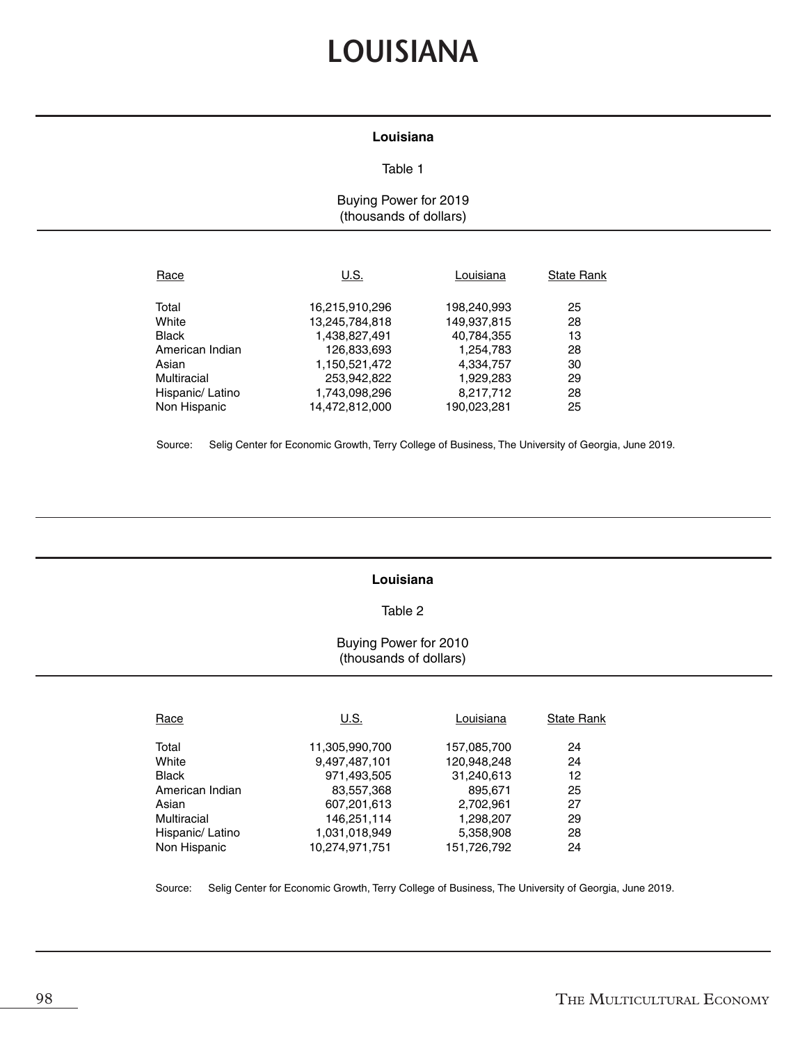# LOUISIANA

**Louisiana**

Table 1

Buying Power for 2019
(thousands of dollars)

| Race | U.S. | Louisiana | State Rank |
|---|---|---|---|
| Total | 16,215,910,296 | 198,240,993 | 25 |
| White | 13,245,784,818 | 149,937,815 | 28 |
| Black | 1,438,827,491 | 40,784,355 | 13 |
| American Indian | 126,833,693 | 1,254,783 | 28 |
| Asian | 1,150,521,472 | 4,334,757 | 30 |
| Multiracial | 253,942,822 | 1,929,283 | 29 |
| Hispanic/ Latino | 1,743,098,296 | 8,217,712 | 28 |
| Non Hispanic | 14,472,812,000 | 190,023,281 | 25 |

Source: Selig Center for Economic Growth, Terry College of Business, The University of Georgia, June 2019.

**Louisiana**

Table 2

Buying Power for 2010
(thousands of dollars)

| Race | U.S. | Louisiana | State Rank |
|---|---|---|---|
| Total | 11,305,990,700 | 157,085,700 | 24 |
| White | 9,497,487,101 | 120,948,248 | 24 |
| Black | 971,493,505 | 31,240,613 | 12 |
| American Indian | 83,557,368 | 895,671 | 25 |
| Asian | 607,201,613 | 2,702,961 | 27 |
| Multiracial | 146,251,114 | 1,298,207 | 29 |
| Hispanic/ Latino | 1,031,018,949 | 5,358,908 | 28 |
| Non Hispanic | 10,274,971,751 | 151,726,792 | 24 |

Source: Selig Center for Economic Growth, Terry College of Business, The University of Georgia, June 2019.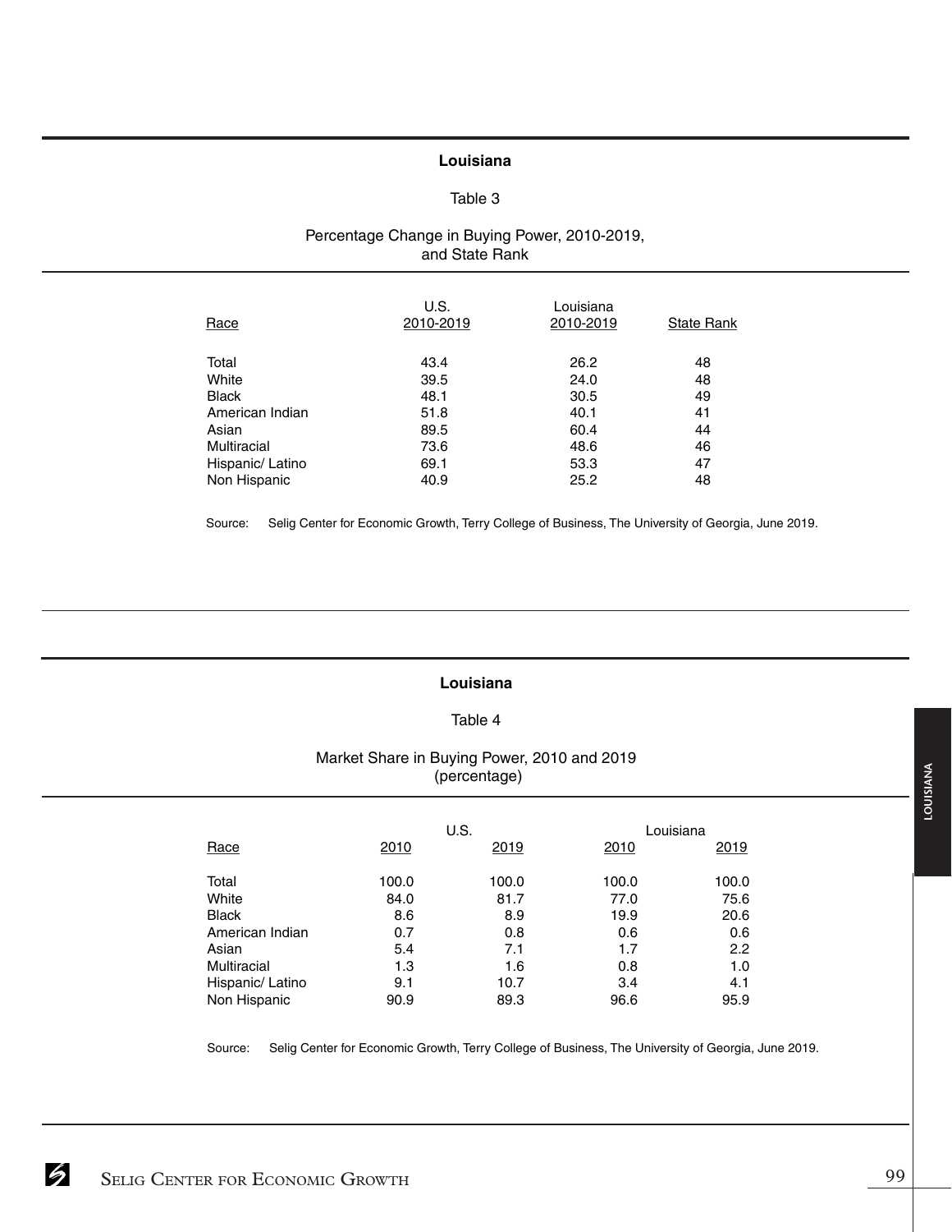## Louisiana

### Table 3

Percentage Change in Buying Power, 2010-2019, and State Rank

| Race | U.S. 2010-2019 | Louisiana 2010-2019 | State Rank |
|---|---|---|---|
| Total | 43.4 | 26.2 | 48 |
| White | 39.5 | 24.0 | 48 |
| Black | 48.1 | 30.5 | 49 |
| American Indian | 51.8 | 40.1 | 41 |
| Asian | 89.5 | 60.4 | 44 |
| Multiracial | 73.6 | 48.6 | 46 |
| Hispanic/ Latino | 69.1 | 53.3 | 47 |
| Non Hispanic | 40.9 | 25.2 | 48 |

Source: Selig Center for Economic Growth, Terry College of Business, The University of Georgia, June 2019.

## Louisiana

### Table 4

Market Share in Buying Power, 2010 and 2019 (percentage)

| | U.S. | | Louisiana | |
|---|---|---|---|---|
| Race | 2010 | 2019 | 2010 | 2019 |
| Total | 100.0 | 100.0 | 100.0 | 100.0 |
| White | 84.0 | 81.7 | 77.0 | 75.6 |
| Black | 8.6 | 8.9 | 19.9 | 20.6 |
| American Indian | 0.7 | 0.8 | 0.6 | 0.6 |
| Asian | 5.4 | 7.1 | 1.7 | 2.2 |
| Multiracial | 1.3 | 1.6 | 0.8 | 1.0 |
| Hispanic/ Latino | 9.1 | 10.7 | 3.4 | 4.1 |
| Non Hispanic | 90.9 | 89.3 | 96.6 | 95.9 |

Source: Selig Center for Economic Growth, Terry College of Business, The University of Georgia, June 2019.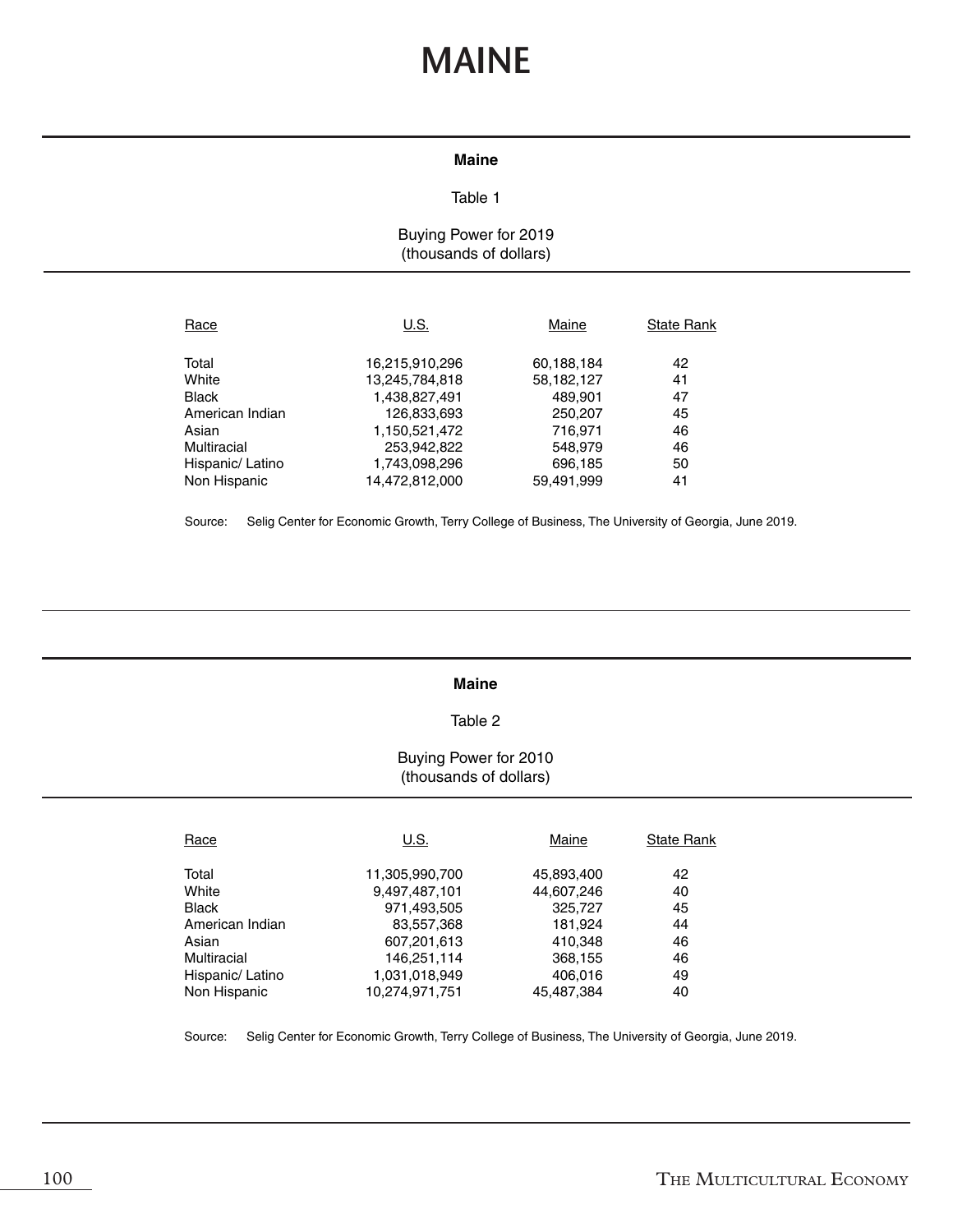# MAINE

**Maine**

Table 1

Buying Power for 2019
(thousands of dollars)

| Race | U.S. | Maine | State Rank |
|---|---|---|---|
| Total | 16,215,910,296 | 60,188,184 | 42 |
| White | 13,245,784,818 | 58,182,127 | 41 |
| Black | 1,438,827,491 | 489,901 | 47 |
| American Indian | 126,833,693 | 250,207 | 45 |
| Asian | 1,150,521,472 | 716,971 | 46 |
| Multiracial | 253,942,822 | 548,979 | 46 |
| Hispanic/ Latino | 1,743,098,296 | 696,185 | 50 |
| Non Hispanic | 14,472,812,000 | 59,491,999 | 41 |

Source: Selig Center for Economic Growth, Terry College of Business, The University of Georgia, June 2019.

**Maine**

Table 2

Buying Power for 2010
(thousands of dollars)

| Race | U.S. | Maine | State Rank |
|---|---|---|---|
| Total | 11,305,990,700 | 45,893,400 | 42 |
| White | 9,497,487,101 | 44,607,246 | 40 |
| Black | 971,493,505 | 325,727 | 45 |
| American Indian | 83,557,368 | 181,924 | 44 |
| Asian | 607,201,613 | 410,348 | 46 |
| Multiracial | 146,251,114 | 368,155 | 46 |
| Hispanic/ Latino | 1,031,018,949 | 406,016 | 49 |
| Non Hispanic | 10,274,971,751 | 45,487,384 | 40 |

Source: Selig Center for Economic Growth, Terry College of Business, The University of Georgia, June 2019.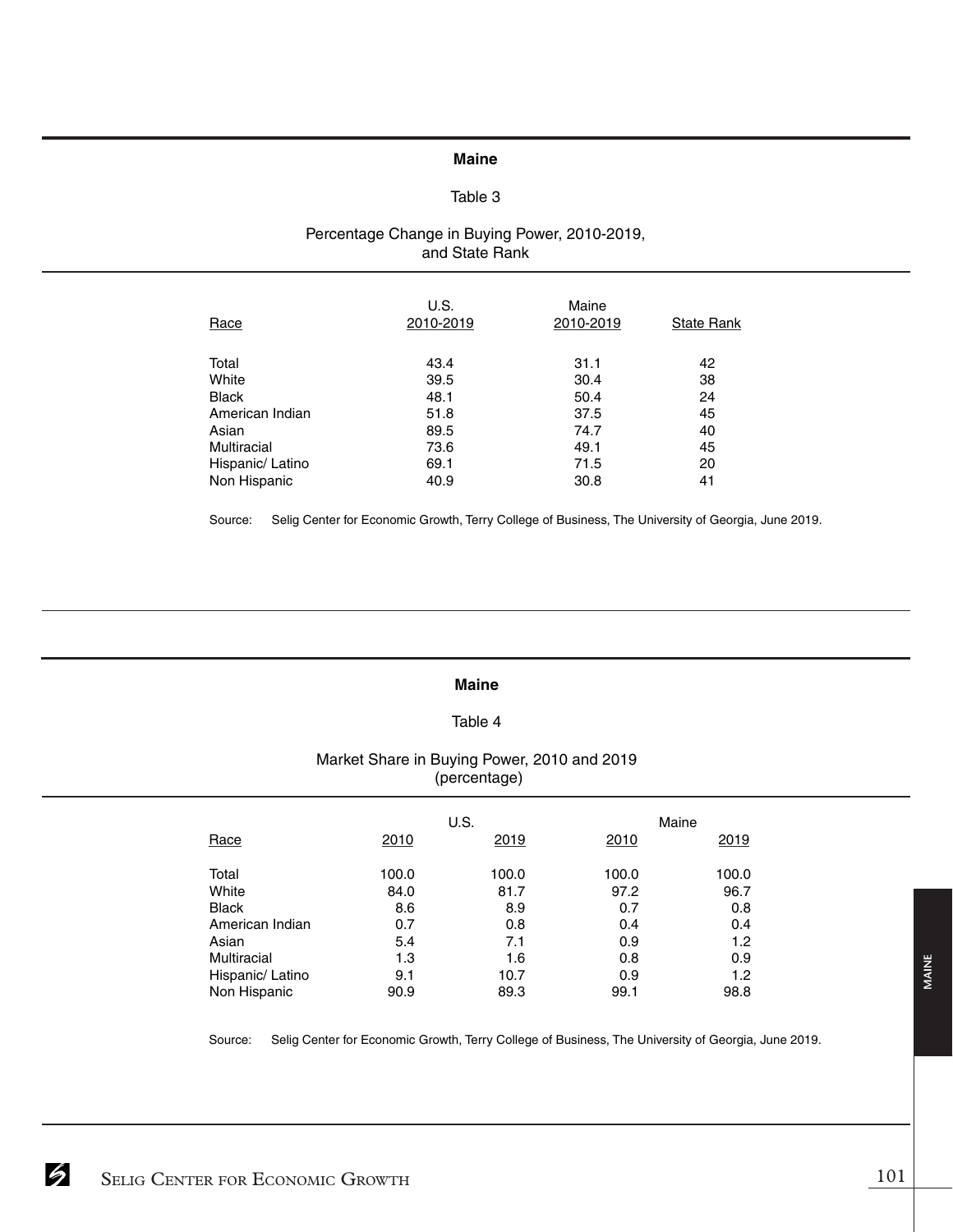## Maine

### Table 3

### Percentage Change in Buying Power, 2010-2019, and State Rank

| Race | U.S. 2010-2019 | Maine 2010-2019 | State Rank |
|---|---|---|---|
| Total | 43.4 | 31.1 | 42 |
| White | 39.5 | 30.4 | 38 |
| Black | 48.1 | 50.4 | 24 |
| American Indian | 51.8 | 37.5 | 45 |
| Asian | 89.5 | 74.7 | 40 |
| Multiracial | 73.6 | 49.1 | 45 |
| Hispanic/ Latino | 69.1 | 71.5 | 20 |
| Non Hispanic | 40.9 | 30.8 | 41 |

Source: Selig Center for Economic Growth, Terry College of Business, The University of Georgia, June 2019.

## Maine

### Table 4

### Market Share in Buying Power, 2010 and 2019 (percentage)

| Race | U.S. | | Maine | |
|---|---|---|---|---|
| | 2010 | 2019 | 2010 | 2019 |
| Total | 100.0 | 100.0 | 100.0 | 100.0 |
| White | 84.0 | 81.7 | 97.2 | 96.7 |
| Black | 8.6 | 8.9 | 0.7 | 0.8 |
| American Indian | 0.7 | 0.8 | 0.4 | 0.4 |
| Asian | 5.4 | 7.1 | 0.9 | 1.2 |
| Multiracial | 1.3 | 1.6 | 0.8 | 0.9 |
| Hispanic/ Latino | 9.1 | 10.7 | 0.9 | 1.2 |
| Non Hispanic | 90.9 | 89.3 | 99.1 | 98.8 |

Source: Selig Center for Economic Growth, Terry College of Business, The University of Georgia, June 2019.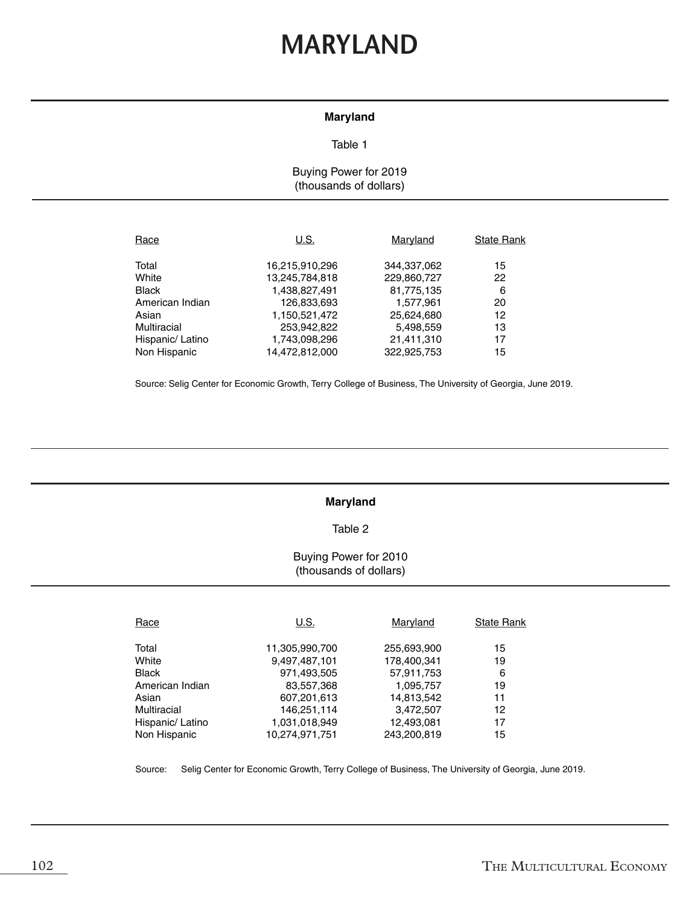# MARYLAND

**Maryland**

Table 1

Buying Power for 2019
(thousands of dollars)

| Race | U.S. | Maryland | State Rank |
|---|---|---|---|
| Total | 16,215,910,296 | 344,337,062 | 15 |
| White | 13,245,784,818 | 229,860,727 | 22 |
| Black | 1,438,827,491 | 81,775,135 | 6 |
| American Indian | 126,833,693 | 1,577,961 | 20 |
| Asian | 1,150,521,472 | 25,624,680 | 12 |
| Multiracial | 253,942,822 | 5,498,559 | 13 |
| Hispanic/ Latino | 1,743,098,296 | 21,411,310 | 17 |
| Non Hispanic | 14,472,812,000 | 322,925,753 | 15 |

Source: Selig Center for Economic Growth, Terry College of Business, The University of Georgia, June 2019.

**Maryland**

Table 2

Buying Power for 2010
(thousands of dollars)

| Race | U.S. | Maryland | State Rank |
|---|---|---|---|
| Total | 11,305,990,700 | 255,693,900 | 15 |
| White | 9,497,487,101 | 178,400,341 | 19 |
| Black | 971,493,505 | 57,911,753 | 6 |
| American Indian | 83,557,368 | 1,095,757 | 19 |
| Asian | 607,201,613 | 14,813,542 | 11 |
| Multiracial | 146,251,114 | 3,472,507 | 12 |
| Hispanic/ Latino | 1,031,018,949 | 12,493,081 | 17 |
| Non Hispanic | 10,274,971,751 | 243,200,819 | 15 |

Source: Selig Center for Economic Growth, Terry College of Business, The University of Georgia, June 2019.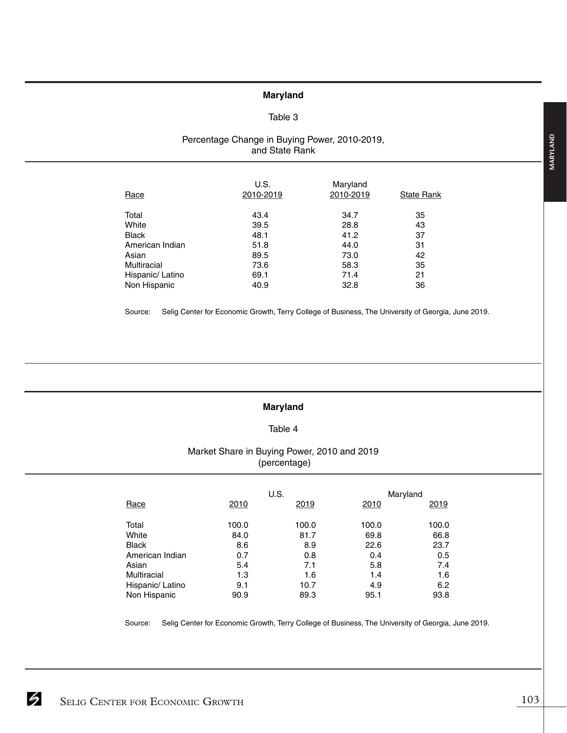## Maryland

Table 3

Percentage Change in Buying Power, 2010-2019, and State Rank

| Race | U.S. 2010-2019 | Maryland 2010-2019 | State Rank |
|---|---|---|---|
| Total | 43.4 | 34.7 | 35 |
| White | 39.5 | 28.8 | 43 |
| Black | 48.1 | 41.2 | 37 |
| American Indian | 51.8 | 44.0 | 31 |
| Asian | 89.5 | 73.0 | 42 |
| Multiracial | 73.6 | 58.3 | 35 |
| Hispanic/ Latino | 69.1 | 71.4 | 21 |
| Non Hispanic | 40.9 | 32.8 | 36 |

Source: Selig Center for Economic Growth, Terry College of Business, The University of Georgia, June 2019.

## Maryland

Table 4

Market Share in Buying Power, 2010 and 2019 (percentage)

| | U.S. | | Maryland | |
|---|---|---|---|---|
| Race | 2010 | 2019 | 2010 | 2019 |
| Total | 100.0 | 100.0 | 100.0 | 100.0 |
| White | 84.0 | 81.7 | 69.8 | 66.8 |
| Black | 8.6 | 8.9 | 22.6 | 23.7 |
| American Indian | 0.7 | 0.8 | 0.4 | 0.5 |
| Asian | 5.4 | 7.1 | 5.8 | 7.4 |
| Multiracial | 1.3 | 1.6 | 1.4 | 1.6 |
| Hispanic/ Latino | 9.1 | 10.7 | 4.9 | 6.2 |
| Non Hispanic | 90.9 | 89.3 | 95.1 | 93.8 |

Source: Selig Center for Economic Growth, Terry College of Business, The University of Georgia, June 2019.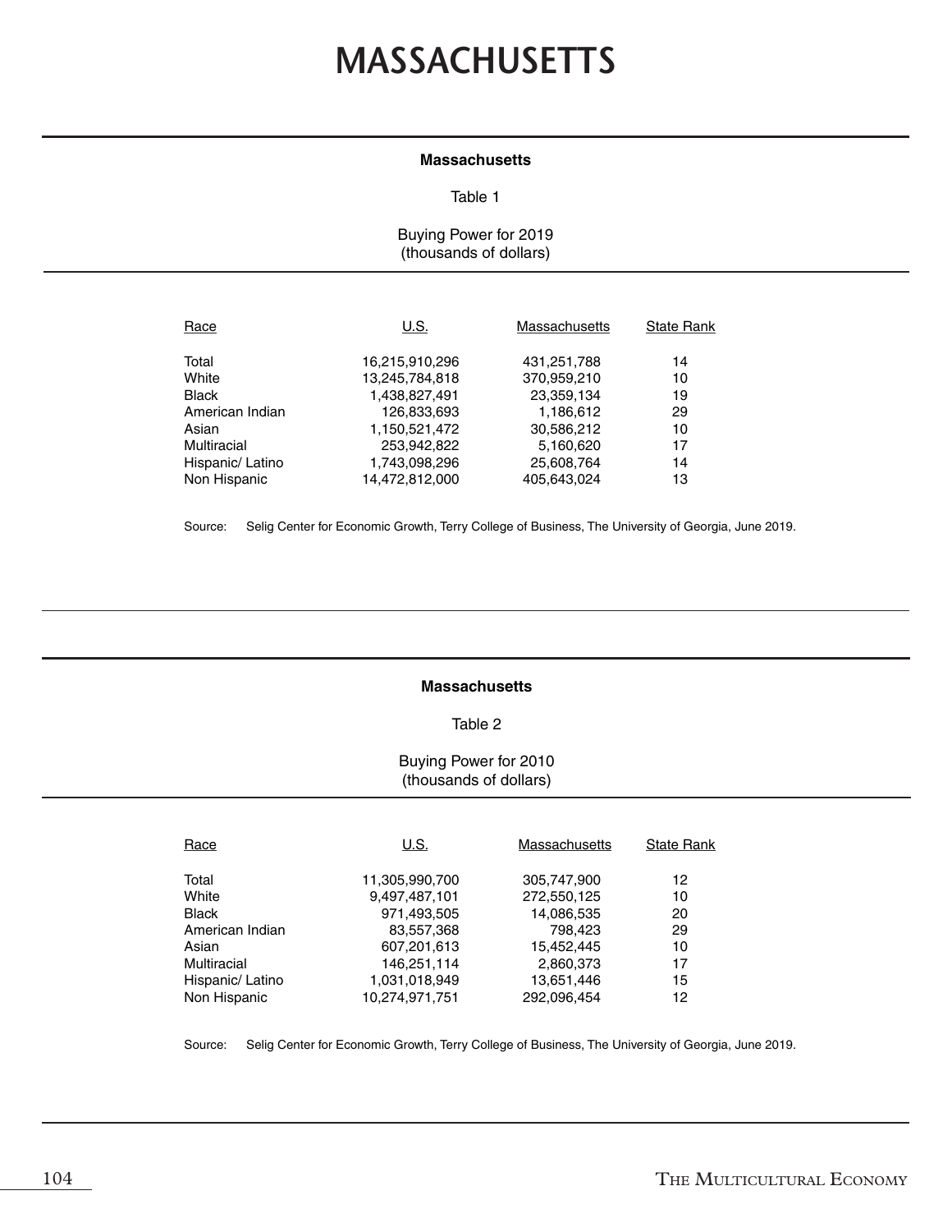# MASSACHUSETTS

**Massachusetts**

Table 1

Buying Power for 2019
(thousands of dollars)

| Race | U.S. | Massachusetts | State Rank |
|---|---|---|---|
| Total | 16,215,910,296 | 431,251,788 | 14 |
| White | 13,245,784,818 | 370,959,210 | 10 |
| Black | 1,438,827,491 | 23,359,134 | 19 |
| American Indian | 126,833,693 | 1,186,612 | 29 |
| Asian | 1,150,521,472 | 30,586,212 | 10 |
| Multiracial | 253,942,822 | 5,160,620 | 17 |
| Hispanic/ Latino | 1,743,098,296 | 25,608,764 | 14 |
| Non Hispanic | 14,472,812,000 | 405,643,024 | 13 |

Source: Selig Center for Economic Growth, Terry College of Business, The University of Georgia, June 2019.

**Massachusetts**

Table 2

Buying Power for 2010
(thousands of dollars)

| Race | U.S. | Massachusetts | State Rank |
|---|---|---|---|
| Total | 11,305,990,700 | 305,747,900 | 12 |
| White | 9,497,487,101 | 272,550,125 | 10 |
| Black | 971,493,505 | 14,086,535 | 20 |
| American Indian | 83,557,368 | 798,423 | 29 |
| Asian | 607,201,613 | 15,452,445 | 10 |
| Multiracial | 146,251,114 | 2,860,373 | 17 |
| Hispanic/ Latino | 1,031,018,949 | 13,651,446 | 15 |
| Non Hispanic | 10,274,971,751 | 292,096,454 | 12 |

Source: Selig Center for Economic Growth, Terry College of Business, The University of Georgia, June 2019.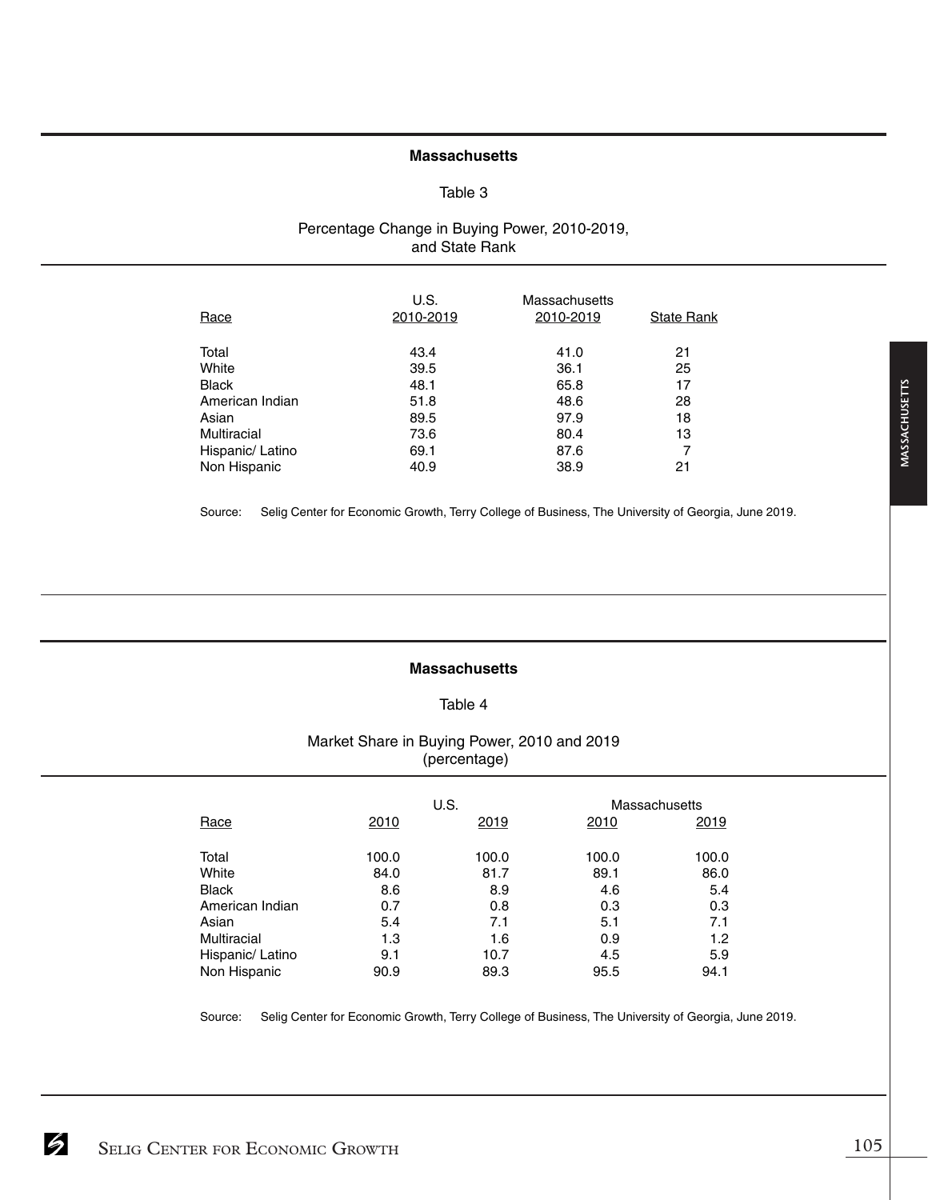## Massachusetts

Table 3

Percentage Change in Buying Power, 2010-2019, and State Rank

| Race | U.S. 2010-2019 | Massachusetts 2010-2019 | State Rank |
|---|---|---|---|
| Total | 43.4 | 41.0 | 21 |
| White | 39.5 | 36.1 | 25 |
| Black | 48.1 | 65.8 | 17 |
| American Indian | 51.8 | 48.6 | 28 |
| Asian | 89.5 | 97.9 | 18 |
| Multiracial | 73.6 | 80.4 | 13 |
| Hispanic/ Latino | 69.1 | 87.6 | 7 |
| Non Hispanic | 40.9 | 38.9 | 21 |

Source: Selig Center for Economic Growth, Terry College of Business, The University of Georgia, June 2019.

## Massachusetts

Table 4

Market Share in Buying Power, 2010 and 2019 (percentage)

| | U.S. | | Massachusetts | |
|---|---|---|---|---|
| Race | 2010 | 2019 | 2010 | 2019 |
| Total | 100.0 | 100.0 | 100.0 | 100.0 |
| White | 84.0 | 81.7 | 89.1 | 86.0 |
| Black | 8.6 | 8.9 | 4.6 | 5.4 |
| American Indian | 0.7 | 0.8 | 0.3 | 0.3 |
| Asian | 5.4 | 7.1 | 5.1 | 7.1 |
| Multiracial | 1.3 | 1.6 | 0.9 | 1.2 |
| Hispanic/ Latino | 9.1 | 10.7 | 4.5 | 5.9 |
| Non Hispanic | 90.9 | 89.3 | 95.5 | 94.1 |

Source: Selig Center for Economic Growth, Terry College of Business, The University of Georgia, June 2019.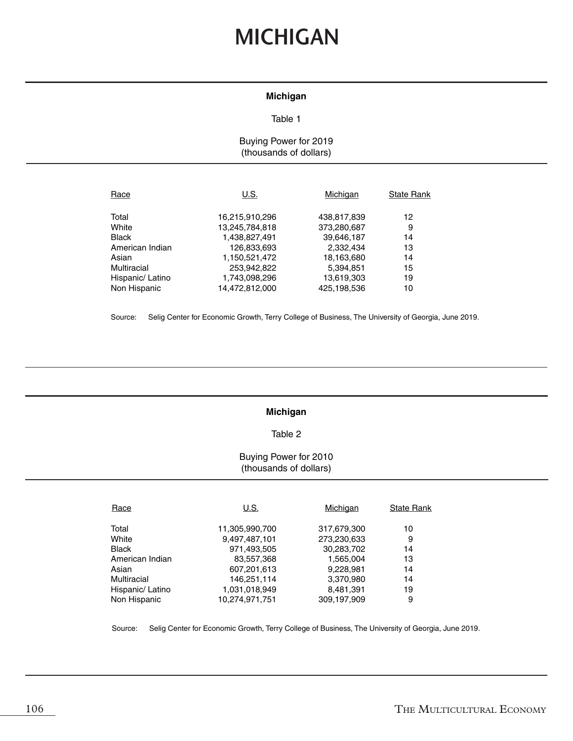# MICHIGAN

**Michigan**

Table 1

Buying Power for 2019
(thousands of dollars)

| Race | U.S. | Michigan | State Rank |
|---|---|---|---|
| Total | 16,215,910,296 | 438,817,839 | 12 |
| White | 13,245,784,818 | 373,280,687 | 9 |
| Black | 1,438,827,491 | 39,646,187 | 14 |
| American Indian | 126,833,693 | 2,332,434 | 13 |
| Asian | 1,150,521,472 | 18,163,680 | 14 |
| Multiracial | 253,942,822 | 5,394,851 | 15 |
| Hispanic/ Latino | 1,743,098,296 | 13,619,303 | 19 |
| Non Hispanic | 14,472,812,000 | 425,198,536 | 10 |

Source: Selig Center for Economic Growth, Terry College of Business, The University of Georgia, June 2019.

**Michigan**

Table 2

Buying Power for 2010
(thousands of dollars)

| Race | U.S. | Michigan | State Rank |
|---|---|---|---|
| Total | 11,305,990,700 | 317,679,300 | 10 |
| White | 9,497,487,101 | 273,230,633 | 9 |
| Black | 971,493,505 | 30,283,702 | 14 |
| American Indian | 83,557,368 | 1,565,004 | 13 |
| Asian | 607,201,613 | 9,228,981 | 14 |
| Multiracial | 146,251,114 | 3,370,980 | 14 |
| Hispanic/ Latino | 1,031,018,949 | 8,481,391 | 19 |
| Non Hispanic | 10,274,971,751 | 309,197,909 | 9 |

Source: Selig Center for Economic Growth, Terry College of Business, The University of Georgia, June 2019.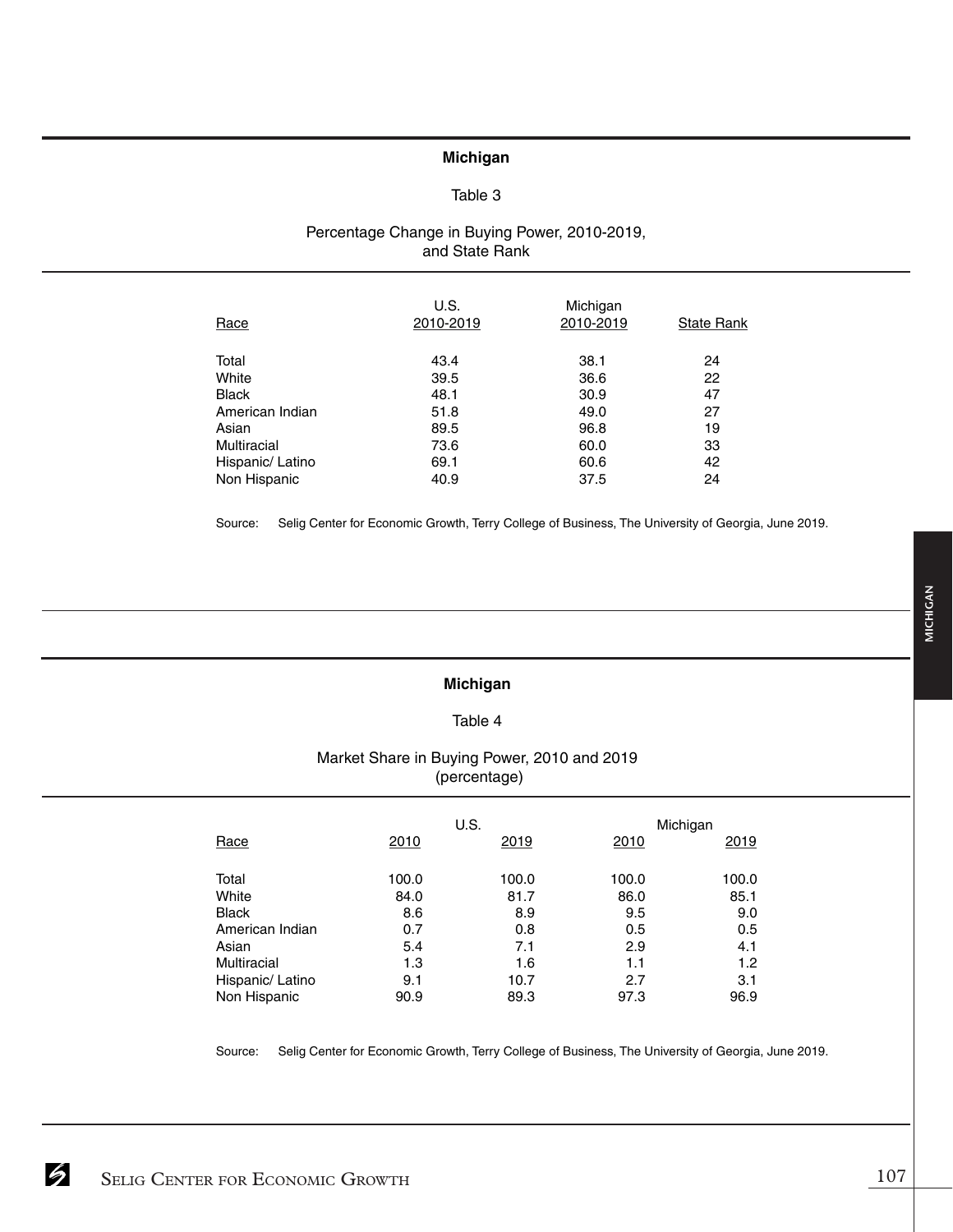## Michigan

### Table 3

### Percentage Change in Buying Power, 2010-2019, and State Rank

| Race | U.S. 2010-2019 | Michigan 2010-2019 | State Rank |
|---|---|---|---|
| Total | 43.4 | 38.1 | 24 |
| White | 39.5 | 36.6 | 22 |
| Black | 48.1 | 30.9 | 47 |
| American Indian | 51.8 | 49.0 | 27 |
| Asian | 89.5 | 96.8 | 19 |
| Multiracial | 73.6 | 60.0 | 33 |
| Hispanic/ Latino | 69.1 | 60.6 | 42 |
| Non Hispanic | 40.9 | 37.5 | 24 |

Source: Selig Center for Economic Growth, Terry College of Business, The University of Georgia, June 2019.

## Michigan

### Table 4

### Market Share in Buying Power, 2010 and 2019 (percentage)

| Race | U.S. | | Michigan | |
|---|---|---|---|---|
| | 2010 | 2019 | 2010 | 2019 |
| Total | 100.0 | 100.0 | 100.0 | 100.0 |
| White | 84.0 | 81.7 | 86.0 | 85.1 |
| Black | 8.6 | 8.9 | 9.5 | 9.0 |
| American Indian | 0.7 | 0.8 | 0.5 | 0.5 |
| Asian | 5.4 | 7.1 | 2.9 | 4.1 |
| Multiracial | 1.3 | 1.6 | 1.1 | 1.2 |
| Hispanic/ Latino | 9.1 | 10.7 | 2.7 | 3.1 |
| Non Hispanic | 90.9 | 89.3 | 97.3 | 96.9 |

Source: Selig Center for Economic Growth, Terry College of Business, The University of Georgia, June 2019.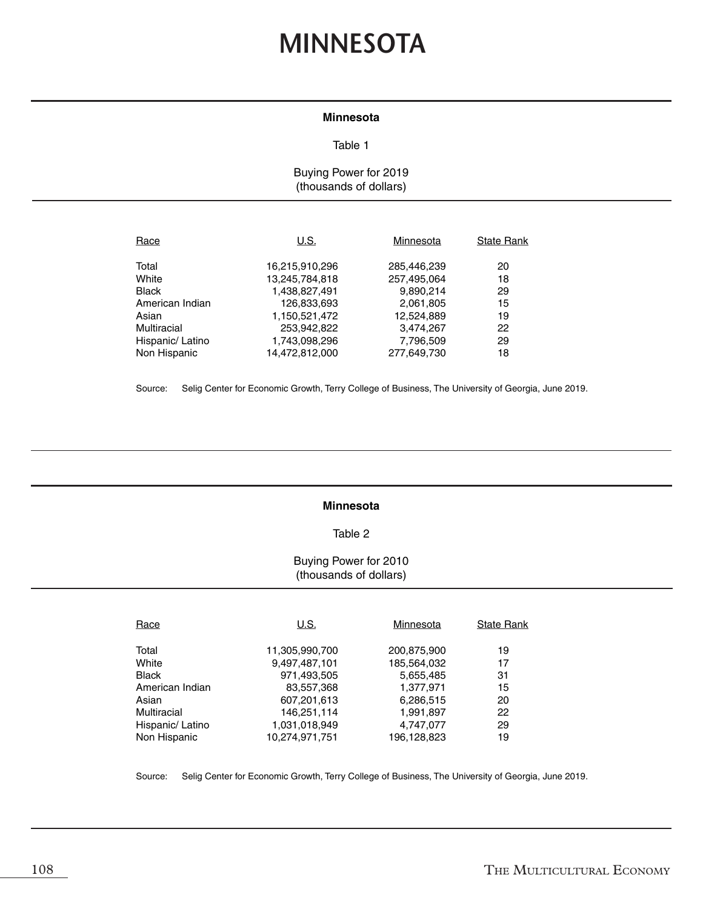# MINNESOTA

**Minnesota**

Table 1

Buying Power for 2019
(thousands of dollars)

| Race | U.S. | Minnesota | State Rank |
|---|---|---|---|
| Total | 16,215,910,296 | 285,446,239 | 20 |
| White | 13,245,784,818 | 257,495,064 | 18 |
| Black | 1,438,827,491 | 9,890,214 | 29 |
| American Indian | 126,833,693 | 2,061,805 | 15 |
| Asian | 1,150,521,472 | 12,524,889 | 19 |
| Multiracial | 253,942,822 | 3,474,267 | 22 |
| Hispanic/ Latino | 1,743,098,296 | 7,796,509 | 29 |
| Non Hispanic | 14,472,812,000 | 277,649,730 | 18 |

Source: Selig Center for Economic Growth, Terry College of Business, The University of Georgia, June 2019.

**Minnesota**

Table 2

Buying Power for 2010
(thousands of dollars)

| Race | U.S. | Minnesota | State Rank |
|---|---|---|---|
| Total | 11,305,990,700 | 200,875,900 | 19 |
| White | 9,497,487,101 | 185,564,032 | 17 |
| Black | 971,493,505 | 5,655,485 | 31 |
| American Indian | 83,557,368 | 1,377,971 | 15 |
| Asian | 607,201,613 | 6,286,515 | 20 |
| Multiracial | 146,251,114 | 1,991,897 | 22 |
| Hispanic/ Latino | 1,031,018,949 | 4,747,077 | 29 |
| Non Hispanic | 10,274,971,751 | 196,128,823 | 19 |

Source: Selig Center for Economic Growth, Terry College of Business, The University of Georgia, June 2019.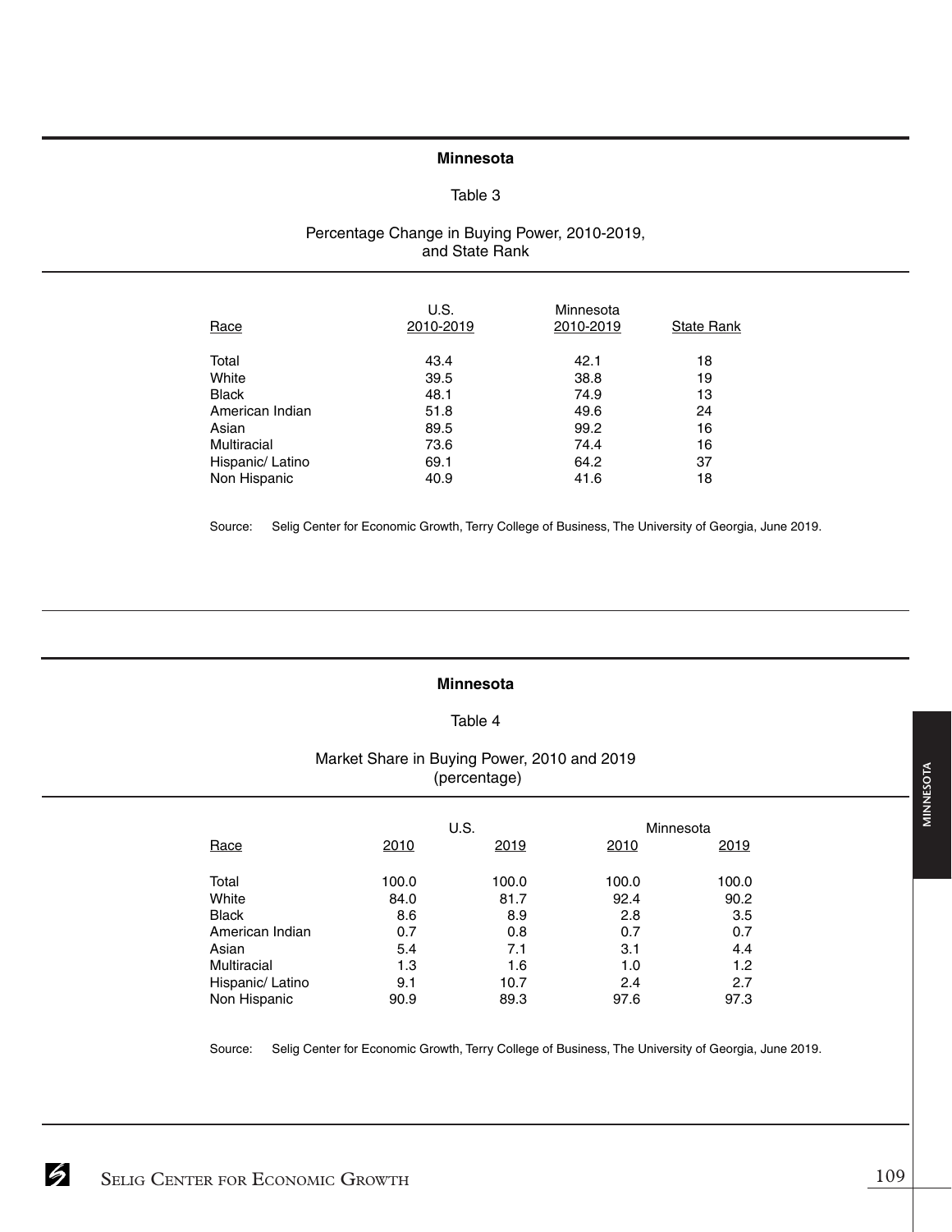## Minnesota

### Table 3

Percentage Change in Buying Power, 2010-2019, and State Rank

| Race | U.S. 2010-2019 | Minnesota 2010-2019 | State Rank |
|---|---|---|---|
| Total | 43.4 | 42.1 | 18 |
| White | 39.5 | 38.8 | 19 |
| Black | 48.1 | 74.9 | 13 |
| American Indian | 51.8 | 49.6 | 24 |
| Asian | 89.5 | 99.2 | 16 |
| Multiracial | 73.6 | 74.4 | 16 |
| Hispanic/ Latino | 69.1 | 64.2 | 37 |
| Non Hispanic | 40.9 | 41.6 | 18 |

Source: Selig Center for Economic Growth, Terry College of Business, The University of Georgia, June 2019.

## Minnesota

### Table 4

Market Share in Buying Power, 2010 and 2019 (percentage)

| Race | U.S. | | Minnesota | |
|---|---|---|---|---|
| | 2010 | 2019 | 2010 | 2019 |
| Total | 100.0 | 100.0 | 100.0 | 100.0 |
| White | 84.0 | 81.7 | 92.4 | 90.2 |
| Black | 8.6 | 8.9 | 2.8 | 3.5 |
| American Indian | 0.7 | 0.8 | 0.7 | 0.7 |
| Asian | 5.4 | 7.1 | 3.1 | 4.4 |
| Multiracial | 1.3 | 1.6 | 1.0 | 1.2 |
| Hispanic/ Latino | 9.1 | 10.7 | 2.4 | 2.7 |
| Non Hispanic | 90.9 | 89.3 | 97.6 | 97.3 |

Source: Selig Center for Economic Growth, Terry College of Business, The University of Georgia, June 2019.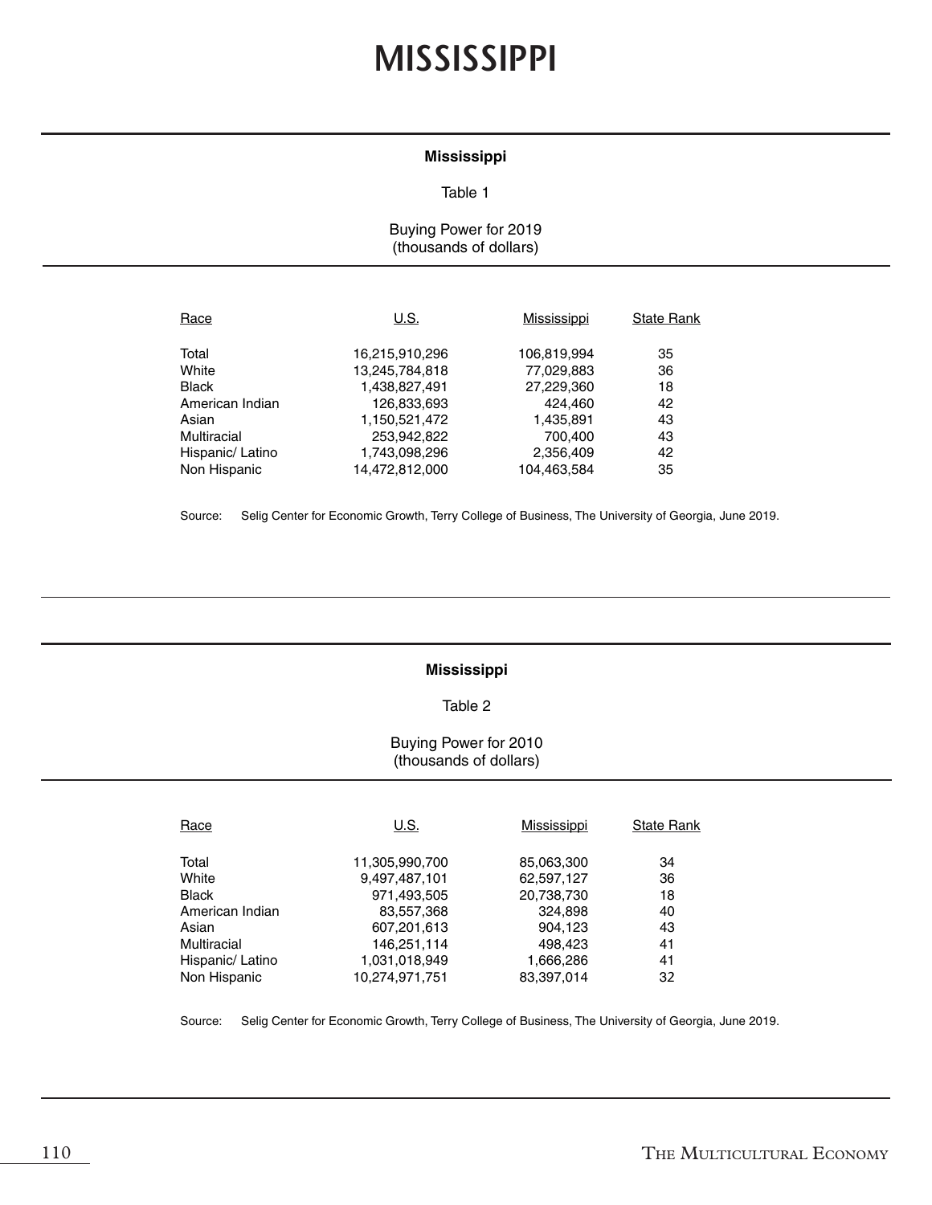# MISSISSIPPI

**Mississippi**

Table 1

Buying Power for 2019
(thousands of dollars)

| Race | U.S. | Mississippi | State Rank |
|---|---|---|---|
| Total | 16,215,910,296 | 106,819,994 | 35 |
| White | 13,245,784,818 | 77,029,883 | 36 |
| Black | 1,438,827,491 | 27,229,360 | 18 |
| American Indian | 126,833,693 | 424,460 | 42 |
| Asian | 1,150,521,472 | 1,435,891 | 43 |
| Multiracial | 253,942,822 | 700,400 | 43 |
| Hispanic/ Latino | 1,743,098,296 | 2,356,409 | 42 |
| Non Hispanic | 14,472,812,000 | 104,463,584 | 35 |

Source: Selig Center for Economic Growth, Terry College of Business, The University of Georgia, June 2019.

**Mississippi**

Table 2

Buying Power for 2010
(thousands of dollars)

| Race | U.S. | Mississippi | State Rank |
|---|---|---|---|
| Total | 11,305,990,700 | 85,063,300 | 34 |
| White | 9,497,487,101 | 62,597,127 | 36 |
| Black | 971,493,505 | 20,738,730 | 18 |
| American Indian | 83,557,368 | 324,898 | 40 |
| Asian | 607,201,613 | 904,123 | 43 |
| Multiracial | 146,251,114 | 498,423 | 41 |
| Hispanic/ Latino | 1,031,018,949 | 1,666,286 | 41 |
| Non Hispanic | 10,274,971,751 | 83,397,014 | 32 |

Source: Selig Center for Economic Growth, Terry College of Business, The University of Georgia, June 2019.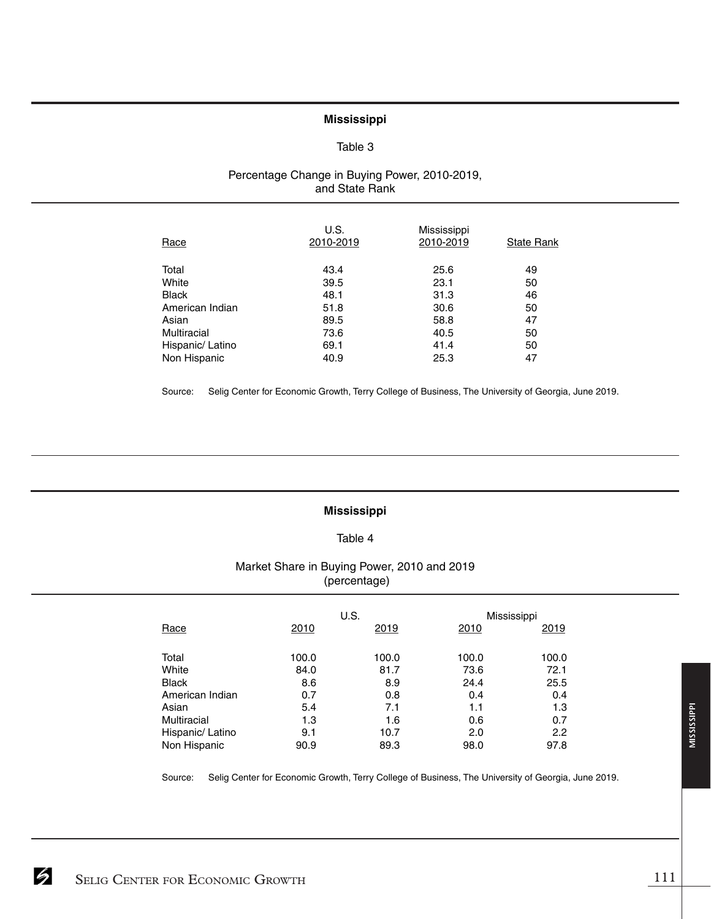## Mississippi

Table 3

Percentage Change in Buying Power, 2010-2019, and State Rank

| Race | U.S. 2010-2019 | Mississippi 2010-2019 | State Rank |
|---|---|---|---|
| Total | 43.4 | 25.6 | 49 |
| White | 39.5 | 23.1 | 50 |
| Black | 48.1 | 31.3 | 46 |
| American Indian | 51.8 | 30.6 | 50 |
| Asian | 89.5 | 58.8 | 47 |
| Multiracial | 73.6 | 40.5 | 50 |
| Hispanic/ Latino | 69.1 | 41.4 | 50 |
| Non Hispanic | 40.9 | 25.3 | 47 |

Source: Selig Center for Economic Growth, Terry College of Business, The University of Georgia, June 2019.

## Mississippi

Table 4

Market Share in Buying Power, 2010 and 2019 (percentage)

| | U.S. | | Mississippi | |
|---|---|---|---|---|
| Race | 2010 | 2019 | 2010 | 2019 |
| Total | 100.0 | 100.0 | 100.0 | 100.0 |
| White | 84.0 | 81.7 | 73.6 | 72.1 |
| Black | 8.6 | 8.9 | 24.4 | 25.5 |
| American Indian | 0.7 | 0.8 | 0.4 | 0.4 |
| Asian | 5.4 | 7.1 | 1.1 | 1.3 |
| Multiracial | 1.3 | 1.6 | 0.6 | 0.7 |
| Hispanic/ Latino | 9.1 | 10.7 | 2.0 | 2.2 |
| Non Hispanic | 90.9 | 89.3 | 98.0 | 97.8 |

Source: Selig Center for Economic Growth, Terry College of Business, The University of Georgia, June 2019.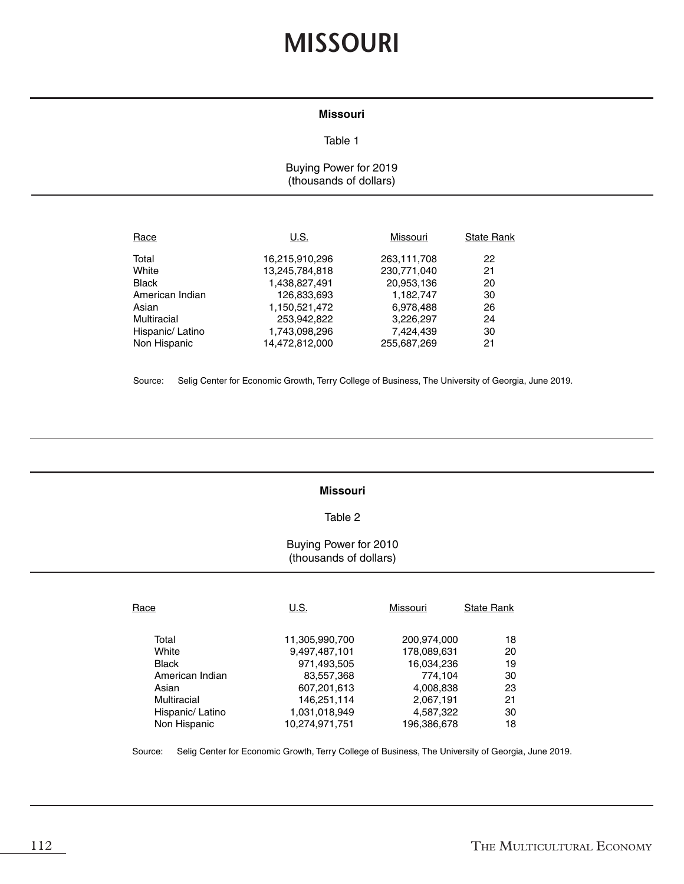# MISSOURI

**Missouri**

Table 1

Buying Power for 2019
(thousands of dollars)

| Race | U.S. | Missouri | State Rank |
|---|---|---|---|
| Total | 16,215,910,296 | 263,111,708 | 22 |
| White | 13,245,784,818 | 230,771,040 | 21 |
| Black | 1,438,827,491 | 20,953,136 | 20 |
| American Indian | 126,833,693 | 1,182,747 | 30 |
| Asian | 1,150,521,472 | 6,978,488 | 26 |
| Multiracial | 253,942,822 | 3,226,297 | 24 |
| Hispanic/ Latino | 1,743,098,296 | 7,424,439 | 30 |
| Non Hispanic | 14,472,812,000 | 255,687,269 | 21 |

Source: Selig Center for Economic Growth, Terry College of Business, The University of Georgia, June 2019.

**Missouri**

Table 2

Buying Power for 2010
(thousands of dollars)

| Race | U.S. | Missouri | State Rank |
|---|---|---|---|
| Total | 11,305,990,700 | 200,974,000 | 18 |
| White | 9,497,487,101 | 178,089,631 | 20 |
| Black | 971,493,505 | 16,034,236 | 19 |
| American Indian | 83,557,368 | 774,104 | 30 |
| Asian | 607,201,613 | 4,008,838 | 23 |
| Multiracial | 146,251,114 | 2,067,191 | 21 |
| Hispanic/ Latino | 1,031,018,949 | 4,587,322 | 30 |
| Non Hispanic | 10,274,971,751 | 196,386,678 | 18 |

Source: Selig Center for Economic Growth, Terry College of Business, The University of Georgia, June 2019.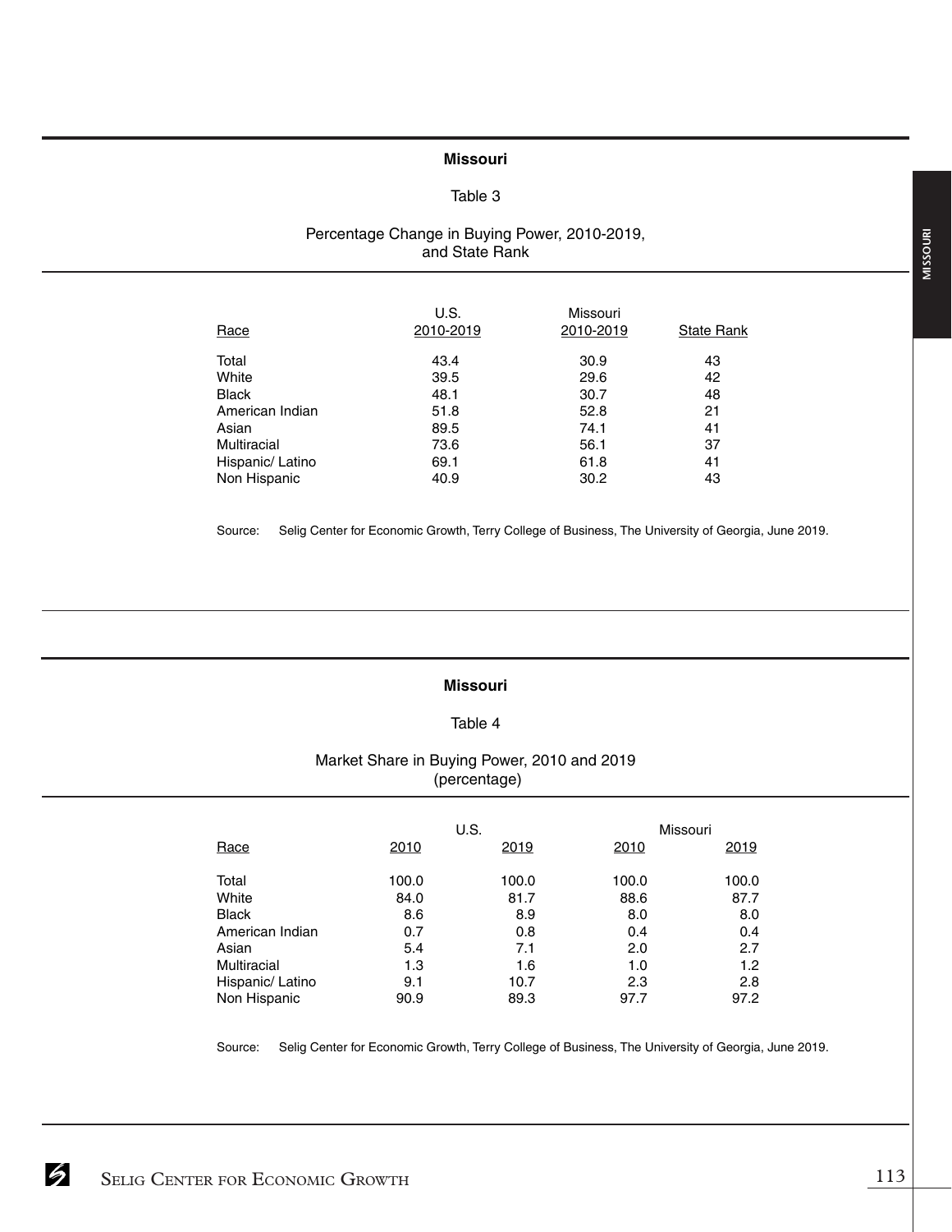## Missouri

### Table 3

### Percentage Change in Buying Power, 2010-2019, and State Rank

| Race | U.S. 2010-2019 | Missouri 2010-2019 | State Rank |
|---|---|---|---|
| Total | 43.4 | 30.9 | 43 |
| White | 39.5 | 29.6 | 42 |
| Black | 48.1 | 30.7 | 48 |
| American Indian | 51.8 | 52.8 | 21 |
| Asian | 89.5 | 74.1 | 41 |
| Multiracial | 73.6 | 56.1 | 37 |
| Hispanic/ Latino | 69.1 | 61.8 | 41 |
| Non Hispanic | 40.9 | 30.2 | 43 |

Source: Selig Center for Economic Growth, Terry College of Business, The University of Georgia, June 2019.

## Missouri

### Table 4

### Market Share in Buying Power, 2010 and 2019 (percentage)

| | U.S. | | Missouri | |
|---|---|---|---|---|
| Race | 2010 | 2019 | 2010 | 2019 |
| Total | 100.0 | 100.0 | 100.0 | 100.0 |
| White | 84.0 | 81.7 | 88.6 | 87.7 |
| Black | 8.6 | 8.9 | 8.0 | 8.0 |
| American Indian | 0.7 | 0.8 | 0.4 | 0.4 |
| Asian | 5.4 | 7.1 | 2.0 | 2.7 |
| Multiracial | 1.3 | 1.6 | 1.0 | 1.2 |
| Hispanic/ Latino | 9.1 | 10.7 | 2.3 | 2.8 |
| Non Hispanic | 90.9 | 89.3 | 97.7 | 97.2 |

Source: Selig Center for Economic Growth, Terry College of Business, The University of Georgia, June 2019.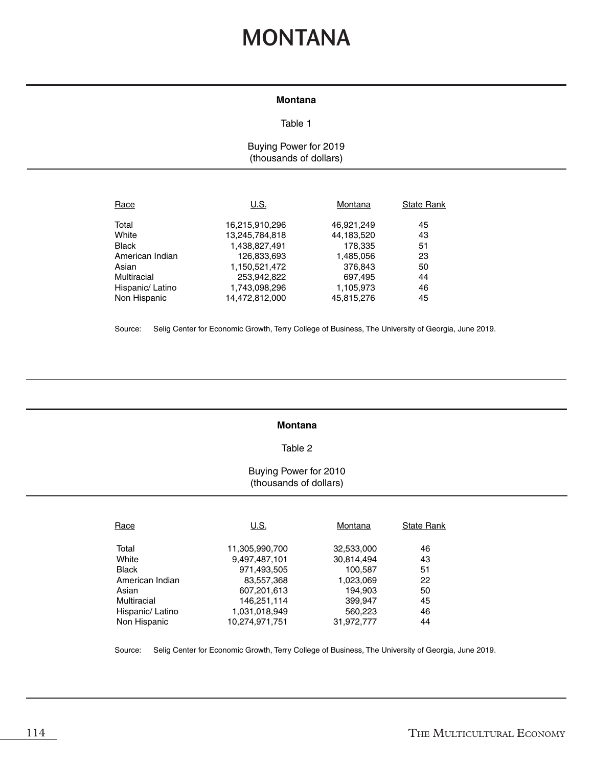# MONTANA

**Montana**

Table 1

Buying Power for 2019
(thousands of dollars)

| Race | U.S. | Montana | State Rank |
|---|---|---|---|
| Total | 16,215,910,296 | 46,921,249 | 45 |
| White | 13,245,784,818 | 44,183,520 | 43 |
| Black | 1,438,827,491 | 178,335 | 51 |
| American Indian | 126,833,693 | 1,485,056 | 23 |
| Asian | 1,150,521,472 | 376,843 | 50 |
| Multiracial | 253,942,822 | 697,495 | 44 |
| Hispanic/ Latino | 1,743,098,296 | 1,105,973 | 46 |
| Non Hispanic | 14,472,812,000 | 45,815,276 | 45 |

Source: Selig Center for Economic Growth, Terry College of Business, The University of Georgia, June 2019.

**Montana**

Table 2

Buying Power for 2010
(thousands of dollars)

| Race | U.S. | Montana | State Rank |
|---|---|---|---|
| Total | 11,305,990,700 | 32,533,000 | 46 |
| White | 9,497,487,101 | 30,814,494 | 43 |
| Black | 971,493,505 | 100,587 | 51 |
| American Indian | 83,557,368 | 1,023,069 | 22 |
| Asian | 607,201,613 | 194,903 | 50 |
| Multiracial | 146,251,114 | 399,947 | 45 |
| Hispanic/ Latino | 1,031,018,949 | 560,223 | 46 |
| Non Hispanic | 10,274,971,751 | 31,972,777 | 44 |

Source: Selig Center for Economic Growth, Terry College of Business, The University of Georgia, June 2019.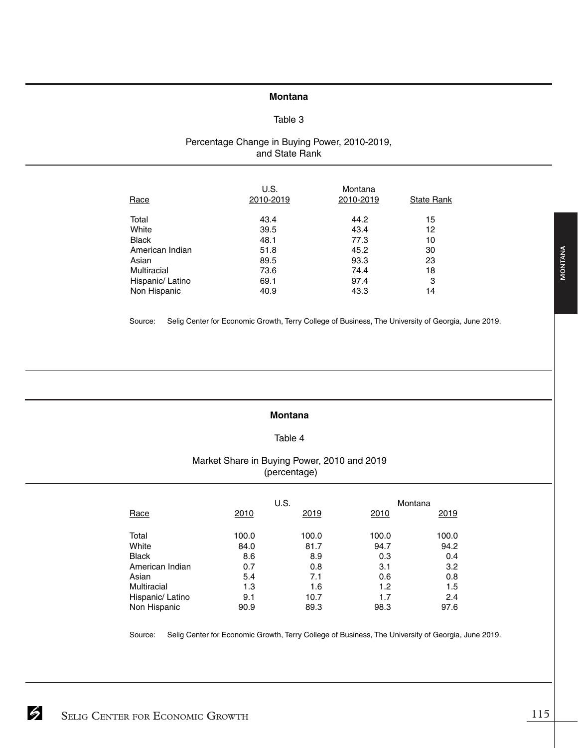## Montana

Table 3

Percentage Change in Buying Power, 2010-2019, and State Rank

| Race | U.S. 2010-2019 | Montana 2010-2019 | State Rank |
|---|---|---|---|
| Total | 43.4 | 44.2 | 15 |
| White | 39.5 | 43.4 | 12 |
| Black | 48.1 | 77.3 | 10 |
| American Indian | 51.8 | 45.2 | 30 |
| Asian | 89.5 | 93.3 | 23 |
| Multiracial | 73.6 | 74.4 | 18 |
| Hispanic/ Latino | 69.1 | 97.4 | 3 |
| Non Hispanic | 40.9 | 43.3 | 14 |

Source: Selig Center for Economic Growth, Terry College of Business, The University of Georgia, June 2019.

## Montana

Table 4

Market Share in Buying Power, 2010 and 2019 (percentage)

| | U.S. | | Montana | |
|---|---|---|---|---|
| Race | 2010 | 2019 | 2010 | 2019 |
| Total | 100.0 | 100.0 | 100.0 | 100.0 |
| White | 84.0 | 81.7 | 94.7 | 94.2 |
| Black | 8.6 | 8.9 | 0.3 | 0.4 |
| American Indian | 0.7 | 0.8 | 3.1 | 3.2 |
| Asian | 5.4 | 7.1 | 0.6 | 0.8 |
| Multiracial | 1.3 | 1.6 | 1.2 | 1.5 |
| Hispanic/ Latino | 9.1 | 10.7 | 1.7 | 2.4 |
| Non Hispanic | 90.9 | 89.3 | 98.3 | 97.6 |

Source: Selig Center for Economic Growth, Terry College of Business, The University of Georgia, June 2019.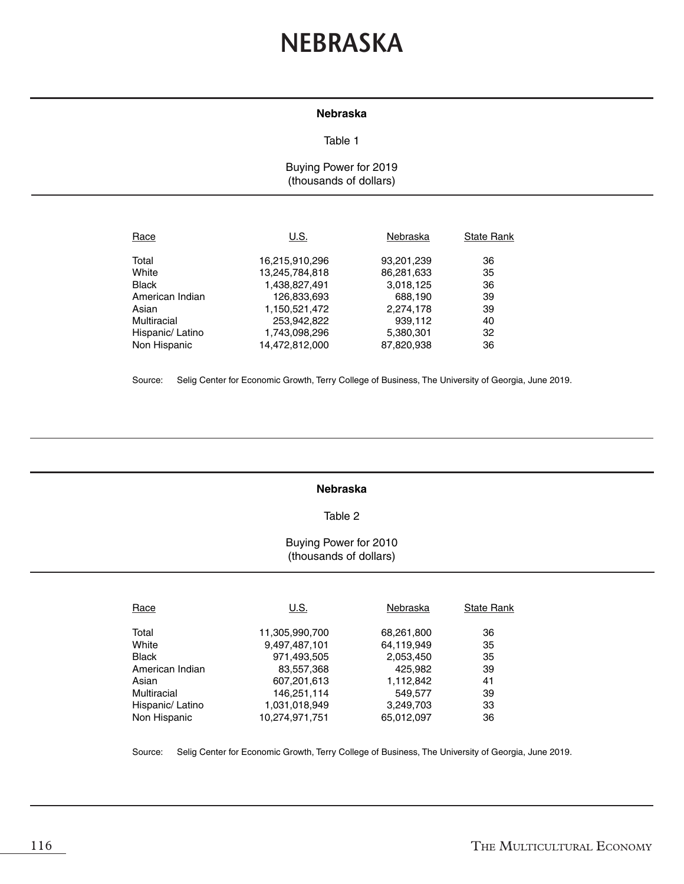# NEBRASKA

**Nebraska**

Table 1

Buying Power for 2019
(thousands of dollars)

| Race | U.S. | Nebraska | State Rank |
|---|---|---|---|
| Total | 16,215,910,296 | 93,201,239 | 36 |
| White | 13,245,784,818 | 86,281,633 | 35 |
| Black | 1,438,827,491 | 3,018,125 | 36 |
| American Indian | 126,833,693 | 688,190 | 39 |
| Asian | 1,150,521,472 | 2,274,178 | 39 |
| Multiracial | 253,942,822 | 939,112 | 40 |
| Hispanic/ Latino | 1,743,098,296 | 5,380,301 | 32 |
| Non Hispanic | 14,472,812,000 | 87,820,938 | 36 |

Source: Selig Center for Economic Growth, Terry College of Business, The University of Georgia, June 2019.

**Nebraska**

Table 2

Buying Power for 2010
(thousands of dollars)

| Race | U.S. | Nebraska | State Rank |
|---|---|---|---|
| Total | 11,305,990,700 | 68,261,800 | 36 |
| White | 9,497,487,101 | 64,119,949 | 35 |
| Black | 971,493,505 | 2,053,450 | 35 |
| American Indian | 83,557,368 | 425,982 | 39 |
| Asian | 607,201,613 | 1,112,842 | 41 |
| Multiracial | 146,251,114 | 549,577 | 39 |
| Hispanic/ Latino | 1,031,018,949 | 3,249,703 | 33 |
| Non Hispanic | 10,274,971,751 | 65,012,097 | 36 |

Source: Selig Center for Economic Growth, Terry College of Business, The University of Georgia, June 2019.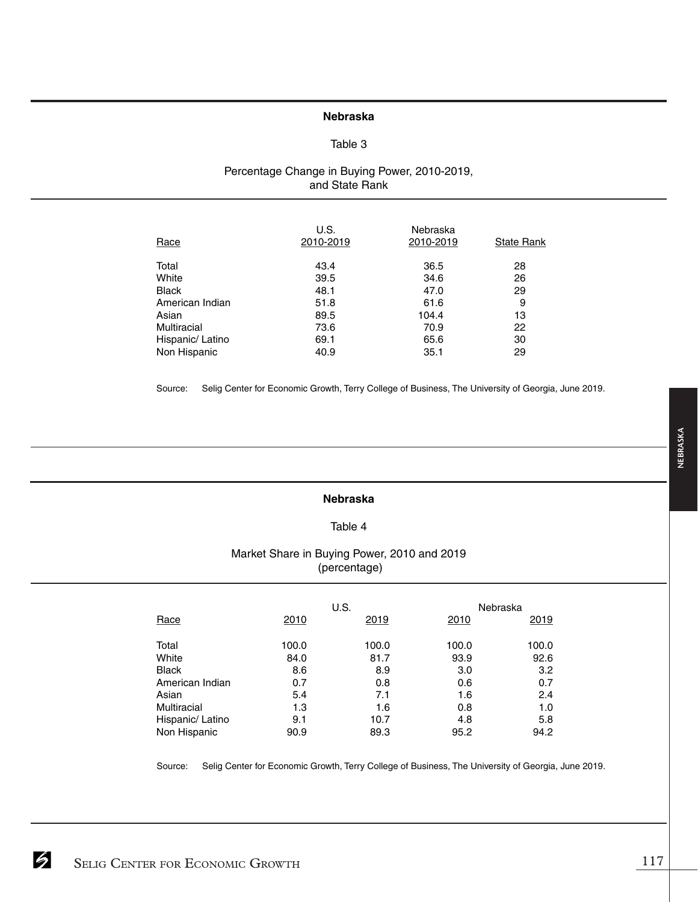## Nebraska

Table 3

Percentage Change in Buying Power, 2010-2019, and State Rank

| Race | U.S. 2010-2019 | Nebraska 2010-2019 | State Rank |
|---|---|---|---|
| Total | 43.4 | 36.5 | 28 |
| White | 39.5 | 34.6 | 26 |
| Black | 48.1 | 47.0 | 29 |
| American Indian | 51.8 | 61.6 | 9 |
| Asian | 89.5 | 104.4 | 13 |
| Multiracial | 73.6 | 70.9 | 22 |
| Hispanic/ Latino | 69.1 | 65.6 | 30 |
| Non Hispanic | 40.9 | 35.1 | 29 |

Source: Selig Center for Economic Growth, Terry College of Business, The University of Georgia, June 2019.

## Nebraska

Table 4

Market Share in Buying Power, 2010 and 2019 (percentage)

| | U.S. | | Nebraska | |
|---|---|---|---|---|
| Race | 2010 | 2019 | 2010 | 2019 |
| Total | 100.0 | 100.0 | 100.0 | 100.0 |
| White | 84.0 | 81.7 | 93.9 | 92.6 |
| Black | 8.6 | 8.9 | 3.0 | 3.2 |
| American Indian | 0.7 | 0.8 | 0.6 | 0.7 |
| Asian | 5.4 | 7.1 | 1.6 | 2.4 |
| Multiracial | 1.3 | 1.6 | 0.8 | 1.0 |
| Hispanic/ Latino | 9.1 | 10.7 | 4.8 | 5.8 |
| Non Hispanic | 90.9 | 89.3 | 95.2 | 94.2 |

Source: Selig Center for Economic Growth, Terry College of Business, The University of Georgia, June 2019.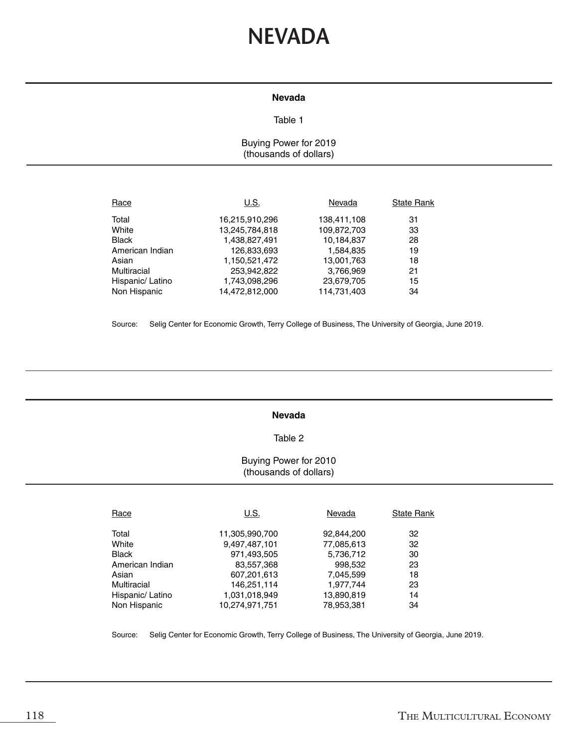# NEVADA

**Nevada**

Table 1

Buying Power for 2019
(thousands of dollars)

| Race | U.S. | Nevada | State Rank |
|---|---|---|---|
| Total | 16,215,910,296 | 138,411,108 | 31 |
| White | 13,245,784,818 | 109,872,703 | 33 |
| Black | 1,438,827,491 | 10,184,837 | 28 |
| American Indian | 126,833,693 | 1,584,835 | 19 |
| Asian | 1,150,521,472 | 13,001,763 | 18 |
| Multiracial | 253,942,822 | 3,766,969 | 21 |
| Hispanic/ Latino | 1,743,098,296 | 23,679,705 | 15 |
| Non Hispanic | 14,472,812,000 | 114,731,403 | 34 |

Source: Selig Center for Economic Growth, Terry College of Business, The University of Georgia, June 2019.

**Nevada**

Table 2

Buying Power for 2010
(thousands of dollars)

| Race | U.S. | Nevada | State Rank |
|---|---|---|---|
| Total | 11,305,990,700 | 92,844,200 | 32 |
| White | 9,497,487,101 | 77,085,613 | 32 |
| Black | 971,493,505 | 5,736,712 | 30 |
| American Indian | 83,557,368 | 998,532 | 23 |
| Asian | 607,201,613 | 7,045,599 | 18 |
| Multiracial | 146,251,114 | 1,977,744 | 23 |
| Hispanic/ Latino | 1,031,018,949 | 13,890,819 | 14 |
| Non Hispanic | 10,274,971,751 | 78,953,381 | 34 |

Source: Selig Center for Economic Growth, Terry College of Business, The University of Georgia, June 2019.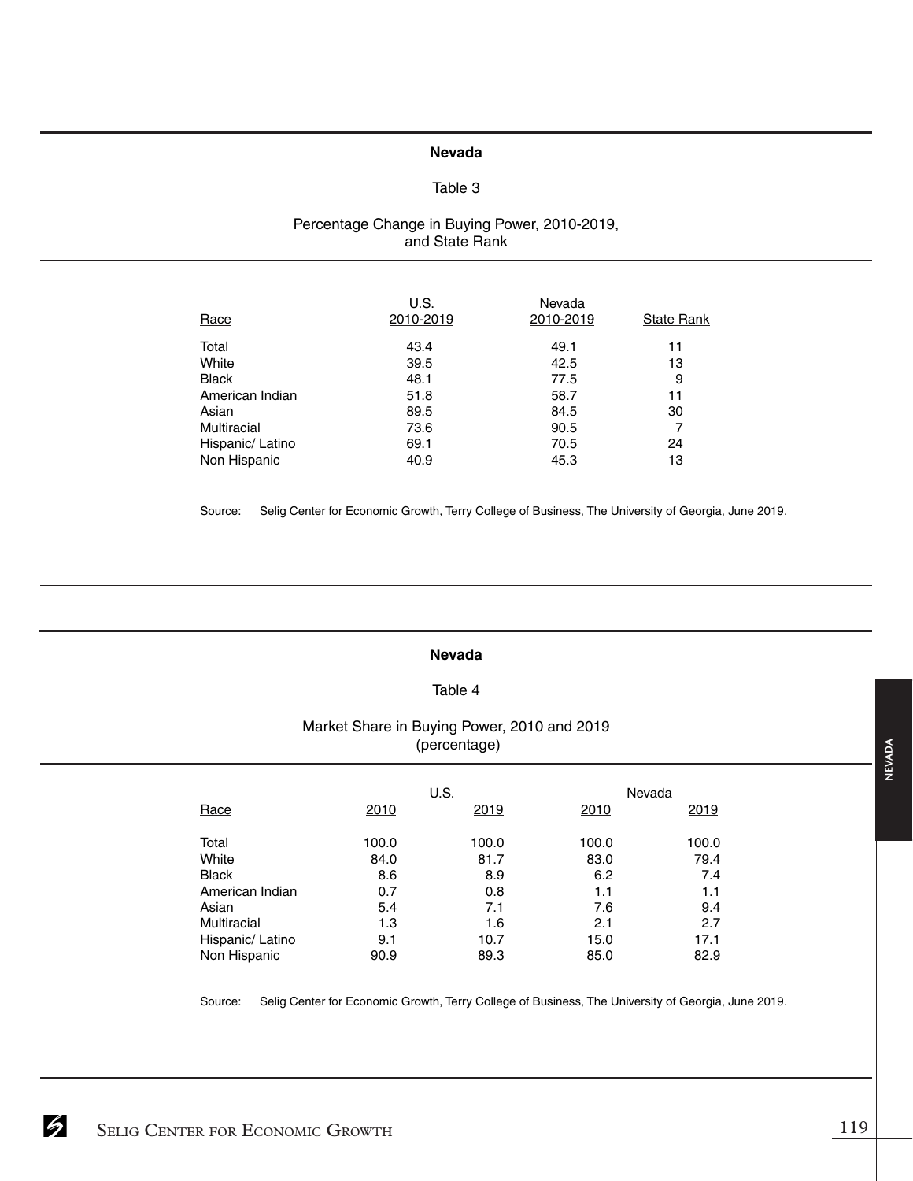## Nevada

Table 3

Percentage Change in Buying Power, 2010-2019, and State Rank

| Race | U.S. 2010-2019 | Nevada 2010-2019 | State Rank |
|---|---|---|---|
| Total | 43.4 | 49.1 | 11 |
| White | 39.5 | 42.5 | 13 |
| Black | 48.1 | 77.5 | 9 |
| American Indian | 51.8 | 58.7 | 11 |
| Asian | 89.5 | 84.5 | 30 |
| Multiracial | 73.6 | 90.5 | 7 |
| Hispanic/ Latino | 69.1 | 70.5 | 24 |
| Non Hispanic | 40.9 | 45.3 | 13 |

Source: Selig Center for Economic Growth, Terry College of Business, The University of Georgia, June 2019.

## Nevada

Table 4

Market Share in Buying Power, 2010 and 2019 (percentage)

| | U.S. | | Nevada | |
|---|---|---|---|---|
| Race | 2010 | 2019 | 2010 | 2019 |
| Total | 100.0 | 100.0 | 100.0 | 100.0 |
| White | 84.0 | 81.7 | 83.0 | 79.4 |
| Black | 8.6 | 8.9 | 6.2 | 7.4 |
| American Indian | 0.7 | 0.8 | 1.1 | 1.1 |
| Asian | 5.4 | 7.1 | 7.6 | 9.4 |
| Multiracial | 1.3 | 1.6 | 2.1 | 2.7 |
| Hispanic/ Latino | 9.1 | 10.7 | 15.0 | 17.1 |
| Non Hispanic | 90.9 | 89.3 | 85.0 | 82.9 |

Source: Selig Center for Economic Growth, Terry College of Business, The University of Georgia, June 2019.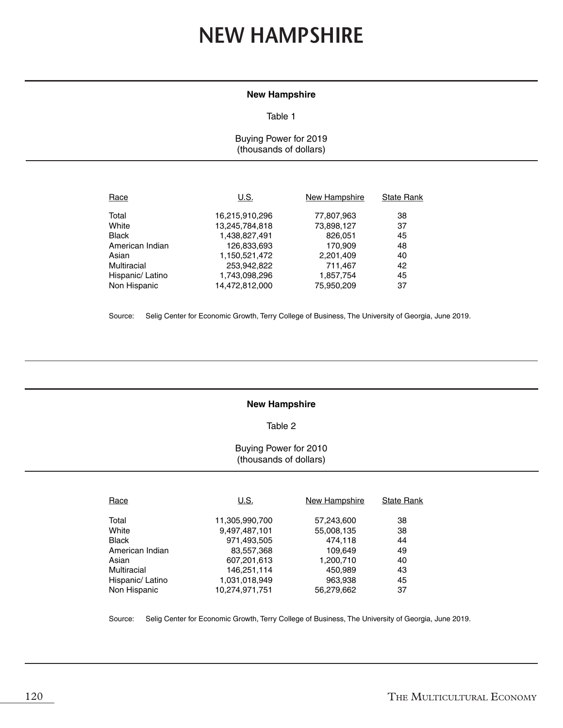# NEW HAMPSHIRE

**New Hampshire**

Table 1

Buying Power for 2019
(thousands of dollars)

| Race | U.S. | New Hampshire | State Rank |
|---|---|---|---|
| Total | 16,215,910,296 | 77,807,963 | 38 |
| White | 13,245,784,818 | 73,898,127 | 37 |
| Black | 1,438,827,491 | 826,051 | 45 |
| American Indian | 126,833,693 | 170,909 | 48 |
| Asian | 1,150,521,472 | 2,201,409 | 40 |
| Multiracial | 253,942,822 | 711,467 | 42 |
| Hispanic/ Latino | 1,743,098,296 | 1,857,754 | 45 |
| Non Hispanic | 14,472,812,000 | 75,950,209 | 37 |

Source: Selig Center for Economic Growth, Terry College of Business, The University of Georgia, June 2019.

**New Hampshire**

Table 2

Buying Power for 2010
(thousands of dollars)

| Race | U.S. | New Hampshire | State Rank |
|---|---|---|---|
| Total | 11,305,990,700 | 57,243,600 | 38 |
| White | 9,497,487,101 | 55,008,135 | 38 |
| Black | 971,493,505 | 474,118 | 44 |
| American Indian | 83,557,368 | 109,649 | 49 |
| Asian | 607,201,613 | 1,200,710 | 40 |
| Multiracial | 146,251,114 | 450,989 | 43 |
| Hispanic/ Latino | 1,031,018,949 | 963,938 | 45 |
| Non Hispanic | 10,274,971,751 | 56,279,662 | 37 |

Source: Selig Center for Economic Growth, Terry College of Business, The University of Georgia, June 2019.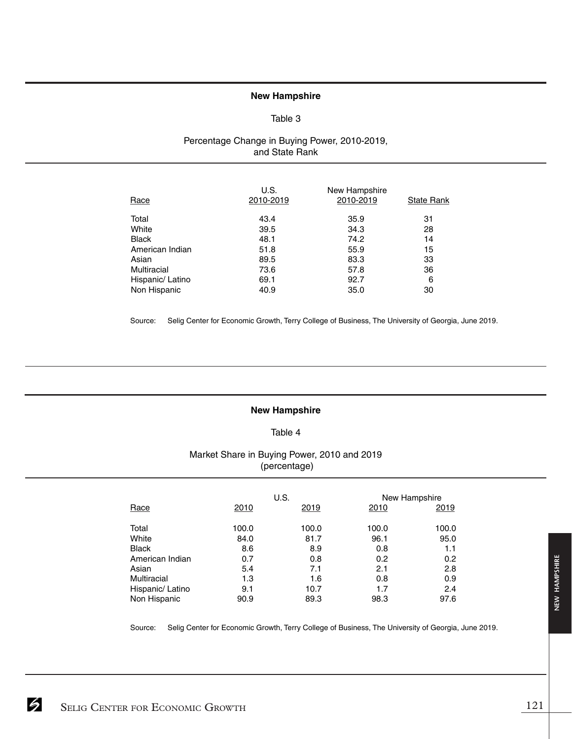## New Hampshire

### Table 3

### Percentage Change in Buying Power, 2010-2019, and State Rank

| Race | U.S. 2010-2019 | New Hampshire 2010-2019 | State Rank |
|---|---|---|---|
| Total | 43.4 | 35.9 | 31 |
| White | 39.5 | 34.3 | 28 |
| Black | 48.1 | 74.2 | 14 |
| American Indian | 51.8 | 55.9 | 15 |
| Asian | 89.5 | 83.3 | 33 |
| Multiracial | 73.6 | 57.8 | 36 |
| Hispanic/ Latino | 69.1 | 92.7 | 6 |
| Non Hispanic | 40.9 | 35.0 | 30 |

Source: Selig Center for Economic Growth, Terry College of Business, The University of Georgia, June 2019.

## New Hampshire

### Table 4

### Market Share in Buying Power, 2010 and 2019 (percentage)

| | U.S. | | New Hampshire | |
|---|---|---|---|---|
| Race | 2010 | 2019 | 2010 | 2019 |
| Total | 100.0 | 100.0 | 100.0 | 100.0 |
| White | 84.0 | 81.7 | 96.1 | 95.0 |
| Black | 8.6 | 8.9 | 0.8 | 1.1 |
| American Indian | 0.7 | 0.8 | 0.2 | 0.2 |
| Asian | 5.4 | 7.1 | 2.1 | 2.8 |
| Multiracial | 1.3 | 1.6 | 0.8 | 0.9 |
| Hispanic/ Latino | 9.1 | 10.7 | 1.7 | 2.4 |
| Non Hispanic | 90.9 | 89.3 | 98.3 | 97.6 |

Source: Selig Center for Economic Growth, Terry College of Business, The University of Georgia, June 2019.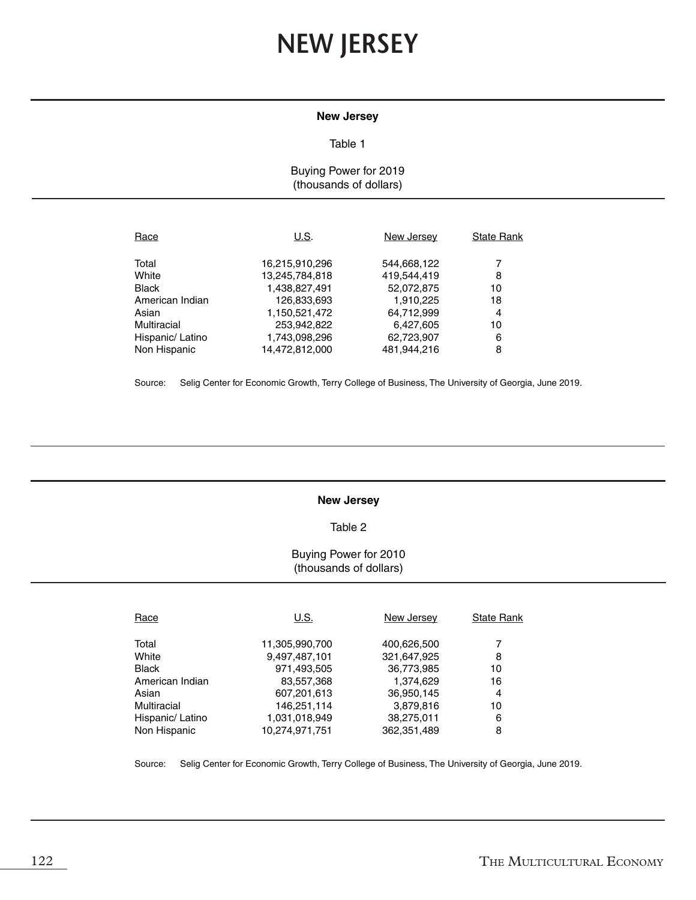# NEW JERSEY

**New Jersey**

Table 1

Buying Power for 2019
(thousands of dollars)

| Race | U.S. | New Jersey | State Rank |
|---|---|---|---|
| Total | 16,215,910,296 | 544,668,122 | 7 |
| White | 13,245,784,818 | 419,544,419 | 8 |
| Black | 1,438,827,491 | 52,072,875 | 10 |
| American Indian | 126,833,693 | 1,910,225 | 18 |
| Asian | 1,150,521,472 | 64,712,999 | 4 |
| Multiracial | 253,942,822 | 6,427,605 | 10 |
| Hispanic/ Latino | 1,743,098,296 | 62,723,907 | 6 |
| Non Hispanic | 14,472,812,000 | 481,944,216 | 8 |

Source: Selig Center for Economic Growth, Terry College of Business, The University of Georgia, June 2019.

**New Jersey**

Table 2

Buying Power for 2010
(thousands of dollars)

| Race | U.S. | New Jersey | State Rank |
|---|---|---|---|
| Total | 11,305,990,700 | 400,626,500 | 7 |
| White | 9,497,487,101 | 321,647,925 | 8 |
| Black | 971,493,505 | 36,773,985 | 10 |
| American Indian | 83,557,368 | 1,374,629 | 16 |
| Asian | 607,201,613 | 36,950,145 | 4 |
| Multiracial | 146,251,114 | 3,879,816 | 10 |
| Hispanic/ Latino | 1,031,018,949 | 38,275,011 | 6 |
| Non Hispanic | 10,274,971,751 | 362,351,489 | 8 |

Source: Selig Center for Economic Growth, Terry College of Business, The University of Georgia, June 2019.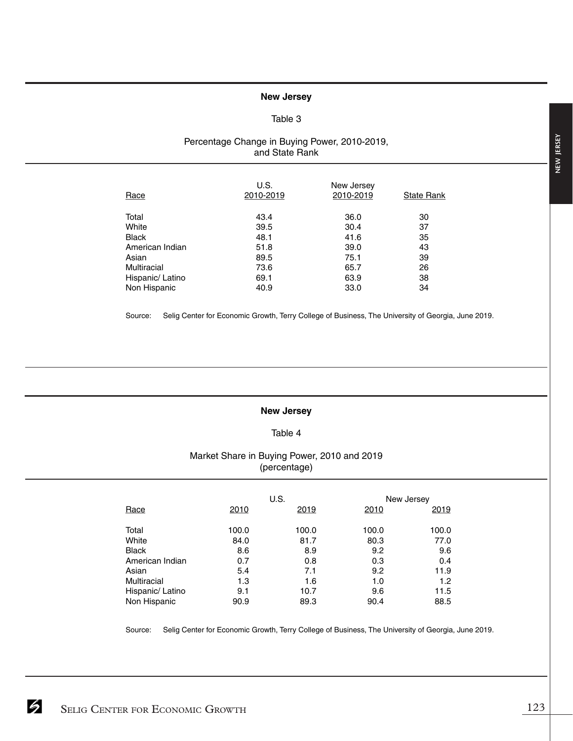## New Jersey

### Table 3

Percentage Change in Buying Power, 2010-2019, and State Rank

| Race | U.S. 2010-2019 | New Jersey 2010-2019 | State Rank |
|---|---|---|---|
| Total | 43.4 | 36.0 | 30 |
| White | 39.5 | 30.4 | 37 |
| Black | 48.1 | 41.6 | 35 |
| American Indian | 51.8 | 39.0 | 43 |
| Asian | 89.5 | 75.1 | 39 |
| Multiracial | 73.6 | 65.7 | 26 |
| Hispanic/ Latino | 69.1 | 63.9 | 38 |
| Non Hispanic | 40.9 | 33.0 | 34 |

Source: Selig Center for Economic Growth, Terry College of Business, The University of Georgia, June 2019.

## New Jersey

### Table 4

Market Share in Buying Power, 2010 and 2019 (percentage)

| Race | U.S. | | New Jersey | |
|---|---|---|---|---|
| | 2010 | 2019 | 2010 | 2019 |
| Total | 100.0 | 100.0 | 100.0 | 100.0 |
| White | 84.0 | 81.7 | 80.3 | 77.0 |
| Black | 8.6 | 8.9 | 9.2 | 9.6 |
| American Indian | 0.7 | 0.8 | 0.3 | 0.4 |
| Asian | 5.4 | 7.1 | 9.2 | 11.9 |
| Multiracial | 1.3 | 1.6 | 1.0 | 1.2 |
| Hispanic/ Latino | 9.1 | 10.7 | 9.6 | 11.5 |
| Non Hispanic | 90.9 | 89.3 | 90.4 | 88.5 |

Source: Selig Center for Economic Growth, Terry College of Business, The University of Georgia, June 2019.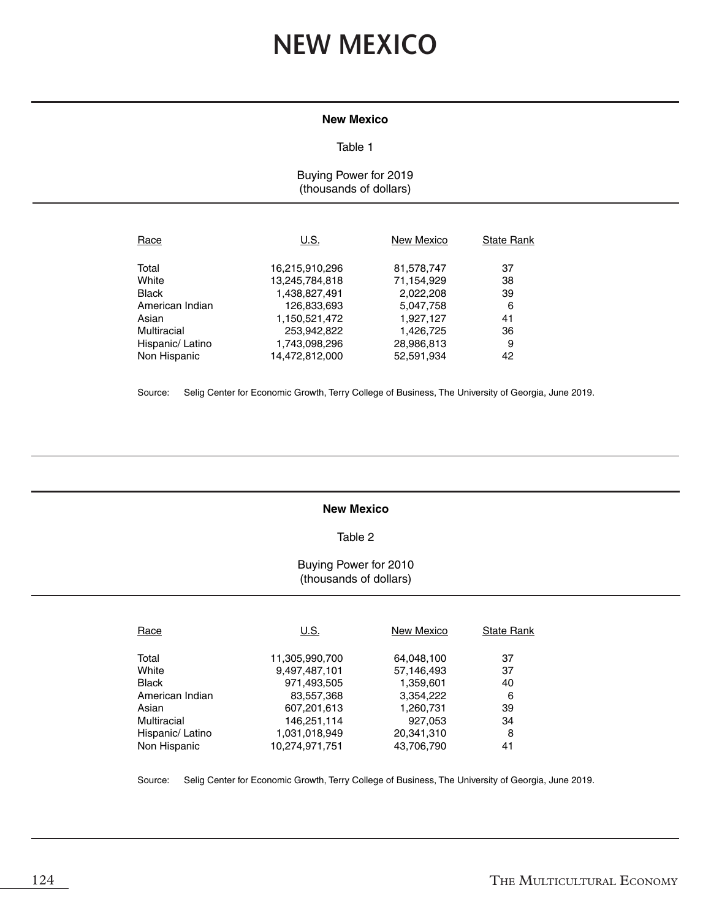# NEW MEXICO

**New Mexico**

Table 1

Buying Power for 2019
(thousands of dollars)

| Race | U.S. | New Mexico | State Rank |
|---|---|---|---|
| Total | 16,215,910,296 | 81,578,747 | 37 |
| White | 13,245,784,818 | 71,154,929 | 38 |
| Black | 1,438,827,491 | 2,022,208 | 39 |
| American Indian | 126,833,693 | 5,047,758 | 6 |
| Asian | 1,150,521,472 | 1,927,127 | 41 |
| Multiracial | 253,942,822 | 1,426,725 | 36 |
| Hispanic/ Latino | 1,743,098,296 | 28,986,813 | 9 |
| Non Hispanic | 14,472,812,000 | 52,591,934 | 42 |

Source: Selig Center for Economic Growth, Terry College of Business, The University of Georgia, June 2019.

**New Mexico**

Table 2

Buying Power for 2010
(thousands of dollars)

| Race | U.S. | New Mexico | State Rank |
|---|---|---|---|
| Total | 11,305,990,700 | 64,048,100 | 37 |
| White | 9,497,487,101 | 57,146,493 | 37 |
| Black | 971,493,505 | 1,359,601 | 40 |
| American Indian | 83,557,368 | 3,354,222 | 6 |
| Asian | 607,201,613 | 1,260,731 | 39 |
| Multiracial | 146,251,114 | 927,053 | 34 |
| Hispanic/ Latino | 1,031,018,949 | 20,341,310 | 8 |
| Non Hispanic | 10,274,971,751 | 43,706,790 | 41 |

Source: Selig Center for Economic Growth, Terry College of Business, The University of Georgia, June 2019.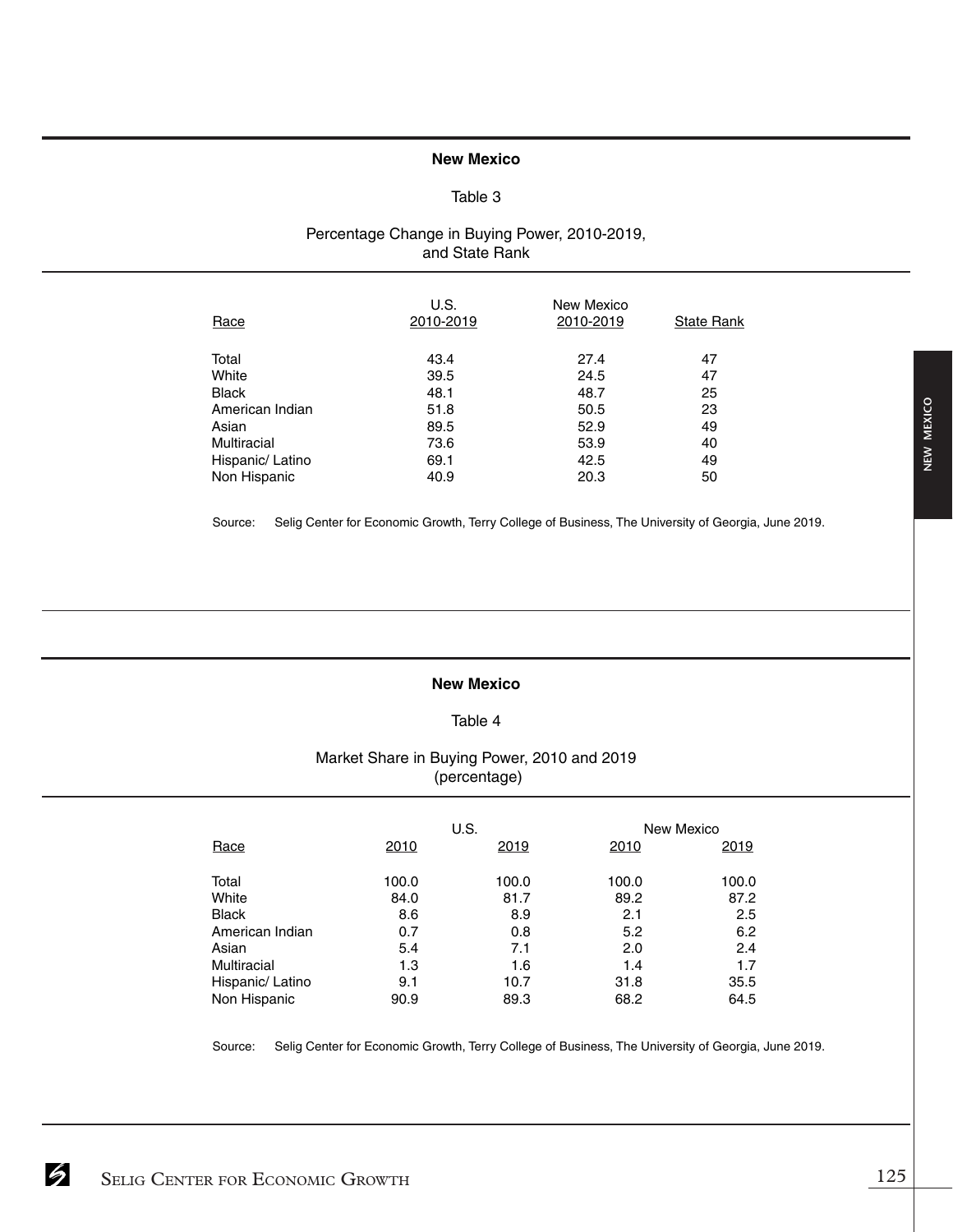## New Mexico

Table 3

Percentage Change in Buying Power, 2010-2019, and State Rank

| Race | U.S. 2010-2019 | New Mexico 2010-2019 | State Rank |
|---|---|---|---|
| Total | 43.4 | 27.4 | 47 |
| White | 39.5 | 24.5 | 47 |
| Black | 48.1 | 48.7 | 25 |
| American Indian | 51.8 | 50.5 | 23 |
| Asian | 89.5 | 52.9 | 49 |
| Multiracial | 73.6 | 53.9 | 40 |
| Hispanic/ Latino | 69.1 | 42.5 | 49 |
| Non Hispanic | 40.9 | 20.3 | 50 |

Source: Selig Center for Economic Growth, Terry College of Business, The University of Georgia, June 2019.

## New Mexico

Table 4

Market Share in Buying Power, 2010 and 2019 (percentage)

| | U.S. | | New Mexico | |
|---|---|---|---|---|
| Race | 2010 | 2019 | 2010 | 2019 |
| Total | 100.0 | 100.0 | 100.0 | 100.0 |
| White | 84.0 | 81.7 | 89.2 | 87.2 |
| Black | 8.6 | 8.9 | 2.1 | 2.5 |
| American Indian | 0.7 | 0.8 | 5.2 | 6.2 |
| Asian | 5.4 | 7.1 | 2.0 | 2.4 |
| Multiracial | 1.3 | 1.6 | 1.4 | 1.7 |
| Hispanic/ Latino | 9.1 | 10.7 | 31.8 | 35.5 |
| Non Hispanic | 90.9 | 89.3 | 68.2 | 64.5 |

Source: Selig Center for Economic Growth, Terry College of Business, The University of Georgia, June 2019.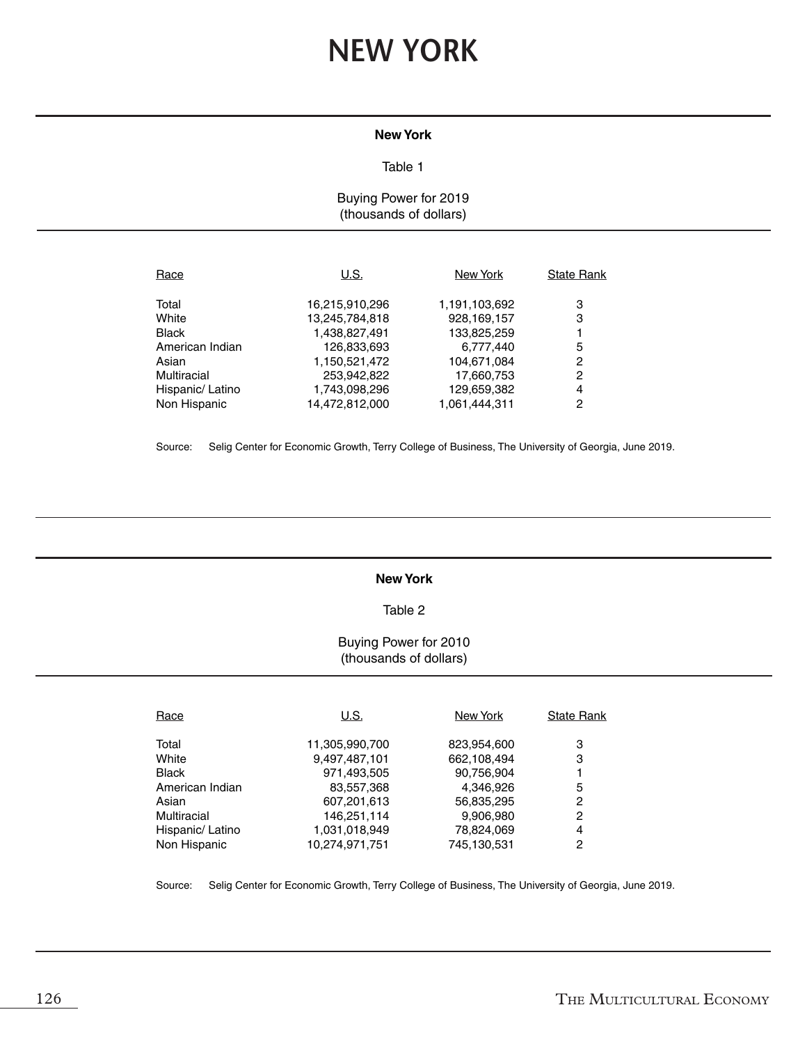# NEW YORK

**New York**

Table 1

Buying Power for 2019
(thousands of dollars)

| Race | U.S. | New York | State Rank |
|---|---|---|---|
| Total | 16,215,910,296 | 1,191,103,692 | 3 |
| White | 13,245,784,818 | 928,169,157 | 3 |
| Black | 1,438,827,491 | 133,825,259 | 1 |
| American Indian | 126,833,693 | 6,777,440 | 5 |
| Asian | 1,150,521,472 | 104,671,084 | 2 |
| Multiracial | 253,942,822 | 17,660,753 | 2 |
| Hispanic/ Latino | 1,743,098,296 | 129,659,382 | 4 |
| Non Hispanic | 14,472,812,000 | 1,061,444,311 | 2 |

Source: Selig Center for Economic Growth, Terry College of Business, The University of Georgia, June 2019.

**New York**

Table 2

Buying Power for 2010
(thousands of dollars)

| Race | U.S. | New York | State Rank |
|---|---|---|---|
| Total | 11,305,990,700 | 823,954,600 | 3 |
| White | 9,497,487,101 | 662,108,494 | 3 |
| Black | 971,493,505 | 90,756,904 | 1 |
| American Indian | 83,557,368 | 4,346,926 | 5 |
| Asian | 607,201,613 | 56,835,295 | 2 |
| Multiracial | 146,251,114 | 9,906,980 | 2 |
| Hispanic/ Latino | 1,031,018,949 | 78,824,069 | 4 |
| Non Hispanic | 10,274,971,751 | 745,130,531 | 2 |

Source: Selig Center for Economic Growth, Terry College of Business, The University of Georgia, June 2019.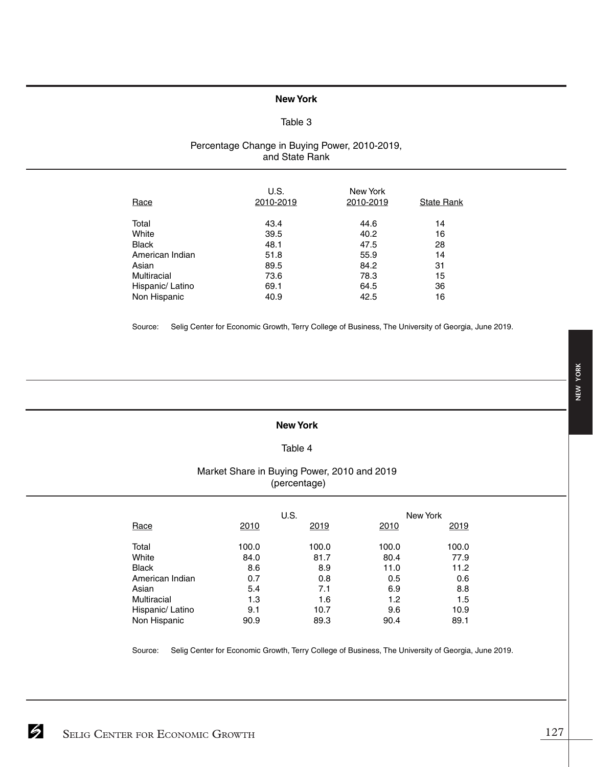## New York

Table 3

Percentage Change in Buying Power, 2010-2019, and State Rank

| Race | U.S. 2010-2019 | New York 2010-2019 | State Rank |
|---|---|---|---|
| Total | 43.4 | 44.6 | 14 |
| White | 39.5 | 40.2 | 16 |
| Black | 48.1 | 47.5 | 28 |
| American Indian | 51.8 | 55.9 | 14 |
| Asian | 89.5 | 84.2 | 31 |
| Multiracial | 73.6 | 78.3 | 15 |
| Hispanic/ Latino | 69.1 | 64.5 | 36 |
| Non Hispanic | 40.9 | 42.5 | 16 |

Source: Selig Center for Economic Growth, Terry College of Business, The University of Georgia, June 2019.

## New York

Table 4

Market Share in Buying Power, 2010 and 2019 (percentage)

| | U.S. | | New York | |
|---|---|---|---|---|
| Race | 2010 | 2019 | 2010 | 2019 |
| Total | 100.0 | 100.0 | 100.0 | 100.0 |
| White | 84.0 | 81.7 | 80.4 | 77.9 |
| Black | 8.6 | 8.9 | 11.0 | 11.2 |
| American Indian | 0.7 | 0.8 | 0.5 | 0.6 |
| Asian | 5.4 | 7.1 | 6.9 | 8.8 |
| Multiracial | 1.3 | 1.6 | 1.2 | 1.5 |
| Hispanic/ Latino | 9.1 | 10.7 | 9.6 | 10.9 |
| Non Hispanic | 90.9 | 89.3 | 90.4 | 89.1 |

Source: Selig Center for Economic Growth, Terry College of Business, The University of Georgia, June 2019.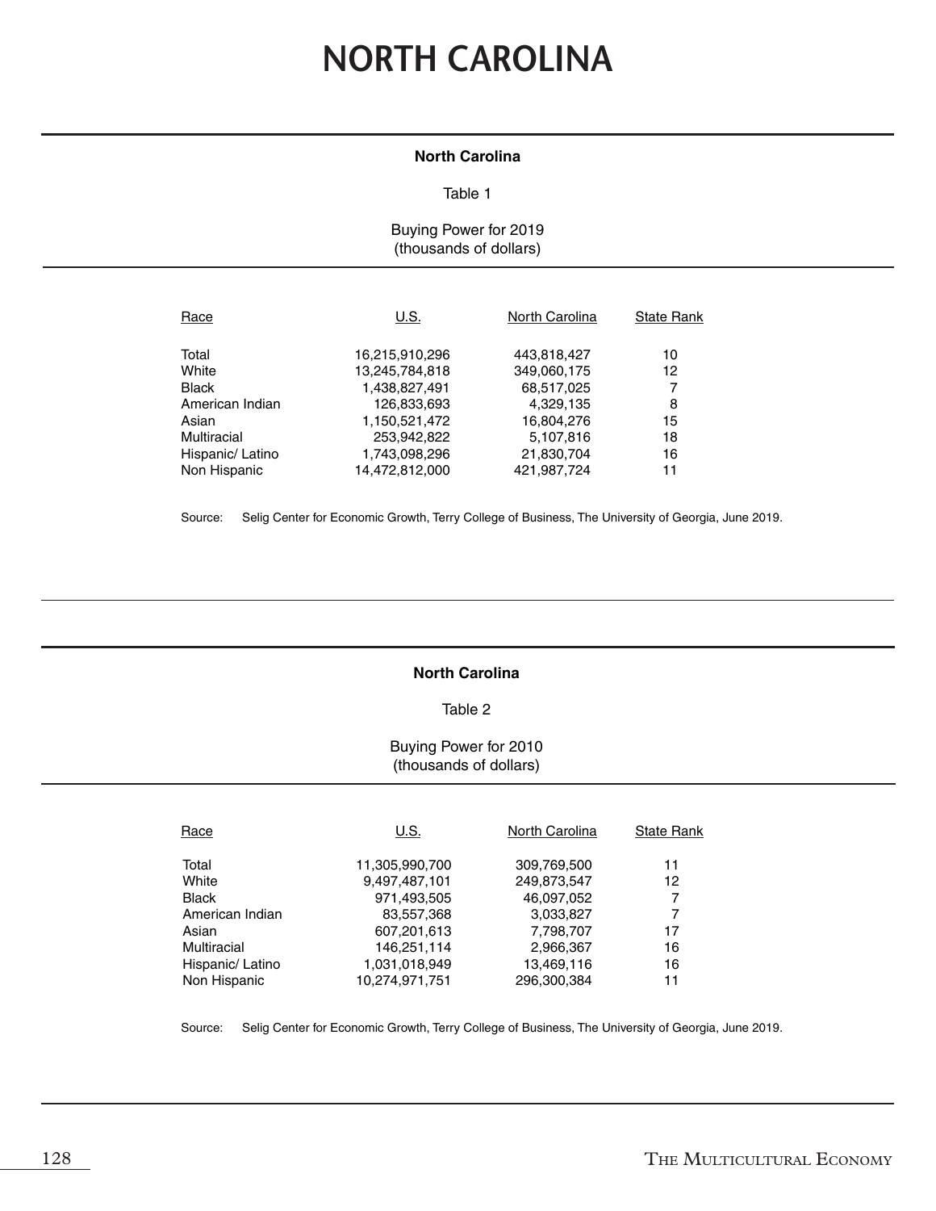# NORTH CAROLINA

**North Carolina**

Table 1

Buying Power for 2019
(thousands of dollars)

| Race | U.S. | North Carolina | State Rank |
|---|---|---|---|
| Total | 16,215,910,296 | 443,818,427 | 10 |
| White | 13,245,784,818 | 349,060,175 | 12 |
| Black | 1,438,827,491 | 68,517,025 | 7 |
| American Indian | 126,833,693 | 4,329,135 | 8 |
| Asian | 1,150,521,472 | 16,804,276 | 15 |
| Multiracial | 253,942,822 | 5,107,816 | 18 |
| Hispanic/ Latino | 1,743,098,296 | 21,830,704 | 16 |
| Non Hispanic | 14,472,812,000 | 421,987,724 | 11 |

Source: Selig Center for Economic Growth, Terry College of Business, The University of Georgia, June 2019.

**North Carolina**

Table 2

Buying Power for 2010
(thousands of dollars)

| Race | U.S. | North Carolina | State Rank |
|---|---|---|---|
| Total | 11,305,990,700 | 309,769,500 | 11 |
| White | 9,497,487,101 | 249,873,547 | 12 |
| Black | 971,493,505 | 46,097,052 | 7 |
| American Indian | 83,557,368 | 3,033,827 | 7 |
| Asian | 607,201,613 | 7,798,707 | 17 |
| Multiracial | 146,251,114 | 2,966,367 | 16 |
| Hispanic/ Latino | 1,031,018,949 | 13,469,116 | 16 |
| Non Hispanic | 10,274,971,751 | 296,300,384 | 11 |

Source: Selig Center for Economic Growth, Terry College of Business, The University of Georgia, June 2019.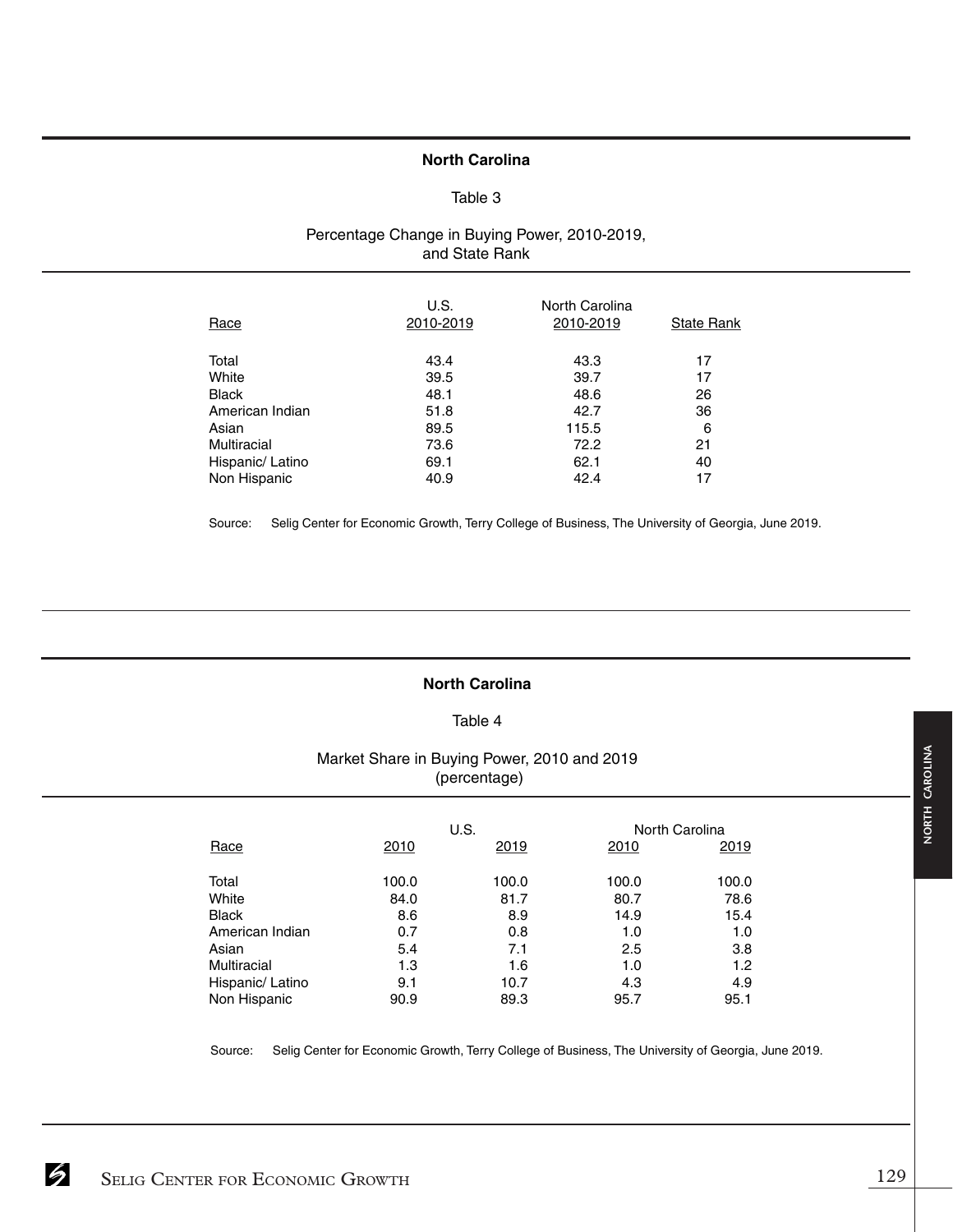## North Carolina

Table 3

Percentage Change in Buying Power, 2010-2019, and State Rank

| Race | U.S. 2010-2019 | North Carolina 2010-2019 | State Rank |
|---|---|---|---|
| Total | 43.4 | 43.3 | 17 |
| White | 39.5 | 39.7 | 17 |
| Black | 48.1 | 48.6 | 26 |
| American Indian | 51.8 | 42.7 | 36 |
| Asian | 89.5 | 115.5 | 6 |
| Multiracial | 73.6 | 72.2 | 21 |
| Hispanic/ Latino | 69.1 | 62.1 | 40 |
| Non Hispanic | 40.9 | 42.4 | 17 |

Source: Selig Center for Economic Growth, Terry College of Business, The University of Georgia, June 2019.

## North Carolina

Table 4

Market Share in Buying Power, 2010 and 2019 (percentage)

| | U.S. | | North Carolina | |
|---|---|---|---|---|
| Race | 2010 | 2019 | 2010 | 2019 |
| Total | 100.0 | 100.0 | 100.0 | 100.0 |
| White | 84.0 | 81.7 | 80.7 | 78.6 |
| Black | 8.6 | 8.9 | 14.9 | 15.4 |
| American Indian | 0.7 | 0.8 | 1.0 | 1.0 |
| Asian | 5.4 | 7.1 | 2.5 | 3.8 |
| Multiracial | 1.3 | 1.6 | 1.0 | 1.2 |
| Hispanic/ Latino | 9.1 | 10.7 | 4.3 | 4.9 |
| Non Hispanic | 90.9 | 89.3 | 95.7 | 95.1 |

Source: Selig Center for Economic Growth, Terry College of Business, The University of Georgia, June 2019.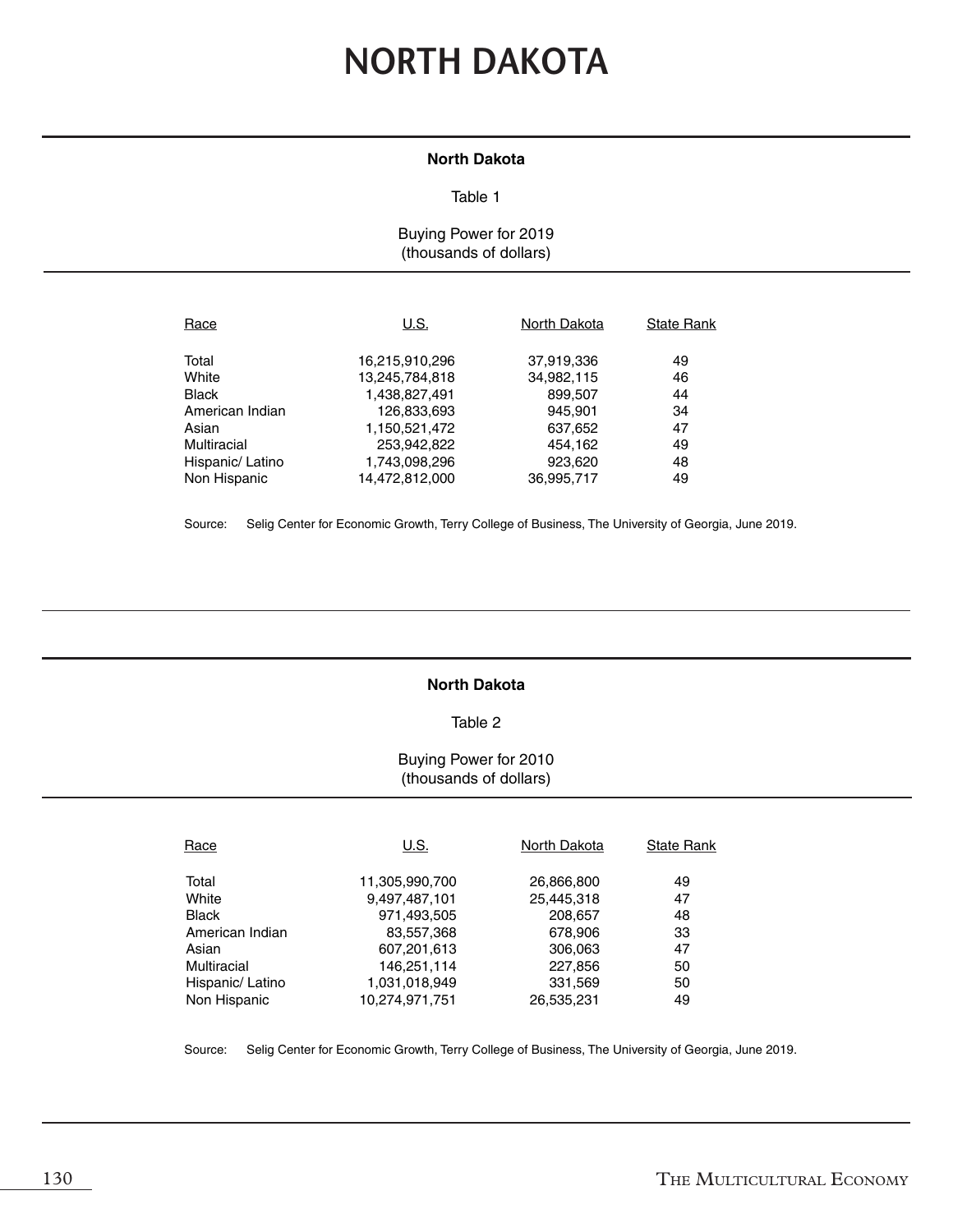# NORTH DAKOTA

**North Dakota**

Table 1

Buying Power for 2019
(thousands of dollars)

| Race | U.S. | North Dakota | State Rank |
| --- | --- | --- | --- |
| Total | 16,215,910,296 | 37,919,336 | 49 |
| White | 13,245,784,818 | 34,982,115 | 46 |
| Black | 1,438,827,491 | 899,507 | 44 |
| American Indian | 126,833,693 | 945,901 | 34 |
| Asian | 1,150,521,472 | 637,652 | 47 |
| Multiracial | 253,942,822 | 454,162 | 49 |
| Hispanic/ Latino | 1,743,098,296 | 923,620 | 48 |
| Non Hispanic | 14,472,812,000 | 36,995,717 | 49 |

Source: Selig Center for Economic Growth, Terry College of Business, The University of Georgia, June 2019.

**North Dakota**

Table 2

Buying Power for 2010
(thousands of dollars)

| Race | U.S. | North Dakota | State Rank |
| --- | --- | --- | --- |
| Total | 11,305,990,700 | 26,866,800 | 49 |
| White | 9,497,487,101 | 25,445,318 | 47 |
| Black | 971,493,505 | 208,657 | 48 |
| American Indian | 83,557,368 | 678,906 | 33 |
| Asian | 607,201,613 | 306,063 | 47 |
| Multiracial | 146,251,114 | 227,856 | 50 |
| Hispanic/ Latino | 1,031,018,949 | 331,569 | 50 |
| Non Hispanic | 10,274,971,751 | 26,535,231 | 49 |

Source: Selig Center for Economic Growth, Terry College of Business, The University of Georgia, June 2019.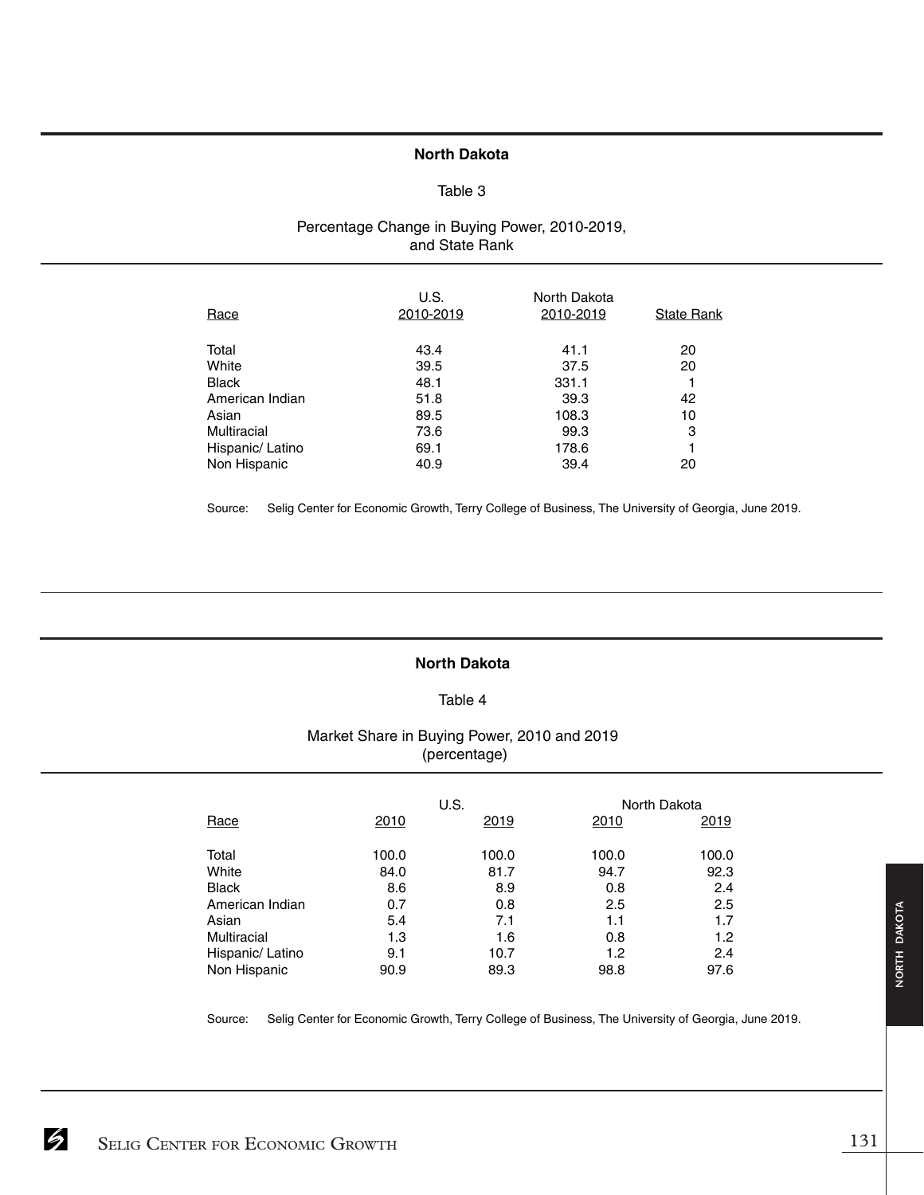## North Dakota

Table 3

Percentage Change in Buying Power, 2010-2019, and State Rank

| Race | U.S. 2010-2019 | North Dakota 2010-2019 | State Rank |
|---|---|---|---|
| Total | 43.4 | 41.1 | 20 |
| White | 39.5 | 37.5 | 20 |
| Black | 48.1 | 331.1 | 1 |
| American Indian | 51.8 | 39.3 | 42 |
| Asian | 89.5 | 108.3 | 10 |
| Multiracial | 73.6 | 99.3 | 3 |
| Hispanic/ Latino | 69.1 | 178.6 | 1 |
| Non Hispanic | 40.9 | 39.4 | 20 |

Source: Selig Center for Economic Growth, Terry College of Business, The University of Georgia, June 2019.

## North Dakota

Table 4

Market Share in Buying Power, 2010 and 2019 (percentage)

| Race | U.S. | | North Dakota | |
|---|---|---|---|---|
| | 2010 | 2019 | 2010 | 2019 |
| Total | 100.0 | 100.0 | 100.0 | 100.0 |
| White | 84.0 | 81.7 | 94.7 | 92.3 |
| Black | 8.6 | 8.9 | 0.8 | 2.4 |
| American Indian | 0.7 | 0.8 | 2.5 | 2.5 |
| Asian | 5.4 | 7.1 | 1.1 | 1.7 |
| Multiracial | 1.3 | 1.6 | 0.8 | 1.2 |
| Hispanic/ Latino | 9.1 | 10.7 | 1.2 | 2.4 |
| Non Hispanic | 90.9 | 89.3 | 98.8 | 97.6 |

Source: Selig Center for Economic Growth, Terry College of Business, The University of Georgia, June 2019.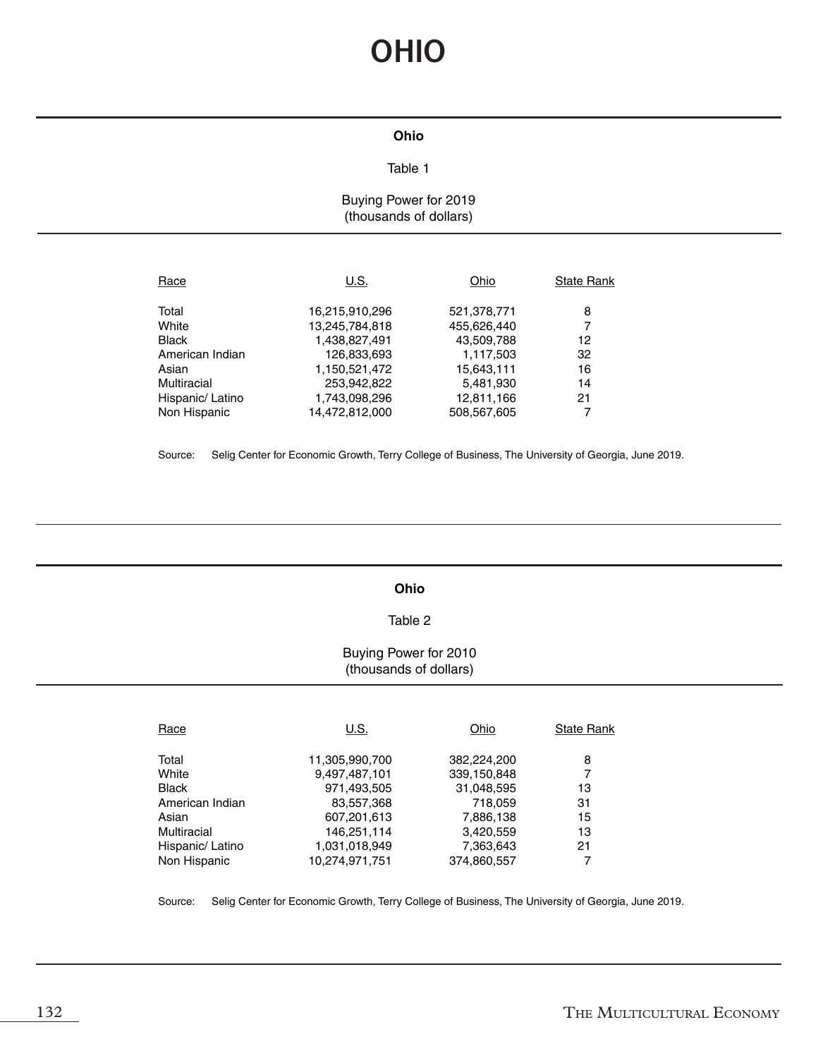# OHIO

## Ohio

Table 1

Buying Power for 2019
(thousands of dollars)

| Race | U.S. | Ohio | State Rank |
|---|---|---|---|
| Total | 16,215,910,296 | 521,378,771 | 8 |
| White | 13,245,784,818 | 455,626,440 | 7 |
| Black | 1,438,827,491 | 43,509,788 | 12 |
| American Indian | 126,833,693 | 1,117,503 | 32 |
| Asian | 1,150,521,472 | 15,643,111 | 16 |
| Multiracial | 253,942,822 | 5,481,930 | 14 |
| Hispanic/ Latino | 1,743,098,296 | 12,811,166 | 21 |
| Non Hispanic | 14,472,812,000 | 508,567,605 | 7 |

Source: Selig Center for Economic Growth, Terry College of Business, The University of Georgia, June 2019.

## Ohio

Table 2

Buying Power for 2010
(thousands of dollars)

| Race | U.S. | Ohio | State Rank |
|---|---|---|---|
| Total | 11,305,990,700 | 382,224,200 | 8 |
| White | 9,497,487,101 | 339,150,848 | 7 |
| Black | 971,493,505 | 31,048,595 | 13 |
| American Indian | 83,557,368 | 718,059 | 31 |
| Asian | 607,201,613 | 7,886,138 | 15 |
| Multiracial | 146,251,114 | 3,420,559 | 13 |
| Hispanic/ Latino | 1,031,018,949 | 7,363,643 | 21 |
| Non Hispanic | 10,274,971,751 | 374,860,557 | 7 |

Source: Selig Center for Economic Growth, Terry College of Business, The University of Georgia, June 2019.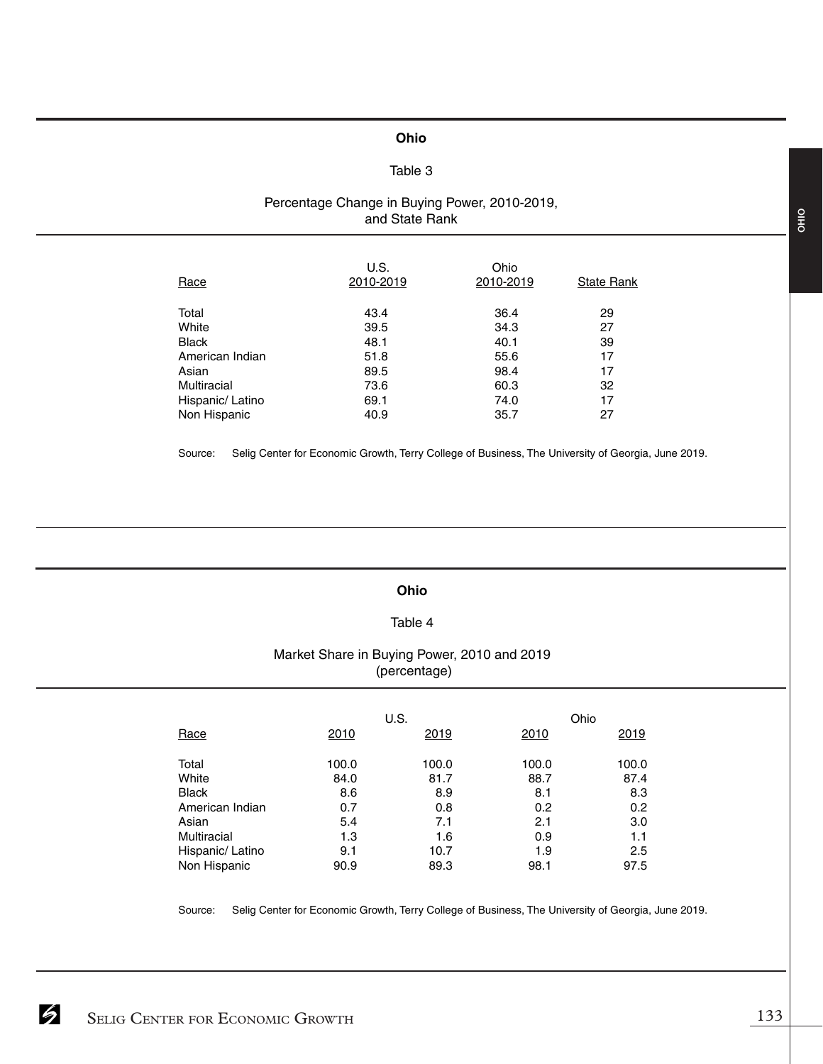## Ohio

Table 3

Percentage Change in Buying Power, 2010-2019, and State Rank

| Race | U.S. 2010-2019 | Ohio 2010-2019 | State Rank |
|---|---|---|---|
| Total | 43.4 | 36.4 | 29 |
| White | 39.5 | 34.3 | 27 |
| Black | 48.1 | 40.1 | 39 |
| American Indian | 51.8 | 55.6 | 17 |
| Asian | 89.5 | 98.4 | 17 |
| Multiracial | 73.6 | 60.3 | 32 |
| Hispanic/ Latino | 69.1 | 74.0 | 17 |
| Non Hispanic | 40.9 | 35.7 | 27 |

Source: Selig Center for Economic Growth, Terry College of Business, The University of Georgia, June 2019.

## Ohio

Table 4

Market Share in Buying Power, 2010 and 2019 (percentage)

| Race | U.S. | | Ohio | |
|---|---|---|---|---|
| | 2010 | 2019 | 2010 | 2019 |
| Total | 100.0 | 100.0 | 100.0 | 100.0 |
| White | 84.0 | 81.7 | 88.7 | 87.4 |
| Black | 8.6 | 8.9 | 8.1 | 8.3 |
| American Indian | 0.7 | 0.8 | 0.2 | 0.2 |
| Asian | 5.4 | 7.1 | 2.1 | 3.0 |
| Multiracial | 1.3 | 1.6 | 0.9 | 1.1 |
| Hispanic/ Latino | 9.1 | 10.7 | 1.9 | 2.5 |
| Non Hispanic | 90.9 | 89.3 | 98.1 | 97.5 |

Source: Selig Center for Economic Growth, Terry College of Business, The University of Georgia, June 2019.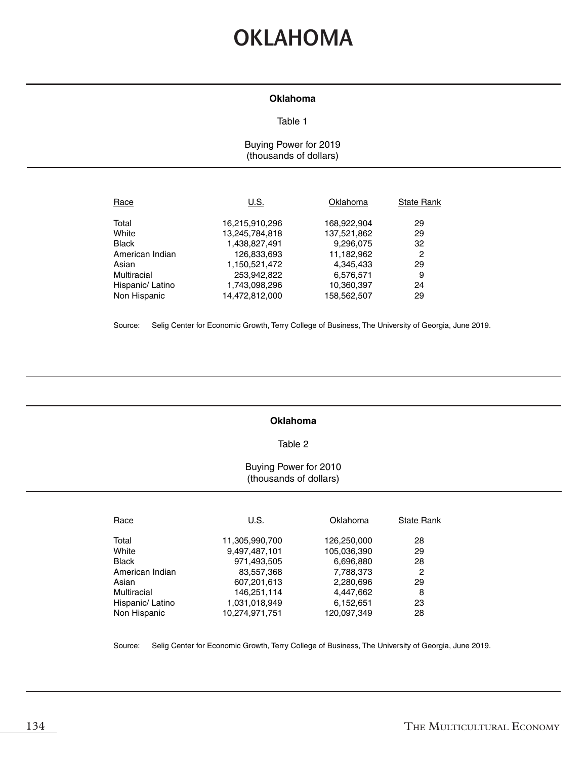# OKLAHOMA

**Oklahoma**

Table 1

Buying Power for 2019
(thousands of dollars)

| Race | U.S. | Oklahoma | State Rank |
|---|---|---|---|
| Total | 16,215,910,296 | 168,922,904 | 29 |
| White | 13,245,784,818 | 137,521,862 | 29 |
| Black | 1,438,827,491 | 9,296,075 | 32 |
| American Indian | 126,833,693 | 11,182,962 | 2 |
| Asian | 1,150,521,472 | 4,345,433 | 29 |
| Multiracial | 253,942,822 | 6,576,571 | 9 |
| Hispanic/ Latino | 1,743,098,296 | 10,360,397 | 24 |
| Non Hispanic | 14,472,812,000 | 158,562,507 | 29 |

Source: Selig Center for Economic Growth, Terry College of Business, The University of Georgia, June 2019.

**Oklahoma**

Table 2

Buying Power for 2010
(thousands of dollars)

| Race | U.S. | Oklahoma | State Rank |
|---|---|---|---|
| Total | 11,305,990,700 | 126,250,000 | 28 |
| White | 9,497,487,101 | 105,036,390 | 29 |
| Black | 971,493,505 | 6,696,880 | 28 |
| American Indian | 83,557,368 | 7,788,373 | 2 |
| Asian | 607,201,613 | 2,280,696 | 29 |
| Multiracial | 146,251,114 | 4,447,662 | 8 |
| Hispanic/ Latino | 1,031,018,949 | 6,152,651 | 23 |
| Non Hispanic | 10,274,971,751 | 120,097,349 | 28 |

Source: Selig Center for Economic Growth, Terry College of Business, The University of Georgia, June 2019.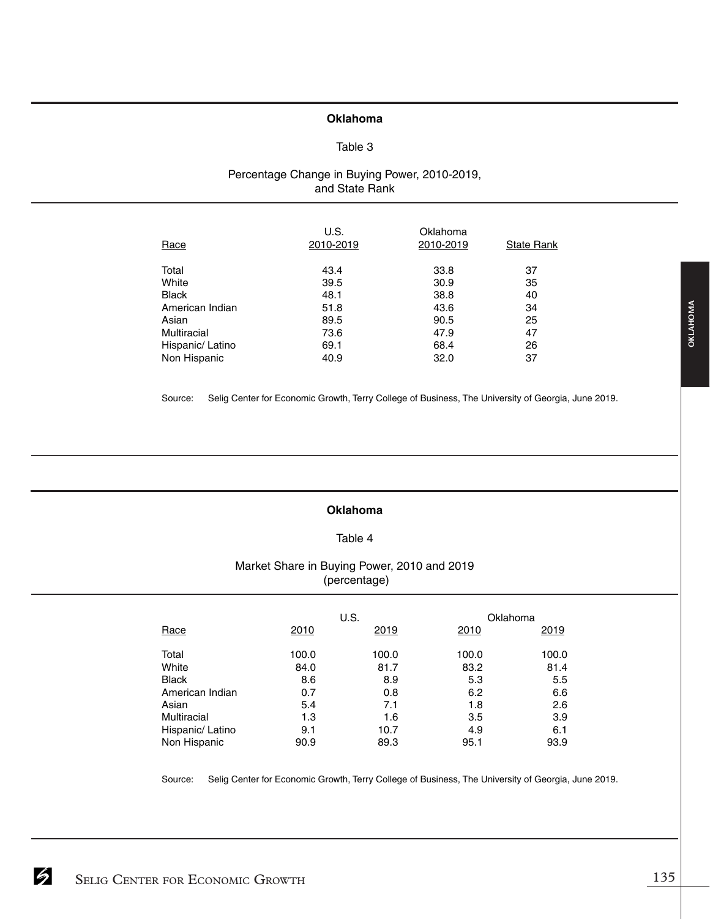## Oklahoma

### Table 3

Percentage Change in Buying Power, 2010-2019, and State Rank

| Race | U.S. 2010-2019 | Oklahoma 2010-2019 | State Rank |
|---|---|---|---|
| Total | 43.4 | 33.8 | 37 |
| White | 39.5 | 30.9 | 35 |
| Black | 48.1 | 38.8 | 40 |
| American Indian | 51.8 | 43.6 | 34 |
| Asian | 89.5 | 90.5 | 25 |
| Multiracial | 73.6 | 47.9 | 47 |
| Hispanic/ Latino | 69.1 | 68.4 | 26 |
| Non Hispanic | 40.9 | 32.0 | 37 |

Source: Selig Center for Economic Growth, Terry College of Business, The University of Georgia, June 2019.

## Oklahoma

### Table 4

Market Share in Buying Power, 2010 and 2019 (percentage)

| Race | U.S. | | Oklahoma | |
|---|---|---|---|---|
| | 2010 | 2019 | 2010 | 2019 |
| Total | 100.0 | 100.0 | 100.0 | 100.0 |
| White | 84.0 | 81.7 | 83.2 | 81.4 |
| Black | 8.6 | 8.9 | 5.3 | 5.5 |
| American Indian | 0.7 | 0.8 | 6.2 | 6.6 |
| Asian | 5.4 | 7.1 | 1.8 | 2.6 |
| Multiracial | 1.3 | 1.6 | 3.5 | 3.9 |
| Hispanic/ Latino | 9.1 | 10.7 | 4.9 | 6.1 |
| Non Hispanic | 90.9 | 89.3 | 95.1 | 93.9 |

Source: Selig Center for Economic Growth, Terry College of Business, The University of Georgia, June 2019.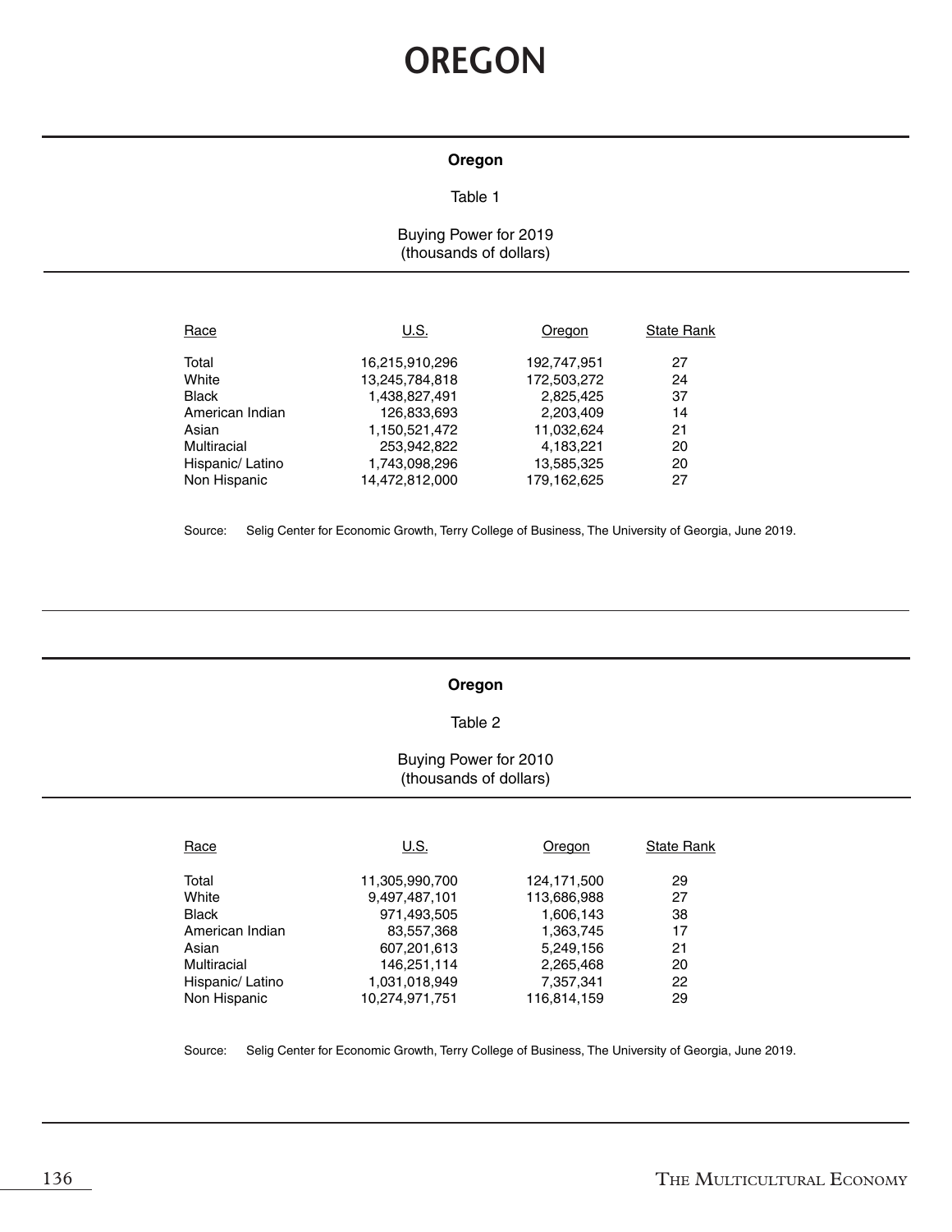# OREGON

**Oregon**

Table 1

Buying Power for 2019
(thousands of dollars)

| Race | U.S. | Oregon | State Rank |
|---|---|---|---|
| Total | 16,215,910,296 | 192,747,951 | 27 |
| White | 13,245,784,818 | 172,503,272 | 24 |
| Black | 1,438,827,491 | 2,825,425 | 37 |
| American Indian | 126,833,693 | 2,203,409 | 14 |
| Asian | 1,150,521,472 | 11,032,624 | 21 |
| Multiracial | 253,942,822 | 4,183,221 | 20 |
| Hispanic/ Latino | 1,743,098,296 | 13,585,325 | 20 |
| Non Hispanic | 14,472,812,000 | 179,162,625 | 27 |

Source: Selig Center for Economic Growth, Terry College of Business, The University of Georgia, June 2019.

**Oregon**

Table 2

Buying Power for 2010
(thousands of dollars)

| Race | U.S. | Oregon | State Rank |
|---|---|---|---|
| Total | 11,305,990,700 | 124,171,500 | 29 |
| White | 9,497,487,101 | 113,686,988 | 27 |
| Black | 971,493,505 | 1,606,143 | 38 |
| American Indian | 83,557,368 | 1,363,745 | 17 |
| Asian | 607,201,613 | 5,249,156 | 21 |
| Multiracial | 146,251,114 | 2,265,468 | 20 |
| Hispanic/ Latino | 1,031,018,949 | 7,357,341 | 22 |
| Non Hispanic | 10,274,971,751 | 116,814,159 | 29 |

Source: Selig Center for Economic Growth, Terry College of Business, The University of Georgia, June 2019.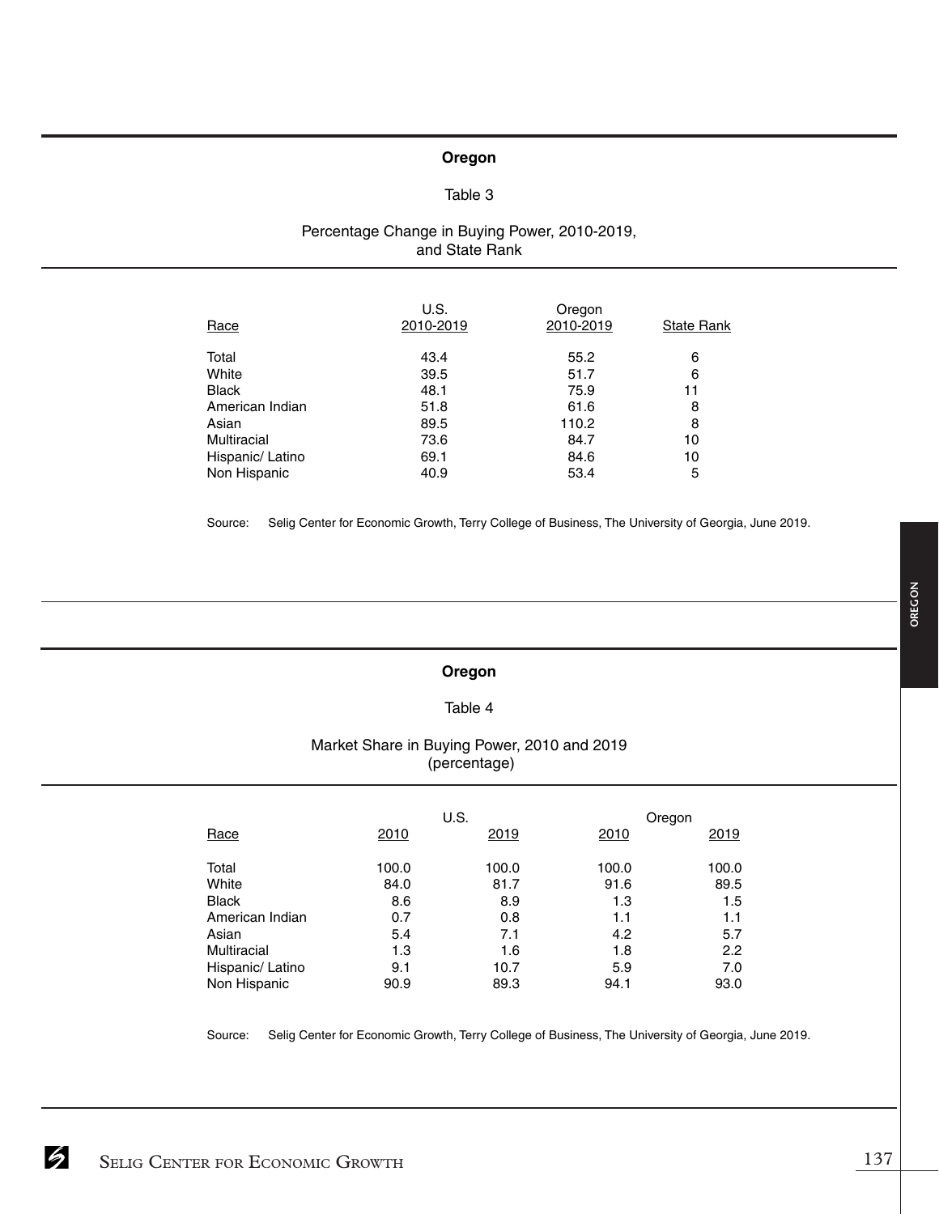## Oregon

Table 3

Percentage Change in Buying Power, 2010-2019, and State Rank

| Race | U.S. 2010-2019 | Oregon 2010-2019 | State Rank |
|---|---|---|---|
| Total | 43.4 | 55.2 | 6 |
| White | 39.5 | 51.7 | 6 |
| Black | 48.1 | 75.9 | 11 |
| American Indian | 51.8 | 61.6 | 8 |
| Asian | 89.5 | 110.2 | 8 |
| Multiracial | 73.6 | 84.7 | 10 |
| Hispanic/ Latino | 69.1 | 84.6 | 10 |
| Non Hispanic | 40.9 | 53.4 | 5 |

Source: Selig Center for Economic Growth, Terry College of Business, The University of Georgia, June 2019.

## Oregon

Table 4

Market Share in Buying Power, 2010 and 2019 (percentage)

| | U.S. | | Oregon | |
|---|---|---|---|---|
| Race | 2010 | 2019 | 2010 | 2019 |
| Total | 100.0 | 100.0 | 100.0 | 100.0 |
| White | 84.0 | 81.7 | 91.6 | 89.5 |
| Black | 8.6 | 8.9 | 1.3 | 1.5 |
| American Indian | 0.7 | 0.8 | 1.1 | 1.1 |
| Asian | 5.4 | 7.1 | 4.2 | 5.7 |
| Multiracial | 1.3 | 1.6 | 1.8 | 2.2 |
| Hispanic/ Latino | 9.1 | 10.7 | 5.9 | 7.0 |
| Non Hispanic | 90.9 | 89.3 | 94.1 | 93.0 |

Source: Selig Center for Economic Growth, Terry College of Business, The University of Georgia, June 2019.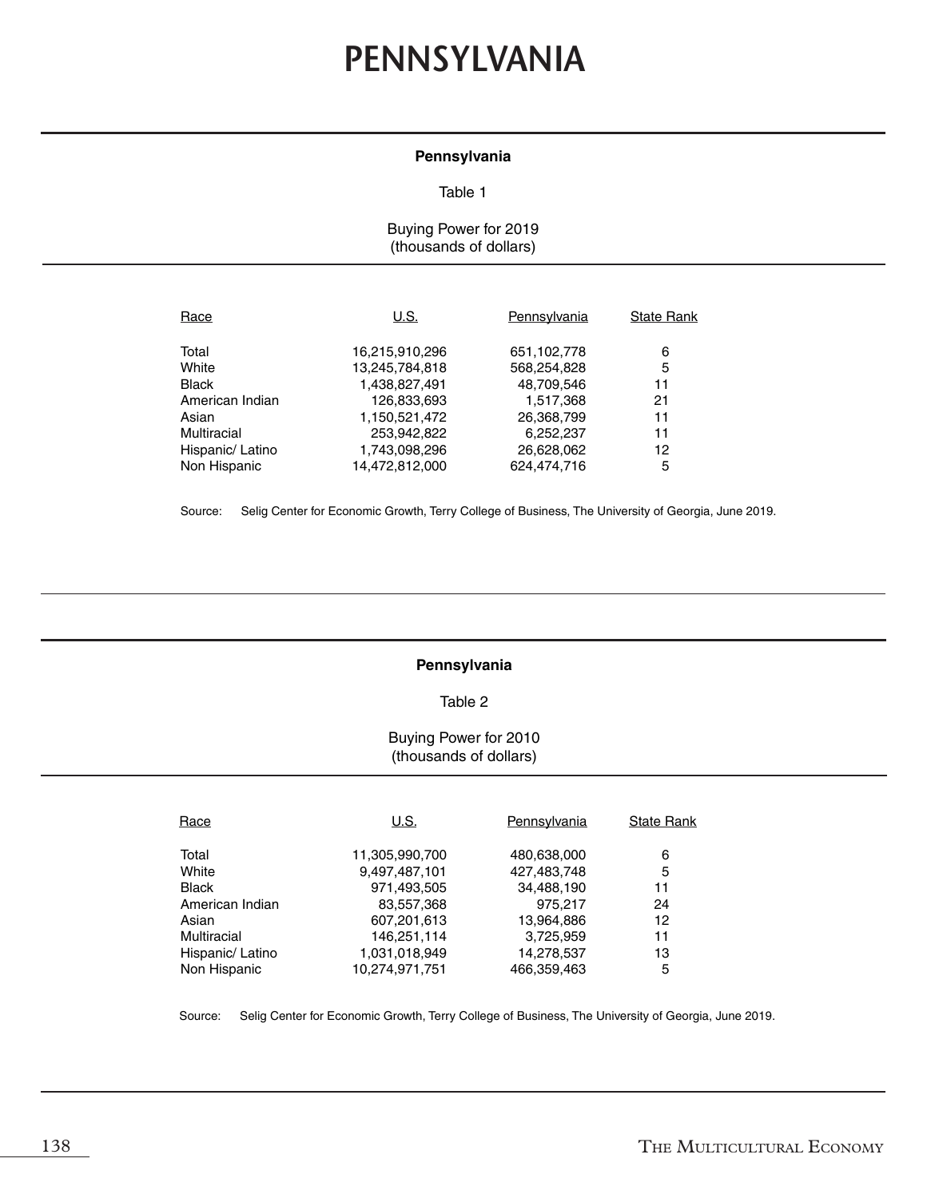# PENNSYLVANIA

**Pennsylvania**

Table 1

Buying Power for 2019
(thousands of dollars)

| Race | U.S. | Pennsylvania | State Rank |
|---|---|---|---|
| Total | 16,215,910,296 | 651,102,778 | 6 |
| White | 13,245,784,818 | 568,254,828 | 5 |
| Black | 1,438,827,491 | 48,709,546 | 11 |
| American Indian | 126,833,693 | 1,517,368 | 21 |
| Asian | 1,150,521,472 | 26,368,799 | 11 |
| Multiracial | 253,942,822 | 6,252,237 | 11 |
| Hispanic/ Latino | 1,743,098,296 | 26,628,062 | 12 |
| Non Hispanic | 14,472,812,000 | 624,474,716 | 5 |

Source: Selig Center for Economic Growth, Terry College of Business, The University of Georgia, June 2019.

**Pennsylvania**

Table 2

Buying Power for 2010
(thousands of dollars)

| Race | U.S. | Pennsylvania | State Rank |
|---|---|---|---|
| Total | 11,305,990,700 | 480,638,000 | 6 |
| White | 9,497,487,101 | 427,483,748 | 5 |
| Black | 971,493,505 | 34,488,190 | 11 |
| American Indian | 83,557,368 | 975,217 | 24 |
| Asian | 607,201,613 | 13,964,886 | 12 |
| Multiracial | 146,251,114 | 3,725,959 | 11 |
| Hispanic/ Latino | 1,031,018,949 | 14,278,537 | 13 |
| Non Hispanic | 10,274,971,751 | 466,359,463 | 5 |

Source: Selig Center for Economic Growth, Terry College of Business, The University of Georgia, June 2019.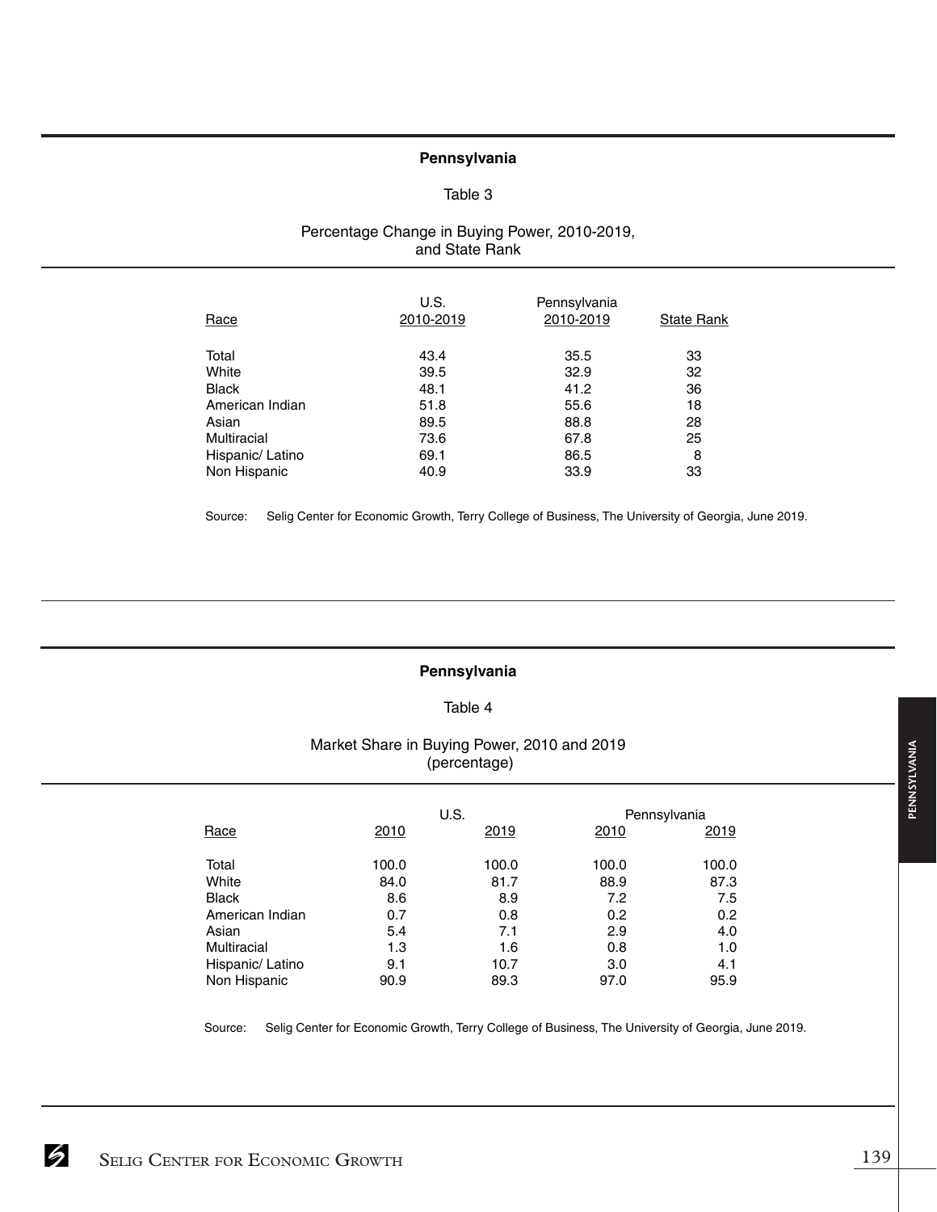## Pennsylvania

### Table 3

### Percentage Change in Buying Power, 2010-2019, and State Rank

| Race | U.S. 2010-2019 | Pennsylvania 2010-2019 | State Rank |
|---|---|---|---|
| Total | 43.4 | 35.5 | 33 |
| White | 39.5 | 32.9 | 32 |
| Black | 48.1 | 41.2 | 36 |
| American Indian | 51.8 | 55.6 | 18 |
| Asian | 89.5 | 88.8 | 28 |
| Multiracial | 73.6 | 67.8 | 25 |
| Hispanic/ Latino | 69.1 | 86.5 | 8 |
| Non Hispanic | 40.9 | 33.9 | 33 |

Source: Selig Center for Economic Growth, Terry College of Business, The University of Georgia, June 2019.

## Pennsylvania

### Table 4

### Market Share in Buying Power, 2010 and 2019 (percentage)

| Race | U.S. | | Pennsylvania | |
|---|---|---|---|---|
| | 2010 | 2019 | 2010 | 2019 |
| Total | 100.0 | 100.0 | 100.0 | 100.0 |
| White | 84.0 | 81.7 | 88.9 | 87.3 |
| Black | 8.6 | 8.9 | 7.2 | 7.5 |
| American Indian | 0.7 | 0.8 | 0.2 | 0.2 |
| Asian | 5.4 | 7.1 | 2.9 | 4.0 |
| Multiracial | 1.3 | 1.6 | 0.8 | 1.0 |
| Hispanic/ Latino | 9.1 | 10.7 | 3.0 | 4.1 |
| Non Hispanic | 90.9 | 89.3 | 97.0 | 95.9 |

Source: Selig Center for Economic Growth, Terry College of Business, The University of Georgia, June 2019.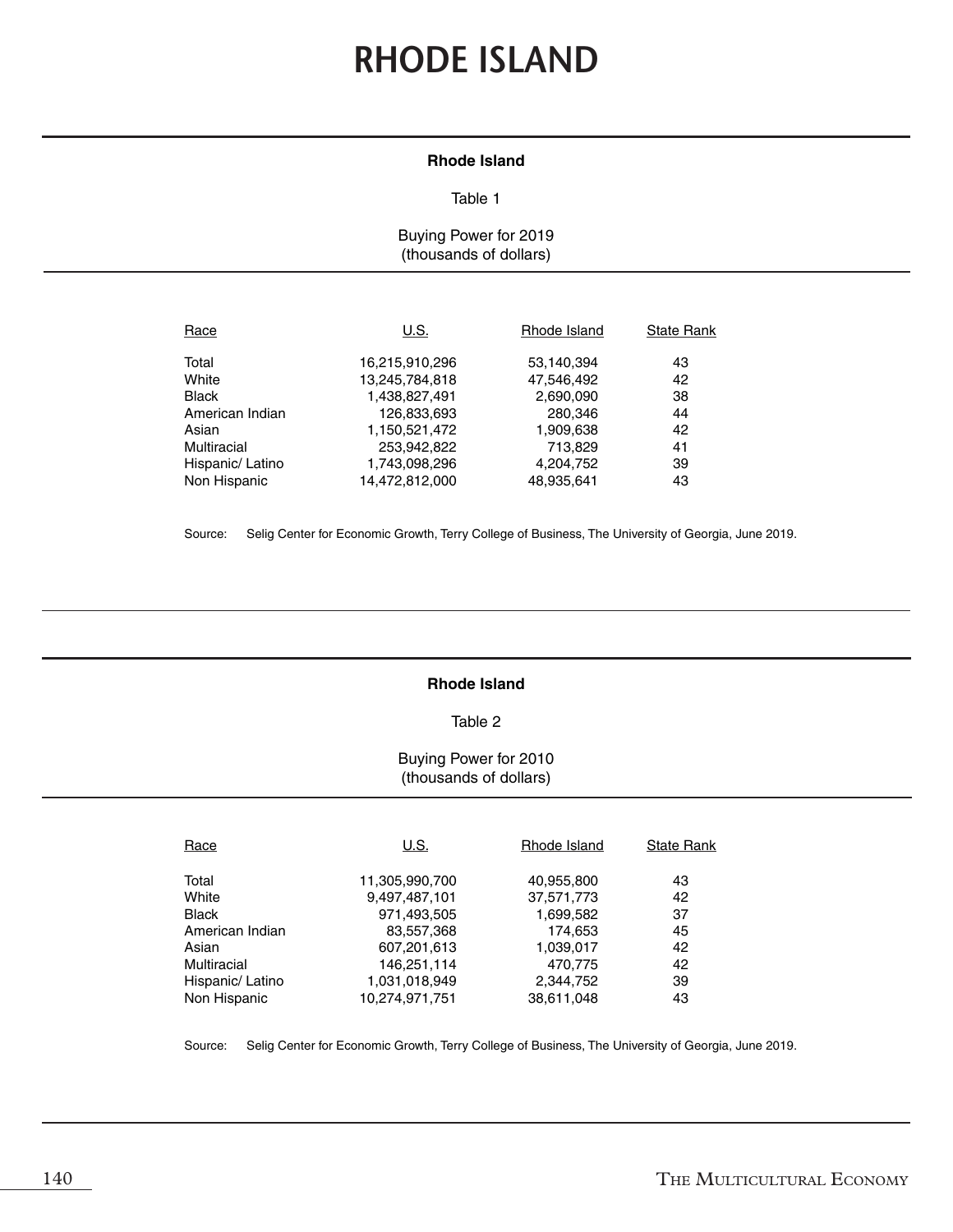# RHODE ISLAND

**Rhode Island**

Table 1

Buying Power for 2019
(thousands of dollars)

| Race | U.S. | Rhode Island | State Rank |
|---|---|---|---|
| Total | 16,215,910,296 | 53,140,394 | 43 |
| White | 13,245,784,818 | 47,546,492 | 42 |
| Black | 1,438,827,491 | 2,690,090 | 38 |
| American Indian | 126,833,693 | 280,346 | 44 |
| Asian | 1,150,521,472 | 1,909,638 | 42 |
| Multiracial | 253,942,822 | 713,829 | 41 |
| Hispanic/ Latino | 1,743,098,296 | 4,204,752 | 39 |
| Non Hispanic | 14,472,812,000 | 48,935,641 | 43 |

Source: Selig Center for Economic Growth, Terry College of Business, The University of Georgia, June 2019.

**Rhode Island**

Table 2

Buying Power for 2010
(thousands of dollars)

| Race | U.S. | Rhode Island | State Rank |
|---|---|---|---|
| Total | 11,305,990,700 | 40,955,800 | 43 |
| White | 9,497,487,101 | 37,571,773 | 42 |
| Black | 971,493,505 | 1,699,582 | 37 |
| American Indian | 83,557,368 | 174,653 | 45 |
| Asian | 607,201,613 | 1,039,017 | 42 |
| Multiracial | 146,251,114 | 470,775 | 42 |
| Hispanic/ Latino | 1,031,018,949 | 2,344,752 | 39 |
| Non Hispanic | 10,274,971,751 | 38,611,048 | 43 |

Source: Selig Center for Economic Growth, Terry College of Business, The University of Georgia, June 2019.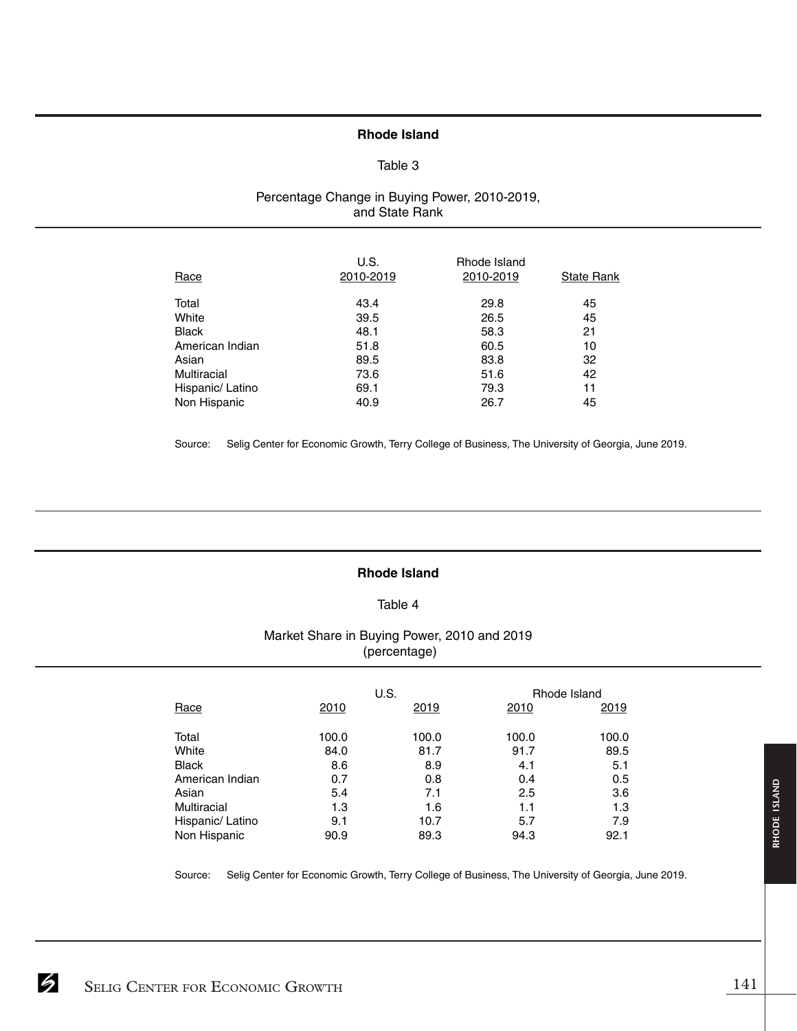## Rhode Island

Table 3

Percentage Change in Buying Power, 2010-2019, and State Rank

| Race | U.S. 2010-2019 | Rhode Island 2010-2019 | State Rank |
|---|---|---|---|
| Total | 43.4 | 29.8 | 45 |
| White | 39.5 | 26.5 | 45 |
| Black | 48.1 | 58.3 | 21 |
| American Indian | 51.8 | 60.5 | 10 |
| Asian | 89.5 | 83.8 | 32 |
| Multiracial | 73.6 | 51.6 | 42 |
| Hispanic/ Latino | 69.1 | 79.3 | 11 |
| Non Hispanic | 40.9 | 26.7 | 45 |

Source: Selig Center for Economic Growth, Terry College of Business, The University of Georgia, June 2019.

## Rhode Island

Table 4

Market Share in Buying Power, 2010 and 2019 (percentage)

| | U.S. | | Rhode Island | |
|---|---|---|---|---|
| Race | 2010 | 2019 | 2010 | 2019 |
| Total | 100.0 | 100.0 | 100.0 | 100.0 |
| White | 84.0 | 81.7 | 91.7 | 89.5 |
| Black | 8.6 | 8.9 | 4.1 | 5.1 |
| American Indian | 0.7 | 0.8 | 0.4 | 0.5 |
| Asian | 5.4 | 7.1 | 2.5 | 3.6 |
| Multiracial | 1.3 | 1.6 | 1.1 | 1.3 |
| Hispanic/ Latino | 9.1 | 10.7 | 5.7 | 7.9 |
| Non Hispanic | 90.9 | 89.3 | 94.3 | 92.1 |

Source: Selig Center for Economic Growth, Terry College of Business, The University of Georgia, June 2019.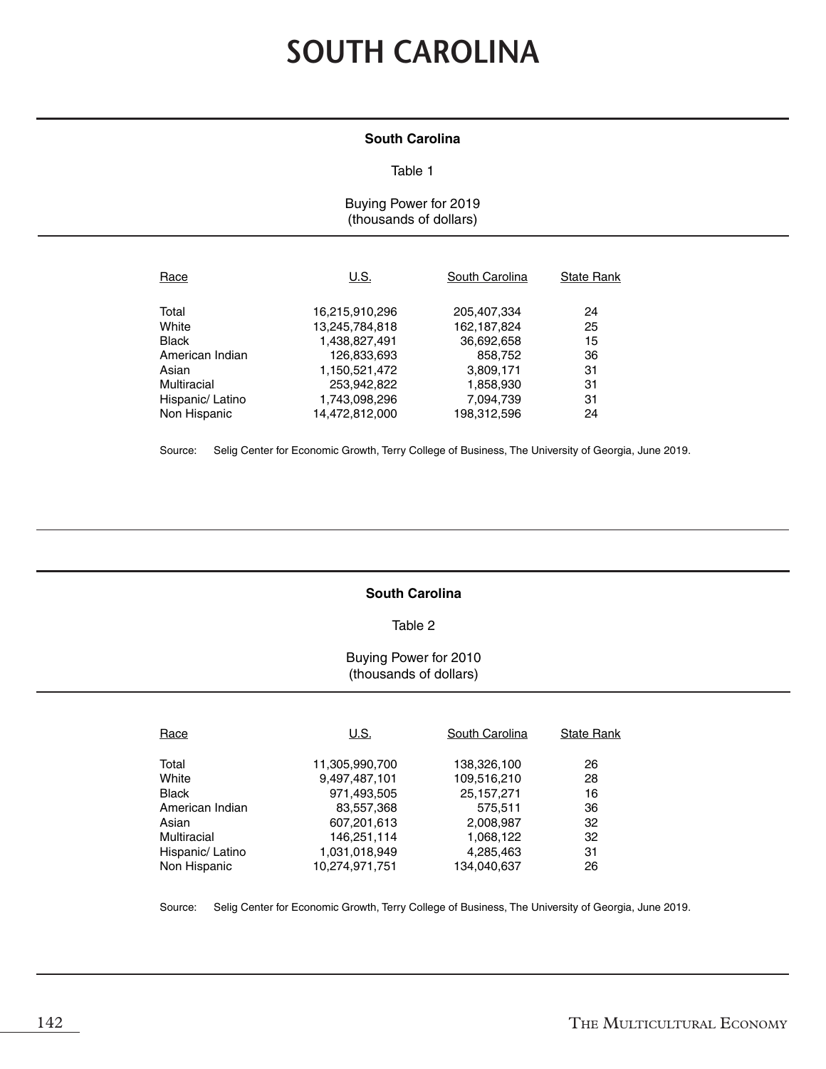# SOUTH CAROLINA

**South Carolina**

Table 1

Buying Power for 2019
(thousands of dollars)

| Race | U.S. | South Carolina | State Rank |
|---|---|---|---|
| Total | 16,215,910,296 | 205,407,334 | 24 |
| White | 13,245,784,818 | 162,187,824 | 25 |
| Black | 1,438,827,491 | 36,692,658 | 15 |
| American Indian | 126,833,693 | 858,752 | 36 |
| Asian | 1,150,521,472 | 3,809,171 | 31 |
| Multiracial | 253,942,822 | 1,858,930 | 31 |
| Hispanic/ Latino | 1,743,098,296 | 7,094,739 | 31 |
| Non Hispanic | 14,472,812,000 | 198,312,596 | 24 |

Source: Selig Center for Economic Growth, Terry College of Business, The University of Georgia, June 2019.

**South Carolina**

Table 2

Buying Power for 2010
(thousands of dollars)

| Race | U.S. | South Carolina | State Rank |
|---|---|---|---|
| Total | 11,305,990,700 | 138,326,100 | 26 |
| White | 9,497,487,101 | 109,516,210 | 28 |
| Black | 971,493,505 | 25,157,271 | 16 |
| American Indian | 83,557,368 | 575,511 | 36 |
| Asian | 607,201,613 | 2,008,987 | 32 |
| Multiracial | 146,251,114 | 1,068,122 | 32 |
| Hispanic/ Latino | 1,031,018,949 | 4,285,463 | 31 |
| Non Hispanic | 10,274,971,751 | 134,040,637 | 26 |

Source: Selig Center for Economic Growth, Terry College of Business, The University of Georgia, June 2019.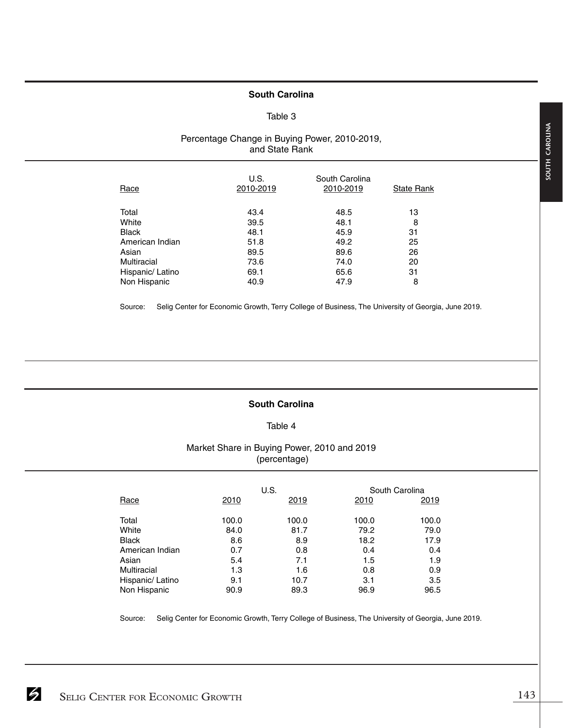## South Carolina

Table 3

Percentage Change in Buying Power, 2010-2019, and State Rank

| Race | U.S. 2010-2019 | South Carolina 2010-2019 | State Rank |
|---|---|---|---|
| Total | 43.4 | 48.5 | 13 |
| White | 39.5 | 48.1 | 8 |
| Black | 48.1 | 45.9 | 31 |
| American Indian | 51.8 | 49.2 | 25 |
| Asian | 89.5 | 89.6 | 26 |
| Multiracial | 73.6 | 74.0 | 20 |
| Hispanic/ Latino | 69.1 | 65.6 | 31 |
| Non Hispanic | 40.9 | 47.9 | 8 |

Source: Selig Center for Economic Growth, Terry College of Business, The University of Georgia, June 2019.

## South Carolina

Table 4

Market Share in Buying Power, 2010 and 2019 (percentage)

| Race | U.S. | | South Carolina | |
|---|---|---|---|---|
| | 2010 | 2019 | 2010 | 2019 |
| Total | 100.0 | 100.0 | 100.0 | 100.0 |
| White | 84.0 | 81.7 | 79.2 | 79.0 |
| Black | 8.6 | 8.9 | 18.2 | 17.9 |
| American Indian | 0.7 | 0.8 | 0.4 | 0.4 |
| Asian | 5.4 | 7.1 | 1.5 | 1.9 |
| Multiracial | 1.3 | 1.6 | 0.8 | 0.9 |
| Hispanic/ Latino | 9.1 | 10.7 | 3.1 | 3.5 |
| Non Hispanic | 90.9 | 89.3 | 96.9 | 96.5 |

Source: Selig Center for Economic Growth, Terry College of Business, The University of Georgia, June 2019.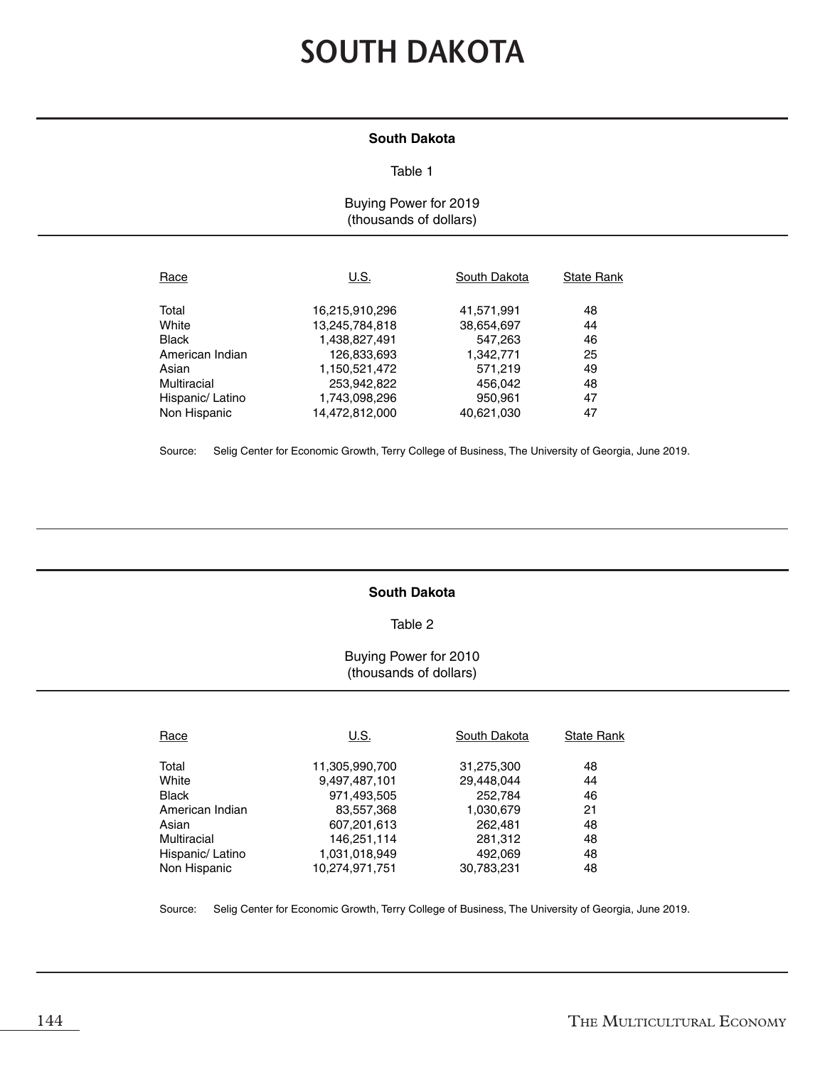# SOUTH DAKOTA

**South Dakota**

Table 1

Buying Power for 2019
(thousands of dollars)

| Race | U.S. | South Dakota | State Rank |
|---|---|---|---|
| Total | 16,215,910,296 | 41,571,991 | 48 |
| White | 13,245,784,818 | 38,654,697 | 44 |
| Black | 1,438,827,491 | 547,263 | 46 |
| American Indian | 126,833,693 | 1,342,771 | 25 |
| Asian | 1,150,521,472 | 571,219 | 49 |
| Multiracial | 253,942,822 | 456,042 | 48 |
| Hispanic/ Latino | 1,743,098,296 | 950,961 | 47 |
| Non Hispanic | 14,472,812,000 | 40,621,030 | 47 |

Source: Selig Center for Economic Growth, Terry College of Business, The University of Georgia, June 2019.

**South Dakota**

Table 2

Buying Power for 2010
(thousands of dollars)

| Race | U.S. | South Dakota | State Rank |
|---|---|---|---|
| Total | 11,305,990,700 | 31,275,300 | 48 |
| White | 9,497,487,101 | 29,448,044 | 44 |
| Black | 971,493,505 | 252,784 | 46 |
| American Indian | 83,557,368 | 1,030,679 | 21 |
| Asian | 607,201,613 | 262,481 | 48 |
| Multiracial | 146,251,114 | 281,312 | 48 |
| Hispanic/ Latino | 1,031,018,949 | 492,069 | 48 |
| Non Hispanic | 10,274,971,751 | 30,783,231 | 48 |

Source: Selig Center for Economic Growth, Terry College of Business, The University of Georgia, June 2019.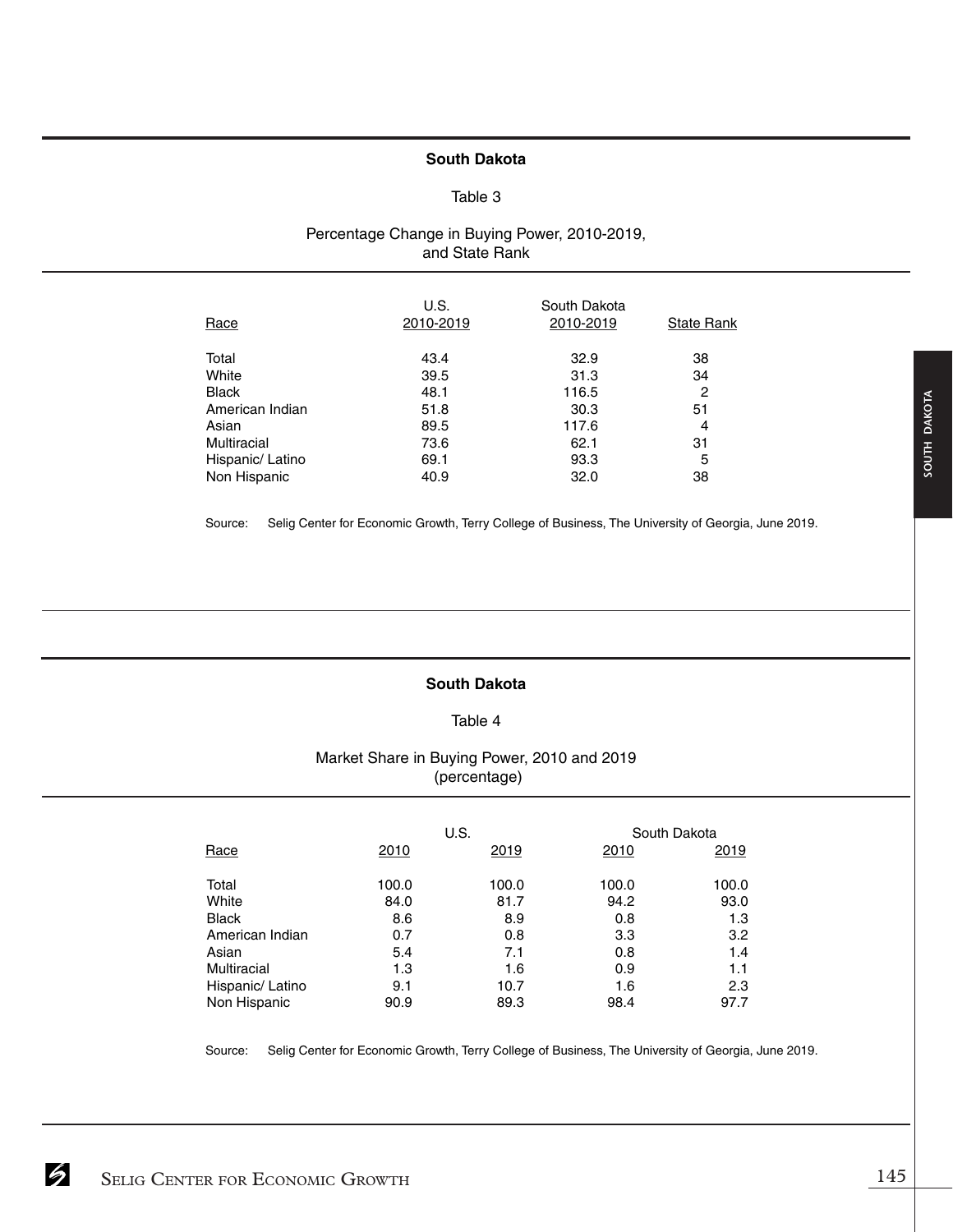## South Dakota

Table 3

Percentage Change in Buying Power, 2010-2019, and State Rank

| Race | U.S. 2010-2019 | South Dakota 2010-2019 | State Rank |
|---|---|---|---|
| Total | 43.4 | 32.9 | 38 |
| White | 39.5 | 31.3 | 34 |
| Black | 48.1 | 116.5 | 2 |
| American Indian | 51.8 | 30.3 | 51 |
| Asian | 89.5 | 117.6 | 4 |
| Multiracial | 73.6 | 62.1 | 31 |
| Hispanic/ Latino | 69.1 | 93.3 | 5 |
| Non Hispanic | 40.9 | 32.0 | 38 |

Source: Selig Center for Economic Growth, Terry College of Business, The University of Georgia, June 2019.

## South Dakota

Table 4

Market Share in Buying Power, 2010 and 2019 (percentage)

| | U.S. | | South Dakota | |
|---|---|---|---|---|
| Race | 2010 | 2019 | 2010 | 2019 |
| Total | 100.0 | 100.0 | 100.0 | 100.0 |
| White | 84.0 | 81.7 | 94.2 | 93.0 |
| Black | 8.6 | 8.9 | 0.8 | 1.3 |
| American Indian | 0.7 | 0.8 | 3.3 | 3.2 |
| Asian | 5.4 | 7.1 | 0.8 | 1.4 |
| Multiracial | 1.3 | 1.6 | 0.9 | 1.1 |
| Hispanic/ Latino | 9.1 | 10.7 | 1.6 | 2.3 |
| Non Hispanic | 90.9 | 89.3 | 98.4 | 97.7 |

Source: Selig Center for Economic Growth, Terry College of Business, The University of Georgia, June 2019.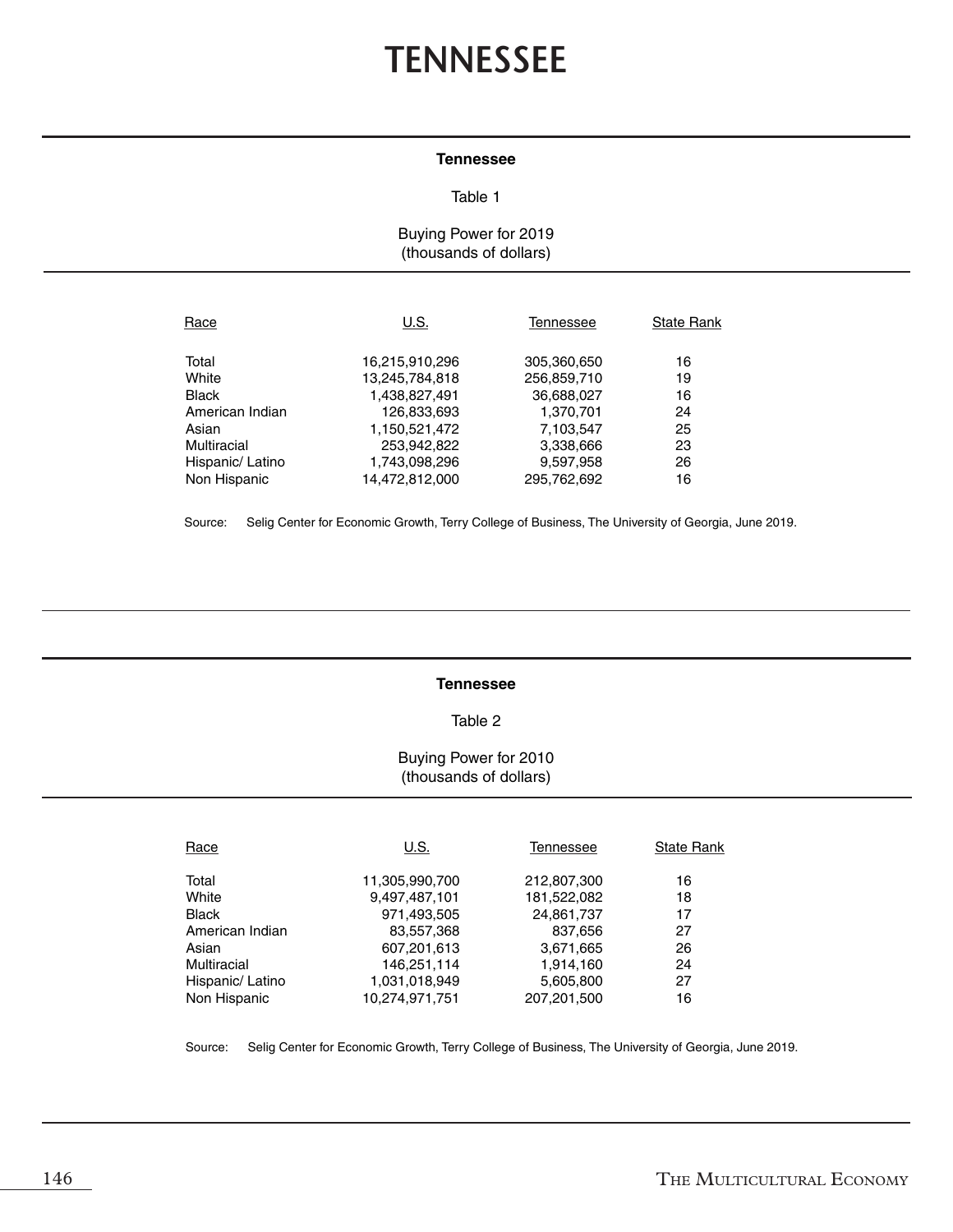# TENNESSEE

**Tennessee**

Table 1

Buying Power for 2019
(thousands of dollars)

| Race | U.S. | Tennessee | State Rank |
|---|---|---|---|
| Total | 16,215,910,296 | 305,360,650 | 16 |
| White | 13,245,784,818 | 256,859,710 | 19 |
| Black | 1,438,827,491 | 36,688,027 | 16 |
| American Indian | 126,833,693 | 1,370,701 | 24 |
| Asian | 1,150,521,472 | 7,103,547 | 25 |
| Multiracial | 253,942,822 | 3,338,666 | 23 |
| Hispanic/ Latino | 1,743,098,296 | 9,597,958 | 26 |
| Non Hispanic | 14,472,812,000 | 295,762,692 | 16 |

Source: Selig Center for Economic Growth, Terry College of Business, The University of Georgia, June 2019.

**Tennessee**

Table 2

Buying Power for 2010
(thousands of dollars)

| Race | U.S. | Tennessee | State Rank |
|---|---|---|---|
| Total | 11,305,990,700 | 212,807,300 | 16 |
| White | 9,497,487,101 | 181,522,082 | 18 |
| Black | 971,493,505 | 24,861,737 | 17 |
| American Indian | 83,557,368 | 837,656 | 27 |
| Asian | 607,201,613 | 3,671,665 | 26 |
| Multiracial | 146,251,114 | 1,914,160 | 24 |
| Hispanic/ Latino | 1,031,018,949 | 5,605,800 | 27 |
| Non Hispanic | 10,274,971,751 | 207,201,500 | 16 |

Source: Selig Center for Economic Growth, Terry College of Business, The University of Georgia, June 2019.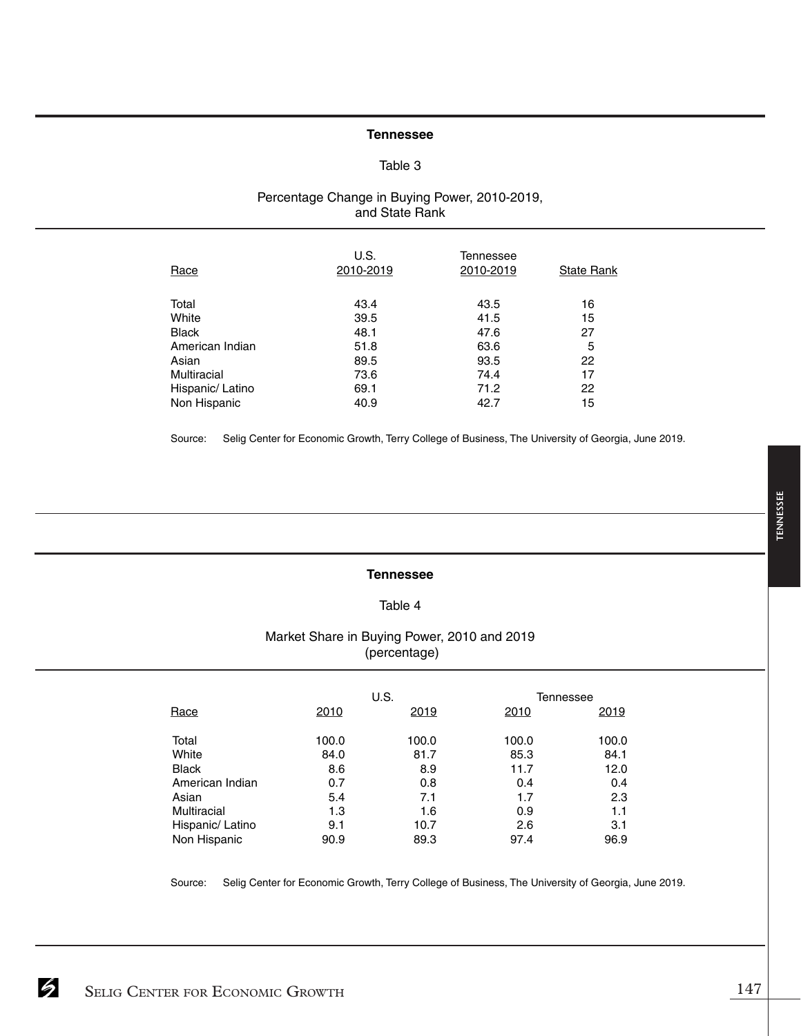## Tennessee

### Table 3

Percentage Change in Buying Power, 2010-2019, and State Rank

| Race | U.S. 2010-2019 | Tennessee 2010-2019 | State Rank |
|---|---|---|---|
| Total | 43.4 | 43.5 | 16 |
| White | 39.5 | 41.5 | 15 |
| Black | 48.1 | 47.6 | 27 |
| American Indian | 51.8 | 63.6 | 5 |
| Asian | 89.5 | 93.5 | 22 |
| Multiracial | 73.6 | 74.4 | 17 |
| Hispanic/ Latino | 69.1 | 71.2 | 22 |
| Non Hispanic | 40.9 | 42.7 | 15 |

Source: Selig Center for Economic Growth, Terry College of Business, The University of Georgia, June 2019.

## Tennessee

### Table 4

Market Share in Buying Power, 2010 and 2019 (percentage)

| Race | U.S. | | Tennessee | |
|---|---|---|---|---|
| | 2010 | 2019 | 2010 | 2019 |
| Total | 100.0 | 100.0 | 100.0 | 100.0 |
| White | 84.0 | 81.7 | 85.3 | 84.1 |
| Black | 8.6 | 8.9 | 11.7 | 12.0 |
| American Indian | 0.7 | 0.8 | 0.4 | 0.4 |
| Asian | 5.4 | 7.1 | 1.7 | 2.3 |
| Multiracial | 1.3 | 1.6 | 0.9 | 1.1 |
| Hispanic/ Latino | 9.1 | 10.7 | 2.6 | 3.1 |
| Non Hispanic | 90.9 | 89.3 | 97.4 | 96.9 |

Source: Selig Center for Economic Growth, Terry College of Business, The University of Georgia, June 2019.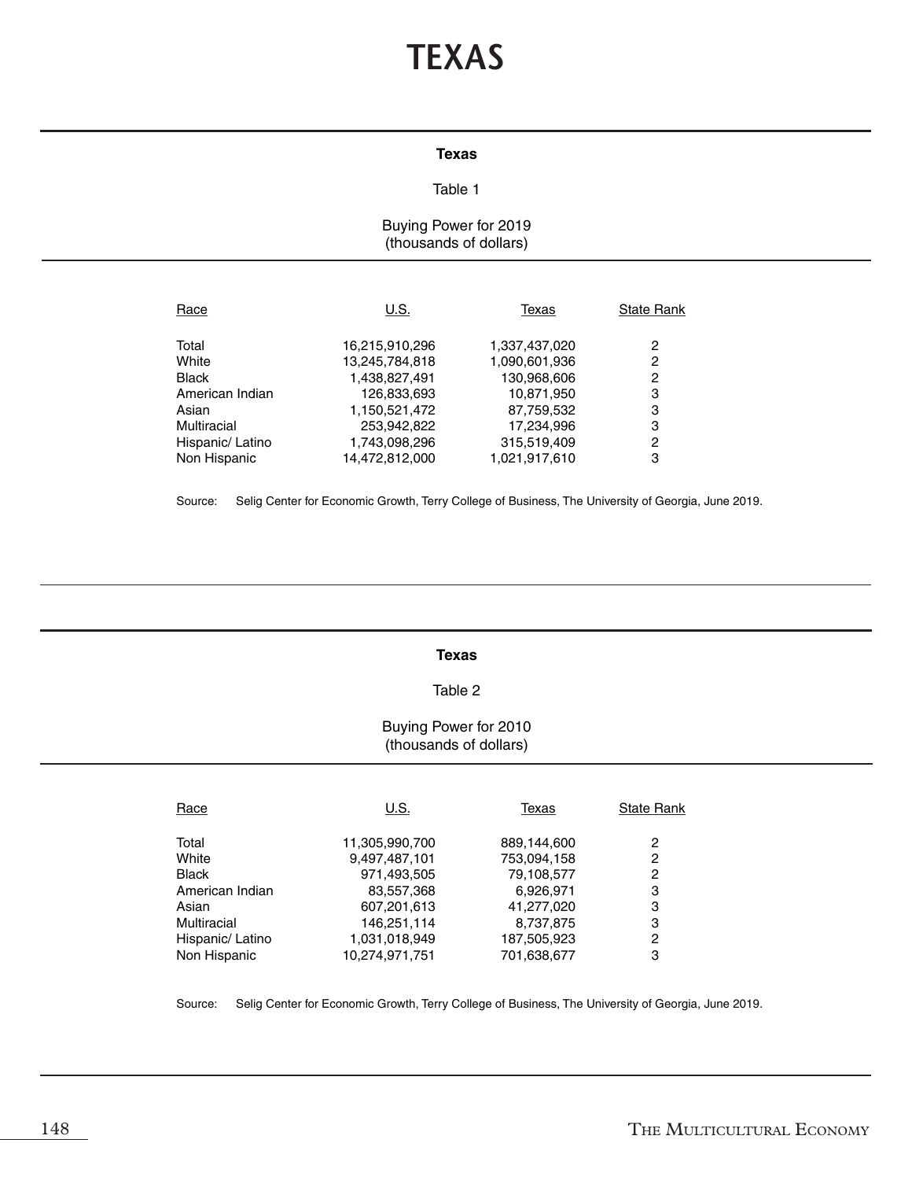# TEXAS

**Texas**

Table 1

Buying Power for 2019
(thousands of dollars)

| Race | U.S. | Texas | State Rank |
|---|---|---|---|
| Total | 16,215,910,296 | 1,337,437,020 | 2 |
| White | 13,245,784,818 | 1,090,601,936 | 2 |
| Black | 1,438,827,491 | 130,968,606 | 2 |
| American Indian | 126,833,693 | 10,871,950 | 3 |
| Asian | 1,150,521,472 | 87,759,532 | 3 |
| Multiracial | 253,942,822 | 17,234,996 | 3 |
| Hispanic/ Latino | 1,743,098,296 | 315,519,409 | 2 |
| Non Hispanic | 14,472,812,000 | 1,021,917,610 | 3 |

Source: Selig Center for Economic Growth, Terry College of Business, The University of Georgia, June 2019.

**Texas**

Table 2

Buying Power for 2010
(thousands of dollars)

| Race | U.S. | Texas | State Rank |
|---|---|---|---|
| Total | 11,305,990,700 | 889,144,600 | 2 |
| White | 9,497,487,101 | 753,094,158 | 2 |
| Black | 971,493,505 | 79,108,577 | 2 |
| American Indian | 83,557,368 | 6,926,971 | 3 |
| Asian | 607,201,613 | 41,277,020 | 3 |
| Multiracial | 146,251,114 | 8,737,875 | 3 |
| Hispanic/ Latino | 1,031,018,949 | 187,505,923 | 2 |
| Non Hispanic | 10,274,971,751 | 701,638,677 | 3 |

Source: Selig Center for Economic Growth, Terry College of Business, The University of Georgia, June 2019.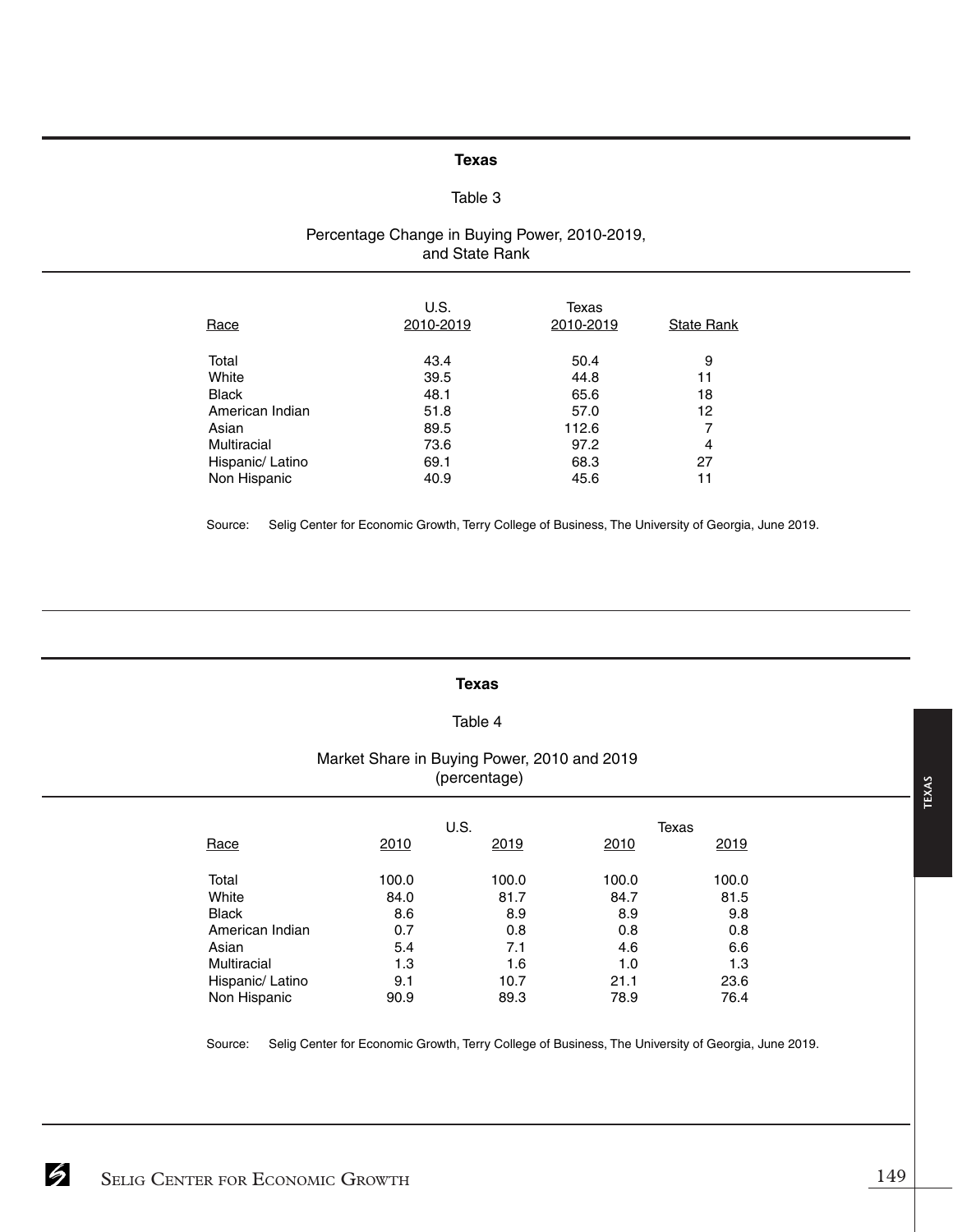## Texas

Table 3

Percentage Change in Buying Power, 2010-2019, and State Rank

| Race | U.S. 2010-2019 | Texas 2010-2019 | State Rank |
|---|---|---|---|
| Total | 43.4 | 50.4 | 9 |
| White | 39.5 | 44.8 | 11 |
| Black | 48.1 | 65.6 | 18 |
| American Indian | 51.8 | 57.0 | 12 |
| Asian | 89.5 | 112.6 | 7 |
| Multiracial | 73.6 | 97.2 | 4 |
| Hispanic/ Latino | 69.1 | 68.3 | 27 |
| Non Hispanic | 40.9 | 45.6 | 11 |

Source: Selig Center for Economic Growth, Terry College of Business, The University of Georgia, June 2019.

## Texas

Table 4

Market Share in Buying Power, 2010 and 2019 (percentage)

| | U.S. | | Texas | |
|---|---|---|---|---|
| Race | 2010 | 2019 | 2010 | 2019 |
| Total | 100.0 | 100.0 | 100.0 | 100.0 |
| White | 84.0 | 81.7 | 84.7 | 81.5 |
| Black | 8.6 | 8.9 | 8.9 | 9.8 |
| American Indian | 0.7 | 0.8 | 0.8 | 0.8 |
| Asian | 5.4 | 7.1 | 4.6 | 6.6 |
| Multiracial | 1.3 | 1.6 | 1.0 | 1.3 |
| Hispanic/ Latino | 9.1 | 10.7 | 21.1 | 23.6 |
| Non Hispanic | 90.9 | 89.3 | 78.9 | 76.4 |

Source: Selig Center for Economic Growth, Terry College of Business, The University of Georgia, June 2019.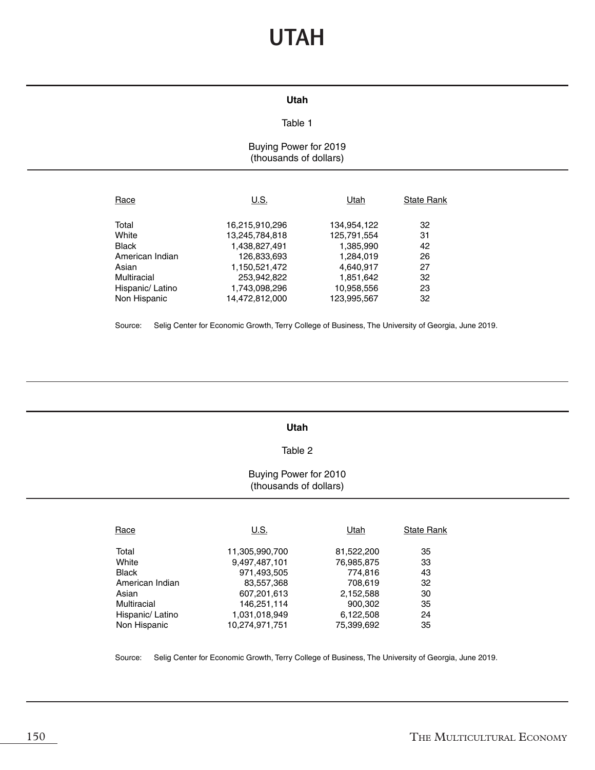# UTAH

**Utah**

Table 1

Buying Power for 2019
(thousands of dollars)

| Race | U.S. | Utah | State Rank |
|---|---|---|---|
| Total | 16,215,910,296 | 134,954,122 | 32 |
| White | 13,245,784,818 | 125,791,554 | 31 |
| Black | 1,438,827,491 | 1,385,990 | 42 |
| American Indian | 126,833,693 | 1,284,019 | 26 |
| Asian | 1,150,521,472 | 4,640,917 | 27 |
| Multiracial | 253,942,822 | 1,851,642 | 32 |
| Hispanic/ Latino | 1,743,098,296 | 10,958,556 | 23 |
| Non Hispanic | 14,472,812,000 | 123,995,567 | 32 |

Source: Selig Center for Economic Growth, Terry College of Business, The University of Georgia, June 2019.

**Utah**

Table 2

Buying Power for 2010
(thousands of dollars)

| Race | U.S. | Utah | State Rank |
|---|---|---|---|
| Total | 11,305,990,700 | 81,522,200 | 35 |
| White | 9,497,487,101 | 76,985,875 | 33 |
| Black | 971,493,505 | 774,816 | 43 |
| American Indian | 83,557,368 | 708,619 | 32 |
| Asian | 607,201,613 | 2,152,588 | 30 |
| Multiracial | 146,251,114 | 900,302 | 35 |
| Hispanic/ Latino | 1,031,018,949 | 6,122,508 | 24 |
| Non Hispanic | 10,274,971,751 | 75,399,692 | 35 |

Source: Selig Center for Economic Growth, Terry College of Business, The University of Georgia, June 2019.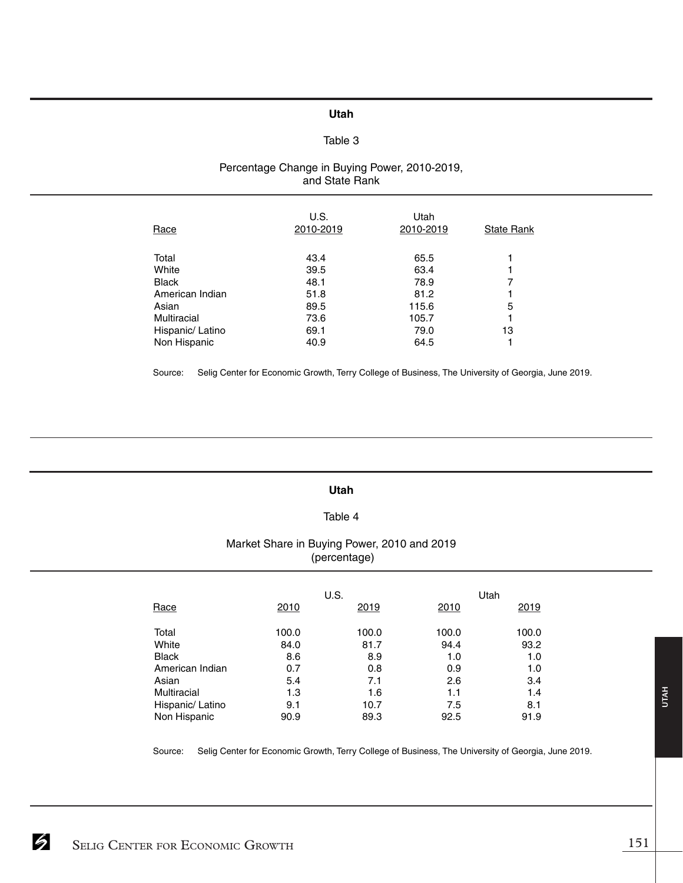## Utah

### Table 3

Percentage Change in Buying Power, 2010-2019, and State Rank

| Race | U.S. 2010-2019 | Utah 2010-2019 | State Rank |
|---|---|---|---|
| Total | 43.4 | 65.5 | 1 |
| White | 39.5 | 63.4 | 1 |
| Black | 48.1 | 78.9 | 7 |
| American Indian | 51.8 | 81.2 | 1 |
| Asian | 89.5 | 115.6 | 5 |
| Multiracial | 73.6 | 105.7 | 1 |
| Hispanic/ Latino | 69.1 | 79.0 | 13 |
| Non Hispanic | 40.9 | 64.5 | 1 |

Source: Selig Center for Economic Growth, Terry College of Business, The University of Georgia, June 2019.

## Utah

### Table 4

Market Share in Buying Power, 2010 and 2019 (percentage)

| | U.S. | | Utah | |
|---|---|---|---|---|
| Race | 2010 | 2019 | 2010 | 2019 |
| Total | 100.0 | 100.0 | 100.0 | 100.0 |
| White | 84.0 | 81.7 | 94.4 | 93.2 |
| Black | 8.6 | 8.9 | 1.0 | 1.0 |
| American Indian | 0.7 | 0.8 | 0.9 | 1.0 |
| Asian | 5.4 | 7.1 | 2.6 | 3.4 |
| Multiracial | 1.3 | 1.6 | 1.1 | 1.4 |
| Hispanic/ Latino | 9.1 | 10.7 | 7.5 | 8.1 |
| Non Hispanic | 90.9 | 89.3 | 92.5 | 91.9 |

Source: Selig Center for Economic Growth, Terry College of Business, The University of Georgia, June 2019.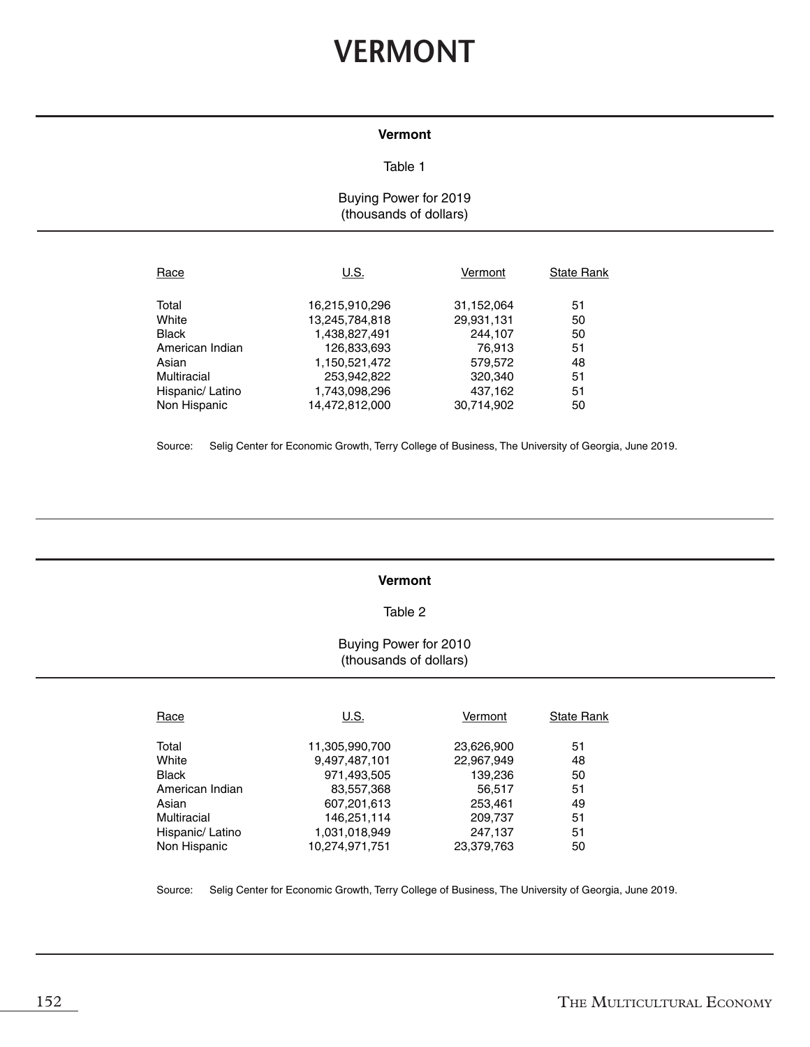# VERMONT

**Vermont**

Table 1

Buying Power for 2019
(thousands of dollars)

| Race | U.S. | Vermont | State Rank |
|---|---|---|---|
| Total | 16,215,910,296 | 31,152,064 | 51 |
| White | 13,245,784,818 | 29,931,131 | 50 |
| Black | 1,438,827,491 | 244,107 | 50 |
| American Indian | 126,833,693 | 76,913 | 51 |
| Asian | 1,150,521,472 | 579,572 | 48 |
| Multiracial | 253,942,822 | 320,340 | 51 |
| Hispanic/ Latino | 1,743,098,296 | 437,162 | 51 |
| Non Hispanic | 14,472,812,000 | 30,714,902 | 50 |

Source: Selig Center for Economic Growth, Terry College of Business, The University of Georgia, June 2019.

**Vermont**

Table 2

Buying Power for 2010
(thousands of dollars)

| Race | U.S. | Vermont | State Rank |
|---|---|---|---|
| Total | 11,305,990,700 | 23,626,900 | 51 |
| White | 9,497,487,101 | 22,967,949 | 48 |
| Black | 971,493,505 | 139,236 | 50 |
| American Indian | 83,557,368 | 56,517 | 51 |
| Asian | 607,201,613 | 253,461 | 49 |
| Multiracial | 146,251,114 | 209,737 | 51 |
| Hispanic/ Latino | 1,031,018,949 | 247,137 | 51 |
| Non Hispanic | 10,274,971,751 | 23,379,763 | 50 |

Source: Selig Center for Economic Growth, Terry College of Business, The University of Georgia, June 2019.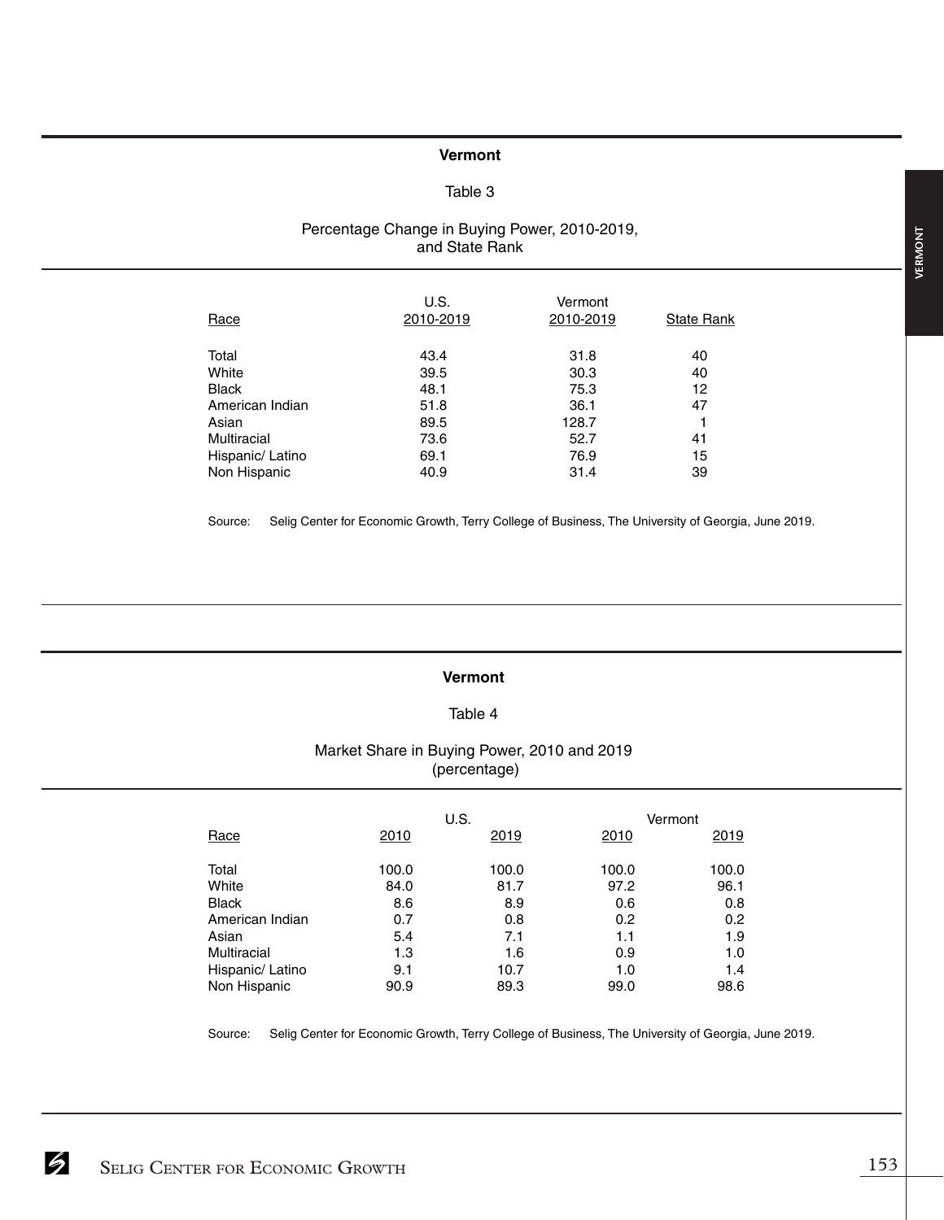## Vermont

### Table 3

Percentage Change in Buying Power, 2010-2019, and State Rank

| Race | U.S. 2010-2019 | Vermont 2010-2019 | State Rank |
|---|---|---|---|
| Total | 43.4 | 31.8 | 40 |
| White | 39.5 | 30.3 | 40 |
| Black | 48.1 | 75.3 | 12 |
| American Indian | 51.8 | 36.1 | 47 |
| Asian | 89.5 | 128.7 | 1 |
| Multiracial | 73.6 | 52.7 | 41 |
| Hispanic/ Latino | 69.1 | 76.9 | 15 |
| Non Hispanic | 40.9 | 31.4 | 39 |

Source: Selig Center for Economic Growth, Terry College of Business, The University of Georgia, June 2019.

## Vermont

### Table 4

Market Share in Buying Power, 2010 and 2019 (percentage)

| | U.S. | | Vermont | |
|---|---|---|---|---|
| Race | 2010 | 2019 | 2010 | 2019 |
| Total | 100.0 | 100.0 | 100.0 | 100.0 |
| White | 84.0 | 81.7 | 97.2 | 96.1 |
| Black | 8.6 | 8.9 | 0.6 | 0.8 |
| American Indian | 0.7 | 0.8 | 0.2 | 0.2 |
| Asian | 5.4 | 7.1 | 1.1 | 1.9 |
| Multiracial | 1.3 | 1.6 | 0.9 | 1.0 |
| Hispanic/ Latino | 9.1 | 10.7 | 1.0 | 1.4 |
| Non Hispanic | 90.9 | 89.3 | 99.0 | 98.6 |

Source: Selig Center for Economic Growth, Terry College of Business, The University of Georgia, June 2019.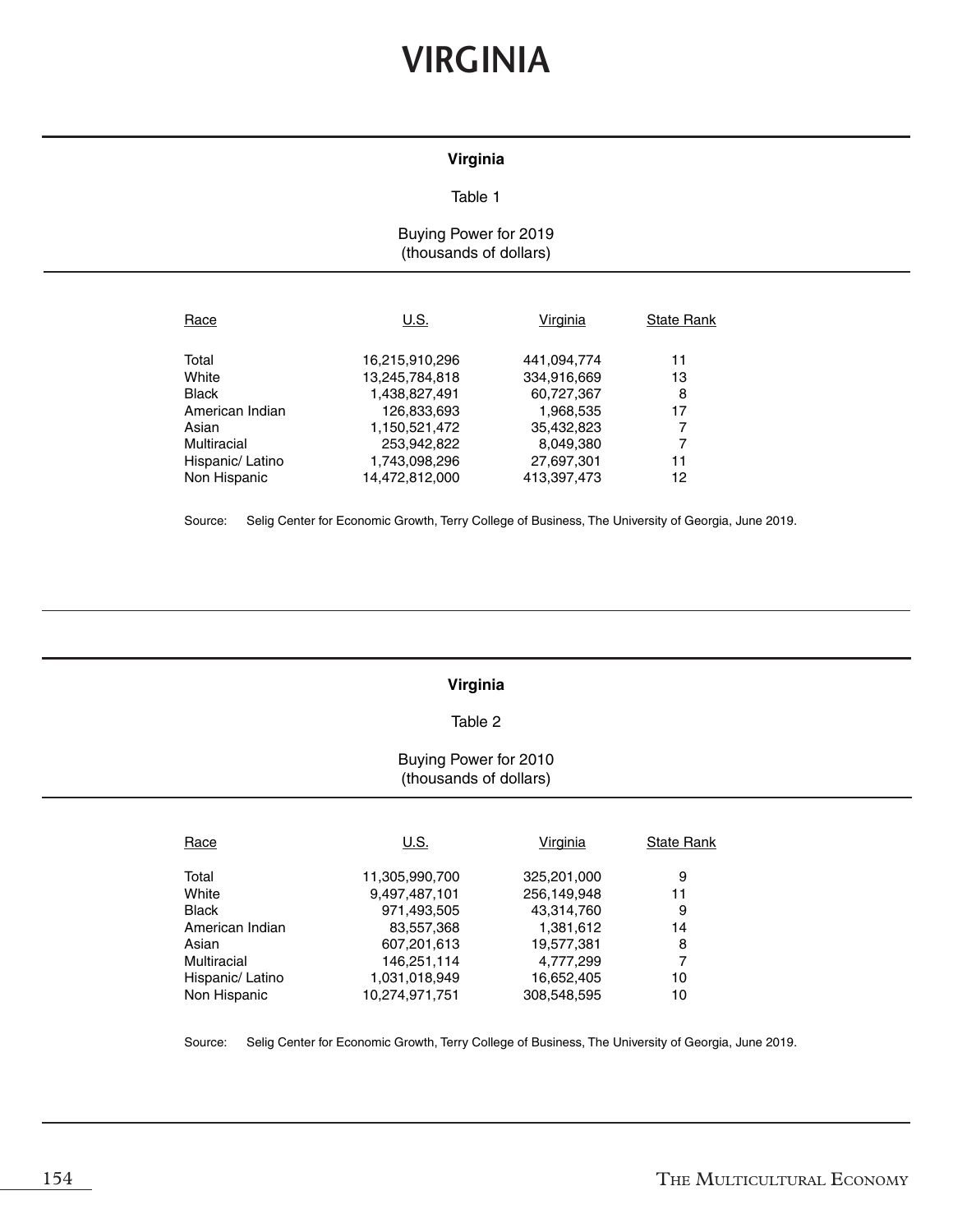# VIRGINIA

**Virginia**

Table 1

Buying Power for 2019
(thousands of dollars)

| Race | U.S. | Virginia | State Rank |
|---|---|---|---|
| Total | 16,215,910,296 | 441,094,774 | 11 |
| White | 13,245,784,818 | 334,916,669 | 13 |
| Black | 1,438,827,491 | 60,727,367 | 8 |
| American Indian | 126,833,693 | 1,968,535 | 17 |
| Asian | 1,150,521,472 | 35,432,823 | 7 |
| Multiracial | 253,942,822 | 8,049,380 | 7 |
| Hispanic/ Latino | 1,743,098,296 | 27,697,301 | 11 |
| Non Hispanic | 14,472,812,000 | 413,397,473 | 12 |

Source: Selig Center for Economic Growth, Terry College of Business, The University of Georgia, June 2019.

**Virginia**

Table 2

Buying Power for 2010
(thousands of dollars)

| Race | U.S. | Virginia | State Rank |
|---|---|---|---|
| Total | 11,305,990,700 | 325,201,000 | 9 |
| White | 9,497,487,101 | 256,149,948 | 11 |
| Black | 971,493,505 | 43,314,760 | 9 |
| American Indian | 83,557,368 | 1,381,612 | 14 |
| Asian | 607,201,613 | 19,577,381 | 8 |
| Multiracial | 146,251,114 | 4,777,299 | 7 |
| Hispanic/ Latino | 1,031,018,949 | 16,652,405 | 10 |
| Non Hispanic | 10,274,971,751 | 308,548,595 | 10 |

Source: Selig Center for Economic Growth, Terry College of Business, The University of Georgia, June 2019.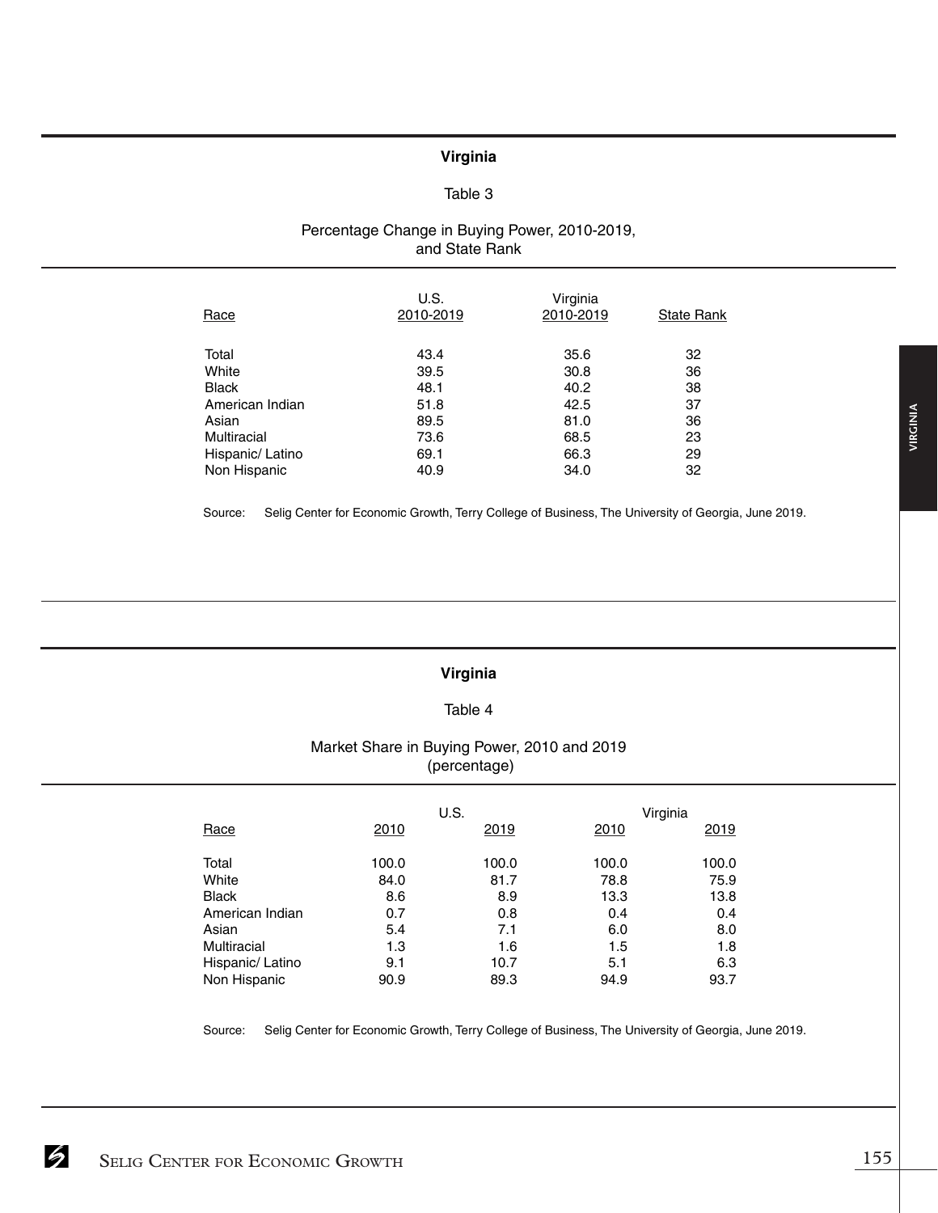## Virginia

### Table 3

### Percentage Change in Buying Power, 2010-2019, and State Rank

| Race | U.S. 2010-2019 | Virginia 2010-2019 | State Rank |
|---|---|---|---|
| Total | 43.4 | 35.6 | 32 |
| White | 39.5 | 30.8 | 36 |
| Black | 48.1 | 40.2 | 38 |
| American Indian | 51.8 | 42.5 | 37 |
| Asian | 89.5 | 81.0 | 36 |
| Multiracial | 73.6 | 68.5 | 23 |
| Hispanic/ Latino | 69.1 | 66.3 | 29 |
| Non Hispanic | 40.9 | 34.0 | 32 |

Source: Selig Center for Economic Growth, Terry College of Business, The University of Georgia, June 2019.

## Virginia

### Table 4

### Market Share in Buying Power, 2010 and 2019 (percentage)

| Race | U.S. | | Virginia | |
|---|---|---|---|---|
| | 2010 | 2019 | 2010 | 2019 |
| Total | 100.0 | 100.0 | 100.0 | 100.0 |
| White | 84.0 | 81.7 | 78.8 | 75.9 |
| Black | 8.6 | 8.9 | 13.3 | 13.8 |
| American Indian | 0.7 | 0.8 | 0.4 | 0.4 |
| Asian | 5.4 | 7.1 | 6.0 | 8.0 |
| Multiracial | 1.3 | 1.6 | 1.5 | 1.8 |
| Hispanic/ Latino | 9.1 | 10.7 | 5.1 | 6.3 |
| Non Hispanic | 90.9 | 89.3 | 94.9 | 93.7 |

Source: Selig Center for Economic Growth, Terry College of Business, The University of Georgia, June 2019.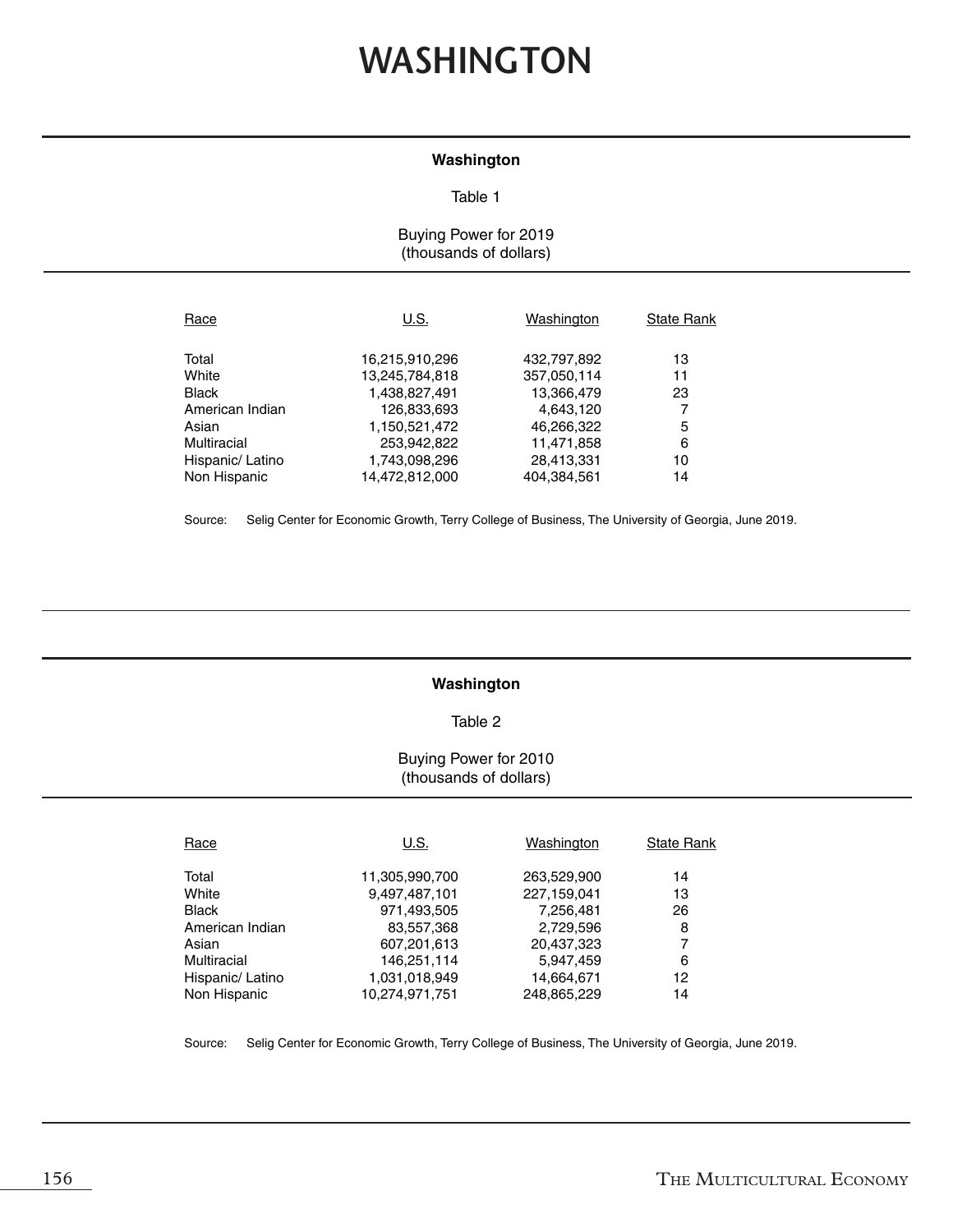# WASHINGTON

**Washington**

Table 1

Buying Power for 2019
(thousands of dollars)

| Race | U.S. | Washington | State Rank |
|---|---|---|---|
| Total | 16,215,910,296 | 432,797,892 | 13 |
| White | 13,245,784,818 | 357,050,114 | 11 |
| Black | 1,438,827,491 | 13,366,479 | 23 |
| American Indian | 126,833,693 | 4,643,120 | 7 |
| Asian | 1,150,521,472 | 46,266,322 | 5 |
| Multiracial | 253,942,822 | 11,471,858 | 6 |
| Hispanic/ Latino | 1,743,098,296 | 28,413,331 | 10 |
| Non Hispanic | 14,472,812,000 | 404,384,561 | 14 |

Source: Selig Center for Economic Growth, Terry College of Business, The University of Georgia, June 2019.

**Washington**

Table 2

Buying Power for 2010
(thousands of dollars)

| Race | U.S. | Washington | State Rank |
|---|---|---|---|
| Total | 11,305,990,700 | 263,529,900 | 14 |
| White | 9,497,487,101 | 227,159,041 | 13 |
| Black | 971,493,505 | 7,256,481 | 26 |
| American Indian | 83,557,368 | 2,729,596 | 8 |
| Asian | 607,201,613 | 20,437,323 | 7 |
| Multiracial | 146,251,114 | 5,947,459 | 6 |
| Hispanic/ Latino | 1,031,018,949 | 14,664,671 | 12 |
| Non Hispanic | 10,274,971,751 | 248,865,229 | 14 |

Source: Selig Center for Economic Growth, Terry College of Business, The University of Georgia, June 2019.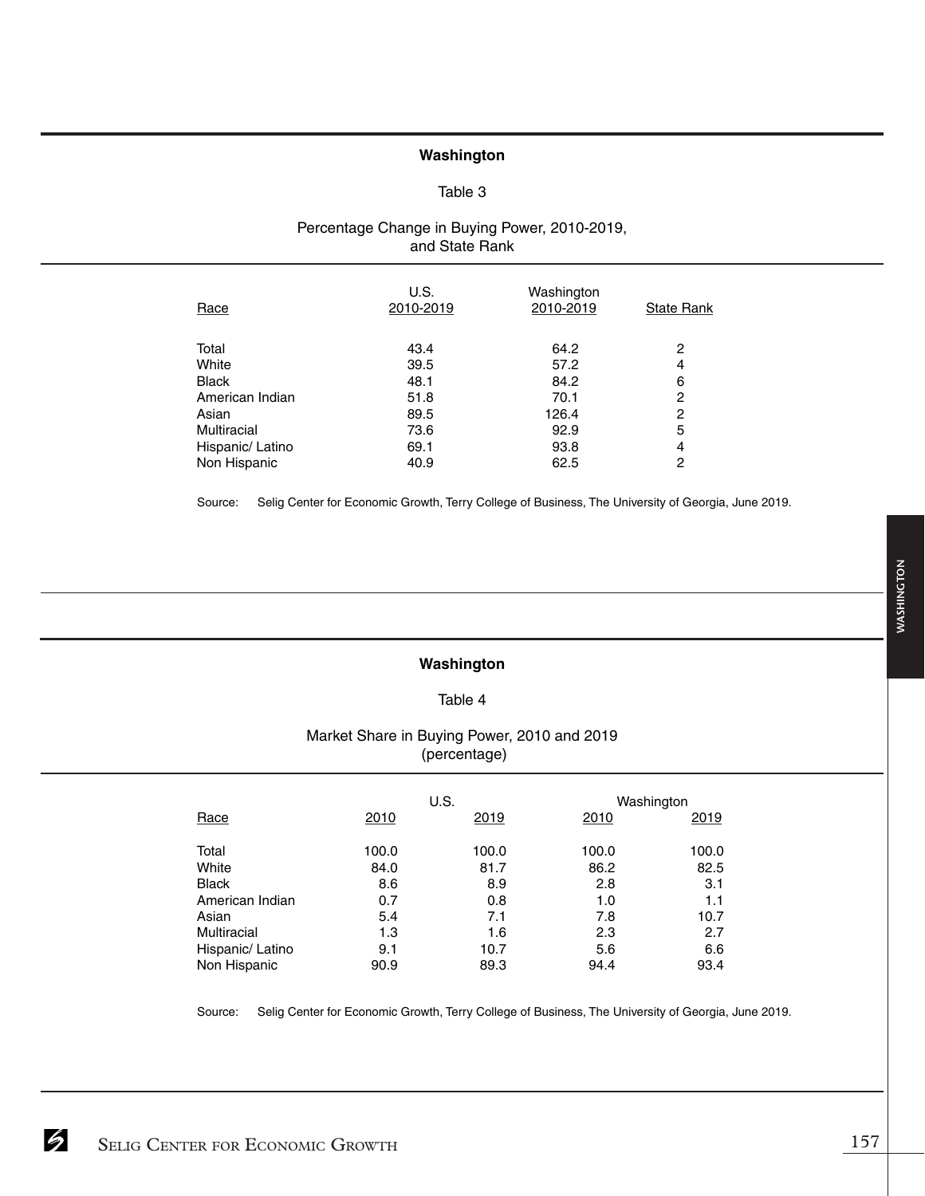## Washington

Table 3

Percentage Change in Buying Power, 2010-2019, and State Rank

| Race | U.S. 2010-2019 | Washington 2010-2019 | State Rank |
|---|---|---|---|
| Total | 43.4 | 64.2 | 2 |
| White | 39.5 | 57.2 | 4 |
| Black | 48.1 | 84.2 | 6 |
| American Indian | 51.8 | 70.1 | 2 |
| Asian | 89.5 | 126.4 | 2 |
| Multiracial | 73.6 | 92.9 | 5 |
| Hispanic/ Latino | 69.1 | 93.8 | 4 |
| Non Hispanic | 40.9 | 62.5 | 2 |

Source: Selig Center for Economic Growth, Terry College of Business, The University of Georgia, June 2019.

## Washington

Table 4

Market Share in Buying Power, 2010 and 2019 (percentage)

| Race | U.S. 2010 | U.S. 2019 | Washington 2010 | Washington 2019 |
|---|---|---|---|---|
| Total | 100.0 | 100.0 | 100.0 | 100.0 |
| White | 84.0 | 81.7 | 86.2 | 82.5 |
| Black | 8.6 | 8.9 | 2.8 | 3.1 |
| American Indian | 0.7 | 0.8 | 1.0 | 1.1 |
| Asian | 5.4 | 7.1 | 7.8 | 10.7 |
| Multiracial | 1.3 | 1.6 | 2.3 | 2.7 |
| Hispanic/ Latino | 9.1 | 10.7 | 5.6 | 6.6 |
| Non Hispanic | 90.9 | 89.3 | 94.4 | 93.4 |

Source: Selig Center for Economic Growth, Terry College of Business, The University of Georgia, June 2019.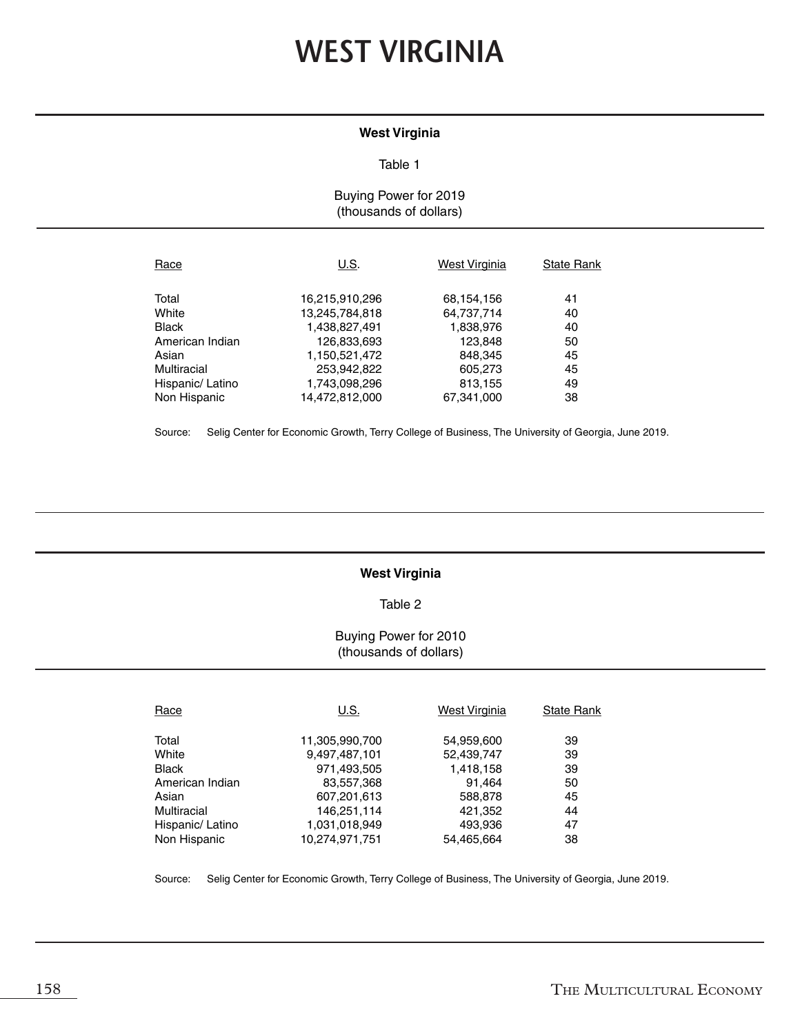# WEST VIRGINIA

**West Virginia**

Table 1

Buying Power for 2019
(thousands of dollars)

| Race | U.S. | West Virginia | State Rank |
|---|---|---|---|
| Total | 16,215,910,296 | 68,154,156 | 41 |
| White | 13,245,784,818 | 64,737,714 | 40 |
| Black | 1,438,827,491 | 1,838,976 | 40 |
| American Indian | 126,833,693 | 123,848 | 50 |
| Asian | 1,150,521,472 | 848,345 | 45 |
| Multiracial | 253,942,822 | 605,273 | 45 |
| Hispanic/ Latino | 1,743,098,296 | 813,155 | 49 |
| Non Hispanic | 14,472,812,000 | 67,341,000 | 38 |

Source: Selig Center for Economic Growth, Terry College of Business, The University of Georgia, June 2019.

**West Virginia**

Table 2

Buying Power for 2010
(thousands of dollars)

| Race | U.S. | West Virginia | State Rank |
|---|---|---|---|
| Total | 11,305,990,700 | 54,959,600 | 39 |
| White | 9,497,487,101 | 52,439,747 | 39 |
| Black | 971,493,505 | 1,418,158 | 39 |
| American Indian | 83,557,368 | 91,464 | 50 |
| Asian | 607,201,613 | 588,878 | 45 |
| Multiracial | 146,251,114 | 421,352 | 44 |
| Hispanic/ Latino | 1,031,018,949 | 493,936 | 47 |
| Non Hispanic | 10,274,971,751 | 54,465,664 | 38 |

Source: Selig Center for Economic Growth, Terry College of Business, The University of Georgia, June 2019.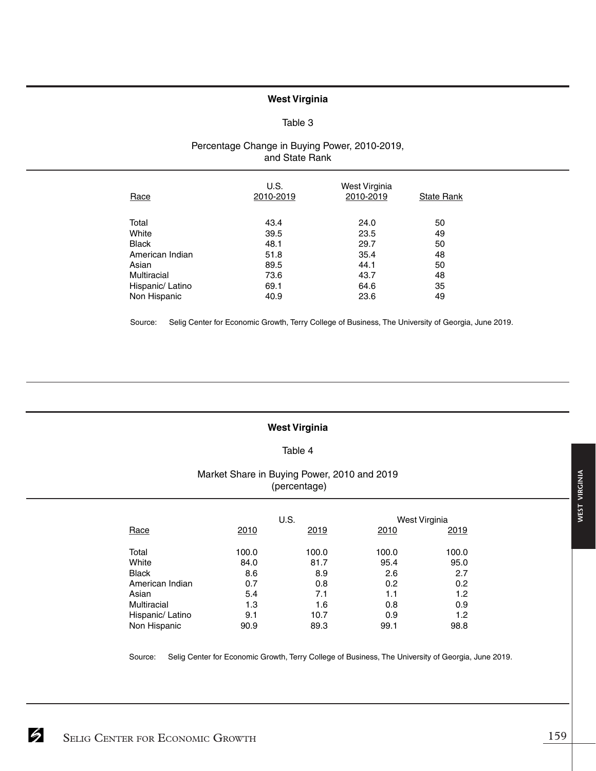## West Virginia

Table 3

Percentage Change in Buying Power, 2010-2019, and State Rank

| Race | U.S. 2010-2019 | West Virginia 2010-2019 | State Rank |
|---|---|---|---|
| Total | 43.4 | 24.0 | 50 |
| White | 39.5 | 23.5 | 49 |
| Black | 48.1 | 29.7 | 50 |
| American Indian | 51.8 | 35.4 | 48 |
| Asian | 89.5 | 44.1 | 50 |
| Multiracial | 73.6 | 43.7 | 48 |
| Hispanic/ Latino | 69.1 | 64.6 | 35 |
| Non Hispanic | 40.9 | 23.6 | 49 |

Source: Selig Center for Economic Growth, Terry College of Business, The University of Georgia, June 2019.

## West Virginia

Table 4

Market Share in Buying Power, 2010 and 2019 (percentage)

| | U.S. | | West Virginia | |
|---|---|---|---|---|
| Race | 2010 | 2019 | 2010 | 2019 |
| Total | 100.0 | 100.0 | 100.0 | 100.0 |
| White | 84.0 | 81.7 | 95.4 | 95.0 |
| Black | 8.6 | 8.9 | 2.6 | 2.7 |
| American Indian | 0.7 | 0.8 | 0.2 | 0.2 |
| Asian | 5.4 | 7.1 | 1.1 | 1.2 |
| Multiracial | 1.3 | 1.6 | 0.8 | 0.9 |
| Hispanic/ Latino | 9.1 | 10.7 | 0.9 | 1.2 |
| Non Hispanic | 90.9 | 89.3 | 99.1 | 98.8 |

Source: Selig Center for Economic Growth, Terry College of Business, The University of Georgia, June 2019.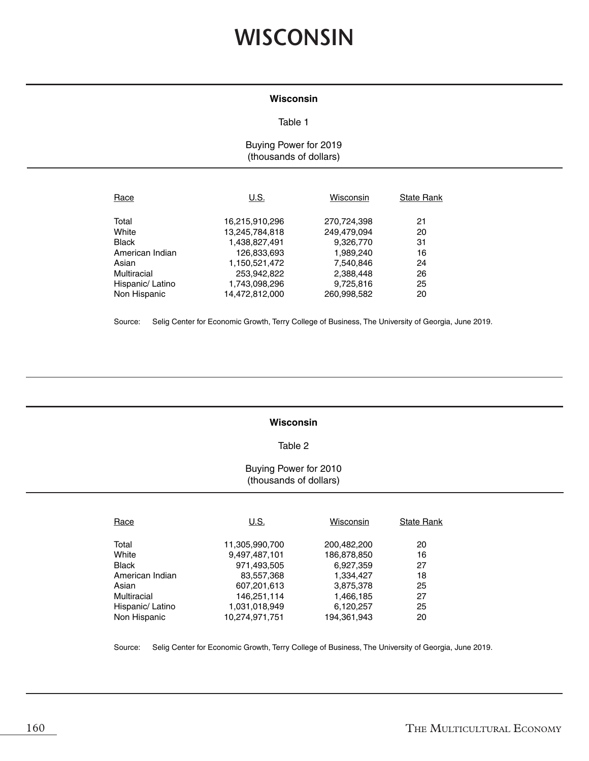# WISCONSIN

**Wisconsin**

Table 1

Buying Power for 2019
(thousands of dollars)

| Race | U.S. | Wisconsin | State Rank |
|---|---|---|---|
| Total | 16,215,910,296 | 270,724,398 | 21 |
| White | 13,245,784,818 | 249,479,094 | 20 |
| Black | 1,438,827,491 | 9,326,770 | 31 |
| American Indian | 126,833,693 | 1,989,240 | 16 |
| Asian | 1,150,521,472 | 7,540,846 | 24 |
| Multiracial | 253,942,822 | 2,388,448 | 26 |
| Hispanic/ Latino | 1,743,098,296 | 9,725,816 | 25 |
| Non Hispanic | 14,472,812,000 | 260,998,582 | 20 |

Source: Selig Center for Economic Growth, Terry College of Business, The University of Georgia, June 2019.

**Wisconsin**

Table 2

Buying Power for 2010
(thousands of dollars)

| Race | U.S. | Wisconsin | State Rank |
|---|---|---|---|
| Total | 11,305,990,700 | 200,482,200 | 20 |
| White | 9,497,487,101 | 186,878,850 | 16 |
| Black | 971,493,505 | 6,927,359 | 27 |
| American Indian | 83,557,368 | 1,334,427 | 18 |
| Asian | 607,201,613 | 3,875,378 | 25 |
| Multiracial | 146,251,114 | 1,466,185 | 27 |
| Hispanic/ Latino | 1,031,018,949 | 6,120,257 | 25 |
| Non Hispanic | 10,274,971,751 | 194,361,943 | 20 |

Source: Selig Center for Economic Growth, Terry College of Business, The University of Georgia, June 2019.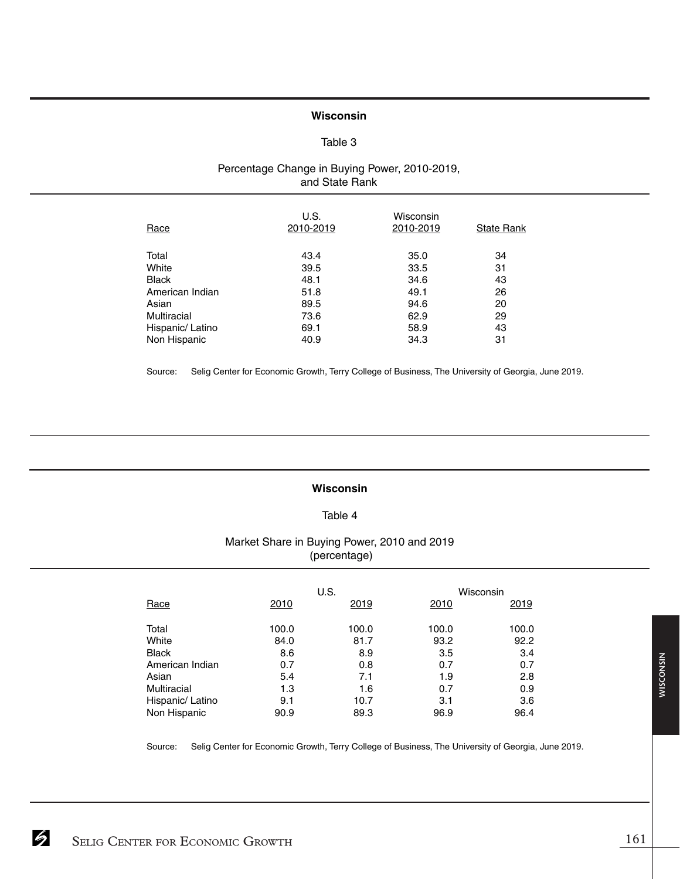## Wisconsin

Table 3

Percentage Change in Buying Power, 2010-2019, and State Rank

| Race | U.S. 2010-2019 | Wisconsin 2010-2019 | State Rank |
|---|---|---|---|
| Total | 43.4 | 35.0 | 34 |
| White | 39.5 | 33.5 | 31 |
| Black | 48.1 | 34.6 | 43 |
| American Indian | 51.8 | 49.1 | 26 |
| Asian | 89.5 | 94.6 | 20 |
| Multiracial | 73.6 | 62.9 | 29 |
| Hispanic/ Latino | 69.1 | 58.9 | 43 |
| Non Hispanic | 40.9 | 34.3 | 31 |

Source: Selig Center for Economic Growth, Terry College of Business, The University of Georgia, June 2019.

## Wisconsin

Table 4

Market Share in Buying Power, 2010 and 2019 (percentage)

| Race | U.S. | | Wisconsin | |
|---|---|---|---|---|
| | 2010 | 2019 | 2010 | 2019 |
| Total | 100.0 | 100.0 | 100.0 | 100.0 |
| White | 84.0 | 81.7 | 93.2 | 92.2 |
| Black | 8.6 | 8.9 | 3.5 | 3.4 |
| American Indian | 0.7 | 0.8 | 0.7 | 0.7 |
| Asian | 5.4 | 7.1 | 1.9 | 2.8 |
| Multiracial | 1.3 | 1.6 | 0.7 | 0.9 |
| Hispanic/ Latino | 9.1 | 10.7 | 3.1 | 3.6 |
| Non Hispanic | 90.9 | 89.3 | 96.9 | 96.4 |

Source: Selig Center for Economic Growth, Terry College of Business, The University of Georgia, June 2019.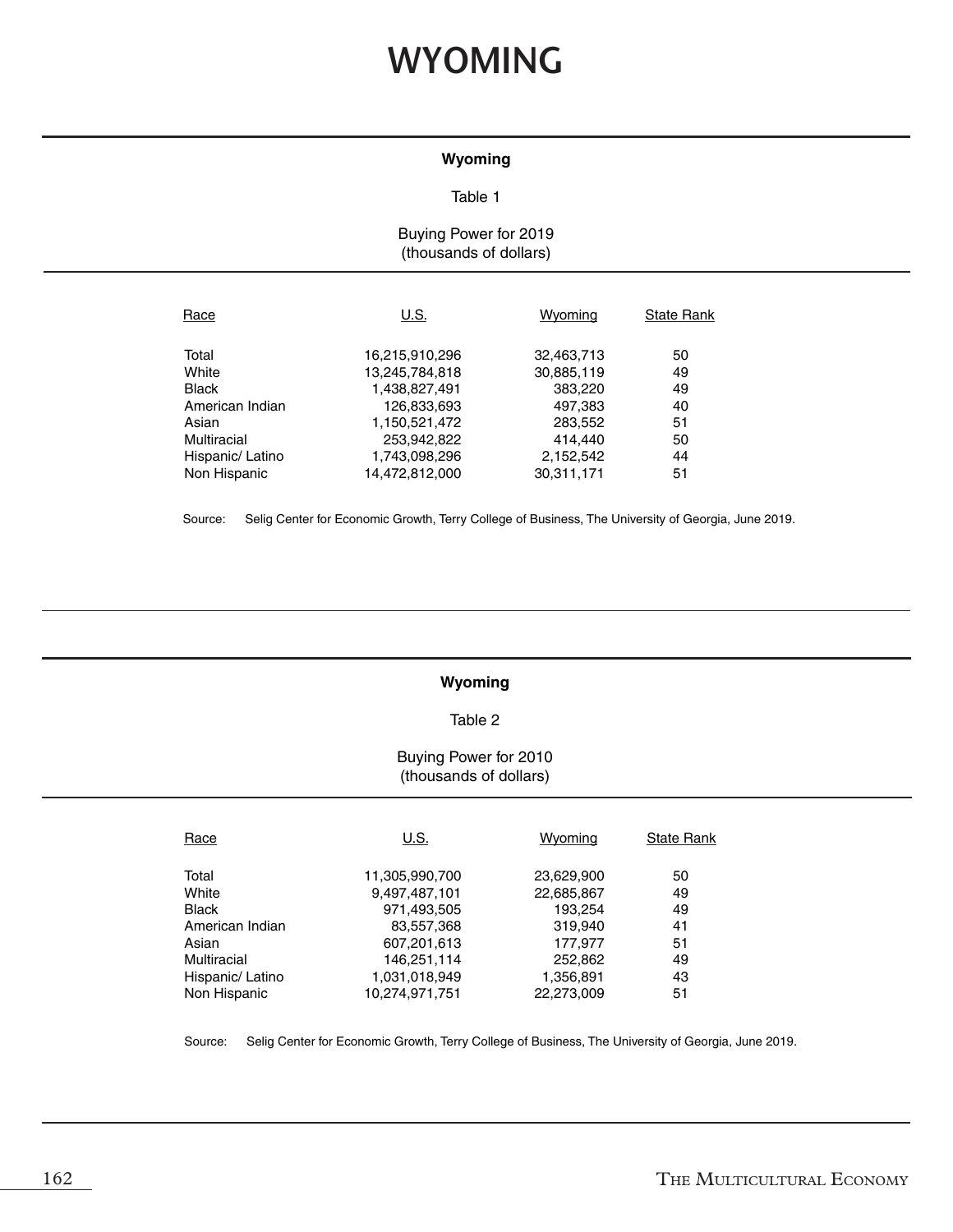# WYOMING

**Wyoming**

Table 1

Buying Power for 2019
(thousands of dollars)

| Race | U.S. | Wyoming | State Rank |
|---|---|---|---|
| Total | 16,215,910,296 | 32,463,713 | 50 |
| White | 13,245,784,818 | 30,885,119 | 49 |
| Black | 1,438,827,491 | 383,220 | 49 |
| American Indian | 126,833,693 | 497,383 | 40 |
| Asian | 1,150,521,472 | 283,552 | 51 |
| Multiracial | 253,942,822 | 414,440 | 50 |
| Hispanic/ Latino | 1,743,098,296 | 2,152,542 | 44 |
| Non Hispanic | 14,472,812,000 | 30,311,171 | 51 |

Source: Selig Center for Economic Growth, Terry College of Business, The University of Georgia, June 2019.

**Wyoming**

Table 2

Buying Power for 2010
(thousands of dollars)

| Race | U.S. | Wyoming | State Rank |
|---|---|---|---|
| Total | 11,305,990,700 | 23,629,900 | 50 |
| White | 9,497,487,101 | 22,685,867 | 49 |
| Black | 971,493,505 | 193,254 | 49 |
| American Indian | 83,557,368 | 319,940 | 41 |
| Asian | 607,201,613 | 177,977 | 51 |
| Multiracial | 146,251,114 | 252,862 | 49 |
| Hispanic/ Latino | 1,031,018,949 | 1,356,891 | 43 |
| Non Hispanic | 10,274,971,751 | 22,273,009 | 51 |

Source: Selig Center for Economic Growth, Terry College of Business, The University of Georgia, June 2019.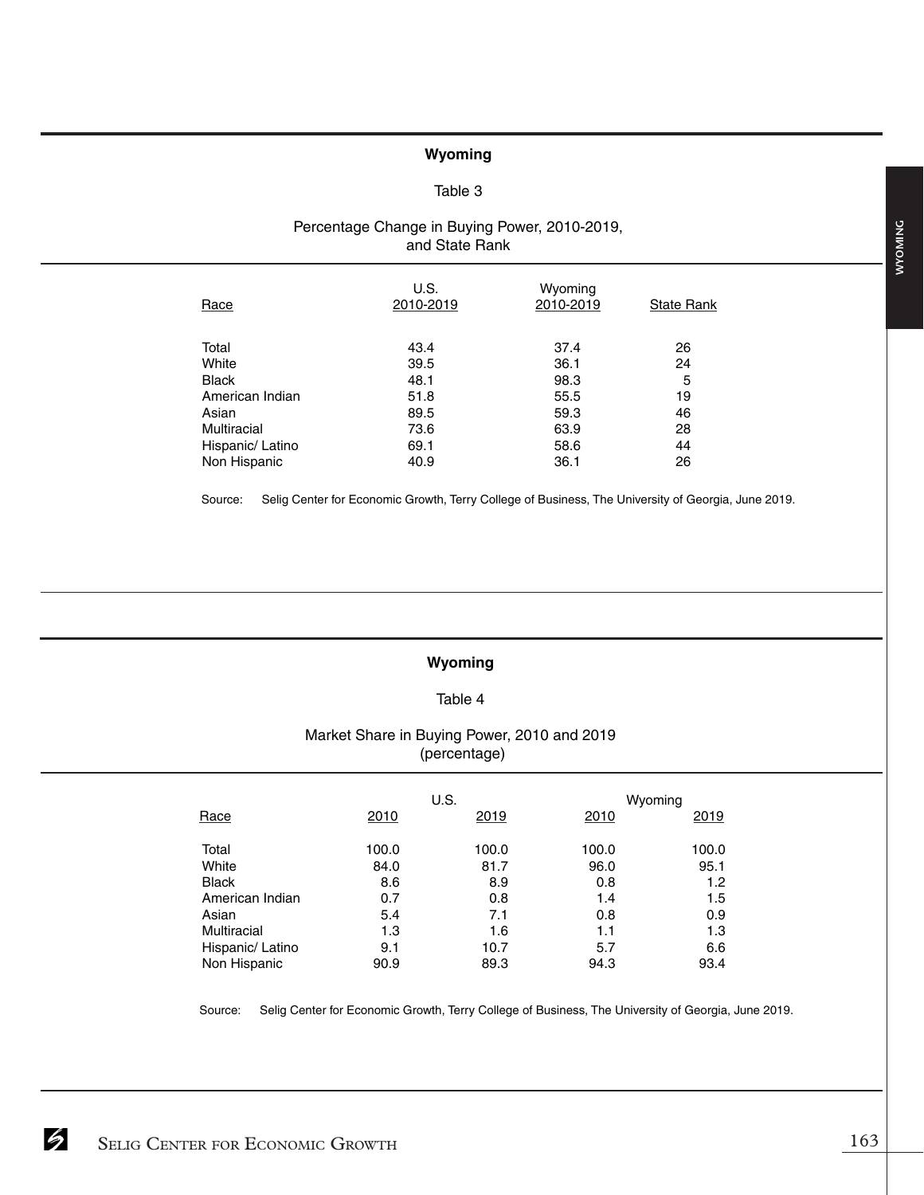## Wyoming

Table 3

Percentage Change in Buying Power, 2010-2019, and State Rank

| Race | U.S. 2010-2019 | Wyoming 2010-2019 | State Rank |
|---|---|---|---|
| Total | 43.4 | 37.4 | 26 |
| White | 39.5 | 36.1 | 24 |
| Black | 48.1 | 98.3 | 5 |
| American Indian | 51.8 | 55.5 | 19 |
| Asian | 89.5 | 59.3 | 46 |
| Multiracial | 73.6 | 63.9 | 28 |
| Hispanic/ Latino | 69.1 | 58.6 | 44 |
| Non Hispanic | 40.9 | 36.1 | 26 |

Source: Selig Center for Economic Growth, Terry College of Business, The University of Georgia, June 2019.

## Wyoming

Table 4

Market Share in Buying Power, 2010 and 2019 (percentage)

| | U.S. | | Wyoming | |
|---|---|---|---|---|
| Race | 2010 | 2019 | 2010 | 2019 |
| Total | 100.0 | 100.0 | 100.0 | 100.0 |
| White | 84.0 | 81.7 | 96.0 | 95.1 |
| Black | 8.6 | 8.9 | 0.8 | 1.2 |
| American Indian | 0.7 | 0.8 | 1.4 | 1.5 |
| Asian | 5.4 | 7.1 | 0.8 | 0.9 |
| Multiracial | 1.3 | 1.6 | 1.1 | 1.3 |
| Hispanic/ Latino | 9.1 | 10.7 | 5.7 | 6.6 |
| Non Hispanic | 90.9 | 89.3 | 94.3 | 93.4 |

Source: Selig Center for Economic Growth, Terry College of Business, The University of Georgia, June 2019.